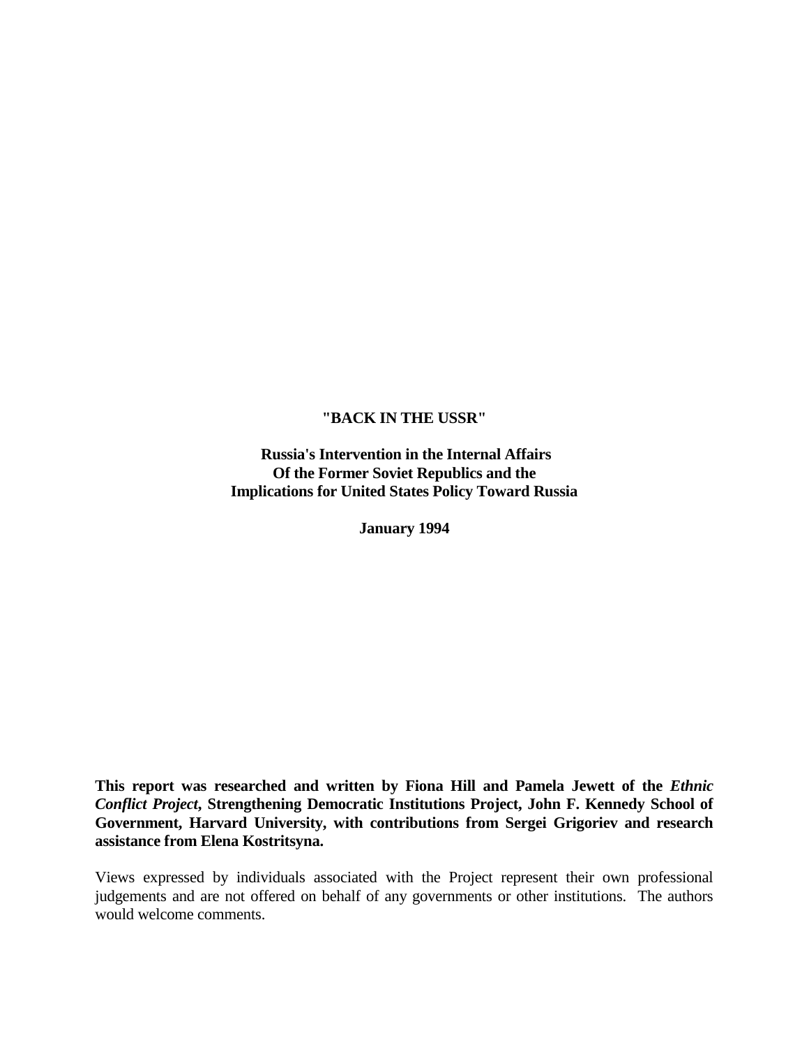# "BACK IN THE USSR"

## Russia's Intervention in the Internal Affairs Of the Former Soviet Republics and the Implications for United States Policy Toward Russia

**January 1994**

**This report was researched and written by Fiona Hill and Pamela Jewett of the *Ethnic Conflict Project*, Strengthening Democratic Institutions Project, John F. Kennedy School of Government, Harvard University, with contributions from Sergei Grigoriev and research assistance from Elena Kostritsyna.**

Views expressed by individuals associated with the Project represent their own professional judgements and are not offered on behalf of any governments or other institutions. The authors would welcome comments.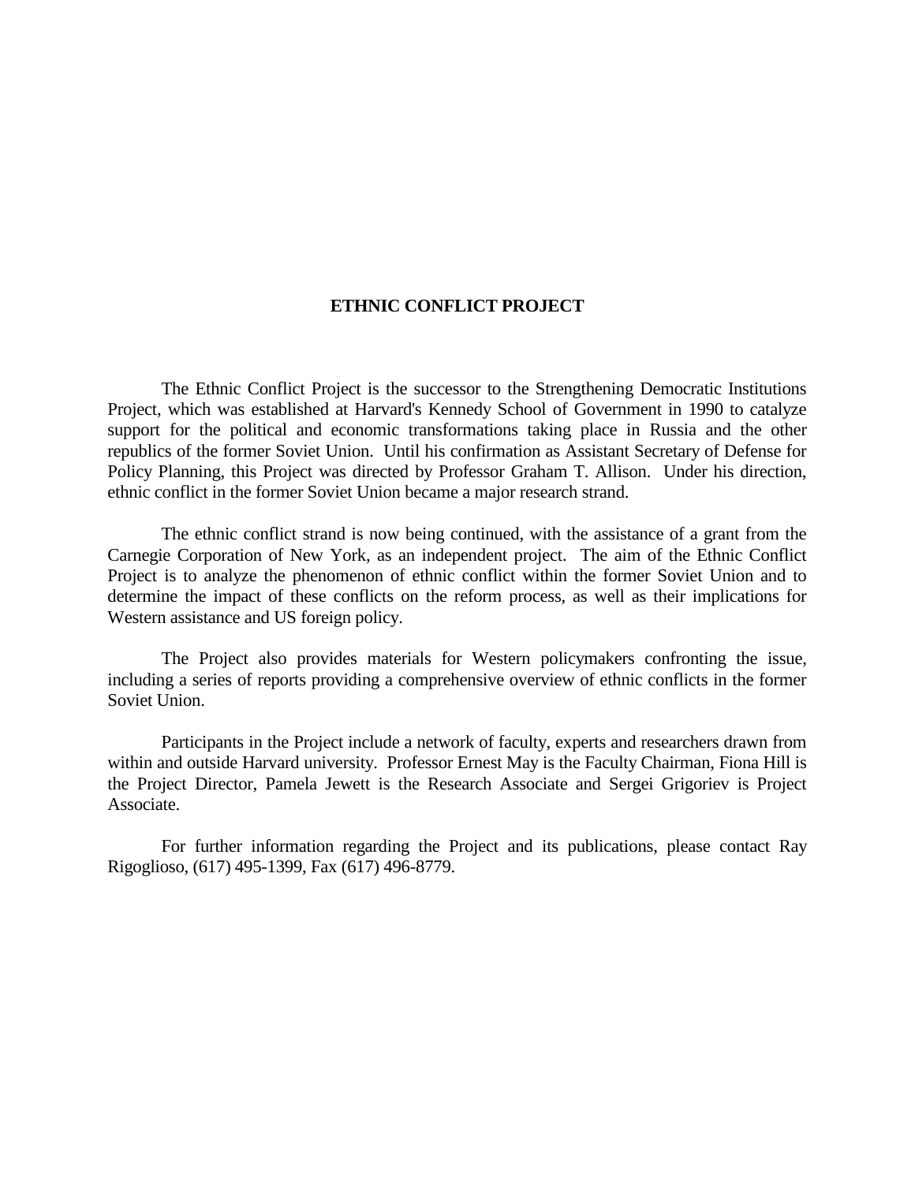# ETHNIC CONFLICT PROJECT

The Ethnic Conflict Project is the successor to the Strengthening Democratic Institutions Project, which was established at Harvard's Kennedy School of Government in 1990 to catalyze support for the political and economic transformations taking place in Russia and the other republics of the former Soviet Union. Until his confirmation as Assistant Secretary of Defense for Policy Planning, this Project was directed by Professor Graham T. Allison. Under his direction, ethnic conflict in the former Soviet Union became a major research strand.

The ethnic conflict strand is now being continued, with the assistance of a grant from the Carnegie Corporation of New York, as an independent project. The aim of the Ethnic Conflict Project is to analyze the phenomenon of ethnic conflict within the former Soviet Union and to determine the impact of these conflicts on the reform process, as well as their implications for Western assistance and US foreign policy.

The Project also provides materials for Western policymakers confronting the issue, including a series of reports providing a comprehensive overview of ethnic conflicts in the former Soviet Union.

Participants in the Project include a network of faculty, experts and researchers drawn from within and outside Harvard university. Professor Ernest May is the Faculty Chairman, Fiona Hill is the Project Director, Pamela Jewett is the Research Associate and Sergei Grigoriev is Project Associate.

For further information regarding the Project and its publications, please contact Ray Rigoglioso, (617) 495-1399, Fax (617) 496-8779.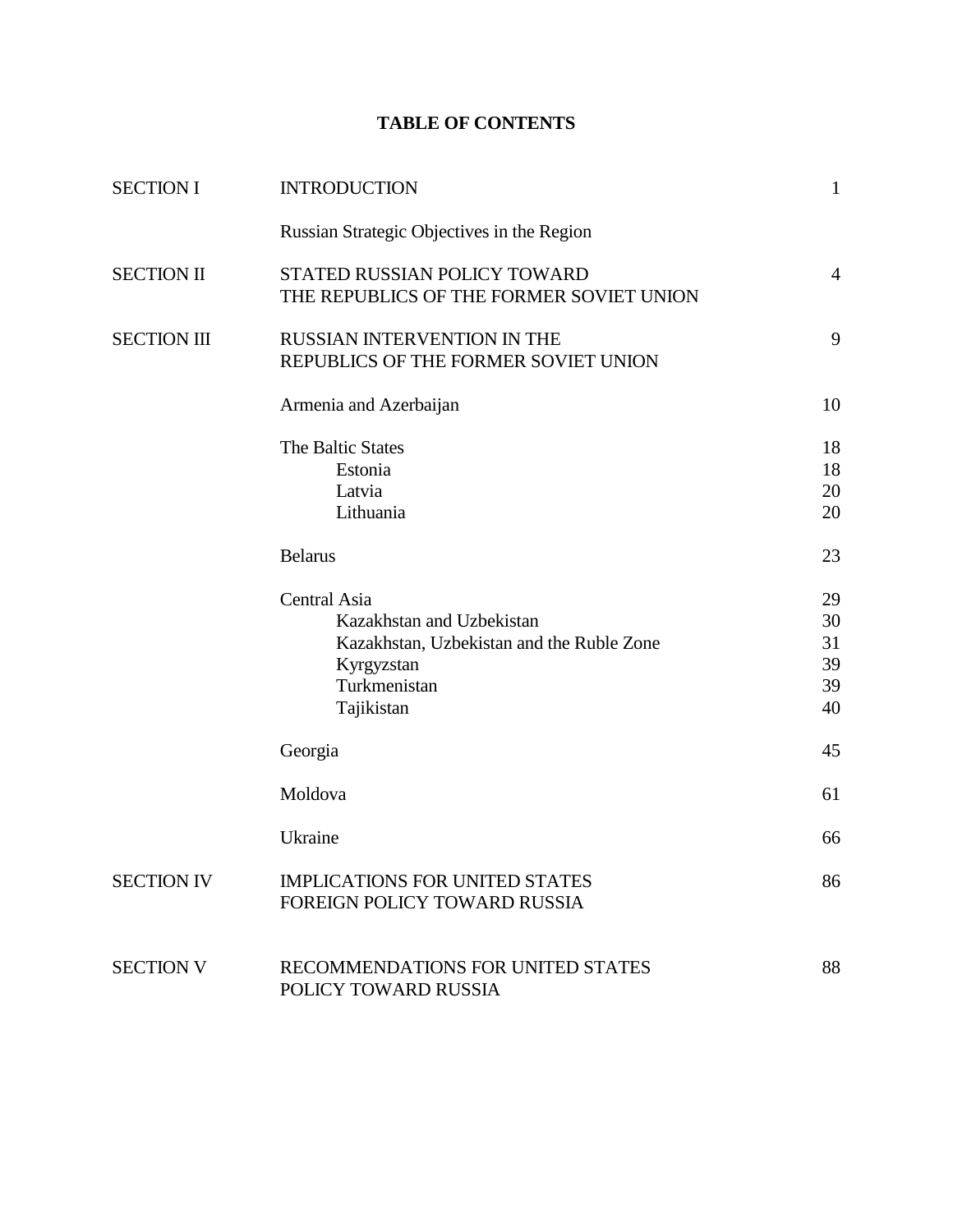# TABLE OF CONTENTS

| | | |
|---|---|---|
| SECTION I | INTRODUCTION | 1 |
| | Russian Strategic Objectives in the Region | |
| SECTION II | STATED RUSSIAN POLICY TOWARD THE REPUBLICS OF THE FORMER SOVIET UNION | 4 |
| SECTION III | RUSSIAN INTERVENTION IN THE REPUBLICS OF THE FORMER SOVIET UNION | 9 |
| | Armenia and Azerbaijan | 10 |
| | The Baltic States | 18 |
| | Estonia | 18 |
| | Latvia | 20 |
| | Lithuania | 20 |
| | Belarus | 23 |
| | Central Asia | 29 |
| | Kazakhstan and Uzbekistan | 30 |
| | Kazakhstan, Uzbekistan and the Ruble Zone | 31 |
| | Kyrgyzstan | 39 |
| | Turkmenistan | 39 |
| | Tajikistan | 40 |
| | Georgia | 45 |
| | Moldova | 61 |
| | Ukraine | 66 |
| SECTION IV | IMPLICATIONS FOR UNITED STATES FOREIGN POLICY TOWARD RUSSIA | 86 |
| SECTION V | RECOMMENDATIONS FOR UNITED STATES POLICY TOWARD RUSSIA | 88 |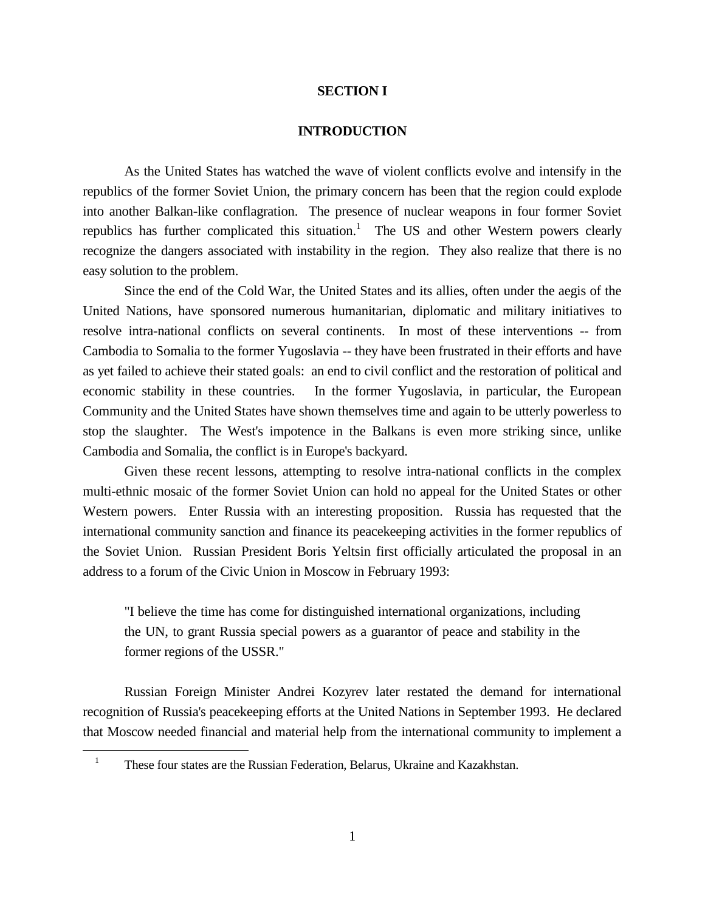# SECTION I

## INTRODUCTION

As the United States has watched the wave of violent conflicts evolve and intensify in the republics of the former Soviet Union, the primary concern has been that the region could explode into another Balkan-like conflagration. The presence of nuclear weapons in four former Soviet republics has further complicated this situation.[1] The US and other Western powers clearly recognize the dangers associated with instability in the region. They also realize that there is no easy solution to the problem.

Since the end of the Cold War, the United States and its allies, often under the aegis of the United Nations, have sponsored numerous humanitarian, diplomatic and military initiatives to resolve intra-national conflicts on several continents. In most of these interventions -- from Cambodia to Somalia to the former Yugoslavia -- they have been frustrated in their efforts and have as yet failed to achieve their stated goals: an end to civil conflict and the restoration of political and economic stability in these countries. In the former Yugoslavia, in particular, the European Community and the United States have shown themselves time and again to be utterly powerless to stop the slaughter. The West's impotence in the Balkans is even more striking since, unlike Cambodia and Somalia, the conflict is in Europe's backyard.

Given these recent lessons, attempting to resolve intra-national conflicts in the complex multi-ethnic mosaic of the former Soviet Union can hold no appeal for the United States or other Western powers. Enter Russia with an interesting proposition. Russia has requested that the international community sanction and finance its peacekeeping activities in the former republics of the Soviet Union. Russian President Boris Yeltsin first officially articulated the proposal in an address to a forum of the Civic Union in Moscow in February 1993:

> "I believe the time has come for distinguished international organizations, including the UN, to grant Russia special powers as a guarantor of peace and stability in the former regions of the USSR."

Russian Foreign Minister Andrei Kozyrev later restated the demand for international recognition of Russia's peacekeeping efforts at the United Nations in September 1993. He declared that Moscow needed financial and material help from the international community to implement a

---

[1] These four states are the Russian Federation, Belarus, Ukraine and Kazakhstan.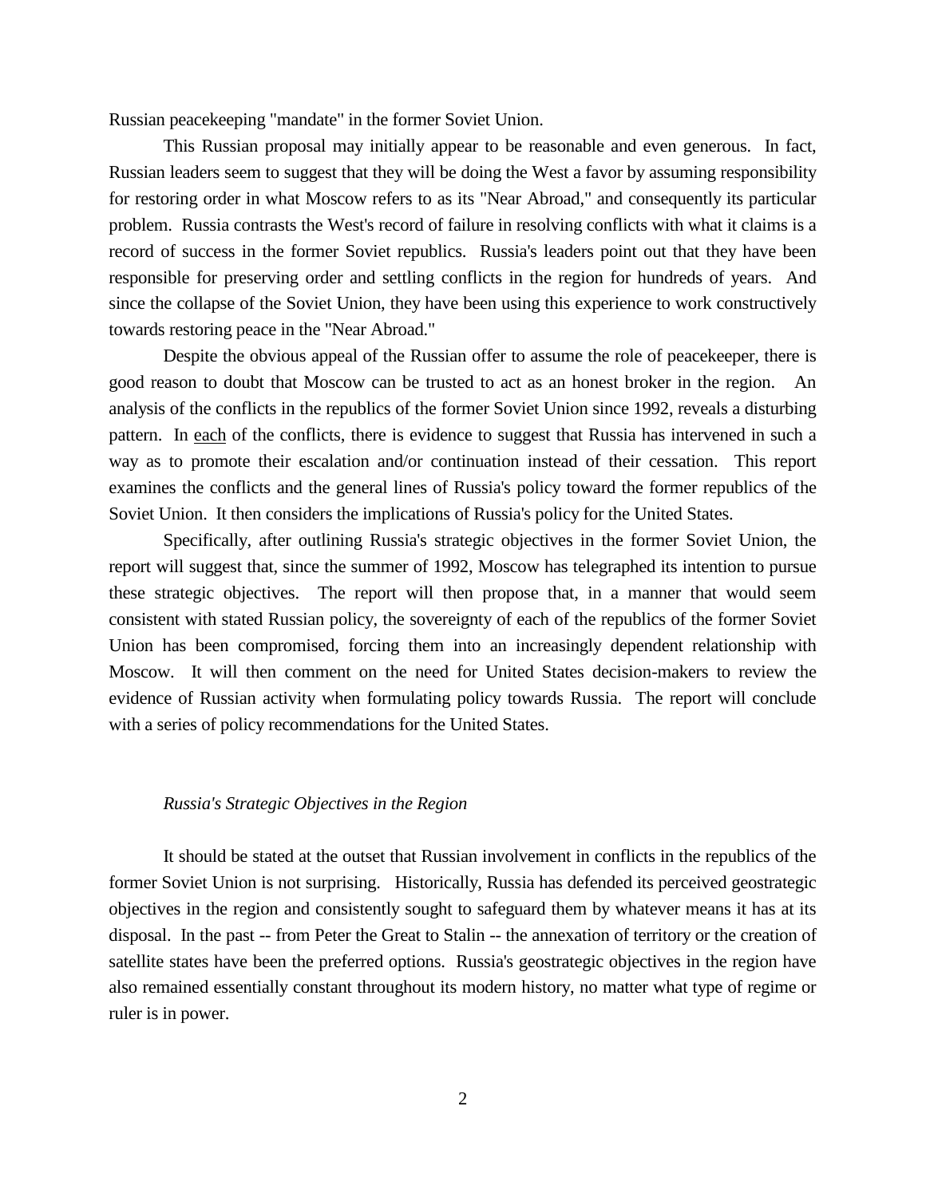Russian peacekeeping "mandate" in the former Soviet Union.

This Russian proposal may initially appear to be reasonable and even generous. In fact, Russian leaders seem to suggest that they will be doing the West a favor by assuming responsibility for restoring order in what Moscow refers to as its "Near Abroad," and consequently its particular problem. Russia contrasts the West's record of failure in resolving conflicts with what it claims is a record of success in the former Soviet republics. Russia's leaders point out that they have been responsible for preserving order and settling conflicts in the region for hundreds of years. And since the collapse of the Soviet Union, they have been using this experience to work constructively towards restoring peace in the "Near Abroad."

Despite the obvious appeal of the Russian offer to assume the role of peacekeeper, there is good reason to doubt that Moscow can be trusted to act as an honest broker in the region. An analysis of the conflicts in the republics of the former Soviet Union since 1992, reveals a disturbing pattern. In <u>each</u> of the conflicts, there is evidence to suggest that Russia has intervened in such a way as to promote their escalation and/or continuation instead of their cessation. This report examines the conflicts and the general lines of Russia's policy toward the former republics of the Soviet Union. It then considers the implications of Russia's policy for the United States.

Specifically, after outlining Russia's strategic objectives in the former Soviet Union, the report will suggest that, since the summer of 1992, Moscow has telegraphed its intention to pursue these strategic objectives. The report will then propose that, in a manner that would seem consistent with stated Russian policy, the sovereignty of each of the republics of the former Soviet Union has been compromised, forcing them into an increasingly dependent relationship with Moscow. It will then comment on the need for United States decision-makers to review the evidence of Russian activity when formulating policy towards Russia. The report will conclude with a series of policy recommendations for the United States.

### *Russia's Strategic Objectives in the Region*

It should be stated at the outset that Russian involvement in conflicts in the republics of the former Soviet Union is not surprising. Historically, Russia has defended its perceived geostrategic objectives in the region and consistently sought to safeguard them by whatever means it has at its disposal. In the past -- from Peter the Great to Stalin -- the annexation of territory or the creation of satellite states have been the preferred options. Russia's geostrategic objectives in the region have also remained essentially constant throughout its modern history, no matter what type of regime or ruler is in power.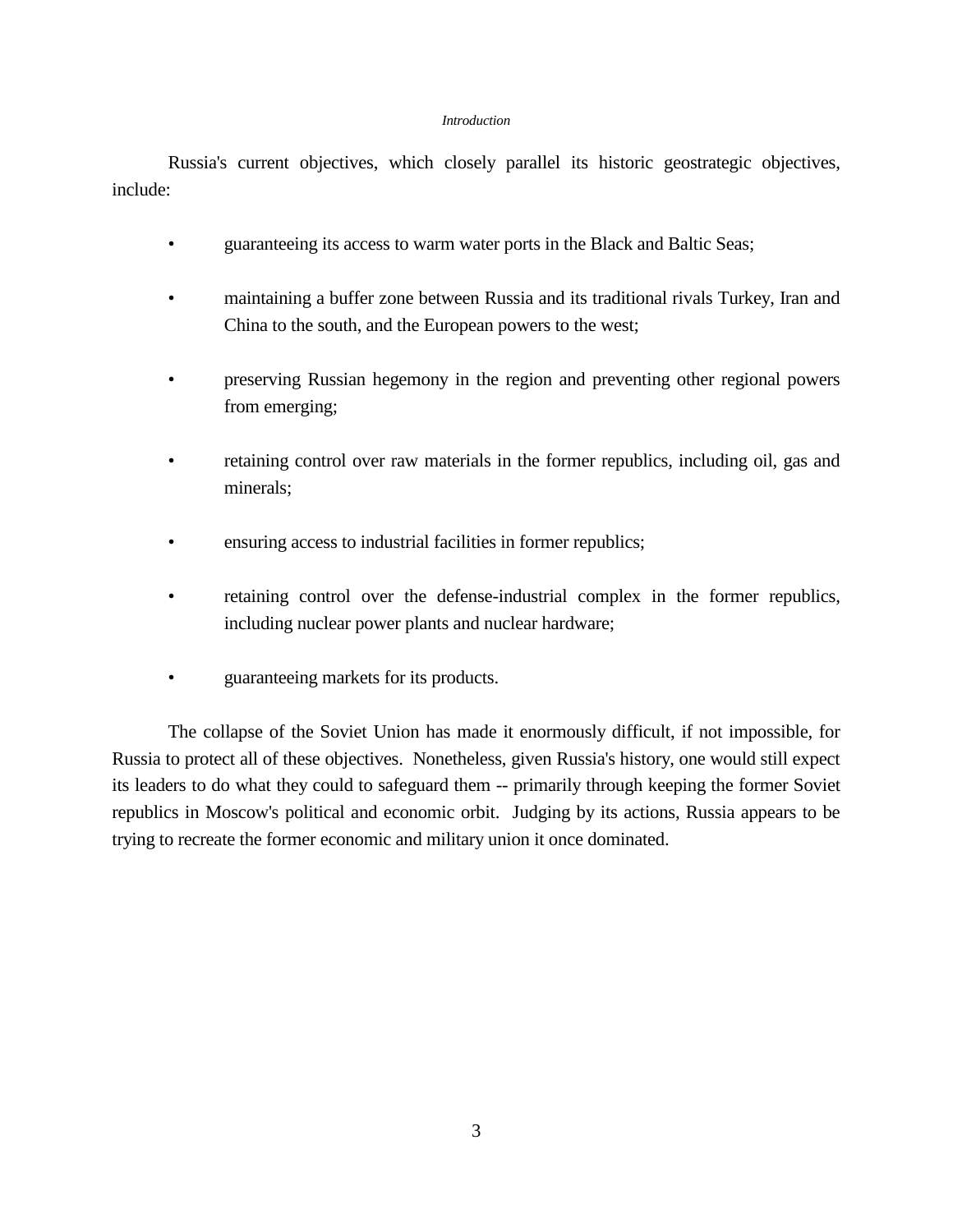Russia's current objectives, which closely parallel its historic geostrategic objectives, include:

- guaranteeing its access to warm water ports in the Black and Baltic Seas;
- maintaining a buffer zone between Russia and its traditional rivals Turkey, Iran and China to the south, and the European powers to the west;
- preserving Russian hegemony in the region and preventing other regional powers from emerging;
- retaining control over raw materials in the former republics, including oil, gas and minerals;
- ensuring access to industrial facilities in former republics;
- retaining control over the defense-industrial complex in the former republics, including nuclear power plants and nuclear hardware;
- guaranteeing markets for its products.

The collapse of the Soviet Union has made it enormously difficult, if not impossible, for Russia to protect all of these objectives. Nonetheless, given Russia's history, one would still expect its leaders to do what they could to safeguard them -- primarily through keeping the former Soviet republics in Moscow's political and economic orbit. Judging by its actions, Russia appears to be trying to recreate the former economic and military union it once dominated.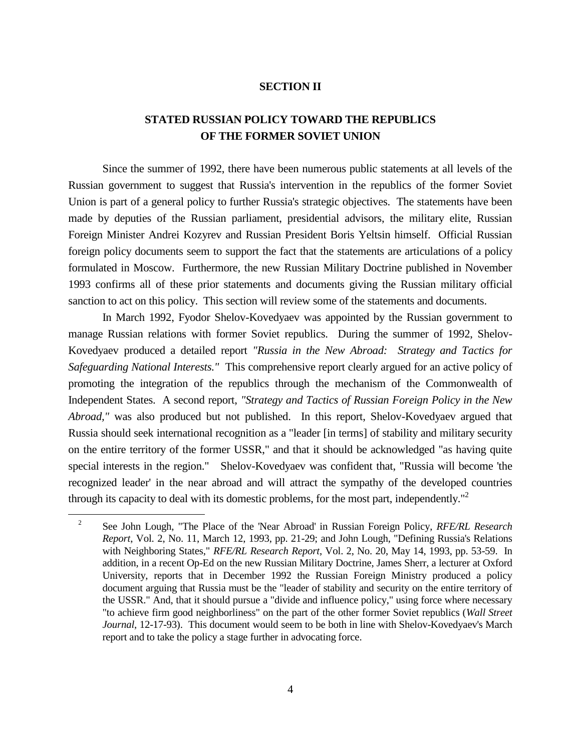## SECTION II

## STATED RUSSIAN POLICY TOWARD THE REPUBLICS OF THE FORMER SOVIET UNION

Since the summer of 1992, there have been numerous public statements at all levels of the Russian government to suggest that Russia's intervention in the republics of the former Soviet Union is part of a general policy to further Russia's strategic objectives. The statements have been made by deputies of the Russian parliament, presidential advisors, the military elite, Russian Foreign Minister Andrei Kozyrev and Russian President Boris Yeltsin himself. Official Russian foreign policy documents seem to support the fact that the statements are articulations of a policy formulated in Moscow. Furthermore, the new Russian Military Doctrine published in November 1993 confirms all of these prior statements and documents giving the Russian military official sanction to act on this policy. This section will review some of the statements and documents.

In March 1992, Fyodor Shelov-Kovedyaev was appointed by the Russian government to manage Russian relations with former Soviet republics. During the summer of 1992, Shelov-Kovedyaev produced a detailed report *"Russia in the New Abroad: Strategy and Tactics for Safeguarding National Interests."* This comprehensive report clearly argued for an active policy of promoting the integration of the republics through the mechanism of the Commonwealth of Independent States. A second report, *"Strategy and Tactics of Russian Foreign Policy in the New Abroad,"* was also produced but not published. In this report, Shelov-Kovedyaev argued that Russia should seek international recognition as a "leader [in terms] of stability and military security on the entire territory of the former USSR," and that it should be acknowledged "as having quite special interests in the region." Shelov-Kovedyaev was confident that, "Russia will become 'the recognized leader' in the near abroad and will attract the sympathy of the developed countries through its capacity to deal with its domestic problems, for the most part, independently."[2]

---

[2] See John Lough, "The Place of the 'Near Abroad' in Russian Foreign Policy, *RFE/RL Research Report*, Vol. 2, No. 11, March 12, 1993, pp. 21-29; and John Lough, "Defining Russia's Relations with Neighboring States," *RFE/RL Research Report*, Vol. 2, No. 20, May 14, 1993, pp. 53-59. In addition, in a recent Op-Ed on the new Russian Military Doctrine, James Sherr, a lecturer at Oxford University, reports that in December 1992 the Russian Foreign Ministry produced a policy document arguing that Russia must be the "leader of stability and security on the entire territory of the USSR." And, that it should pursue a "divide and influence policy," using force where necessary "to achieve firm good neighborliness" on the part of the other former Soviet republics (*Wall Street Journal*, 12-17-93). This document would seem to be both in line with Shelov-Kovedyaev's March report and to take the policy a stage further in advocating force.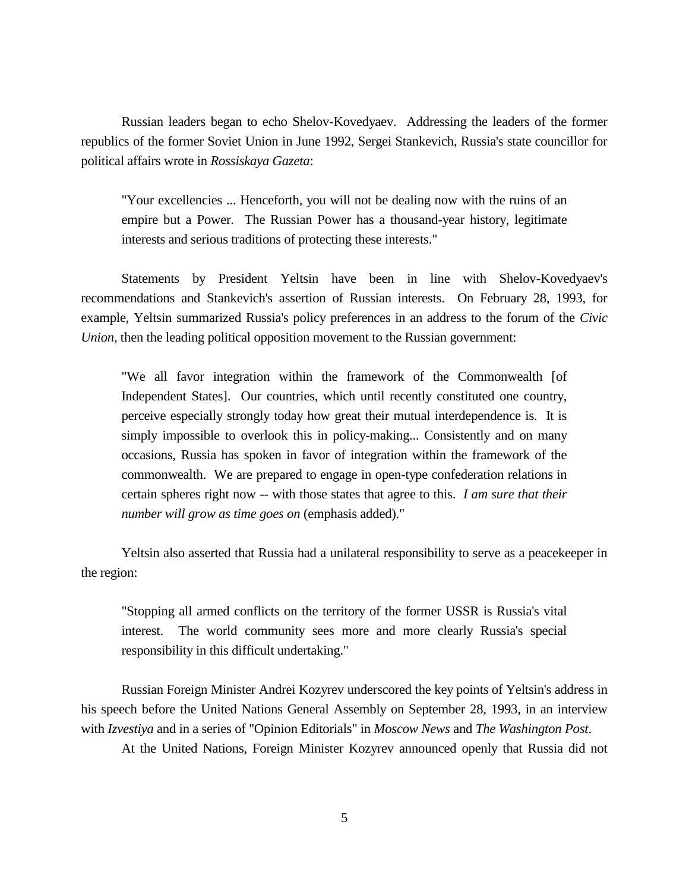Russian leaders began to echo Shelov-Kovedyaev. Addressing the leaders of the former republics of the former Soviet Union in June 1992, Sergei Stankevich, Russia's state councillor for political affairs wrote in *Rossiskaya Gazeta*:

> "Your excellencies ... Henceforth, you will not be dealing now with the ruins of an empire but a Power. The Russian Power has a thousand-year history, legitimate interests and serious traditions of protecting these interests."

Statements by President Yeltsin have been in line with Shelov-Kovedyaev's recommendations and Stankevich's assertion of Russian interests. On February 28, 1993, for example, Yeltsin summarized Russia's policy preferences in an address to the forum of the *Civic Union*, then the leading political opposition movement to the Russian government:

> "We all favor integration within the framework of the Commonwealth [of Independent States]. Our countries, which until recently constituted one country, perceive especially strongly today how great their mutual interdependence is. It is simply impossible to overlook this in policy-making... Consistently and on many occasions, Russia has spoken in favor of integration within the framework of the commonwealth. We are prepared to engage in open-type confederation relations in certain spheres right now -- with those states that agree to this. *I am sure that their number will grow as time goes on* (emphasis added)."

Yeltsin also asserted that Russia had a unilateral responsibility to serve as a peacekeeper in the region:

> "Stopping all armed conflicts on the territory of the former USSR is Russia's vital interest. The world community sees more and more clearly Russia's special responsibility in this difficult undertaking."

Russian Foreign Minister Andrei Kozyrev underscored the key points of Yeltsin's address in his speech before the United Nations General Assembly on September 28, 1993, in an interview with *Izvestiya* and in a series of "Opinion Editorials" in *Moscow News* and *The Washington Post*.

At the United Nations, Foreign Minister Kozyrev announced openly that Russia did not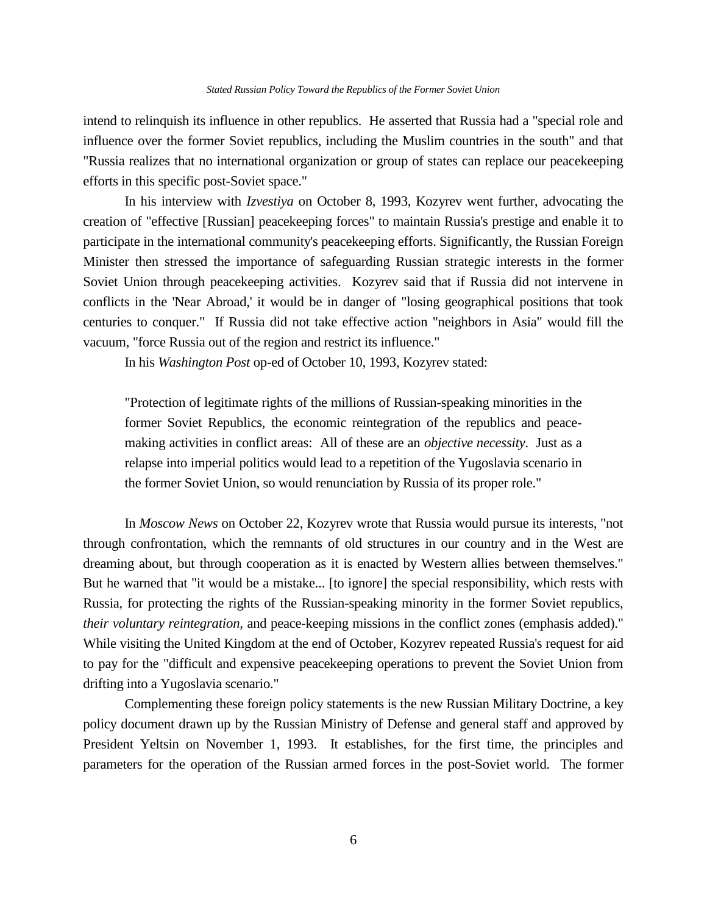intend to relinquish its influence in other republics. He asserted that Russia had a "special role and influence over the former Soviet republics, including the Muslim countries in the south" and that "Russia realizes that no international organization or group of states can replace our peacekeeping efforts in this specific post-Soviet space."

In his interview with *Izvestiya* on October 8, 1993, Kozyrev went further, advocating the creation of "effective [Russian] peacekeeping forces" to maintain Russia's prestige and enable it to participate in the international community's peacekeeping efforts. Significantly, the Russian Foreign Minister then stressed the importance of safeguarding Russian strategic interests in the former Soviet Union through peacekeeping activities. Kozyrev said that if Russia did not intervene in conflicts in the 'Near Abroad,' it would be in danger of "losing geographical positions that took centuries to conquer." If Russia did not take effective action "neighbors in Asia" would fill the vacuum, "force Russia out of the region and restrict its influence."

In his *Washington Post* op-ed of October 10, 1993, Kozyrev stated:

> "Protection of legitimate rights of the millions of Russian-speaking minorities in the former Soviet Republics, the economic reintegration of the republics and peace-making activities in conflict areas: All of these are an *objective necessity*. Just as a relapse into imperial politics would lead to a repetition of the Yugoslavia scenario in the former Soviet Union, so would renunciation by Russia of its proper role."

In *Moscow News* on October 22, Kozyrev wrote that Russia would pursue its interests, "not through confrontation, which the remnants of old structures in our country and in the West are dreaming about, but through cooperation as it is enacted by Western allies between themselves." But he warned that "it would be a mistake... [to ignore] the special responsibility, which rests with Russia, for protecting the rights of the Russian-speaking minority in the former Soviet republics, *their voluntary reintegration,* and peace-keeping missions in the conflict zones (emphasis added)." While visiting the United Kingdom at the end of October, Kozyrev repeated Russia's request for aid to pay for the "difficult and expensive peacekeeping operations to prevent the Soviet Union from drifting into a Yugoslavia scenario."

Complementing these foreign policy statements is the new Russian Military Doctrine, a key policy document drawn up by the Russian Ministry of Defense and general staff and approved by President Yeltsin on November 1, 1993. It establishes, for the first time, the principles and parameters for the operation of the Russian armed forces in the post-Soviet world. The former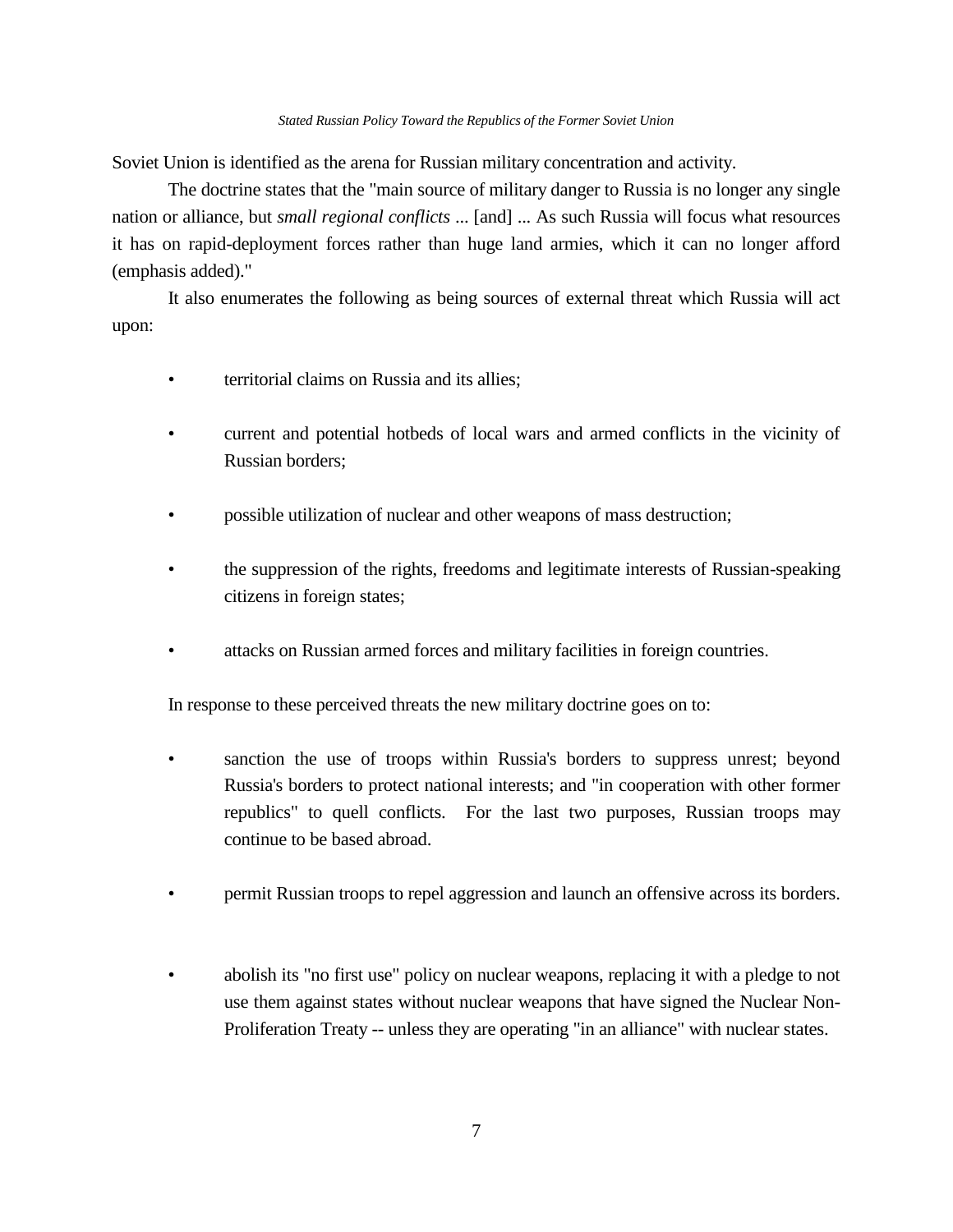Soviet Union is identified as the arena for Russian military concentration and activity.

The doctrine states that the "main source of military danger to Russia is no longer any single nation or alliance, but *small regional conflicts* ... [and] ... As such Russia will focus what resources it has on rapid-deployment forces rather than huge land armies, which it can no longer afford (emphasis added)."

It also enumerates the following as being sources of external threat which Russia will act upon:

- territorial claims on Russia and its allies;
- current and potential hotbeds of local wars and armed conflicts in the vicinity of Russian borders;
- possible utilization of nuclear and other weapons of mass destruction;
- the suppression of the rights, freedoms and legitimate interests of Russian-speaking citizens in foreign states;
- attacks on Russian armed forces and military facilities in foreign countries.

In response to these perceived threats the new military doctrine goes on to:

- sanction the use of troops within Russia's borders to suppress unrest; beyond Russia's borders to protect national interests; and "in cooperation with other former republics" to quell conflicts. For the last two purposes, Russian troops may continue to be based abroad.
- permit Russian troops to repel aggression and launch an offensive across its borders.
- abolish its "no first use" policy on nuclear weapons, replacing it with a pledge to not use them against states without nuclear weapons that have signed the Nuclear Non-Proliferation Treaty -- unless they are operating "in an alliance" with nuclear states.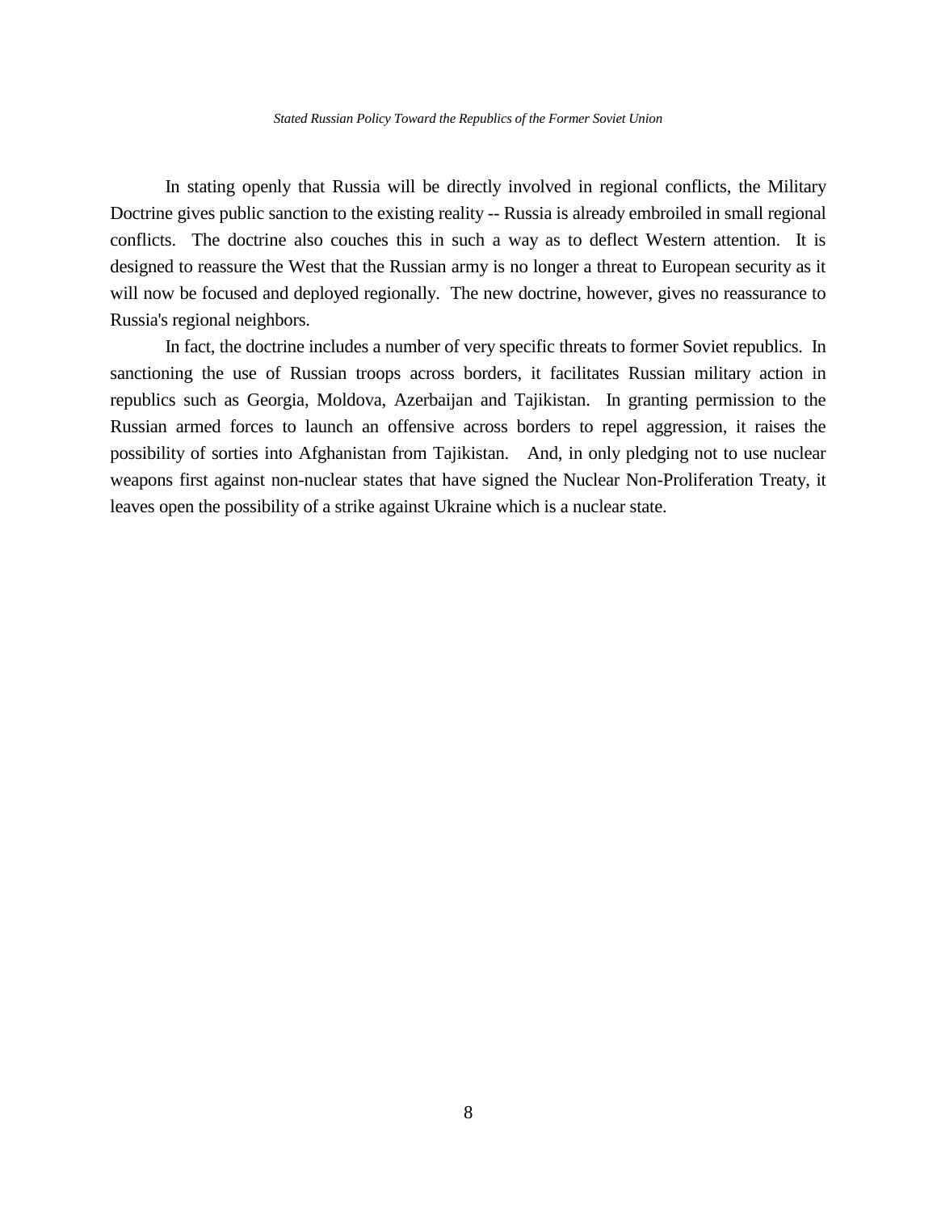In stating openly that Russia will be directly involved in regional conflicts, the Military Doctrine gives public sanction to the existing reality -- Russia is already embroiled in small regional conflicts. The doctrine also couches this in such a way as to deflect Western attention. It is designed to reassure the West that the Russian army is no longer a threat to European security as it will now be focused and deployed regionally. The new doctrine, however, gives no reassurance to Russia's regional neighbors.

In fact, the doctrine includes a number of very specific threats to former Soviet republics. In sanctioning the use of Russian troops across borders, it facilitates Russian military action in republics such as Georgia, Moldova, Azerbaijan and Tajikistan. In granting permission to the Russian armed forces to launch an offensive across borders to repel aggression, it raises the possibility of sorties into Afghanistan from Tajikistan. And, in only pledging not to use nuclear weapons first against non-nuclear states that have signed the Nuclear Non-Proliferation Treaty, it leaves open the possibility of a strike against Ukraine which is a nuclear state.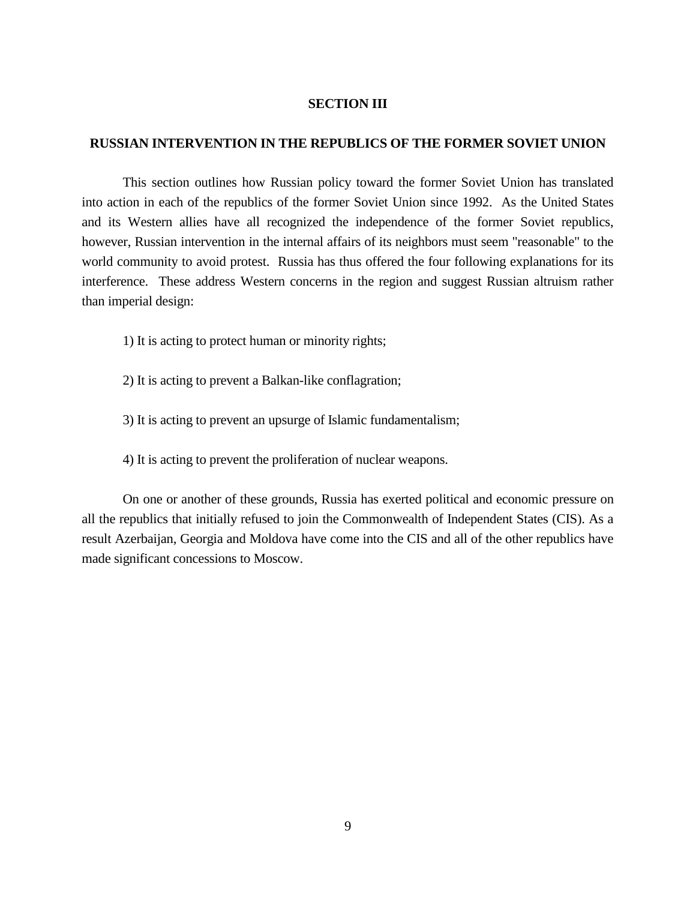## SECTION III

## RUSSIAN INTERVENTION IN THE REPUBLICS OF THE FORMER SOVIET UNION

This section outlines how Russian policy toward the former Soviet Union has translated into action in each of the republics of the former Soviet Union since 1992. As the United States and its Western allies have all recognized the independence of the former Soviet republics, however, Russian intervention in the internal affairs of its neighbors must seem "reasonable" to the world community to avoid protest. Russia has thus offered the four following explanations for its interference. These address Western concerns in the region and suggest Russian altruism rather than imperial design:

1) It is acting to protect human or minority rights;

2) It is acting to prevent a Balkan-like conflagration;

3) It is acting to prevent an upsurge of Islamic fundamentalism;

4) It is acting to prevent the proliferation of nuclear weapons.

On one or another of these grounds, Russia has exerted political and economic pressure on all the republics that initially refused to join the Commonwealth of Independent States (CIS). As a result Azerbaijan, Georgia and Moldova have come into the CIS and all of the other republics have made significant concessions to Moscow.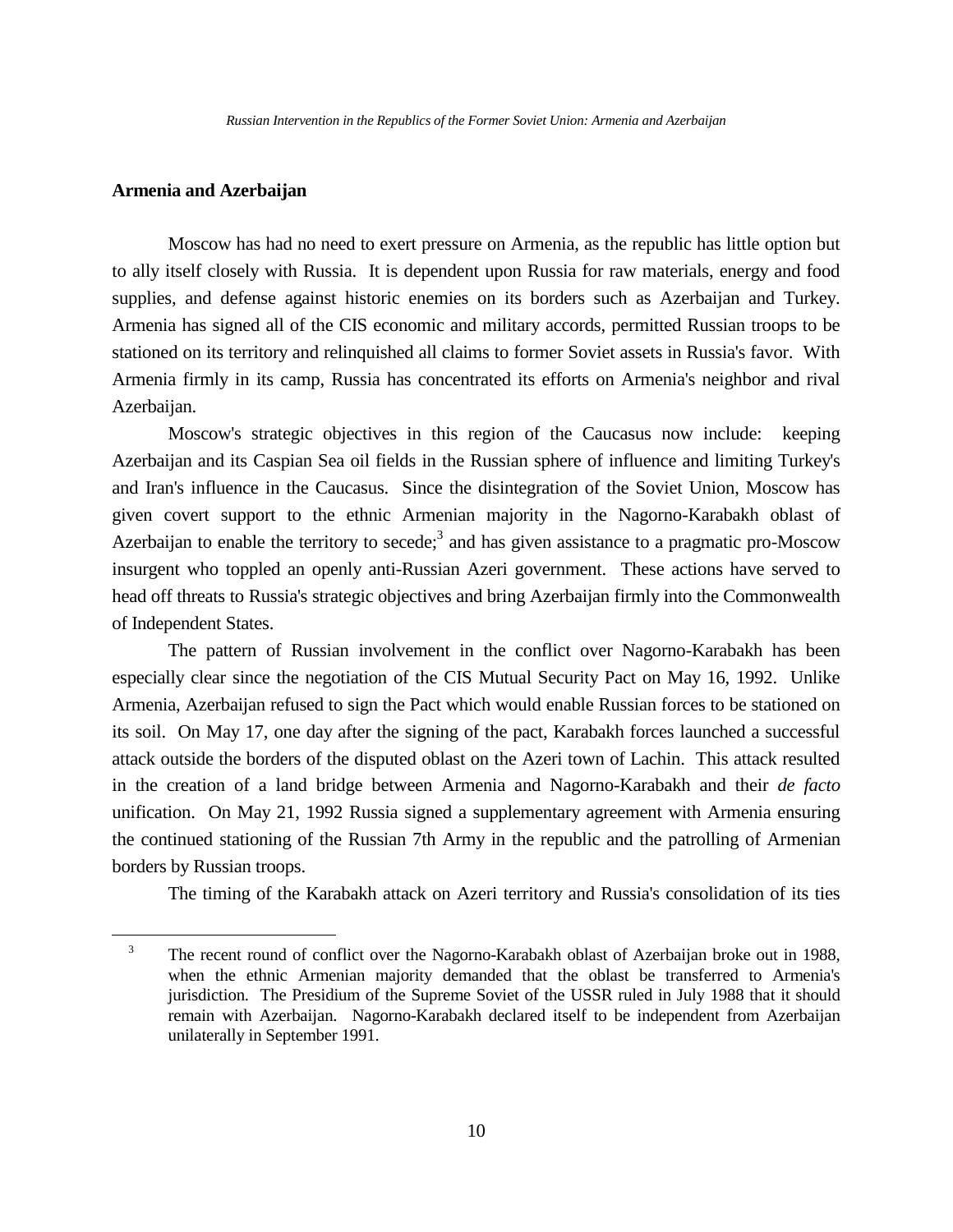## Armenia and Azerbaijan

Moscow has had no need to exert pressure on Armenia, as the republic has little option but to ally itself closely with Russia. It is dependent upon Russia for raw materials, energy and food supplies, and defense against historic enemies on its borders such as Azerbaijan and Turkey. Armenia has signed all of the CIS economic and military accords, permitted Russian troops to be stationed on its territory and relinquished all claims to former Soviet assets in Russia's favor. With Armenia firmly in its camp, Russia has concentrated its efforts on Armenia's neighbor and rival Azerbaijan.

Moscow's strategic objectives in this region of the Caucasus now include: keeping Azerbaijan and its Caspian Sea oil fields in the Russian sphere of influence and limiting Turkey's and Iran's influence in the Caucasus. Since the disintegration of the Soviet Union, Moscow has given covert support to the ethnic Armenian majority in the Nagorno-Karabakh oblast of Azerbaijan to enable the territory to secede;[3] and has given assistance to a pragmatic pro-Moscow insurgent who toppled an openly anti-Russian Azeri government. These actions have served to head off threats to Russia's strategic objectives and bring Azerbaijan firmly into the Commonwealth of Independent States.

The pattern of Russian involvement in the conflict over Nagorno-Karabakh has been especially clear since the negotiation of the CIS Mutual Security Pact on May 16, 1992. Unlike Armenia, Azerbaijan refused to sign the Pact which would enable Russian forces to be stationed on its soil. On May 17, one day after the signing of the pact, Karabakh forces launched a successful attack outside the borders of the disputed oblast on the Azeri town of Lachin. This attack resulted in the creation of a land bridge between Armenia and Nagorno-Karabakh and their *de facto* unification. On May 21, 1992 Russia signed a supplementary agreement with Armenia ensuring the continued stationing of the Russian 7th Army in the republic and the patrolling of Armenian borders by Russian troops.

The timing of the Karabakh attack on Azeri territory and Russia's consolidation of its ties

---

[3] The recent round of conflict over the Nagorno-Karabakh oblast of Azerbaijan broke out in 1988, when the ethnic Armenian majority demanded that the oblast be transferred to Armenia's jurisdiction. The Presidium of the Supreme Soviet of the USSR ruled in July 1988 that it should remain with Azerbaijan. Nagorno-Karabakh declared itself to be independent from Azerbaijan unilaterally in September 1991.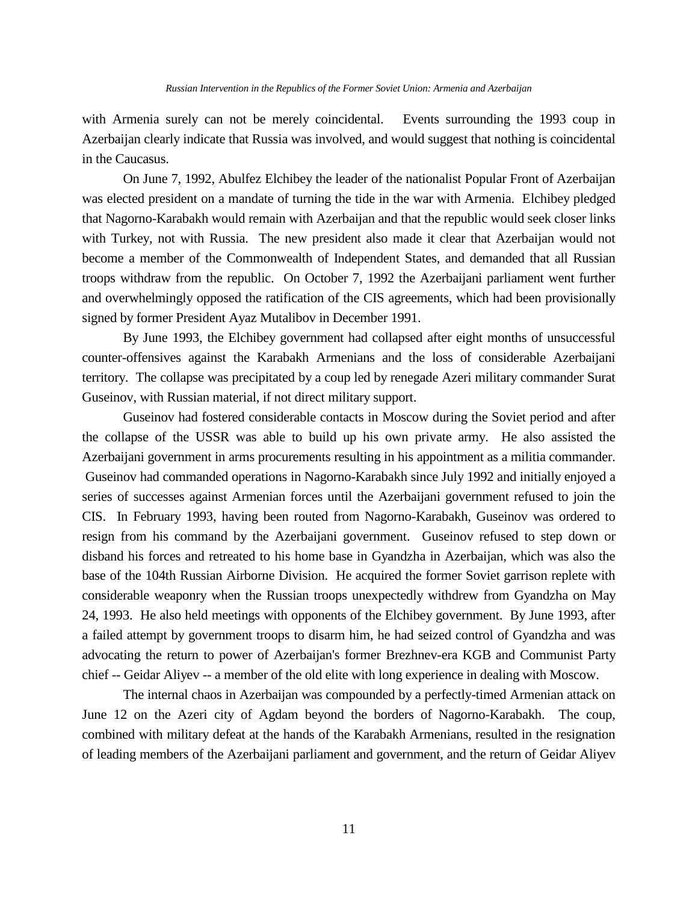with Armenia surely can not be merely coincidental. Events surrounding the 1993 coup in Azerbaijan clearly indicate that Russia was involved, and would suggest that nothing is coincidental in the Caucasus.

On June 7, 1992, Abulfez Elchibey the leader of the nationalist Popular Front of Azerbaijan was elected president on a mandate of turning the tide in the war with Armenia. Elchibey pledged that Nagorno-Karabakh would remain with Azerbaijan and that the republic would seek closer links with Turkey, not with Russia. The new president also made it clear that Azerbaijan would not become a member of the Commonwealth of Independent States, and demanded that all Russian troops withdraw from the republic. On October 7, 1992 the Azerbaijani parliament went further and overwhelmingly opposed the ratification of the CIS agreements, which had been provisionally signed by former President Ayaz Mutalibov in December 1991.

By June 1993, the Elchibey government had collapsed after eight months of unsuccessful counter-offensives against the Karabakh Armenians and the loss of considerable Azerbaijani territory. The collapse was precipitated by a coup led by renegade Azeri military commander Surat Guseinov, with Russian material, if not direct military support.

Guseinov had fostered considerable contacts in Moscow during the Soviet period and after the collapse of the USSR was able to build up his own private army. He also assisted the Azerbaijani government in arms procurements resulting in his appointment as a militia commander. Guseinov had commanded operations in Nagorno-Karabakh since July 1992 and initially enjoyed a series of successes against Armenian forces until the Azerbaijani government refused to join the CIS. In February 1993, having been routed from Nagorno-Karabakh, Guseinov was ordered to resign from his command by the Azerbaijani government. Guseinov refused to step down or disband his forces and retreated to his home base in Gyandzha in Azerbaijan, which was also the base of the 104th Russian Airborne Division. He acquired the former Soviet garrison replete with considerable weaponry when the Russian troops unexpectedly withdrew from Gyandzha on May 24, 1993. He also held meetings with opponents of the Elchibey government. By June 1993, after a failed attempt by government troops to disarm him, he had seized control of Gyandzha and was advocating the return to power of Azerbaijan's former Brezhnev-era KGB and Communist Party chief -- Geidar Aliyev -- a member of the old elite with long experience in dealing with Moscow.

The internal chaos in Azerbaijan was compounded by a perfectly-timed Armenian attack on June 12 on the Azeri city of Agdam beyond the borders of Nagorno-Karabakh. The coup, combined with military defeat at the hands of the Karabakh Armenians, resulted in the resignation of leading members of the Azerbaijani parliament and government, and the return of Geidar Aliyev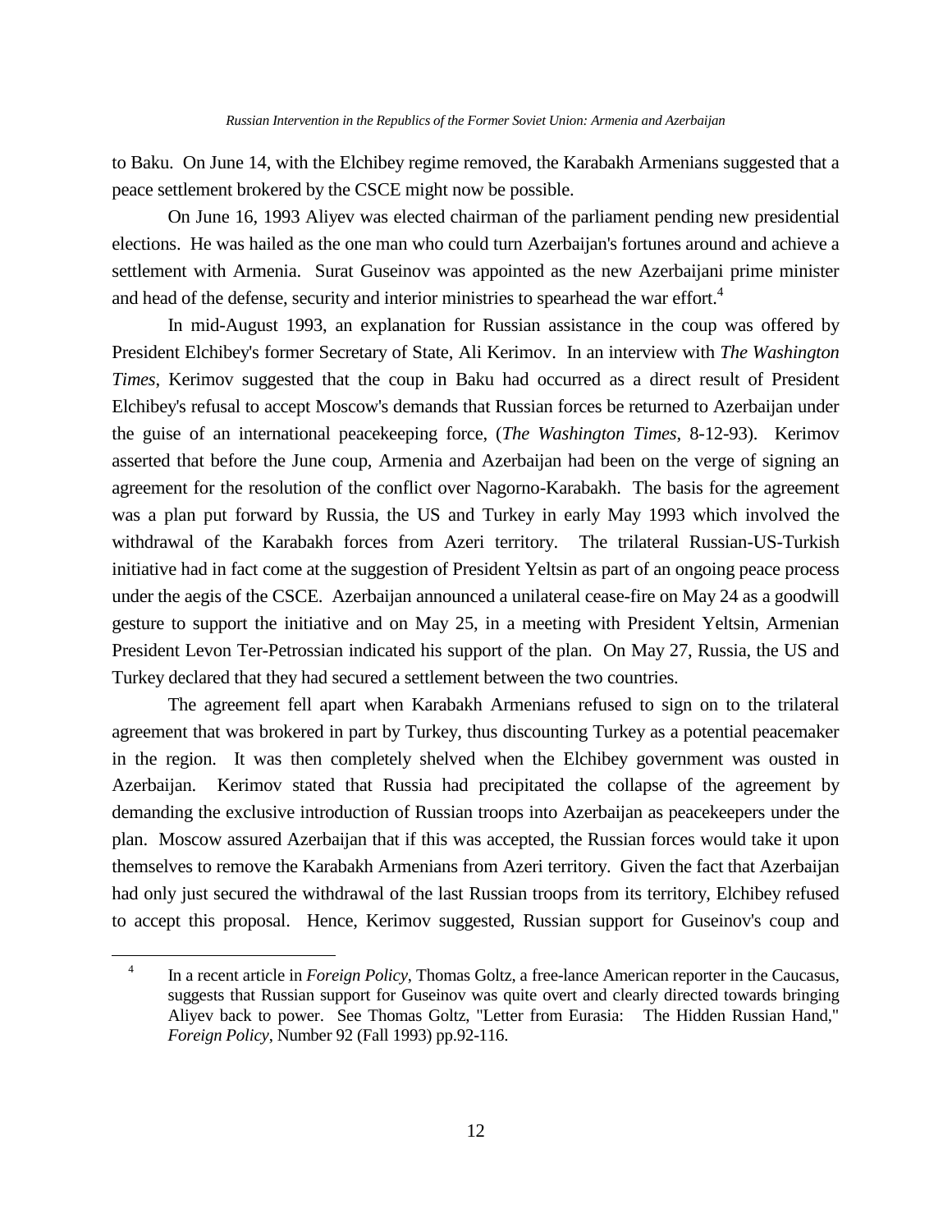to Baku. On June 14, with the Elchibey regime removed, the Karabakh Armenians suggested that a peace settlement brokered by the CSCE might now be possible.

On June 16, 1993 Aliyev was elected chairman of the parliament pending new presidential elections. He was hailed as the one man who could turn Azerbaijan's fortunes around and achieve a settlement with Armenia. Surat Guseinov was appointed as the new Azerbaijani prime minister and head of the defense, security and interior ministries to spearhead the war effort.[4]

In mid-August 1993, an explanation for Russian assistance in the coup was offered by President Elchibey's former Secretary of State, Ali Kerimov. In an interview with *The Washington Times*, Kerimov suggested that the coup in Baku had occurred as a direct result of President Elchibey's refusal to accept Moscow's demands that Russian forces be returned to Azerbaijan under the guise of an international peacekeeping force, (*The Washington Times*, 8-12-93). Kerimov asserted that before the June coup, Armenia and Azerbaijan had been on the verge of signing an agreement for the resolution of the conflict over Nagorno-Karabakh. The basis for the agreement was a plan put forward by Russia, the US and Turkey in early May 1993 which involved the withdrawal of the Karabakh forces from Azeri territory. The trilateral Russian-US-Turkish initiative had in fact come at the suggestion of President Yeltsin as part of an ongoing peace process under the aegis of the CSCE. Azerbaijan announced a unilateral cease-fire on May 24 as a goodwill gesture to support the initiative and on May 25, in a meeting with President Yeltsin, Armenian President Levon Ter-Petrossian indicated his support of the plan. On May 27, Russia, the US and Turkey declared that they had secured a settlement between the two countries.

The agreement fell apart when Karabakh Armenians refused to sign on to the trilateral agreement that was brokered in part by Turkey, thus discounting Turkey as a potential peacemaker in the region. It was then completely shelved when the Elchibey government was ousted in Azerbaijan. Kerimov stated that Russia had precipitated the collapse of the agreement by demanding the exclusive introduction of Russian troops into Azerbaijan as peacekeepers under the plan. Moscow assured Azerbaijan that if this was accepted, the Russian forces would take it upon themselves to remove the Karabakh Armenians from Azeri territory. Given the fact that Azerbaijan had only just secured the withdrawal of the last Russian troops from its territory, Elchibey refused to accept this proposal. Hence, Kerimov suggested, Russian support for Guseinov's coup and

---

[4] In a recent article in *Foreign Policy*, Thomas Goltz, a free-lance American reporter in the Caucasus, suggests that Russian support for Guseinov was quite overt and clearly directed towards bringing Aliyev back to power. See Thomas Goltz, "Letter from Eurasia: The Hidden Russian Hand," *Foreign Policy*, Number 92 (Fall 1993) pp.92-116.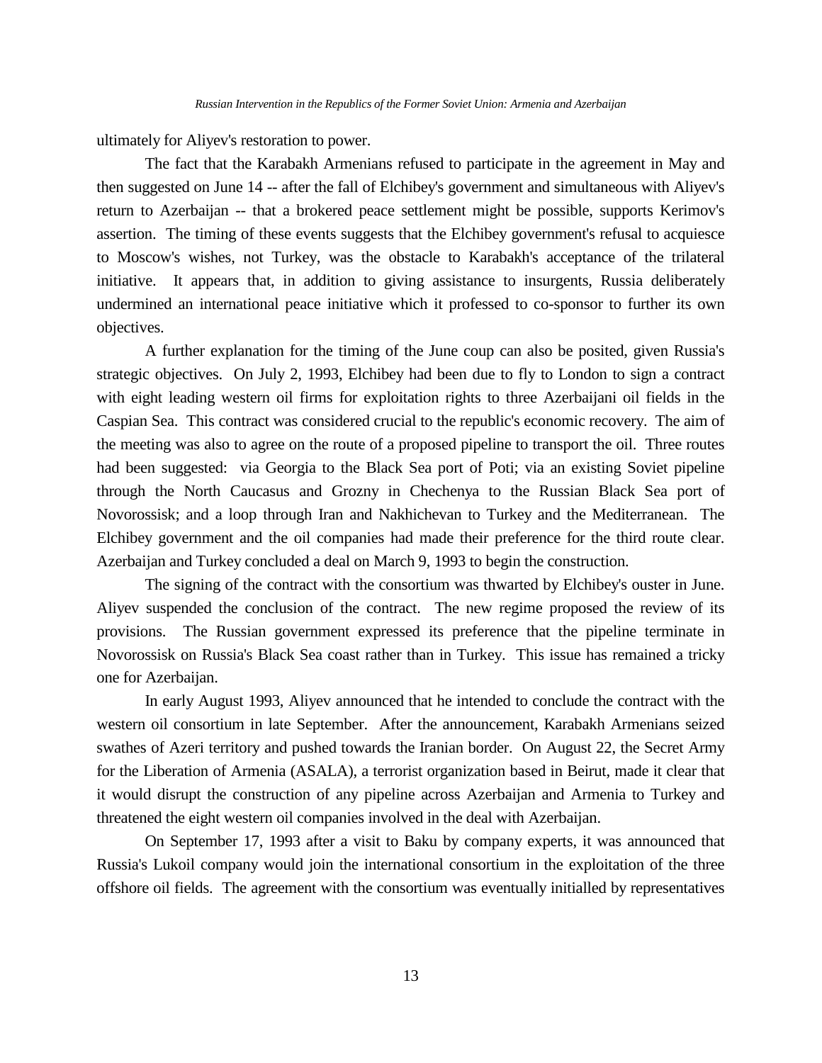ultimately for Aliyev's restoration to power.

The fact that the Karabakh Armenians refused to participate in the agreement in May and then suggested on June 14 -- after the fall of Elchibey's government and simultaneous with Aliyev's return to Azerbaijan -- that a brokered peace settlement might be possible, supports Kerimov's assertion. The timing of these events suggests that the Elchibey government's refusal to acquiesce to Moscow's wishes, not Turkey, was the obstacle to Karabakh's acceptance of the trilateral initiative. It appears that, in addition to giving assistance to insurgents, Russia deliberately undermined an international peace initiative which it professed to co-sponsor to further its own objectives.

A further explanation for the timing of the June coup can also be posited, given Russia's strategic objectives. On July 2, 1993, Elchibey had been due to fly to London to sign a contract with eight leading western oil firms for exploitation rights to three Azerbaijani oil fields in the Caspian Sea. This contract was considered crucial to the republic's economic recovery. The aim of the meeting was also to agree on the route of a proposed pipeline to transport the oil. Three routes had been suggested: via Georgia to the Black Sea port of Poti; via an existing Soviet pipeline through the North Caucasus and Grozny in Chechenya to the Russian Black Sea port of Novorossisk; and a loop through Iran and Nakhichevan to Turkey and the Mediterranean. The Elchibey government and the oil companies had made their preference for the third route clear. Azerbaijan and Turkey concluded a deal on March 9, 1993 to begin the construction.

The signing of the contract with the consortium was thwarted by Elchibey's ouster in June. Aliyev suspended the conclusion of the contract. The new regime proposed the review of its provisions. The Russian government expressed its preference that the pipeline terminate in Novorossisk on Russia's Black Sea coast rather than in Turkey. This issue has remained a tricky one for Azerbaijan.

In early August 1993, Aliyev announced that he intended to conclude the contract with the western oil consortium in late September. After the announcement, Karabakh Armenians seized swathes of Azeri territory and pushed towards the Iranian border. On August 22, the Secret Army for the Liberation of Armenia (ASALA), a terrorist organization based in Beirut, made it clear that it would disrupt the construction of any pipeline across Azerbaijan and Armenia to Turkey and threatened the eight western oil companies involved in the deal with Azerbaijan.

On September 17, 1993 after a visit to Baku by company experts, it was announced that Russia's Lukoil company would join the international consortium in the exploitation of the three offshore oil fields. The agreement with the consortium was eventually initialled by representatives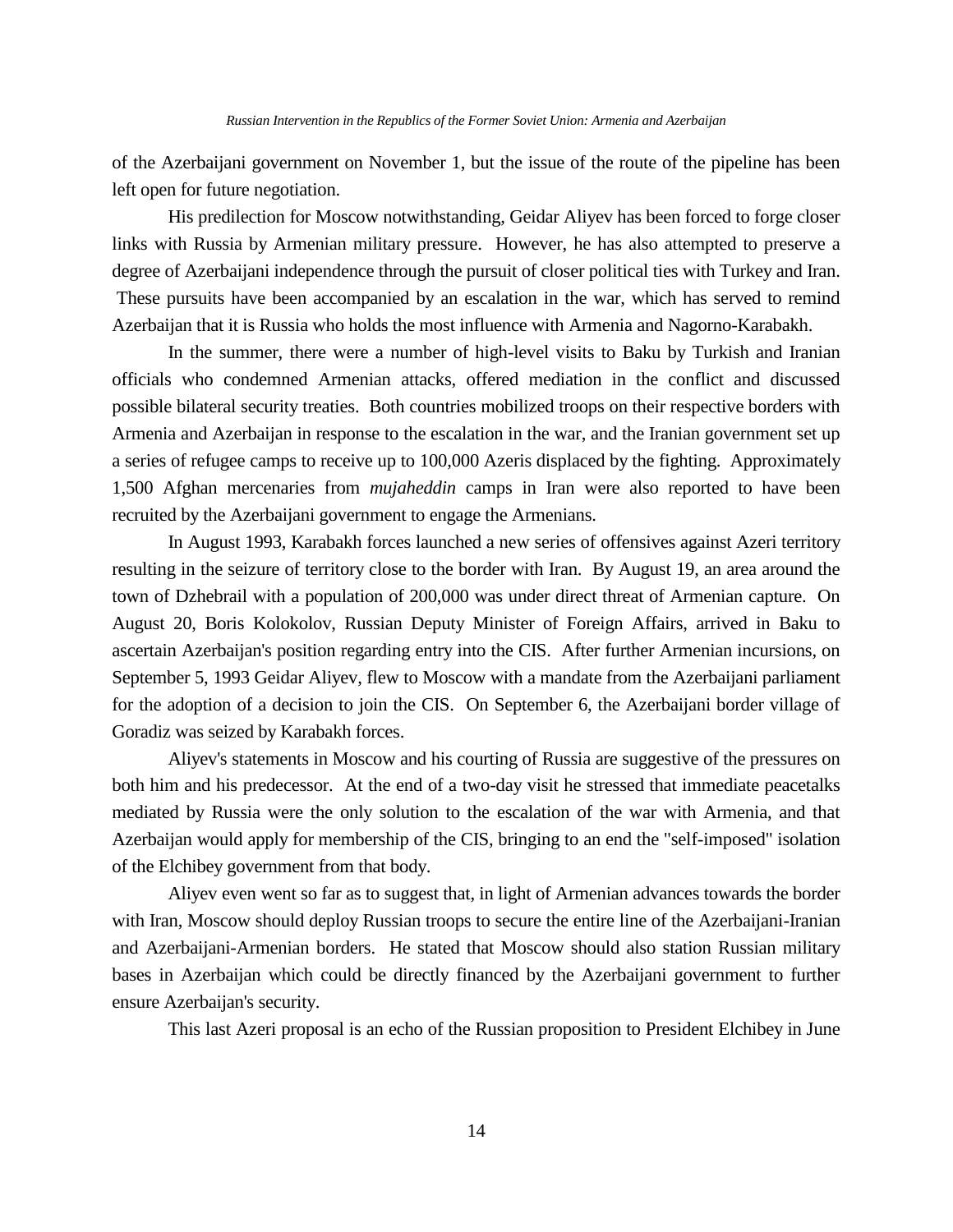of the Azerbaijani government on November 1, but the issue of the route of the pipeline has been left open for future negotiation.

His predilection for Moscow notwithstanding, Geidar Aliyev has been forced to forge closer links with Russia by Armenian military pressure. However, he has also attempted to preserve a degree of Azerbaijani independence through the pursuit of closer political ties with Turkey and Iran. These pursuits have been accompanied by an escalation in the war, which has served to remind Azerbaijan that it is Russia who holds the most influence with Armenia and Nagorno-Karabakh.

In the summer, there were a number of high-level visits to Baku by Turkish and Iranian officials who condemned Armenian attacks, offered mediation in the conflict and discussed possible bilateral security treaties. Both countries mobilized troops on their respective borders with Armenia and Azerbaijan in response to the escalation in the war, and the Iranian government set up a series of refugee camps to receive up to 100,000 Azeris displaced by the fighting. Approximately 1,500 Afghan mercenaries from *mujaheddin* camps in Iran were also reported to have been recruited by the Azerbaijani government to engage the Armenians.

In August 1993, Karabakh forces launched a new series of offensives against Azeri territory resulting in the seizure of territory close to the border with Iran. By August 19, an area around the town of Dzhebrail with a population of 200,000 was under direct threat of Armenian capture. On August 20, Boris Kolokolov, Russian Deputy Minister of Foreign Affairs, arrived in Baku to ascertain Azerbaijan's position regarding entry into the CIS. After further Armenian incursions, on September 5, 1993 Geidar Aliyev, flew to Moscow with a mandate from the Azerbaijani parliament for the adoption of a decision to join the CIS. On September 6, the Azerbaijani border village of Goradiz was seized by Karabakh forces.

Aliyev's statements in Moscow and his courting of Russia are suggestive of the pressures on both him and his predecessor. At the end of a two-day visit he stressed that immediate peacetalks mediated by Russia were the only solution to the escalation of the war with Armenia, and that Azerbaijan would apply for membership of the CIS, bringing to an end the "self-imposed" isolation of the Elchibey government from that body.

Aliyev even went so far as to suggest that, in light of Armenian advances towards the border with Iran, Moscow should deploy Russian troops to secure the entire line of the Azerbaijani-Iranian and Azerbaijani-Armenian borders. He stated that Moscow should also station Russian military bases in Azerbaijan which could be directly financed by the Azerbaijani government to further ensure Azerbaijan's security.

This last Azeri proposal is an echo of the Russian proposition to President Elchibey in June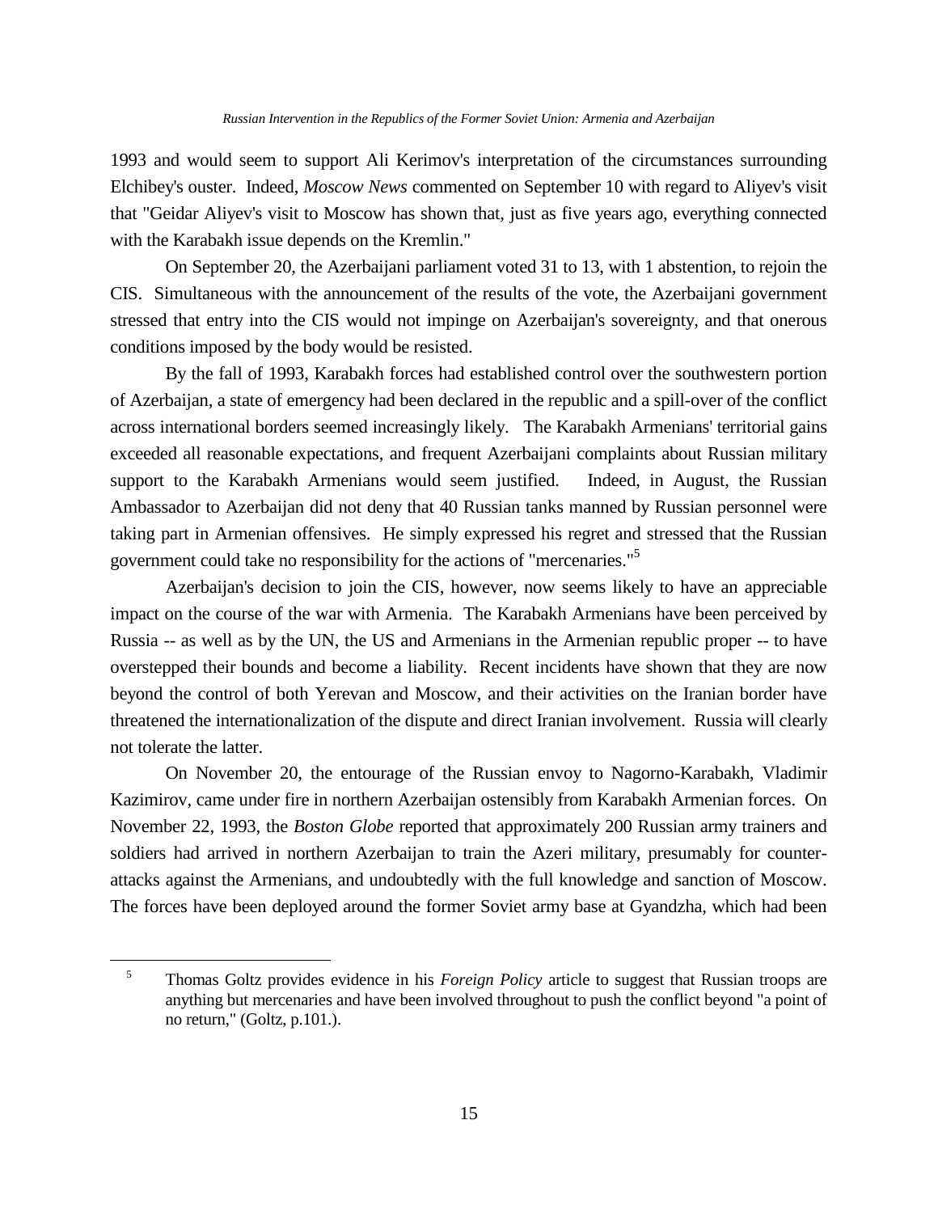1993 and would seem to support Ali Kerimov's interpretation of the circumstances surrounding Elchibey's ouster. Indeed, *Moscow News* commented on September 10 with regard to Aliyev's visit that "Geidar Aliyev's visit to Moscow has shown that, just as five years ago, everything connected with the Karabakh issue depends on the Kremlin."

On September 20, the Azerbaijani parliament voted 31 to 13, with 1 abstention, to rejoin the CIS. Simultaneous with the announcement of the results of the vote, the Azerbaijani government stressed that entry into the CIS would not impinge on Azerbaijan's sovereignty, and that onerous conditions imposed by the body would be resisted.

By the fall of 1993, Karabakh forces had established control over the southwestern portion of Azerbaijan, a state of emergency had been declared in the republic and a spill-over of the conflict across international borders seemed increasingly likely. The Karabakh Armenians' territorial gains exceeded all reasonable expectations, and frequent Azerbaijani complaints about Russian military support to the Karabakh Armenians would seem justified. Indeed, in August, the Russian Ambassador to Azerbaijan did not deny that 40 Russian tanks manned by Russian personnel were taking part in Armenian offensives. He simply expressed his regret and stressed that the Russian government could take no responsibility for the actions of "mercenaries."[5]

Azerbaijan's decision to join the CIS, however, now seems likely to have an appreciable impact on the course of the war with Armenia. The Karabakh Armenians have been perceived by Russia -- as well as by the UN, the US and Armenians in the Armenian republic proper -- to have overstepped their bounds and become a liability. Recent incidents have shown that they are now beyond the control of both Yerevan and Moscow, and their activities on the Iranian border have threatened the internationalization of the dispute and direct Iranian involvement. Russia will clearly not tolerate the latter.

On November 20, the entourage of the Russian envoy to Nagorno-Karabakh, Vladimir Kazimirov, came under fire in northern Azerbaijan ostensibly from Karabakh Armenian forces. On November 22, 1993, the *Boston Globe* reported that approximately 200 Russian army trainers and soldiers had arrived in northern Azerbaijan to train the Azeri military, presumably for counter-attacks against the Armenians, and undoubtedly with the full knowledge and sanction of Moscow. The forces have been deployed around the former Soviet army base at Gyandzha, which had been

---

[5] Thomas Goltz provides evidence in his *Foreign Policy* article to suggest that Russian troops are anything but mercenaries and have been involved throughout to push the conflict beyond "a point of no return," (Goltz, p.101.).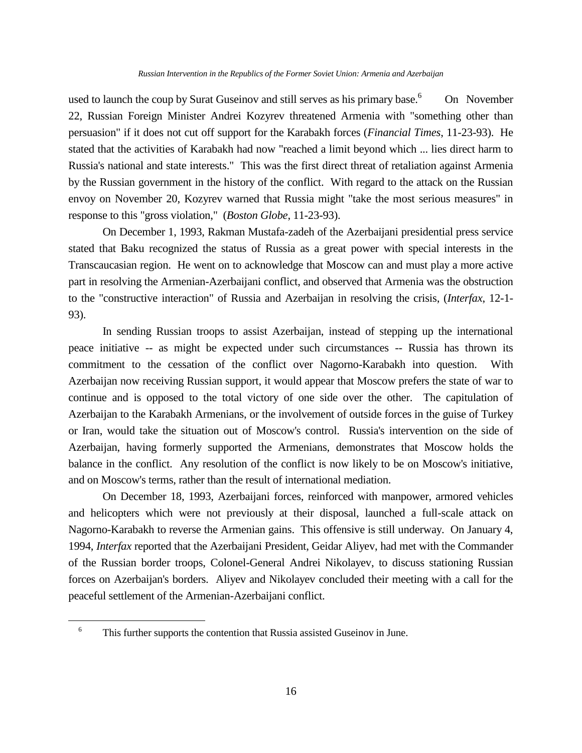used to launch the coup by Surat Guseinov and still serves as his primary base.[6] On November 22, Russian Foreign Minister Andrei Kozyrev threatened Armenia with "something other than persuasion" if it does not cut off support for the Karabakh forces (*Financial Times*, 11-23-93). He stated that the activities of Karabakh had now "reached a limit beyond which ... lies direct harm to Russia's national and state interests." This was the first direct threat of retaliation against Armenia by the Russian government in the history of the conflict. With regard to the attack on the Russian envoy on November 20, Kozyrev warned that Russia might "take the most serious measures" in response to this "gross violation," (*Boston Globe*, 11-23-93).

On December 1, 1993, Rakman Mustafa-zadeh of the Azerbaijani presidential press service stated that Baku recognized the status of Russia as a great power with special interests in the Transcaucasian region. He went on to acknowledge that Moscow can and must play a more active part in resolving the Armenian-Azerbaijani conflict, and observed that Armenia was the obstruction to the "constructive interaction" of Russia and Azerbaijan in resolving the crisis, (*Interfax*, 12-1-93).

In sending Russian troops to assist Azerbaijan, instead of stepping up the international peace initiative -- as might be expected under such circumstances -- Russia has thrown its commitment to the cessation of the conflict over Nagorno-Karabakh into question. With Azerbaijan now receiving Russian support, it would appear that Moscow prefers the state of war to continue and is opposed to the total victory of one side over the other. The capitulation of Azerbaijan to the Karabakh Armenians, or the involvement of outside forces in the guise of Turkey or Iran, would take the situation out of Moscow's control. Russia's intervention on the side of Azerbaijan, having formerly supported the Armenians, demonstrates that Moscow holds the balance in the conflict. Any resolution of the conflict is now likely to be on Moscow's initiative, and on Moscow's terms, rather than the result of international mediation.

On December 18, 1993, Azerbaijani forces, reinforced with manpower, armored vehicles and helicopters which were not previously at their disposal, launched a full-scale attack on Nagorno-Karabakh to reverse the Armenian gains. This offensive is still underway. On January 4, 1994, *Interfax* reported that the Azerbaijani President, Geidar Aliyev, had met with the Commander of the Russian border troops, Colonel-General Andrei Nikolayev, to discuss stationing Russian forces on Azerbaijan's borders. Aliyev and Nikolayev concluded their meeting with a call for the peaceful settlement of the Armenian-Azerbaijani conflict.

---

[6] This further supports the contention that Russia assisted Guseinov in June.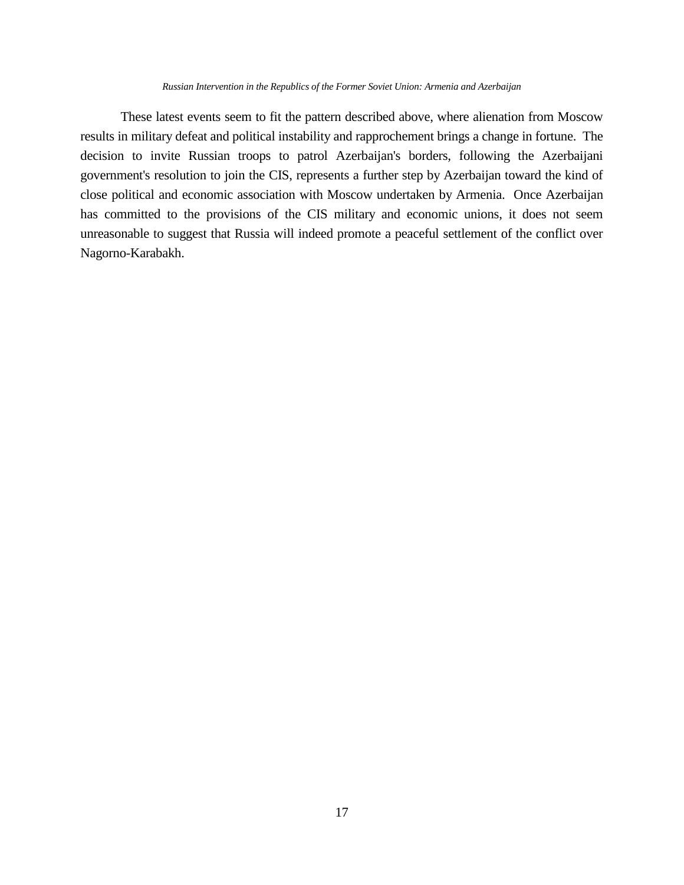These latest events seem to fit the pattern described above, where alienation from Moscow results in military defeat and political instability and rapprochement brings a change in fortune. The decision to invite Russian troops to patrol Azerbaijan's borders, following the Azerbaijani government's resolution to join the CIS, represents a further step by Azerbaijan toward the kind of close political and economic association with Moscow undertaken by Armenia. Once Azerbaijan has committed to the provisions of the CIS military and economic unions, it does not seem unreasonable to suggest that Russia will indeed promote a peaceful settlement of the conflict over Nagorno-Karabakh.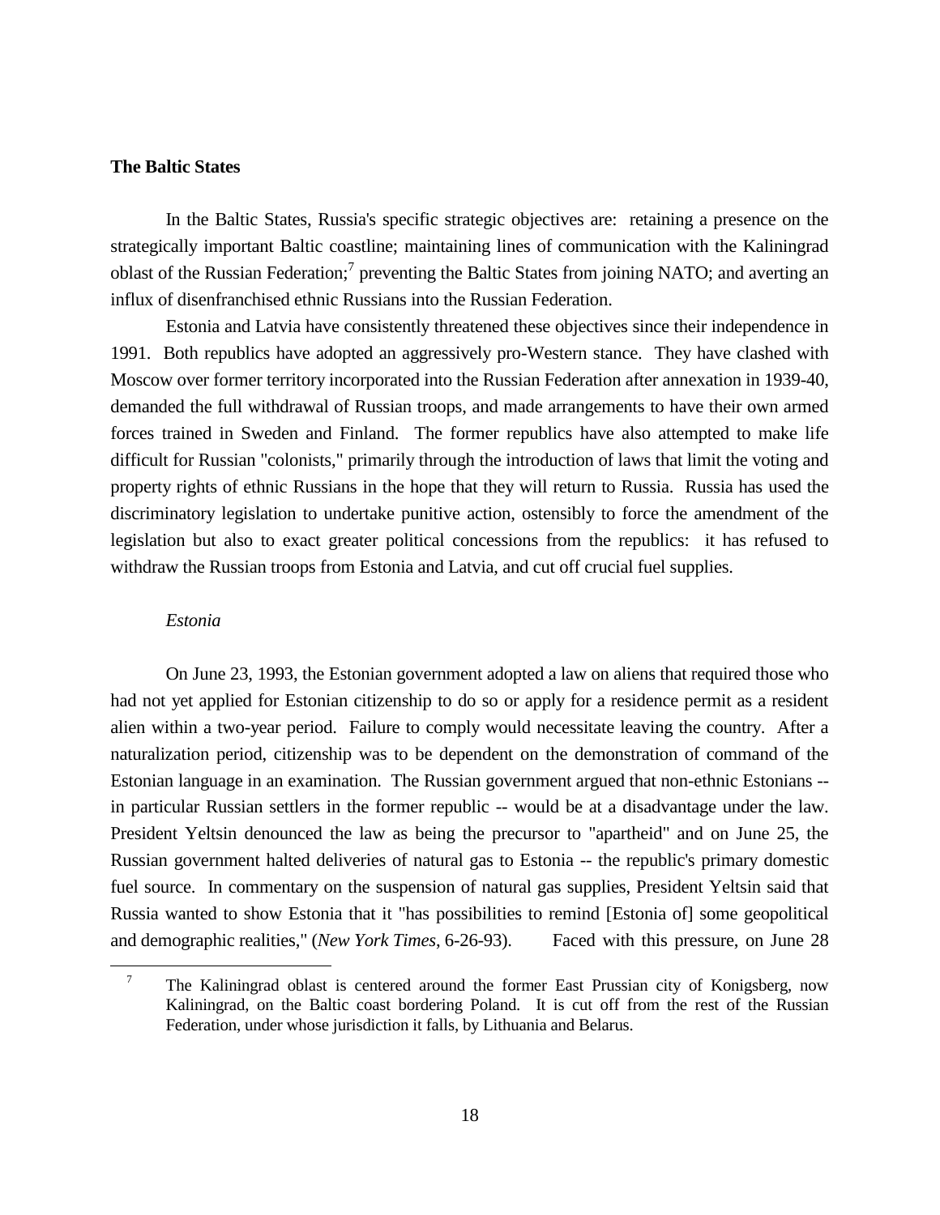**The Baltic States**

In the Baltic States, Russia's specific strategic objectives are: retaining a presence on the strategically important Baltic coastline; maintaining lines of communication with the Kaliningrad oblast of the Russian Federation;[7] preventing the Baltic States from joining NATO; and averting an influx of disenfranchised ethnic Russians into the Russian Federation.

Estonia and Latvia have consistently threatened these objectives since their independence in 1991. Both republics have adopted an aggressively pro-Western stance. They have clashed with Moscow over former territory incorporated into the Russian Federation after annexation in 1939-40, demanded the full withdrawal of Russian troops, and made arrangements to have their own armed forces trained in Sweden and Finland. The former republics have also attempted to make life difficult for Russian "colonists," primarily through the introduction of laws that limit the voting and property rights of ethnic Russians in the hope that they will return to Russia. Russia has used the discriminatory legislation to undertake punitive action, ostensibly to force the amendment of the legislation but also to exact greater political concessions from the republics: it has refused to withdraw the Russian troops from Estonia and Latvia, and cut off crucial fuel supplies.

*Estonia*

On June 23, 1993, the Estonian government adopted a law on aliens that required those who had not yet applied for Estonian citizenship to do so or apply for a residence permit as a resident alien within a two-year period. Failure to comply would necessitate leaving the country. After a naturalization period, citizenship was to be dependent on the demonstration of command of the Estonian language in an examination. The Russian government argued that non-ethnic Estonians -- in particular Russian settlers in the former republic -- would be at a disadvantage under the law. President Yeltsin denounced the law as being the precursor to "apartheid" and on June 25, the Russian government halted deliveries of natural gas to Estonia -- the republic's primary domestic fuel source. In commentary on the suspension of natural gas supplies, President Yeltsin said that Russia wanted to show Estonia that it "has possibilities to remind [Estonia of] some geopolitical and demographic realities," (*New York Times*, 6-26-93). Faced with this pressure, on June 28

[7] The Kaliningrad oblast is centered around the former East Prussian city of Konigsberg, now Kaliningrad, on the Baltic coast bordering Poland. It is cut off from the rest of the Russian Federation, under whose jurisdiction it falls, by Lithuania and Belarus.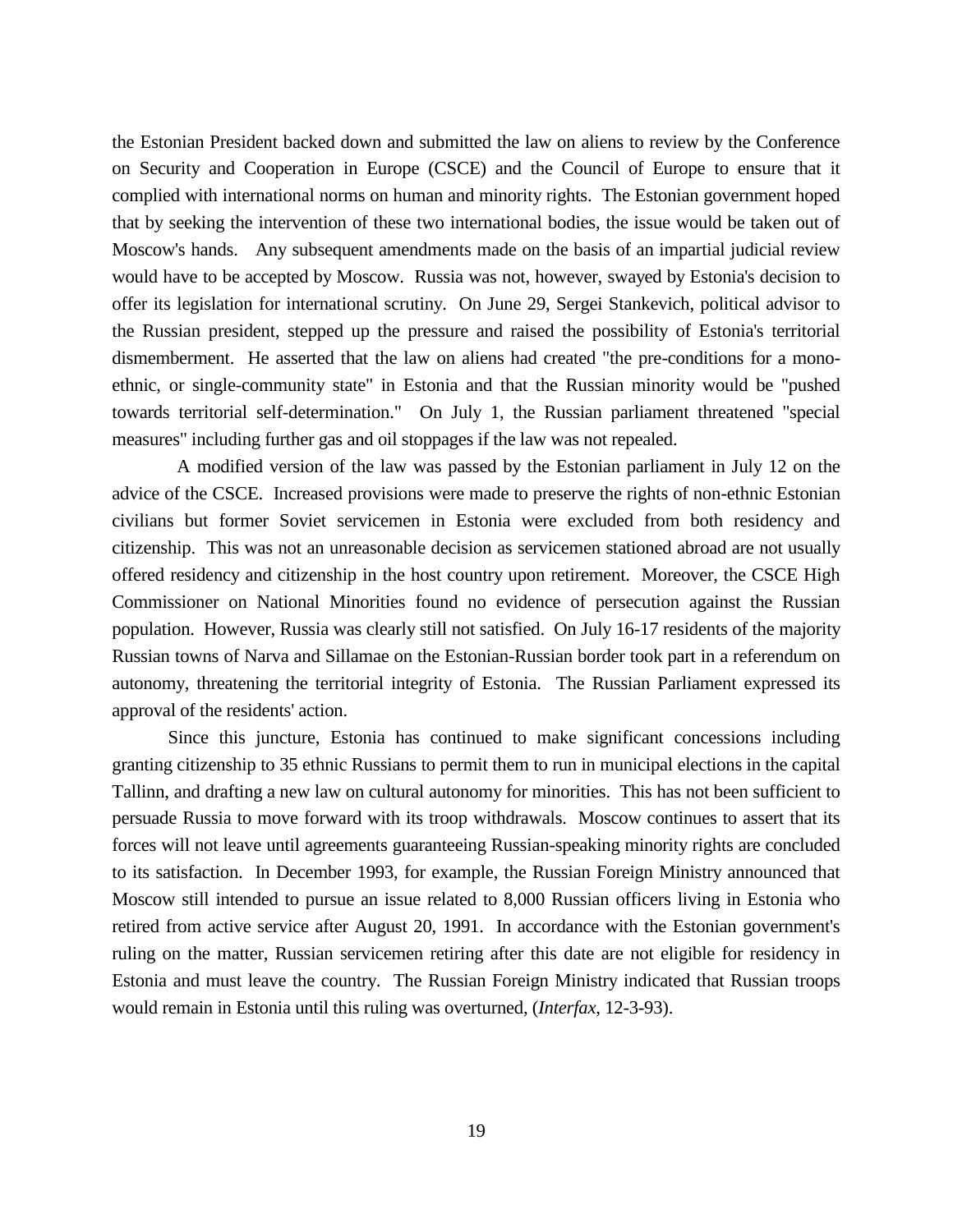the Estonian President backed down and submitted the law on aliens to review by the Conference on Security and Cooperation in Europe (CSCE) and the Council of Europe to ensure that it complied with international norms on human and minority rights. The Estonian government hoped that by seeking the intervention of these two international bodies, the issue would be taken out of Moscow's hands. Any subsequent amendments made on the basis of an impartial judicial review would have to be accepted by Moscow. Russia was not, however, swayed by Estonia's decision to offer its legislation for international scrutiny. On June 29, Sergei Stankevich, political advisor to the Russian president, stepped up the pressure and raised the possibility of Estonia's territorial dismemberment. He asserted that the law on aliens had created "the pre-conditions for a mono-ethnic, or single-community state" in Estonia and that the Russian minority would be "pushed towards territorial self-determination." On July 1, the Russian parliament threatened "special measures" including further gas and oil stoppages if the law was not repealed.

A modified version of the law was passed by the Estonian parliament in July 12 on the advice of the CSCE. Increased provisions were made to preserve the rights of non-ethnic Estonian civilians but former Soviet servicemen in Estonia were excluded from both residency and citizenship. This was not an unreasonable decision as servicemen stationed abroad are not usually offered residency and citizenship in the host country upon retirement. Moreover, the CSCE High Commissioner on National Minorities found no evidence of persecution against the Russian population. However, Russia was clearly still not satisfied. On July 16-17 residents of the majority Russian towns of Narva and Sillamae on the Estonian-Russian border took part in a referendum on autonomy, threatening the territorial integrity of Estonia. The Russian Parliament expressed its approval of the residents' action.

Since this juncture, Estonia has continued to make significant concessions including granting citizenship to 35 ethnic Russians to permit them to run in municipal elections in the capital Tallinn, and drafting a new law on cultural autonomy for minorities. This has not been sufficient to persuade Russia to move forward with its troop withdrawals. Moscow continues to assert that its forces will not leave until agreements guaranteeing Russian-speaking minority rights are concluded to its satisfaction. In December 1993, for example, the Russian Foreign Ministry announced that Moscow still intended to pursue an issue related to 8,000 Russian officers living in Estonia who retired from active service after August 20, 1991. In accordance with the Estonian government's ruling on the matter, Russian servicemen retiring after this date are not eligible for residency in Estonia and must leave the country. The Russian Foreign Ministry indicated that Russian troops would remain in Estonia until this ruling was overturned, (*Interfax*, 12-3-93).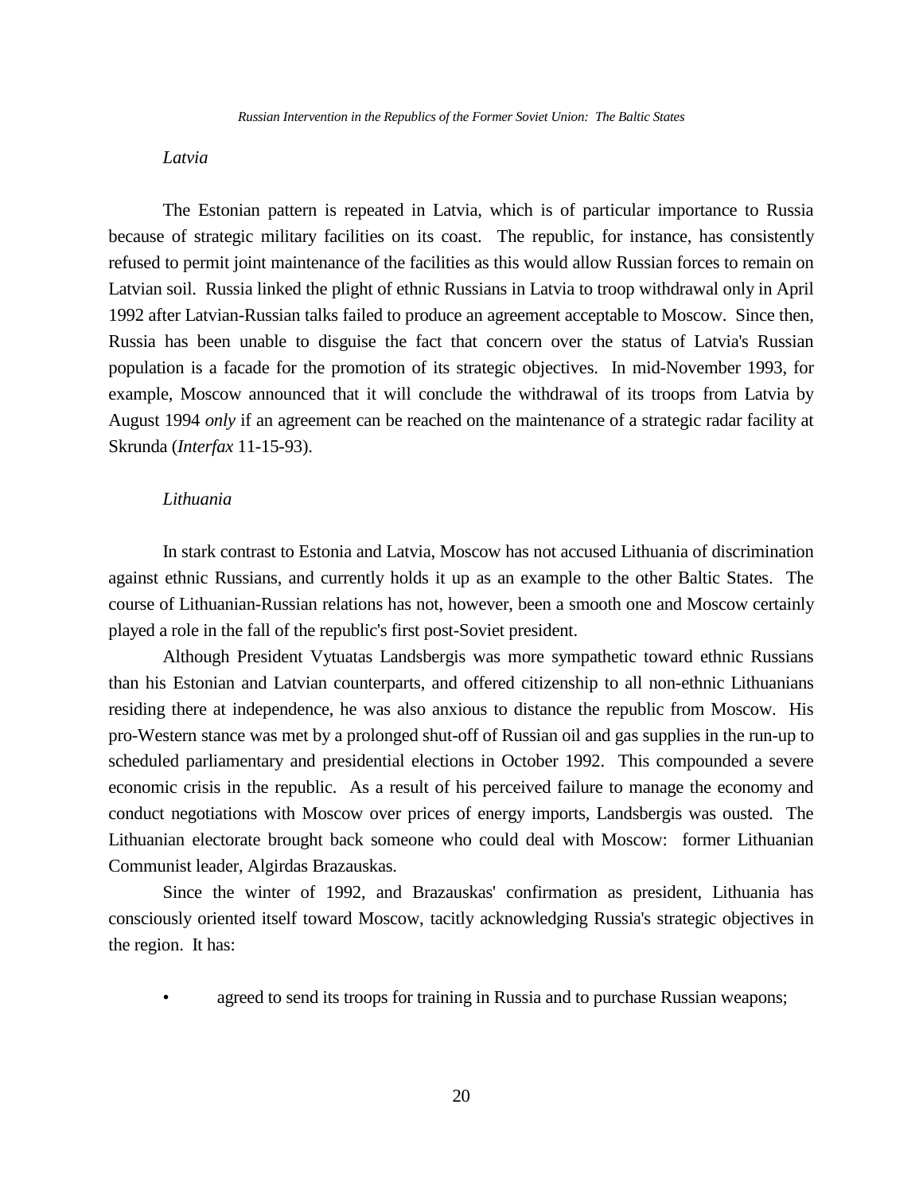*Latvia*

The Estonian pattern is repeated in Latvia, which is of particular importance to Russia because of strategic military facilities on its coast. The republic, for instance, has consistently refused to permit joint maintenance of the facilities as this would allow Russian forces to remain on Latvian soil. Russia linked the plight of ethnic Russians in Latvia to troop withdrawal only in April 1992 after Latvian-Russian talks failed to produce an agreement acceptable to Moscow. Since then, Russia has been unable to disguise the fact that concern over the status of Latvia's Russian population is a facade for the promotion of its strategic objectives. In mid-November 1993, for example, Moscow announced that it will conclude the withdrawal of its troops from Latvia by August 1994 *only* if an agreement can be reached on the maintenance of a strategic radar facility at Skrunda (*Interfax* 11-15-93).

*Lithuania*

In stark contrast to Estonia and Latvia, Moscow has not accused Lithuania of discrimination against ethnic Russians, and currently holds it up as an example to the other Baltic States. The course of Lithuanian-Russian relations has not, however, been a smooth one and Moscow certainly played a role in the fall of the republic's first post-Soviet president.

Although President Vytuatas Landsbergis was more sympathetic toward ethnic Russians than his Estonian and Latvian counterparts, and offered citizenship to all non-ethnic Lithuanians residing there at independence, he was also anxious to distance the republic from Moscow. His pro-Western stance was met by a prolonged shut-off of Russian oil and gas supplies in the run-up to scheduled parliamentary and presidential elections in October 1992. This compounded a severe economic crisis in the republic. As a result of his perceived failure to manage the economy and conduct negotiations with Moscow over prices of energy imports, Landsbergis was ousted. The Lithuanian electorate brought back someone who could deal with Moscow: former Lithuanian Communist leader, Algirdas Brazauskas.

Since the winter of 1992, and Brazauskas' confirmation as president, Lithuania has consciously oriented itself toward Moscow, tacitly acknowledging Russia's strategic objectives in the region. It has:

- agreed to send its troops for training in Russia and to purchase Russian weapons;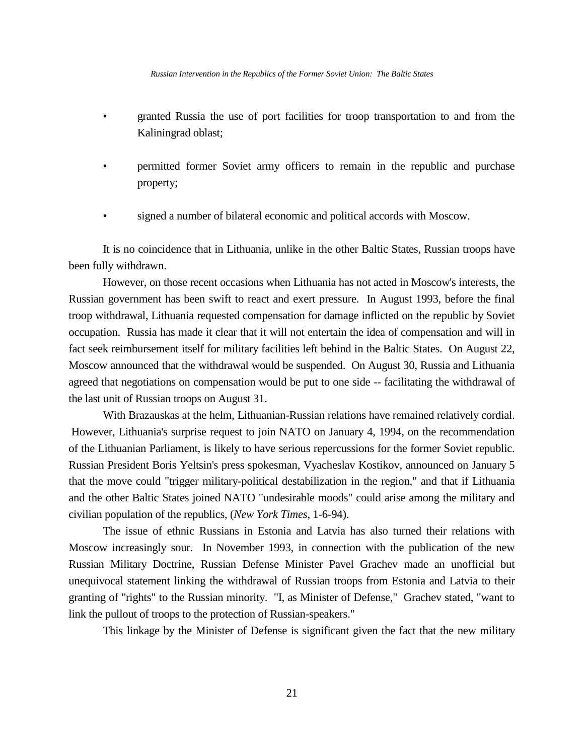- granted Russia the use of port facilities for troop transportation to and from the Kaliningrad oblast;
- permitted former Soviet army officers to remain in the republic and purchase property;
- signed a number of bilateral economic and political accords with Moscow.

It is no coincidence that in Lithuania, unlike in the other Baltic States, Russian troops have been fully withdrawn.

However, on those recent occasions when Lithuania has not acted in Moscow's interests, the Russian government has been swift to react and exert pressure. In August 1993, before the final troop withdrawal, Lithuania requested compensation for damage inflicted on the republic by Soviet occupation. Russia has made it clear that it will not entertain the idea of compensation and will in fact seek reimbursement itself for military facilities left behind in the Baltic States. On August 22, Moscow announced that the withdrawal would be suspended. On August 30, Russia and Lithuania agreed that negotiations on compensation would be put to one side -- facilitating the withdrawal of the last unit of Russian troops on August 31.

With Brazauskas at the helm, Lithuanian-Russian relations have remained relatively cordial. However, Lithuania's surprise request to join NATO on January 4, 1994, on the recommendation of the Lithuanian Parliament, is likely to have serious repercussions for the former Soviet republic. Russian President Boris Yeltsin's press spokesman, Vyacheslav Kostikov, announced on January 5 that the move could "trigger military-political destabilization in the region," and that if Lithuania and the other Baltic States joined NATO "undesirable moods" could arise among the military and civilian population of the republics, (*New York Times*, 1-6-94).

The issue of ethnic Russians in Estonia and Latvia has also turned their relations with Moscow increasingly sour. In November 1993, in connection with the publication of the new Russian Military Doctrine, Russian Defense Minister Pavel Grachev made an unofficial but unequivocal statement linking the withdrawal of Russian troops from Estonia and Latvia to their granting of "rights" to the Russian minority. "I, as Minister of Defense," Grachev stated, "want to link the pullout of troops to the protection of Russian-speakers."

This linkage by the Minister of Defense is significant given the fact that the new military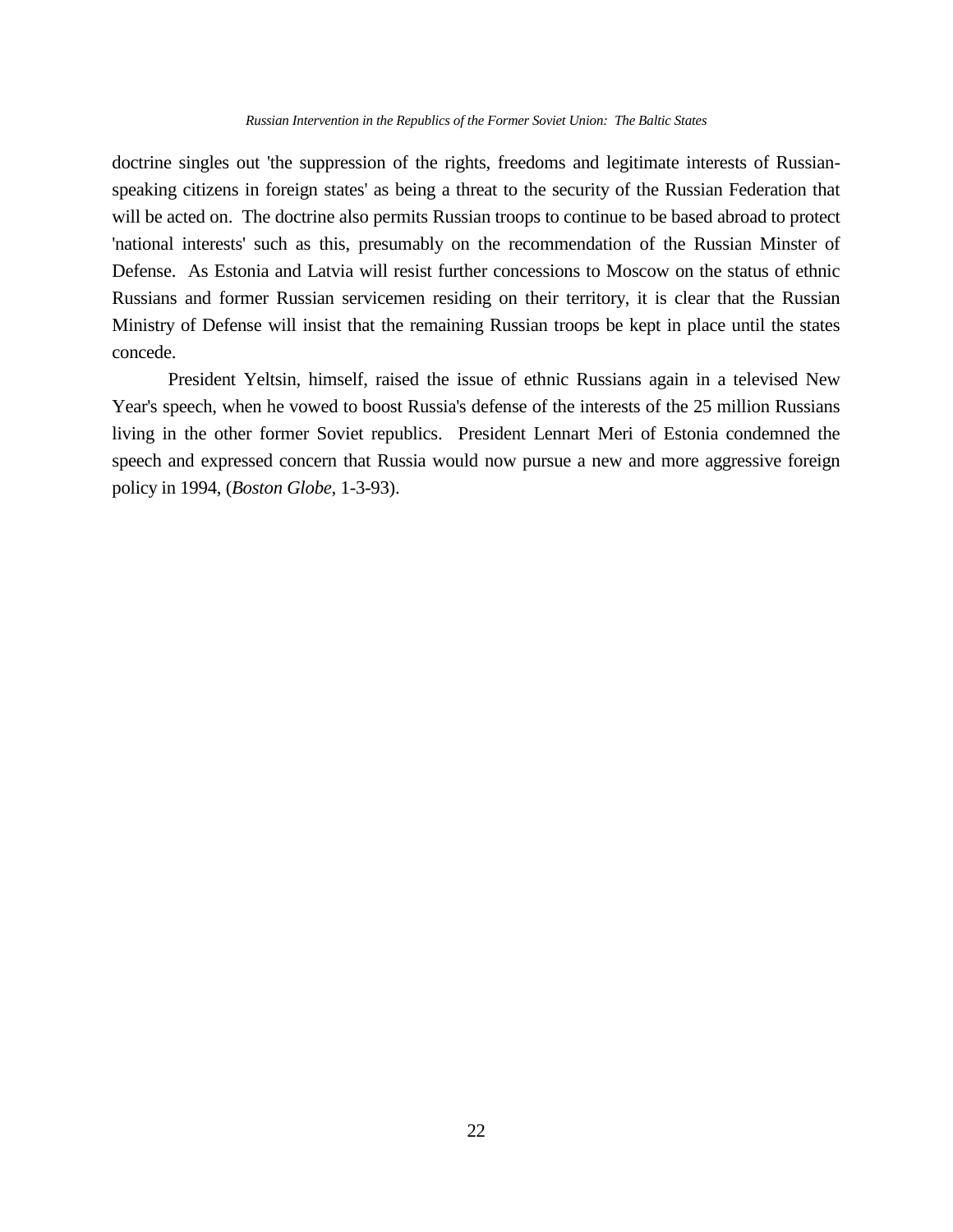doctrine singles out 'the suppression of the rights, freedoms and legitimate interests of Russian-speaking citizens in foreign states' as being a threat to the security of the Russian Federation that will be acted on. The doctrine also permits Russian troops to continue to be based abroad to protect 'national interests' such as this, presumably on the recommendation of the Russian Minster of Defense. As Estonia and Latvia will resist further concessions to Moscow on the status of ethnic Russians and former Russian servicemen residing on their territory, it is clear that the Russian Ministry of Defense will insist that the remaining Russian troops be kept in place until the states concede.

President Yeltsin, himself, raised the issue of ethnic Russians again in a televised New Year's speech, when he vowed to boost Russia's defense of the interests of the 25 million Russians living in the other former Soviet republics. President Lennart Meri of Estonia condemned the speech and expressed concern that Russia would now pursue a new and more aggressive foreign policy in 1994, (*Boston Globe*, 1-3-93).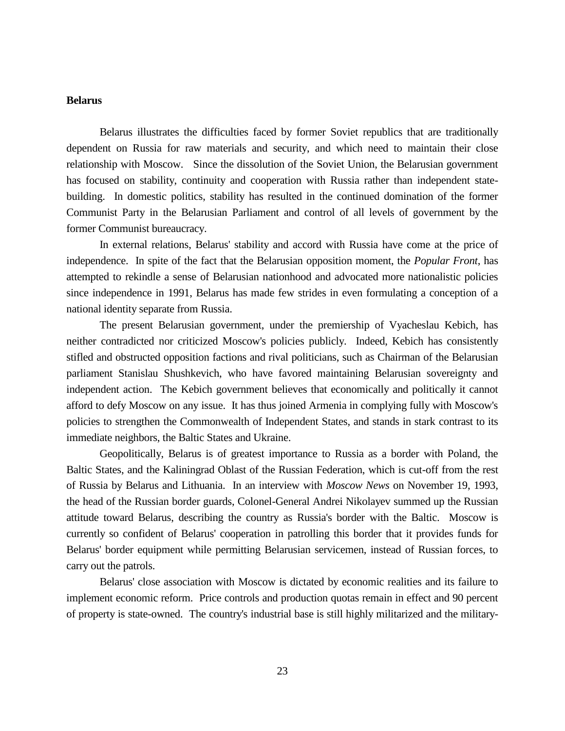## Belarus

Belarus illustrates the difficulties faced by former Soviet republics that are traditionally dependent on Russia for raw materials and security, and which need to maintain their close relationship with Moscow. Since the dissolution of the Soviet Union, the Belarusian government has focused on stability, continuity and cooperation with Russia rather than independent state-building. In domestic politics, stability has resulted in the continued domination of the former Communist Party in the Belarusian Parliament and control of all levels of government by the former Communist bureaucracy.

In external relations, Belarus' stability and accord with Russia have come at the price of independence. In spite of the fact that the Belarusian opposition moment, the *Popular Front*, has attempted to rekindle a sense of Belarusian nationhood and advocated more nationalistic policies since independence in 1991, Belarus has made few strides in even formulating a conception of a national identity separate from Russia.

The present Belarusian government, under the premiership of Vyacheslau Kebich, has neither contradicted nor criticized Moscow's policies publicly. Indeed, Kebich has consistently stifled and obstructed opposition factions and rival politicians, such as Chairman of the Belarusian parliament Stanislau Shushkevich, who have favored maintaining Belarusian sovereignty and independent action. The Kebich government believes that economically and politically it cannot afford to defy Moscow on any issue. It has thus joined Armenia in complying fully with Moscow's policies to strengthen the Commonwealth of Independent States, and stands in stark contrast to its immediate neighbors, the Baltic States and Ukraine.

Geopolitically, Belarus is of greatest importance to Russia as a border with Poland, the Baltic States, and the Kaliningrad Oblast of the Russian Federation, which is cut-off from the rest of Russia by Belarus and Lithuania. In an interview with *Moscow News* on November 19, 1993, the head of the Russian border guards, Colonel-General Andrei Nikolayev summed up the Russian attitude toward Belarus, describing the country as Russia's border with the Baltic. Moscow is currently so confident of Belarus' cooperation in patrolling this border that it provides funds for Belarus' border equipment while permitting Belarusian servicemen, instead of Russian forces, to carry out the patrols.

Belarus' close association with Moscow is dictated by economic realities and its failure to implement economic reform. Price controls and production quotas remain in effect and 90 percent of property is state-owned. The country's industrial base is still highly militarized and the military-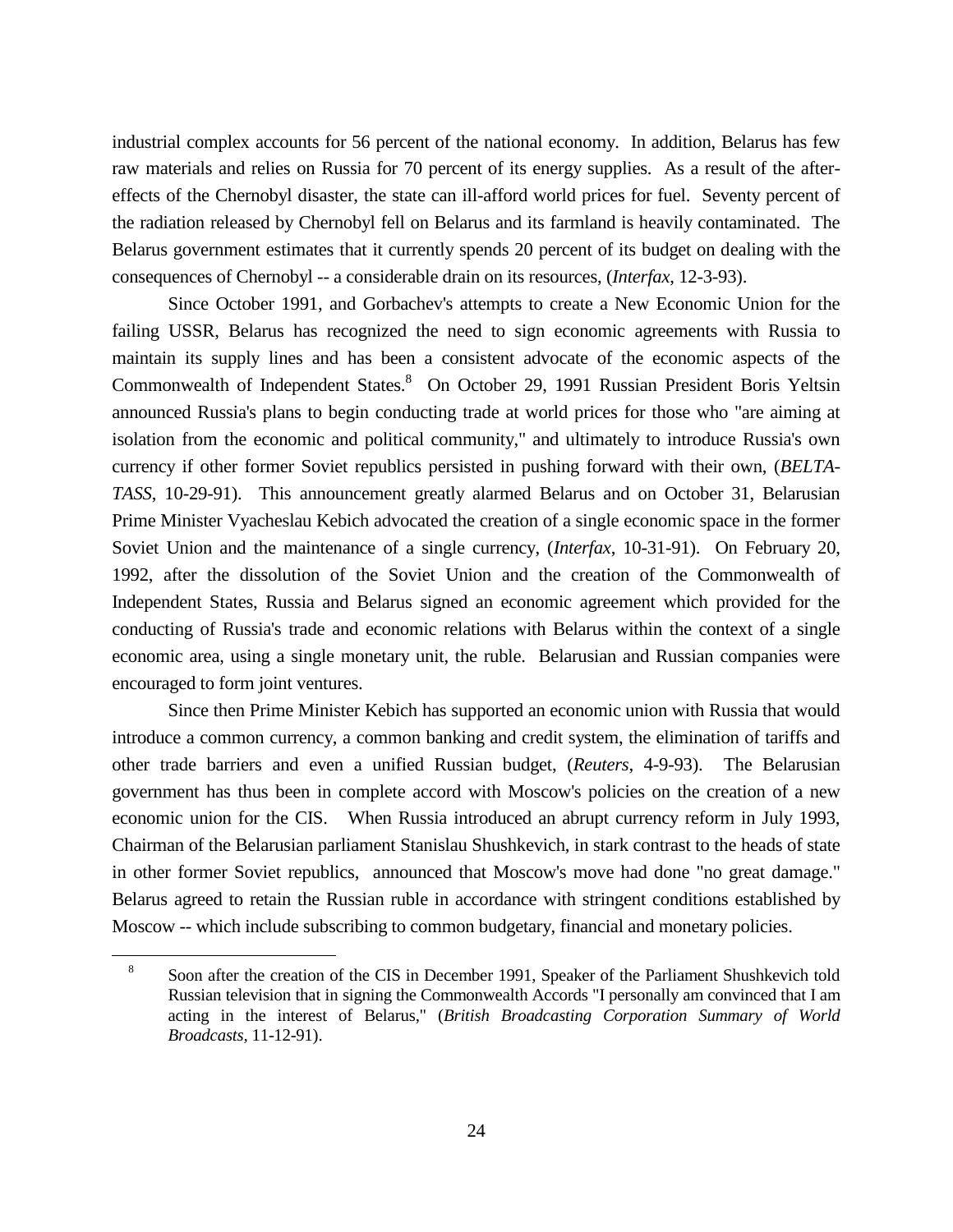industrial complex accounts for 56 percent of the national economy. In addition, Belarus has few raw materials and relies on Russia for 70 percent of its energy supplies. As a result of the after-effects of the Chernobyl disaster, the state can ill-afford world prices for fuel. Seventy percent of the radiation released by Chernobyl fell on Belarus and its farmland is heavily contaminated. The Belarus government estimates that it currently spends 20 percent of its budget on dealing with the consequences of Chernobyl -- a considerable drain on its resources, (*Interfax*, 12-3-93).

Since October 1991, and Gorbachev's attempts to create a New Economic Union for the failing USSR, Belarus has recognized the need to sign economic agreements with Russia to maintain its supply lines and has been a consistent advocate of the economic aspects of the Commonwealth of Independent States.[8] On October 29, 1991 Russian President Boris Yeltsin announced Russia's plans to begin conducting trade at world prices for those who "are aiming at isolation from the economic and political community," and ultimately to introduce Russia's own currency if other former Soviet republics persisted in pushing forward with their own, (*BELTA-TASS*, 10-29-91). This announcement greatly alarmed Belarus and on October 31, Belarusian Prime Minister Vyacheslau Kebich advocated the creation of a single economic space in the former Soviet Union and the maintenance of a single currency, (*Interfax*, 10-31-91). On February 20, 1992, after the dissolution of the Soviet Union and the creation of the Commonwealth of Independent States, Russia and Belarus signed an economic agreement which provided for the conducting of Russia's trade and economic relations with Belarus within the context of a single economic area, using a single monetary unit, the ruble. Belarusian and Russian companies were encouraged to form joint ventures.

Since then Prime Minister Kebich has supported an economic union with Russia that would introduce a common currency, a common banking and credit system, the elimination of tariffs and other trade barriers and even a unified Russian budget, (*Reuters*, 4-9-93). The Belarusian government has thus been in complete accord with Moscow's policies on the creation of a new economic union for the CIS. When Russia introduced an abrupt currency reform in July 1993, Chairman of the Belarusian parliament Stanislau Shushkevich, in stark contrast to the heads of state in other former Soviet republics, announced that Moscow's move had done "no great damage." Belarus agreed to retain the Russian ruble in accordance with stringent conditions established by Moscow -- which include subscribing to common budgetary, financial and monetary policies.

---

[8] Soon after the creation of the CIS in December 1991, Speaker of the Parliament Shushkevich told Russian television that in signing the Commonwealth Accords "I personally am convinced that I am acting in the interest of Belarus," (*British Broadcasting Corporation Summary of World Broadcasts*, 11-12-91).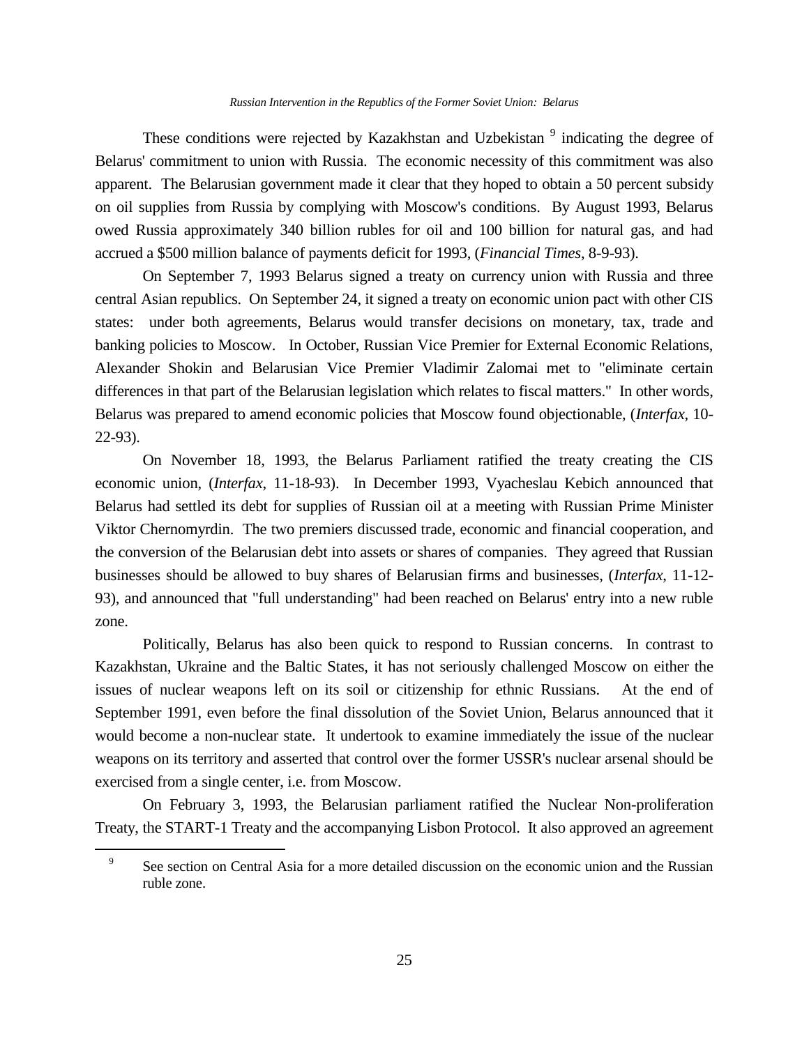These conditions were rejected by Kazakhstan and Uzbekistan [9] indicating the degree of Belarus' commitment to union with Russia. The economic necessity of this commitment was also apparent. The Belarusian government made it clear that they hoped to obtain a 50 percent subsidy on oil supplies from Russia by complying with Moscow's conditions. By August 1993, Belarus owed Russia approximately 340 billion rubles for oil and 100 billion for natural gas, and had accrued a $500 million balance of payments deficit for 1993, (*Financial Times*, 8-9-93).

On September 7, 1993 Belarus signed a treaty on currency union with Russia and three central Asian republics. On September 24, it signed a treaty on economic union pact with other CIS states: under both agreements, Belarus would transfer decisions on monetary, tax, trade and banking policies to Moscow. In October, Russian Vice Premier for External Economic Relations, Alexander Shokin and Belarusian Vice Premier Vladimir Zalomai met to "eliminate certain differences in that part of the Belarusian legislation which relates to fiscal matters." In other words, Belarus was prepared to amend economic policies that Moscow found objectionable, (*Interfax*, 10-22-93).

On November 18, 1993, the Belarus Parliament ratified the treaty creating the CIS economic union, (*Interfax*, 11-18-93). In December 1993, Vyacheslau Kebich announced that Belarus had settled its debt for supplies of Russian oil at a meeting with Russian Prime Minister Viktor Chernomyrdin. The two premiers discussed trade, economic and financial cooperation, and the conversion of the Belarusian debt into assets or shares of companies. They agreed that Russian businesses should be allowed to buy shares of Belarusian firms and businesses, (*Interfax*, 11-12-93), and announced that "full understanding" had been reached on Belarus' entry into a new ruble zone.

Politically, Belarus has also been quick to respond to Russian concerns. In contrast to Kazakhstan, Ukraine and the Baltic States, it has not seriously challenged Moscow on either the issues of nuclear weapons left on its soil or citizenship for ethnic Russians. At the end of September 1991, even before the final dissolution of the Soviet Union, Belarus announced that it would become a non-nuclear state. It undertook to examine immediately the issue of the nuclear weapons on its territory and asserted that control over the former USSR's nuclear arsenal should be exercised from a single center, i.e. from Moscow.

On February 3, 1993, the Belarusian parliament ratified the Nuclear Non-proliferation Treaty, the START-1 Treaty and the accompanying Lisbon Protocol. It also approved an agreement

---

[9] See section on Central Asia for a more detailed discussion on the economic union and the Russian ruble zone.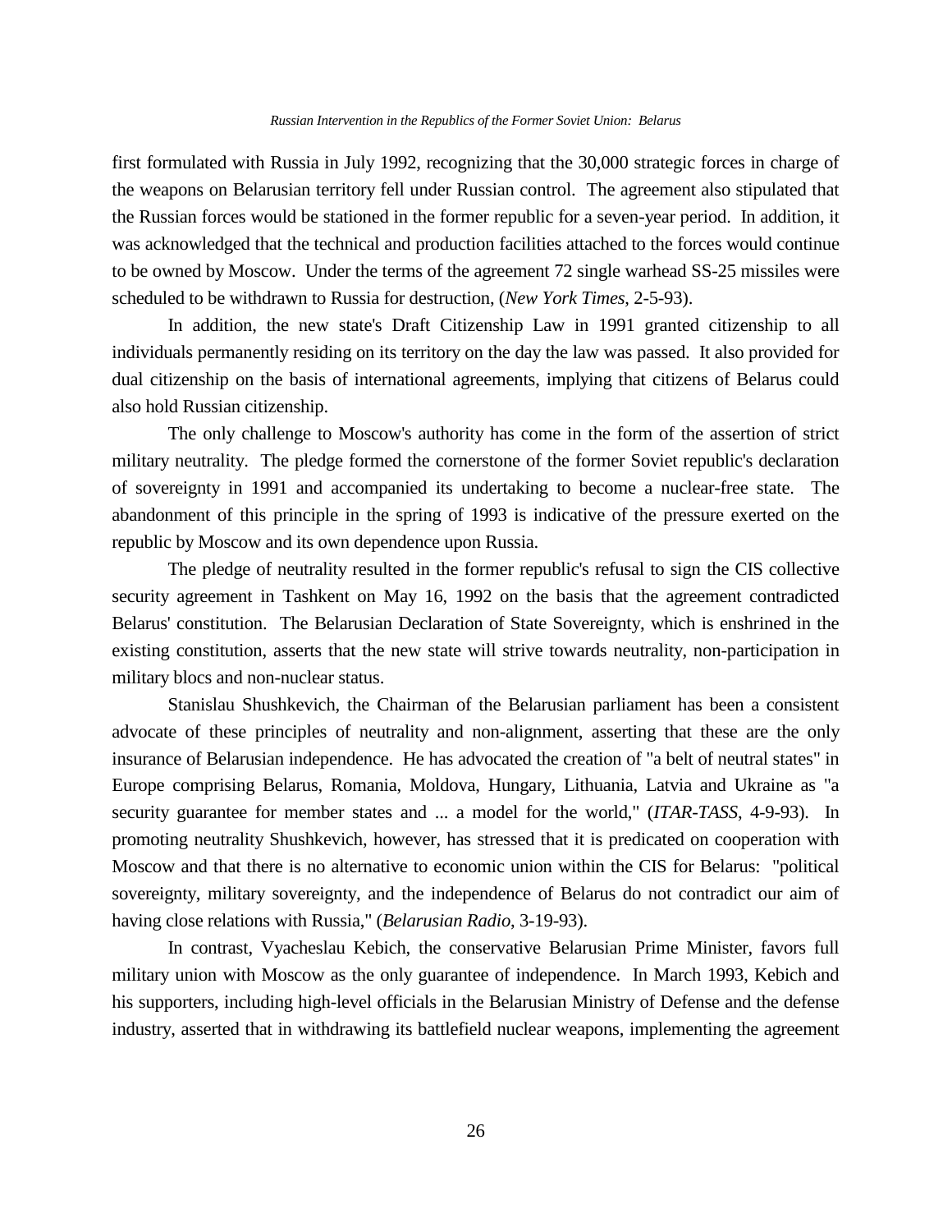first formulated with Russia in July 1992, recognizing that the 30,000 strategic forces in charge of the weapons on Belarusian territory fell under Russian control. The agreement also stipulated that the Russian forces would be stationed in the former republic for a seven-year period. In addition, it was acknowledged that the technical and production facilities attached to the forces would continue to be owned by Moscow. Under the terms of the agreement 72 single warhead SS-25 missiles were scheduled to be withdrawn to Russia for destruction, (*New York Times*, 2-5-93).

In addition, the new state's Draft Citizenship Law in 1991 granted citizenship to all individuals permanently residing on its territory on the day the law was passed. It also provided for dual citizenship on the basis of international agreements, implying that citizens of Belarus could also hold Russian citizenship.

The only challenge to Moscow's authority has come in the form of the assertion of strict military neutrality. The pledge formed the cornerstone of the former Soviet republic's declaration of sovereignty in 1991 and accompanied its undertaking to become a nuclear-free state. The abandonment of this principle in the spring of 1993 is indicative of the pressure exerted on the republic by Moscow and its own dependence upon Russia.

The pledge of neutrality resulted in the former republic's refusal to sign the CIS collective security agreement in Tashkent on May 16, 1992 on the basis that the agreement contradicted Belarus' constitution. The Belarusian Declaration of State Sovereignty, which is enshrined in the existing constitution, asserts that the new state will strive towards neutrality, non-participation in military blocs and non-nuclear status.

Stanislau Shushkevich, the Chairman of the Belarusian parliament has been a consistent advocate of these principles of neutrality and non-alignment, asserting that these are the only insurance of Belarusian independence. He has advocated the creation of "a belt of neutral states" in Europe comprising Belarus, Romania, Moldova, Hungary, Lithuania, Latvia and Ukraine as "a security guarantee for member states and ... a model for the world," (*ITAR-TASS*, 4-9-93). In promoting neutrality Shushkevich, however, has stressed that it is predicated on cooperation with Moscow and that there is no alternative to economic union within the CIS for Belarus: "political sovereignty, military sovereignty, and the independence of Belarus do not contradict our aim of having close relations with Russia," (*Belarusian Radio*, 3-19-93).

In contrast, Vyacheslau Kebich, the conservative Belarusian Prime Minister, favors full military union with Moscow as the only guarantee of independence. In March 1993, Kebich and his supporters, including high-level officials in the Belarusian Ministry of Defense and the defense industry, asserted that in withdrawing its battlefield nuclear weapons, implementing the agreement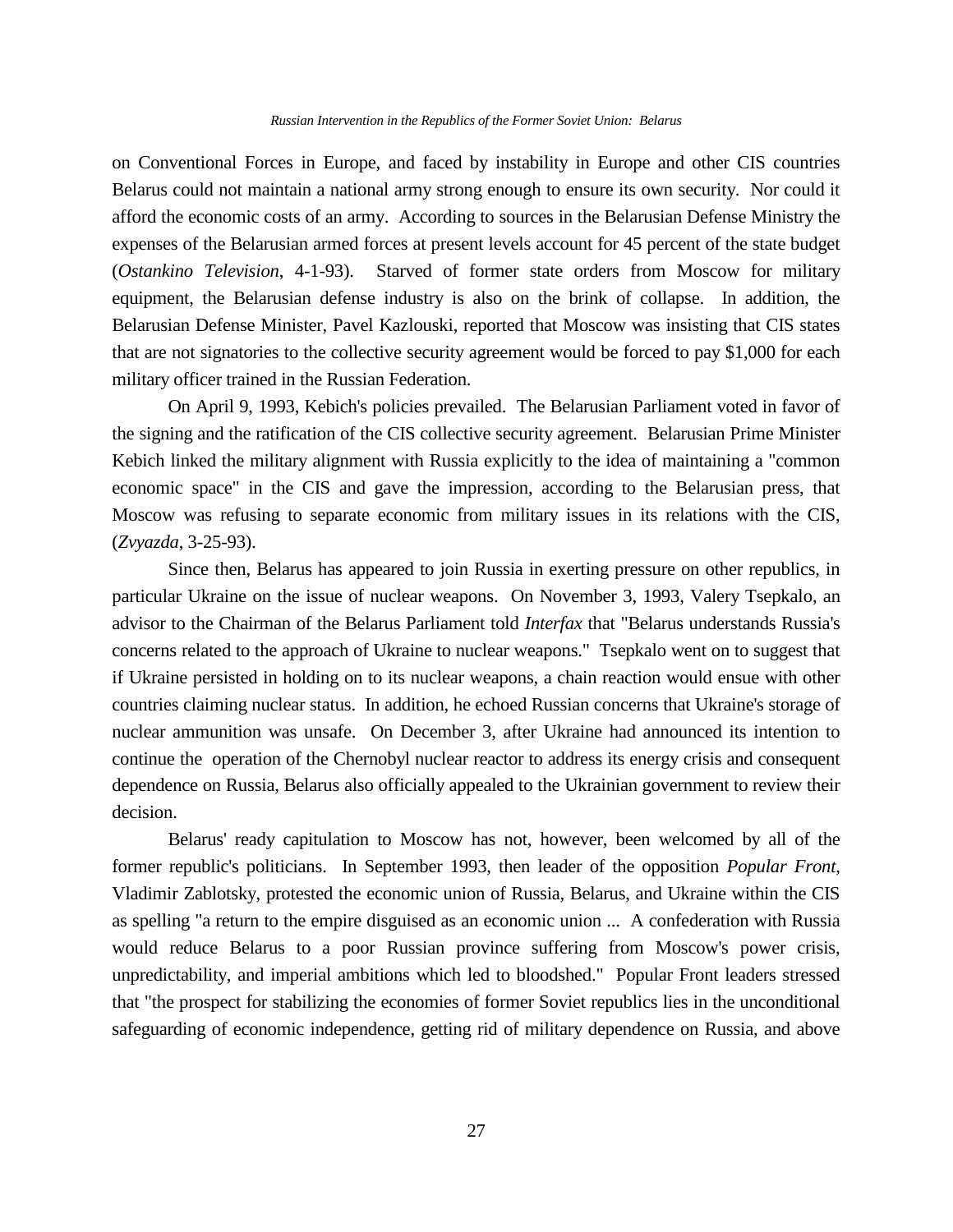on Conventional Forces in Europe, and faced by instability in Europe and other CIS countries Belarus could not maintain a national army strong enough to ensure its own security. Nor could it afford the economic costs of an army. According to sources in the Belarusian Defense Ministry the expenses of the Belarusian armed forces at present levels account for 45 percent of the state budget (*Ostankino Television*, 4-1-93). Starved of former state orders from Moscow for military equipment, the Belarusian defense industry is also on the brink of collapse. In addition, the Belarusian Defense Minister, Pavel Kazlouski, reported that Moscow was insisting that CIS states that are not signatories to the collective security agreement would be forced to pay $1,000 for each military officer trained in the Russian Federation.

On April 9, 1993, Kebich's policies prevailed. The Belarusian Parliament voted in favor of the signing and the ratification of the CIS collective security agreement. Belarusian Prime Minister Kebich linked the military alignment with Russia explicitly to the idea of maintaining a "common economic space" in the CIS and gave the impression, according to the Belarusian press, that Moscow was refusing to separate economic from military issues in its relations with the CIS, (*Zvyazda*, 3-25-93).

Since then, Belarus has appeared to join Russia in exerting pressure on other republics, in particular Ukraine on the issue of nuclear weapons. On November 3, 1993, Valery Tsepkalo, an advisor to the Chairman of the Belarus Parliament told *Interfax* that "Belarus understands Russia's concerns related to the approach of Ukraine to nuclear weapons." Tsepkalo went on to suggest that if Ukraine persisted in holding on to its nuclear weapons, a chain reaction would ensue with other countries claiming nuclear status. In addition, he echoed Russian concerns that Ukraine's storage of nuclear ammunition was unsafe. On December 3, after Ukraine had announced its intention to continue the operation of the Chernobyl nuclear reactor to address its energy crisis and consequent dependence on Russia, Belarus also officially appealed to the Ukrainian government to review their decision.

Belarus' ready capitulation to Moscow has not, however, been welcomed by all of the former republic's politicians. In September 1993, then leader of the opposition *Popular Front*, Vladimir Zablotsky, protested the economic union of Russia, Belarus, and Ukraine within the CIS as spelling "a return to the empire disguised as an economic union ... A confederation with Russia would reduce Belarus to a poor Russian province suffering from Moscow's power crisis, unpredictability, and imperial ambitions which led to bloodshed." Popular Front leaders stressed that "the prospect for stabilizing the economies of former Soviet republics lies in the unconditional safeguarding of economic independence, getting rid of military dependence on Russia, and above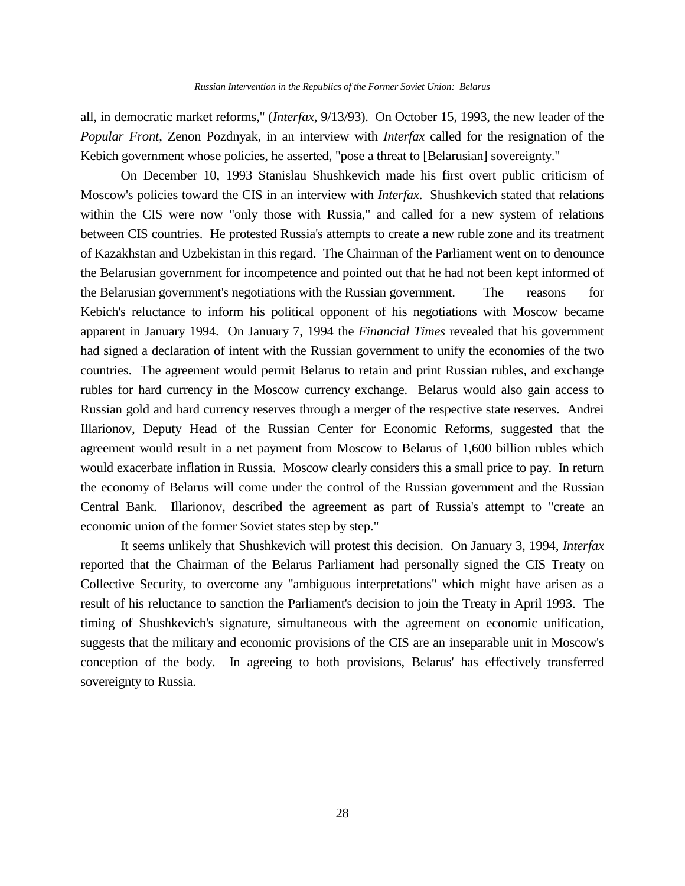all, in democratic market reforms," (*Interfax*, 9/13/93). On October 15, 1993, the new leader of the *Popular Front*, Zenon Pozdnyak, in an interview with *Interfax* called for the resignation of the Kebich government whose policies, he asserted, "pose a threat to [Belarusian] sovereignty."

On December 10, 1993 Stanislau Shushkevich made his first overt public criticism of Moscow's policies toward the CIS in an interview with *Interfax*. Shushkevich stated that relations within the CIS were now "only those with Russia," and called for a new system of relations between CIS countries. He protested Russia's attempts to create a new ruble zone and its treatment of Kazakhstan and Uzbekistan in this regard. The Chairman of the Parliament went on to denounce the Belarusian government for incompetence and pointed out that he had not been kept informed of the Belarusian government's negotiations with the Russian government. The reasons for Kebich's reluctance to inform his political opponent of his negotiations with Moscow became apparent in January 1994. On January 7, 1994 the *Financial Times* revealed that his government had signed a declaration of intent with the Russian government to unify the economies of the two countries. The agreement would permit Belarus to retain and print Russian rubles, and exchange rubles for hard currency in the Moscow currency exchange. Belarus would also gain access to Russian gold and hard currency reserves through a merger of the respective state reserves. Andrei Illarionov, Deputy Head of the Russian Center for Economic Reforms, suggested that the agreement would result in a net payment from Moscow to Belarus of 1,600 billion rubles which would exacerbate inflation in Russia. Moscow clearly considers this a small price to pay. In return the economy of Belarus will come under the control of the Russian government and the Russian Central Bank. Illarionov, described the agreement as part of Russia's attempt to "create an economic union of the former Soviet states step by step."

It seems unlikely that Shushkevich will protest this decision. On January 3, 1994, *Interfax* reported that the Chairman of the Belarus Parliament had personally signed the CIS Treaty on Collective Security, to overcome any "ambiguous interpretations" which might have arisen as a result of his reluctance to sanction the Parliament's decision to join the Treaty in April 1993. The timing of Shushkevich's signature, simultaneous with the agreement on economic unification, suggests that the military and economic provisions of the CIS are an inseparable unit in Moscow's conception of the body. In agreeing to both provisions, Belarus' has effectively transferred sovereignty to Russia.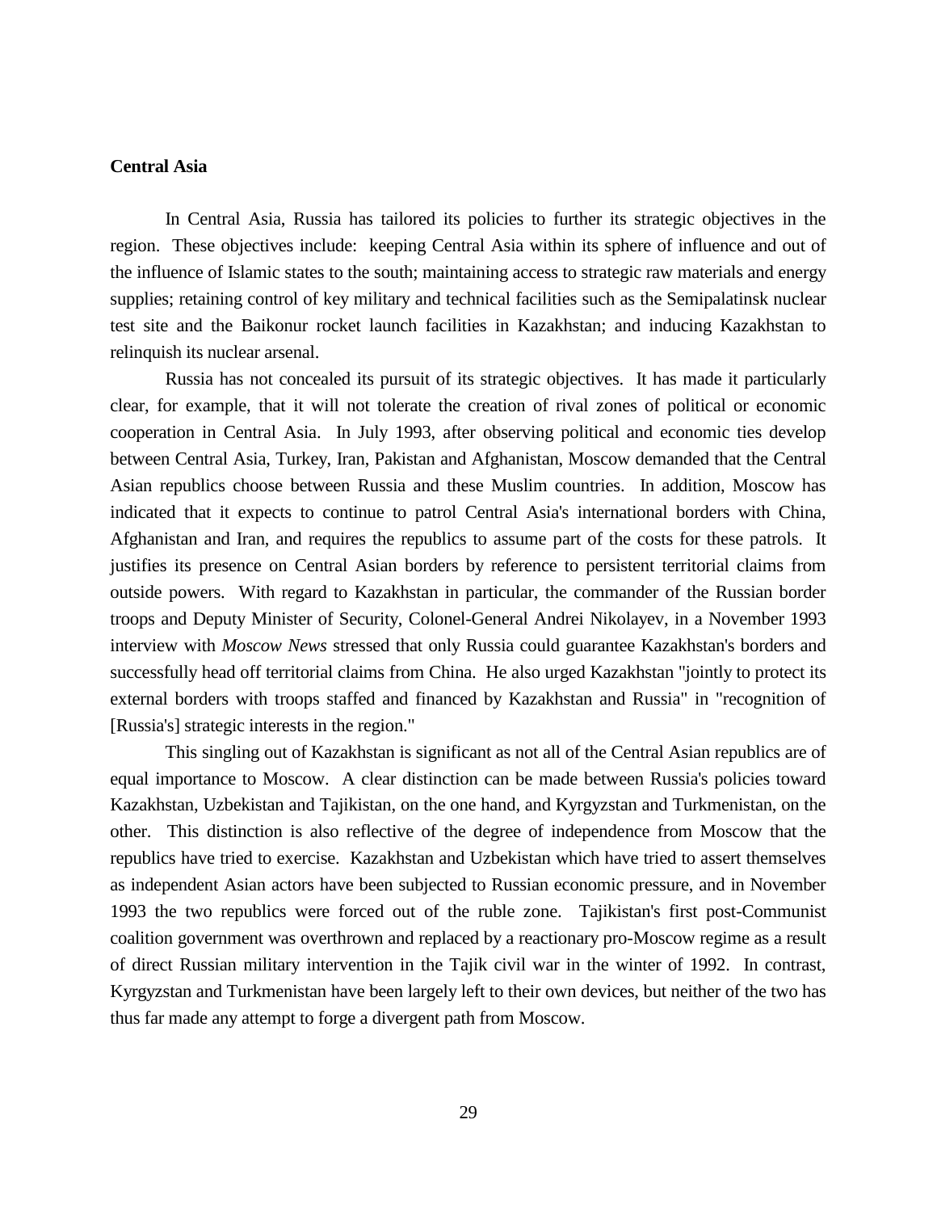**Central Asia**

In Central Asia, Russia has tailored its policies to further its strategic objectives in the region. These objectives include: keeping Central Asia within its sphere of influence and out of the influence of Islamic states to the south; maintaining access to strategic raw materials and energy supplies; retaining control of key military and technical facilities such as the Semipalatinsk nuclear test site and the Baikonur rocket launch facilities in Kazakhstan; and inducing Kazakhstan to relinquish its nuclear arsenal.

Russia has not concealed its pursuit of its strategic objectives. It has made it particularly clear, for example, that it will not tolerate the creation of rival zones of political or economic cooperation in Central Asia. In July 1993, after observing political and economic ties develop between Central Asia, Turkey, Iran, Pakistan and Afghanistan, Moscow demanded that the Central Asian republics choose between Russia and these Muslim countries. In addition, Moscow has indicated that it expects to continue to patrol Central Asia's international borders with China, Afghanistan and Iran, and requires the republics to assume part of the costs for these patrols. It justifies its presence on Central Asian borders by reference to persistent territorial claims from outside powers. With regard to Kazakhstan in particular, the commander of the Russian border troops and Deputy Minister of Security, Colonel-General Andrei Nikolayev, in a November 1993 interview with *Moscow News* stressed that only Russia could guarantee Kazakhstan's borders and successfully head off territorial claims from China. He also urged Kazakhstan "jointly to protect its external borders with troops staffed and financed by Kazakhstan and Russia" in "recognition of [Russia's] strategic interests in the region."

This singling out of Kazakhstan is significant as not all of the Central Asian republics are of equal importance to Moscow. A clear distinction can be made between Russia's policies toward Kazakhstan, Uzbekistan and Tajikistan, on the one hand, and Kyrgyzstan and Turkmenistan, on the other. This distinction is also reflective of the degree of independence from Moscow that the republics have tried to exercise. Kazakhstan and Uzbekistan which have tried to assert themselves as independent Asian actors have been subjected to Russian economic pressure, and in November 1993 the two republics were forced out of the ruble zone. Tajikistan's first post-Communist coalition government was overthrown and replaced by a reactionary pro-Moscow regime as a result of direct Russian military intervention in the Tajik civil war in the winter of 1992. In contrast, Kyrgyzstan and Turkmenistan have been largely left to their own devices, but neither of the two has thus far made any attempt to forge a divergent path from Moscow.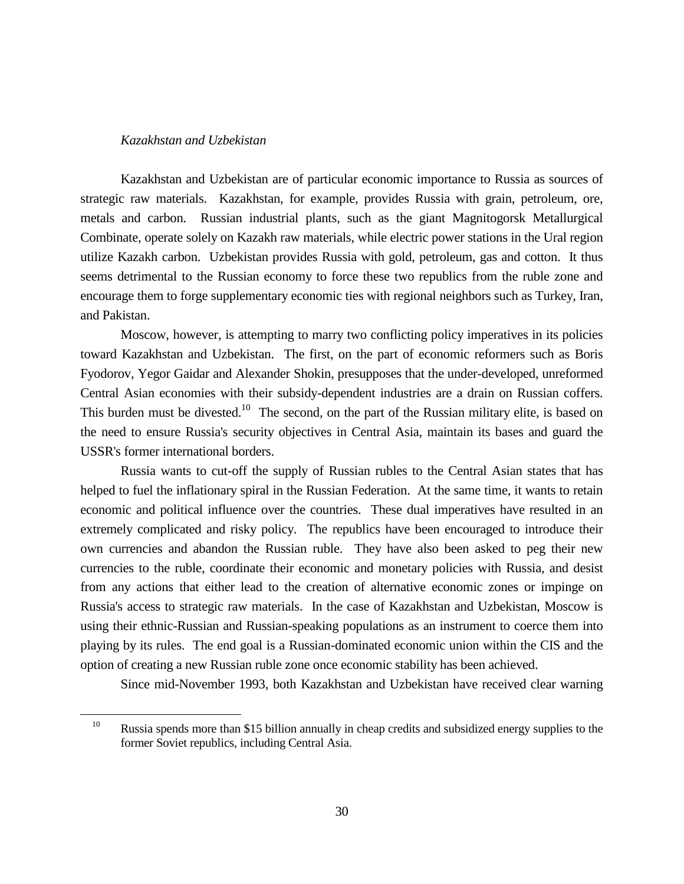*Kazakhstan and Uzbekistan*

Kazakhstan and Uzbekistan are of particular economic importance to Russia as sources of strategic raw materials. Kazakhstan, for example, provides Russia with grain, petroleum, ore, metals and carbon. Russian industrial plants, such as the giant Magnitogorsk Metallurgical Combinate, operate solely on Kazakh raw materials, while electric power stations in the Ural region utilize Kazakh carbon. Uzbekistan provides Russia with gold, petroleum, gas and cotton. It thus seems detrimental to the Russian economy to force these two republics from the ruble zone and encourage them to forge supplementary economic ties with regional neighbors such as Turkey, Iran, and Pakistan.

Moscow, however, is attempting to marry two conflicting policy imperatives in its policies toward Kazakhstan and Uzbekistan. The first, on the part of economic reformers such as Boris Fyodorov, Yegor Gaidar and Alexander Shokin, presupposes that the under-developed, unreformed Central Asian economies with their subsidy-dependent industries are a drain on Russian coffers. This burden must be divested.[10] The second, on the part of the Russian military elite, is based on the need to ensure Russia's security objectives in Central Asia, maintain its bases and guard the USSR's former international borders.

Russia wants to cut-off the supply of Russian rubles to the Central Asian states that has helped to fuel the inflationary spiral in the Russian Federation. At the same time, it wants to retain economic and political influence over the countries. These dual imperatives have resulted in an extremely complicated and risky policy. The republics have been encouraged to introduce their own currencies and abandon the Russian ruble. They have also been asked to peg their new currencies to the ruble, coordinate their economic and monetary policies with Russia, and desist from any actions that either lead to the creation of alternative economic zones or impinge on Russia's access to strategic raw materials. In the case of Kazakhstan and Uzbekistan, Moscow is using their ethnic-Russian and Russian-speaking populations as an instrument to coerce them into playing by its rules. The end goal is a Russian-dominated economic union within the CIS and the option of creating a new Russian ruble zone once economic stability has been achieved.

Since mid-November 1993, both Kazakhstan and Uzbekistan have received clear warning

---

[10] Russia spends more than $15 billion annually in cheap credits and subsidized energy supplies to the former Soviet republics, including Central Asia.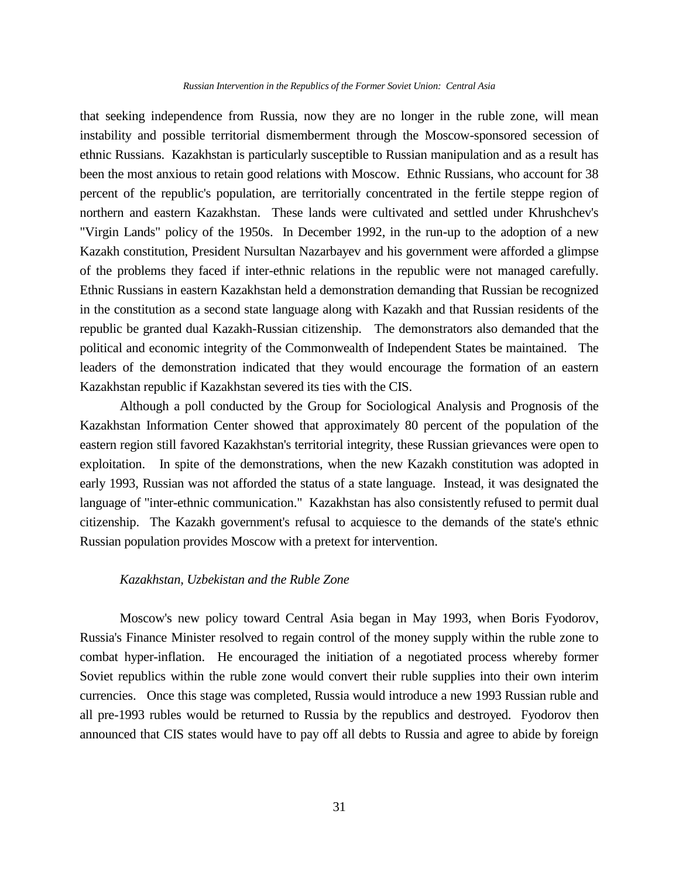that seeking independence from Russia, now they are no longer in the ruble zone, will mean instability and possible territorial dismemberment through the Moscow-sponsored secession of ethnic Russians. Kazakhstan is particularly susceptible to Russian manipulation and as a result has been the most anxious to retain good relations with Moscow. Ethnic Russians, who account for 38 percent of the republic's population, are territorially concentrated in the fertile steppe region of northern and eastern Kazakhstan. These lands were cultivated and settled under Khrushchev's "Virgin Lands" policy of the 1950s. In December 1992, in the run-up to the adoption of a new Kazakh constitution, President Nursultan Nazarbayev and his government were afforded a glimpse of the problems they faced if inter-ethnic relations in the republic were not managed carefully. Ethnic Russians in eastern Kazakhstan held a demonstration demanding that Russian be recognized in the constitution as a second state language along with Kazakh and that Russian residents of the republic be granted dual Kazakh-Russian citizenship. The demonstrators also demanded that the political and economic integrity of the Commonwealth of Independent States be maintained. The leaders of the demonstration indicated that they would encourage the formation of an eastern Kazakhstan republic if Kazakhstan severed its ties with the CIS.

Although a poll conducted by the Group for Sociological Analysis and Prognosis of the Kazakhstan Information Center showed that approximately 80 percent of the population of the eastern region still favored Kazakhstan's territorial integrity, these Russian grievances were open to exploitation. In spite of the demonstrations, when the new Kazakh constitution was adopted in early 1993, Russian was not afforded the status of a state language. Instead, it was designated the language of "inter-ethnic communication." Kazakhstan has also consistently refused to permit dual citizenship. The Kazakh government's refusal to acquiesce to the demands of the state's ethnic Russian population provides Moscow with a pretext for intervention.

### *Kazakhstan, Uzbekistan and the Ruble Zone*

Moscow's new policy toward Central Asia began in May 1993, when Boris Fyodorov, Russia's Finance Minister resolved to regain control of the money supply within the ruble zone to combat hyper-inflation. He encouraged the initiation of a negotiated process whereby former Soviet republics within the ruble zone would convert their ruble supplies into their own interim currencies. Once this stage was completed, Russia would introduce a new 1993 Russian ruble and all pre-1993 rubles would be returned to Russia by the republics and destroyed. Fyodorov then announced that CIS states would have to pay off all debts to Russia and agree to abide by foreign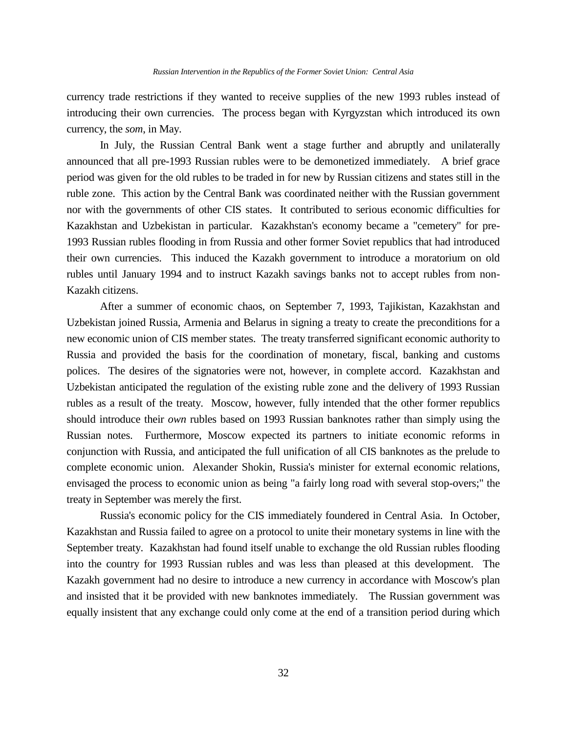currency trade restrictions if they wanted to receive supplies of the new 1993 rubles instead of introducing their own currencies. The process began with Kyrgyzstan which introduced its own currency, the *som*, in May.

In July, the Russian Central Bank went a stage further and abruptly and unilaterally announced that all pre-1993 Russian rubles were to be demonetized immediately. A brief grace period was given for the old rubles to be traded in for new by Russian citizens and states still in the ruble zone. This action by the Central Bank was coordinated neither with the Russian government nor with the governments of other CIS states. It contributed to serious economic difficulties for Kazakhstan and Uzbekistan in particular. Kazakhstan's economy became a "cemetery" for pre-1993 Russian rubles flooding in from Russia and other former Soviet republics that had introduced their own currencies. This induced the Kazakh government to introduce a moratorium on old rubles until January 1994 and to instruct Kazakh savings banks not to accept rubles from non-Kazakh citizens.

After a summer of economic chaos, on September 7, 1993, Tajikistan, Kazakhstan and Uzbekistan joined Russia, Armenia and Belarus in signing a treaty to create the preconditions for a new economic union of CIS member states. The treaty transferred significant economic authority to Russia and provided the basis for the coordination of monetary, fiscal, banking and customs polices. The desires of the signatories were not, however, in complete accord. Kazakhstan and Uzbekistan anticipated the regulation of the existing ruble zone and the delivery of 1993 Russian rubles as a result of the treaty. Moscow, however, fully intended that the other former republics should introduce their *own* rubles based on 1993 Russian banknotes rather than simply using the Russian notes. Furthermore, Moscow expected its partners to initiate economic reforms in conjunction with Russia, and anticipated the full unification of all CIS banknotes as the prelude to complete economic union. Alexander Shokin, Russia's minister for external economic relations, envisaged the process to economic union as being "a fairly long road with several stop-overs;" the treaty in September was merely the first.

Russia's economic policy for the CIS immediately foundered in Central Asia. In October, Kazakhstan and Russia failed to agree on a protocol to unite their monetary systems in line with the September treaty. Kazakhstan had found itself unable to exchange the old Russian rubles flooding into the country for 1993 Russian rubles and was less than pleased at this development. The Kazakh government had no desire to introduce a new currency in accordance with Moscow's plan and insisted that it be provided with new banknotes immediately. The Russian government was equally insistent that any exchange could only come at the end of a transition period during which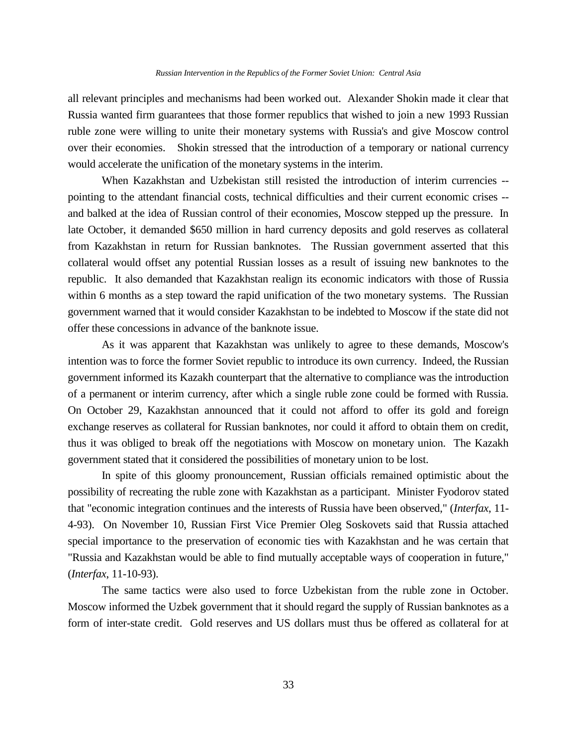all relevant principles and mechanisms had been worked out. Alexander Shokin made it clear that Russia wanted firm guarantees that those former republics that wished to join a new 1993 Russian ruble zone were willing to unite their monetary systems with Russia's and give Moscow control over their economies. Shokin stressed that the introduction of a temporary or national currency would accelerate the unification of the monetary systems in the interim.

When Kazakhstan and Uzbekistan still resisted the introduction of interim currencies -- pointing to the attendant financial costs, technical difficulties and their current economic crises -- and balked at the idea of Russian control of their economies, Moscow stepped up the pressure. In late October, it demanded $650 million in hard currency deposits and gold reserves as collateral from Kazakhstan in return for Russian banknotes. The Russian government asserted that this collateral would offset any potential Russian losses as a result of issuing new banknotes to the republic. It also demanded that Kazakhstan realign its economic indicators with those of Russia within 6 months as a step toward the rapid unification of the two monetary systems. The Russian government warned that it would consider Kazakhstan to be indebted to Moscow if the state did not offer these concessions in advance of the banknote issue.

As it was apparent that Kazakhstan was unlikely to agree to these demands, Moscow's intention was to force the former Soviet republic to introduce its own currency. Indeed, the Russian government informed its Kazakh counterpart that the alternative to compliance was the introduction of a permanent or interim currency, after which a single ruble zone could be formed with Russia. On October 29, Kazakhstan announced that it could not afford to offer its gold and foreign exchange reserves as collateral for Russian banknotes, nor could it afford to obtain them on credit, thus it was obliged to break off the negotiations with Moscow on monetary union. The Kazakh government stated that it considered the possibilities of monetary union to be lost.

In spite of this gloomy pronouncement, Russian officials remained optimistic about the possibility of recreating the ruble zone with Kazakhstan as a participant. Minister Fyodorov stated that "economic integration continues and the interests of Russia have been observed," (*Interfax*, 11-4-93). On November 10, Russian First Vice Premier Oleg Soskovets said that Russia attached special importance to the preservation of economic ties with Kazakhstan and he was certain that "Russia and Kazakhstan would be able to find mutually acceptable ways of cooperation in future," (*Interfax*, 11-10-93).

The same tactics were also used to force Uzbekistan from the ruble zone in October. Moscow informed the Uzbek government that it should regard the supply of Russian banknotes as a form of inter-state credit. Gold reserves and US dollars must thus be offered as collateral for at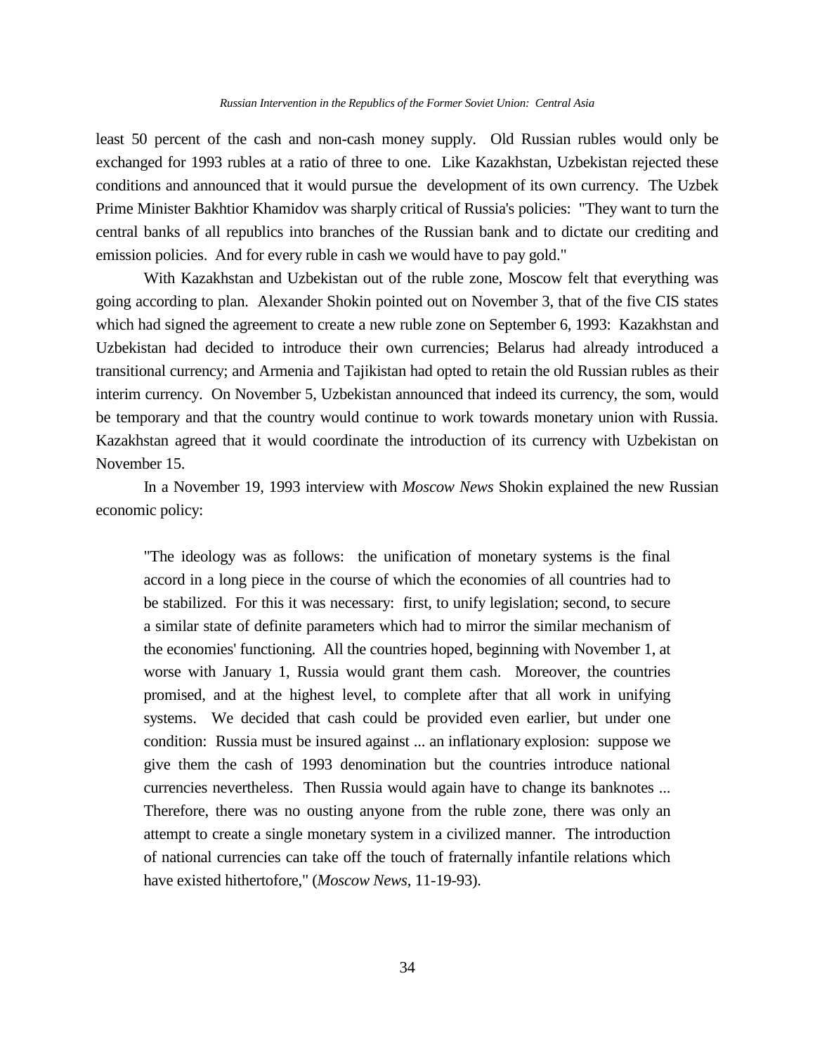least 50 percent of the cash and non-cash money supply. Old Russian rubles would only be exchanged for 1993 rubles at a ratio of three to one. Like Kazakhstan, Uzbekistan rejected these conditions and announced that it would pursue the development of its own currency. The Uzbek Prime Minister Bakhtior Khamidov was sharply critical of Russia's policies: "They want to turn the central banks of all republics into branches of the Russian bank and to dictate our crediting and emission policies. And for every ruble in cash we would have to pay gold."

With Kazakhstan and Uzbekistan out of the ruble zone, Moscow felt that everything was going according to plan. Alexander Shokin pointed out on November 3, that of the five CIS states which had signed the agreement to create a new ruble zone on September 6, 1993: Kazakhstan and Uzbekistan had decided to introduce their own currencies; Belarus had already introduced a transitional currency; and Armenia and Tajikistan had opted to retain the old Russian rubles as their interim currency. On November 5, Uzbekistan announced that indeed its currency, the som, would be temporary and that the country would continue to work towards monetary union with Russia. Kazakhstan agreed that it would coordinate the introduction of its currency with Uzbekistan on November 15.

In a November 19, 1993 interview with *Moscow News* Shokin explained the new Russian economic policy:

> "The ideology was as follows: the unification of monetary systems is the final accord in a long piece in the course of which the economies of all countries had to be stabilized. For this it was necessary: first, to unify legislation; second, to secure a similar state of definite parameters which had to mirror the similar mechanism of the economies' functioning. All the countries hoped, beginning with November 1, at worse with January 1, Russia would grant them cash. Moreover, the countries promised, and at the highest level, to complete after that all work in unifying systems. We decided that cash could be provided even earlier, but under one condition: Russia must be insured against ... an inflationary explosion: suppose we give them the cash of 1993 denomination but the countries introduce national currencies nevertheless. Then Russia would again have to change its banknotes ... Therefore, there was no ousting anyone from the ruble zone, there was only an attempt to create a single monetary system in a civilized manner. The introduction of national currencies can take off the touch of fraternally infantile relations which have existed hithertofore," (*Moscow News*, 11-19-93).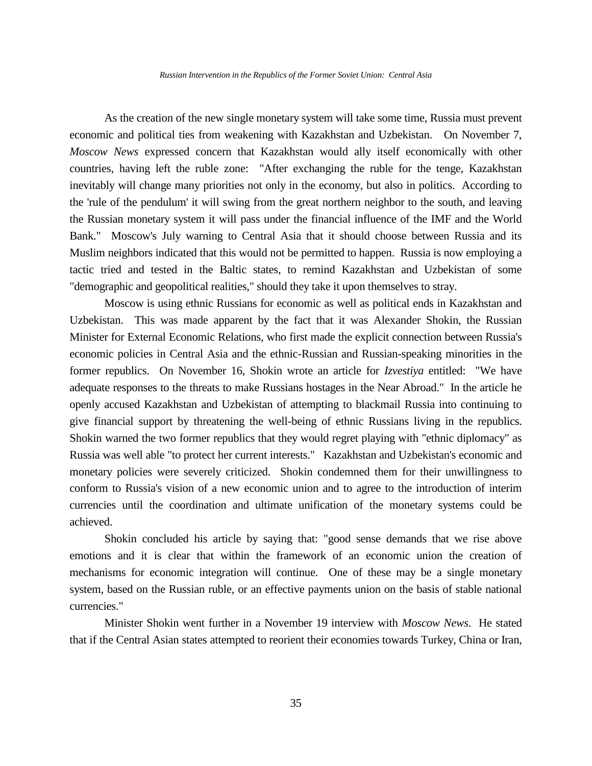As the creation of the new single monetary system will take some time, Russia must prevent economic and political ties from weakening with Kazakhstan and Uzbekistan. On November 7, *Moscow News* expressed concern that Kazakhstan would ally itself economically with other countries, having left the ruble zone: "After exchanging the ruble for the tenge, Kazakhstan inevitably will change many priorities not only in the economy, but also in politics. According to the 'rule of the pendulum' it will swing from the great northern neighbor to the south, and leaving the Russian monetary system it will pass under the financial influence of the IMF and the World Bank." Moscow's July warning to Central Asia that it should choose between Russia and its Muslim neighbors indicated that this would not be permitted to happen. Russia is now employing a tactic tried and tested in the Baltic states, to remind Kazakhstan and Uzbekistan of some "demographic and geopolitical realities," should they take it upon themselves to stray.

Moscow is using ethnic Russians for economic as well as political ends in Kazakhstan and Uzbekistan. This was made apparent by the fact that it was Alexander Shokin, the Russian Minister for External Economic Relations, who first made the explicit connection between Russia's economic policies in Central Asia and the ethnic-Russian and Russian-speaking minorities in the former republics. On November 16, Shokin wrote an article for *Izvestiya* entitled: "We have adequate responses to the threats to make Russians hostages in the Near Abroad." In the article he openly accused Kazakhstan and Uzbekistan of attempting to blackmail Russia into continuing to give financial support by threatening the well-being of ethnic Russians living in the republics. Shokin warned the two former republics that they would regret playing with "ethnic diplomacy" as Russia was well able "to protect her current interests." Kazakhstan and Uzbekistan's economic and monetary policies were severely criticized. Shokin condemned them for their unwillingness to conform to Russia's vision of a new economic union and to agree to the introduction of interim currencies until the coordination and ultimate unification of the monetary systems could be achieved.

Shokin concluded his article by saying that: "good sense demands that we rise above emotions and it is clear that within the framework of an economic union the creation of mechanisms for economic integration will continue. One of these may be a single monetary system, based on the Russian ruble, or an effective payments union on the basis of stable national currencies."

Minister Shokin went further in a November 19 interview with *Moscow News*. He stated that if the Central Asian states attempted to reorient their economies towards Turkey, China or Iran,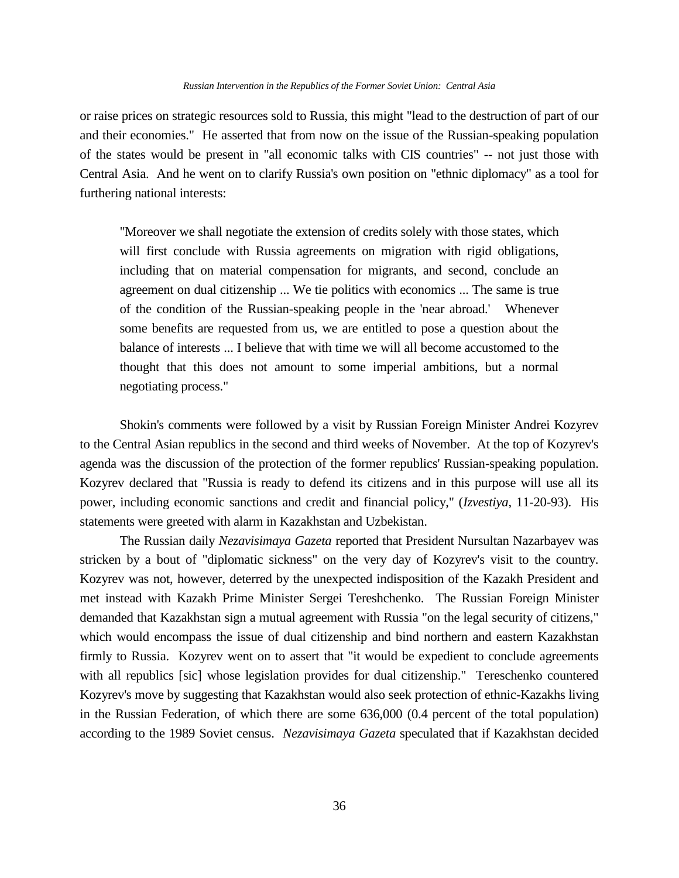or raise prices on strategic resources sold to Russia, this might "lead to the destruction of part of our and their economies." He asserted that from now on the issue of the Russian-speaking population of the states would be present in "all economic talks with CIS countries" -- not just those with Central Asia. And he went on to clarify Russia's own position on "ethnic diplomacy" as a tool for furthering national interests:

> "Moreover we shall negotiate the extension of credits solely with those states, which will first conclude with Russia agreements on migration with rigid obligations, including that on material compensation for migrants, and second, conclude an agreement on dual citizenship ... We tie politics with economics ... The same is true of the condition of the Russian-speaking people in the 'near abroad.' Whenever some benefits are requested from us, we are entitled to pose a question about the balance of interests ... I believe that with time we will all become accustomed to the thought that this does not amount to some imperial ambitions, but a normal negotiating process."

Shokin's comments were followed by a visit by Russian Foreign Minister Andrei Kozyrev to the Central Asian republics in the second and third weeks of November. At the top of Kozyrev's agenda was the discussion of the protection of the former republics' Russian-speaking population. Kozyrev declared that "Russia is ready to defend its citizens and in this purpose will use all its power, including economic sanctions and credit and financial policy," (*Izvestiya*, 11-20-93). His statements were greeted with alarm in Kazakhstan and Uzbekistan.

The Russian daily *Nezavisimaya Gazeta* reported that President Nursultan Nazarbayev was stricken by a bout of "diplomatic sickness" on the very day of Kozyrev's visit to the country. Kozyrev was not, however, deterred by the unexpected indisposition of the Kazakh President and met instead with Kazakh Prime Minister Sergei Tereshchenko. The Russian Foreign Minister demanded that Kazakhstan sign a mutual agreement with Russia "on the legal security of citizens," which would encompass the issue of dual citizenship and bind northern and eastern Kazakhstan firmly to Russia. Kozyrev went on to assert that "it would be expedient to conclude agreements with all republics [sic] whose legislation provides for dual citizenship." Tereschenko countered Kozyrev's move by suggesting that Kazakhstan would also seek protection of ethnic-Kazakhs living in the Russian Federation, of which there are some 636,000 (0.4 percent of the total population) according to the 1989 Soviet census. *Nezavisimaya Gazeta* speculated that if Kazakhstan decided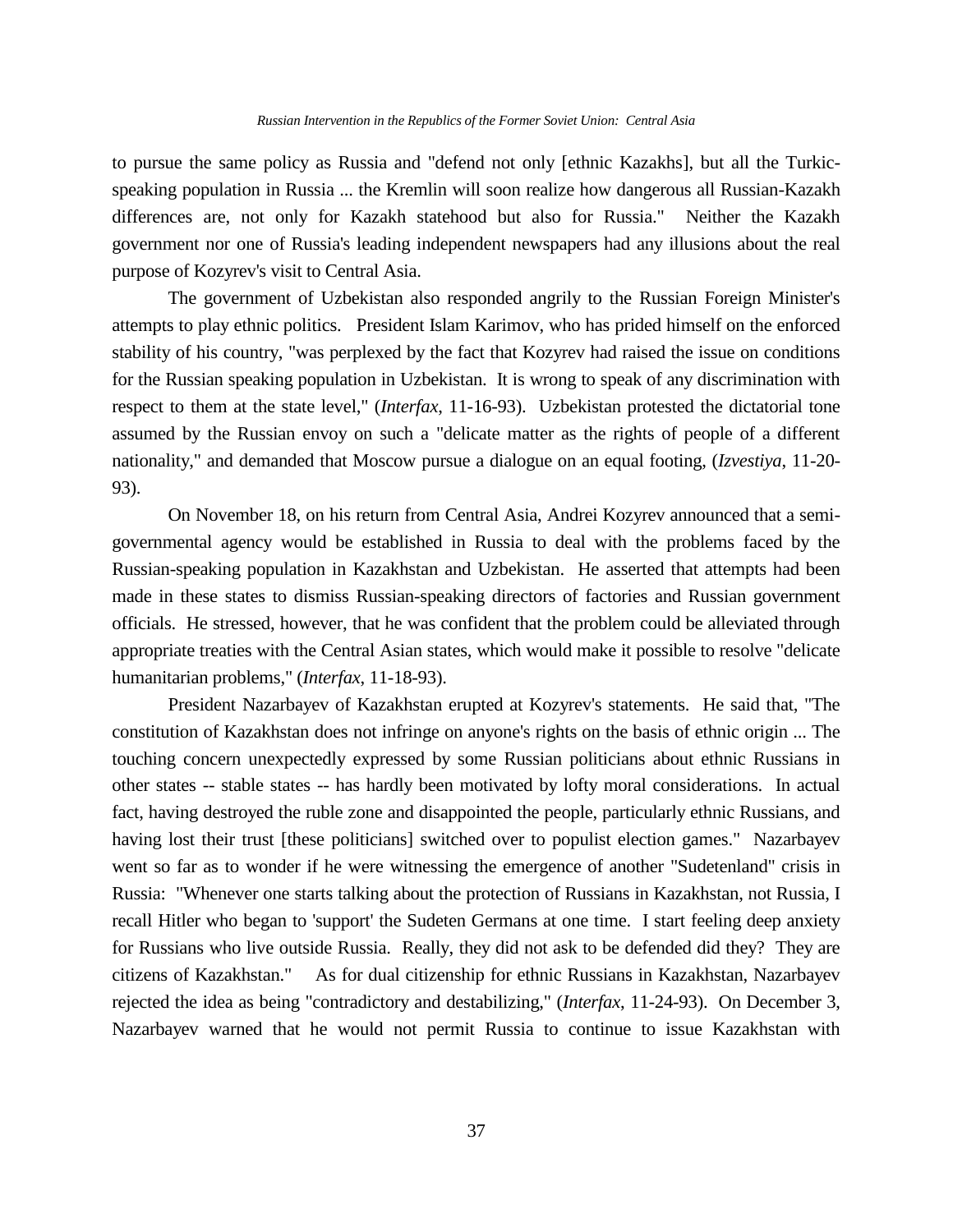to pursue the same policy as Russia and "defend not only [ethnic Kazakhs], but all the Turkic-speaking population in Russia ... the Kremlin will soon realize how dangerous all Russian-Kazakh differences are, not only for Kazakh statehood but also for Russia." Neither the Kazakh government nor one of Russia's leading independent newspapers had any illusions about the real purpose of Kozyrev's visit to Central Asia.

The government of Uzbekistan also responded angrily to the Russian Foreign Minister's attempts to play ethnic politics. President Islam Karimov, who has prided himself on the enforced stability of his country, "was perplexed by the fact that Kozyrev had raised the issue on conditions for the Russian speaking population in Uzbekistan. It is wrong to speak of any discrimination with respect to them at the state level," (*Interfax*, 11-16-93). Uzbekistan protested the dictatorial tone assumed by the Russian envoy on such a "delicate matter as the rights of people of a different nationality," and demanded that Moscow pursue a dialogue on an equal footing, (*Izvestiya*, 11-20-93).

On November 18, on his return from Central Asia, Andrei Kozyrev announced that a semi-governmental agency would be established in Russia to deal with the problems faced by the Russian-speaking population in Kazakhstan and Uzbekistan. He asserted that attempts had been made in these states to dismiss Russian-speaking directors of factories and Russian government officials. He stressed, however, that he was confident that the problem could be alleviated through appropriate treaties with the Central Asian states, which would make it possible to resolve "delicate humanitarian problems," (*Interfax*, 11-18-93).

President Nazarbayev of Kazakhstan erupted at Kozyrev's statements. He said that, "The constitution of Kazakhstan does not infringe on anyone's rights on the basis of ethnic origin ... The touching concern unexpectedly expressed by some Russian politicians about ethnic Russians in other states -- stable states -- has hardly been motivated by lofty moral considerations. In actual fact, having destroyed the ruble zone and disappointed the people, particularly ethnic Russians, and having lost their trust [these politicians] switched over to populist election games." Nazarbayev went so far as to wonder if he were witnessing the emergence of another "Sudetenland" crisis in Russia: "Whenever one starts talking about the protection of Russians in Kazakhstan, not Russia, I recall Hitler who began to 'support' the Sudeten Germans at one time. I start feeling deep anxiety for Russians who live outside Russia. Really, they did not ask to be defended did they? They are citizens of Kazakhstan." As for dual citizenship for ethnic Russians in Kazakhstan, Nazarbayev rejected the idea as being "contradictory and destabilizing," (*Interfax*, 11-24-93). On December 3, Nazarbayev warned that he would not permit Russia to continue to issue Kazakhstan with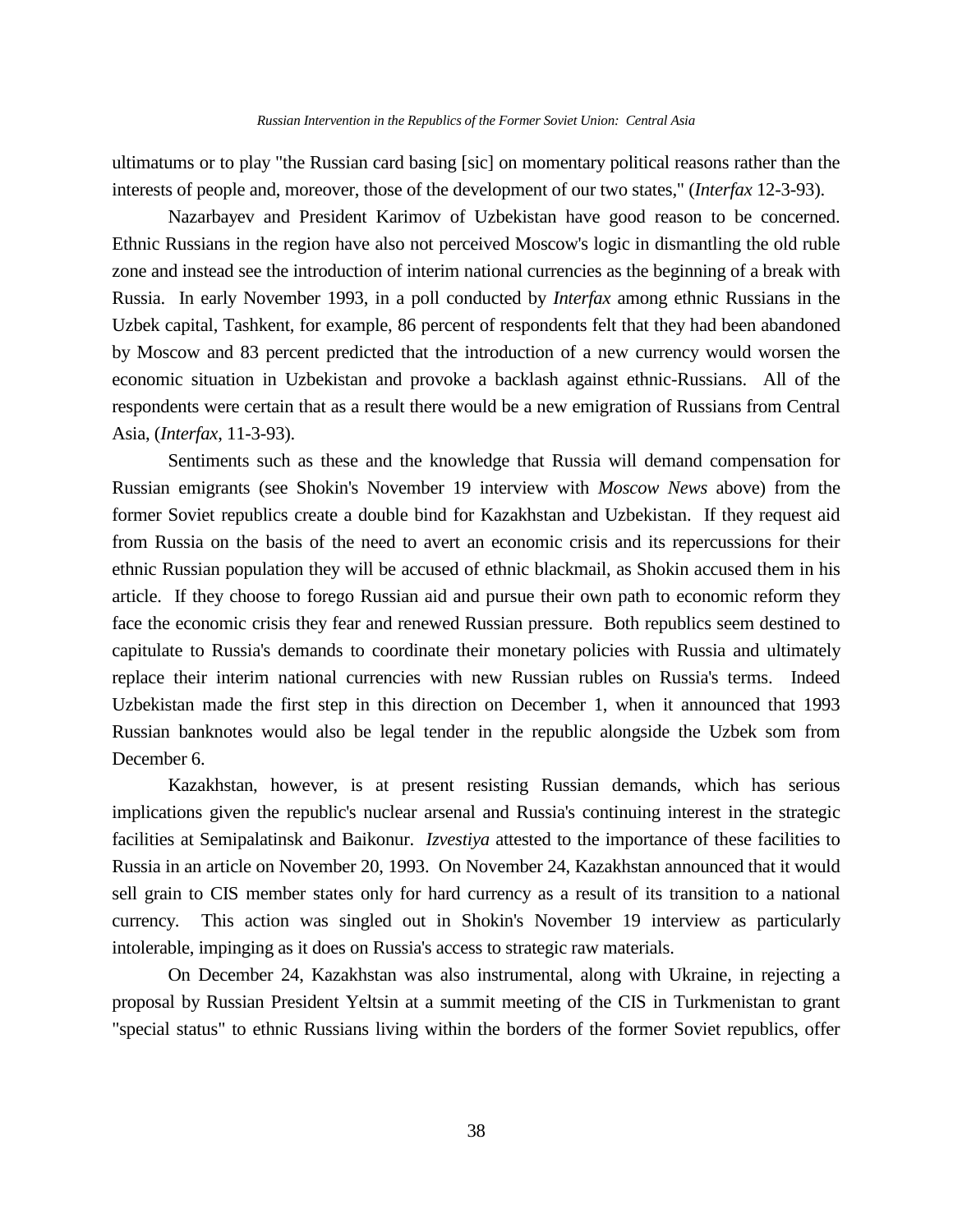ultimatums or to play "the Russian card basing [sic] on momentary political reasons rather than the interests of people and, moreover, those of the development of our two states," (*Interfax* 12-3-93).

Nazarbayev and President Karimov of Uzbekistan have good reason to be concerned. Ethnic Russians in the region have also not perceived Moscow's logic in dismantling the old ruble zone and instead see the introduction of interim national currencies as the beginning of a break with Russia. In early November 1993, in a poll conducted by *Interfax* among ethnic Russians in the Uzbek capital, Tashkent, for example, 86 percent of respondents felt that they had been abandoned by Moscow and 83 percent predicted that the introduction of a new currency would worsen the economic situation in Uzbekistan and provoke a backlash against ethnic-Russians. All of the respondents were certain that as a result there would be a new emigration of Russians from Central Asia, (*Interfax*, 11-3-93).

Sentiments such as these and the knowledge that Russia will demand compensation for Russian emigrants (see Shokin's November 19 interview with *Moscow News* above) from the former Soviet republics create a double bind for Kazakhstan and Uzbekistan. If they request aid from Russia on the basis of the need to avert an economic crisis and its repercussions for their ethnic Russian population they will be accused of ethnic blackmail, as Shokin accused them in his article. If they choose to forego Russian aid and pursue their own path to economic reform they face the economic crisis they fear and renewed Russian pressure. Both republics seem destined to capitulate to Russia's demands to coordinate their monetary policies with Russia and ultimately replace their interim national currencies with new Russian rubles on Russia's terms. Indeed Uzbekistan made the first step in this direction on December 1, when it announced that 1993 Russian banknotes would also be legal tender in the republic alongside the Uzbek som from December 6.

Kazakhstan, however, is at present resisting Russian demands, which has serious implications given the republic's nuclear arsenal and Russia's continuing interest in the strategic facilities at Semipalatinsk and Baikonur. *Izvestiya* attested to the importance of these facilities to Russia in an article on November 20, 1993. On November 24, Kazakhstan announced that it would sell grain to CIS member states only for hard currency as a result of its transition to a national currency. This action was singled out in Shokin's November 19 interview as particularly intolerable, impinging as it does on Russia's access to strategic raw materials.

On December 24, Kazakhstan was also instrumental, along with Ukraine, in rejecting a proposal by Russian President Yeltsin at a summit meeting of the CIS in Turkmenistan to grant "special status" to ethnic Russians living within the borders of the former Soviet republics, offer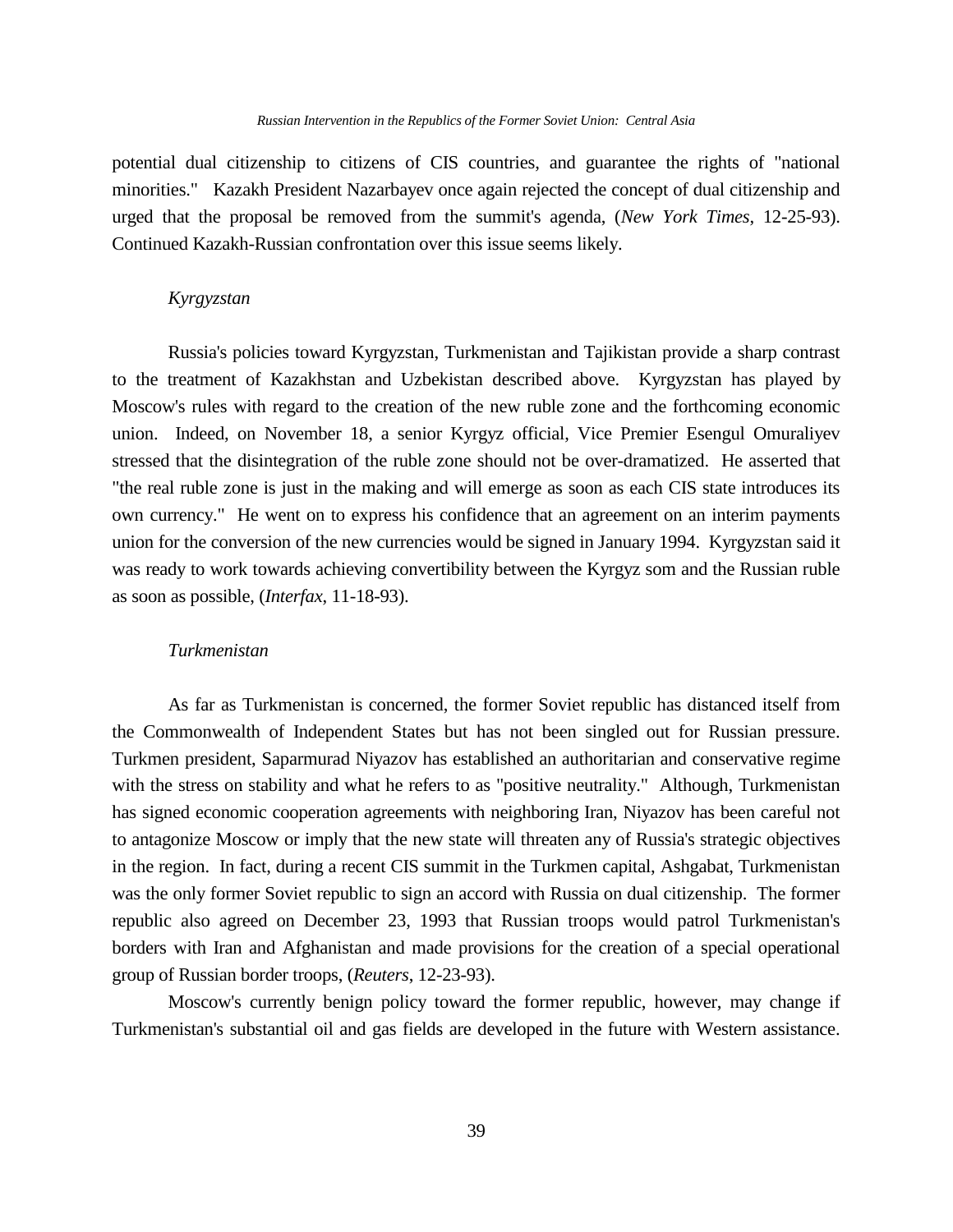potential dual citizenship to citizens of CIS countries, and guarantee the rights of "national minorities." Kazakh President Nazarbayev once again rejected the concept of dual citizenship and urged that the proposal be removed from the summit's agenda, (*New York Times*, 12-25-93). Continued Kazakh-Russian confrontation over this issue seems likely.

*Kyrgyzstan*

Russia's policies toward Kyrgyzstan, Turkmenistan and Tajikistan provide a sharp contrast to the treatment of Kazakhstan and Uzbekistan described above. Kyrgyzstan has played by Moscow's rules with regard to the creation of the new ruble zone and the forthcoming economic union. Indeed, on November 18, a senior Kyrgyz official, Vice Premier Esengul Omuraliyev stressed that the disintegration of the ruble zone should not be over-dramatized. He asserted that "the real ruble zone is just in the making and will emerge as soon as each CIS state introduces its own currency." He went on to express his confidence that an agreement on an interim payments union for the conversion of the new currencies would be signed in January 1994. Kyrgyzstan said it was ready to work towards achieving convertibility between the Kyrgyz som and the Russian ruble as soon as possible, (*Interfax*, 11-18-93).

*Turkmenistan*

As far as Turkmenistan is concerned, the former Soviet republic has distanced itself from the Commonwealth of Independent States but has not been singled out for Russian pressure. Turkmen president, Saparmurad Niyazov has established an authoritarian and conservative regime with the stress on stability and what he refers to as "positive neutrality." Although, Turkmenistan has signed economic cooperation agreements with neighboring Iran, Niyazov has been careful not to antagonize Moscow or imply that the new state will threaten any of Russia's strategic objectives in the region. In fact, during a recent CIS summit in the Turkmen capital, Ashgabat, Turkmenistan was the only former Soviet republic to sign an accord with Russia on dual citizenship. The former republic also agreed on December 23, 1993 that Russian troops would patrol Turkmenistan's borders with Iran and Afghanistan and made provisions for the creation of a special operational group of Russian border troops, (*Reuters*, 12-23-93).

Moscow's currently benign policy toward the former republic, however, may change if Turkmenistan's substantial oil and gas fields are developed in the future with Western assistance.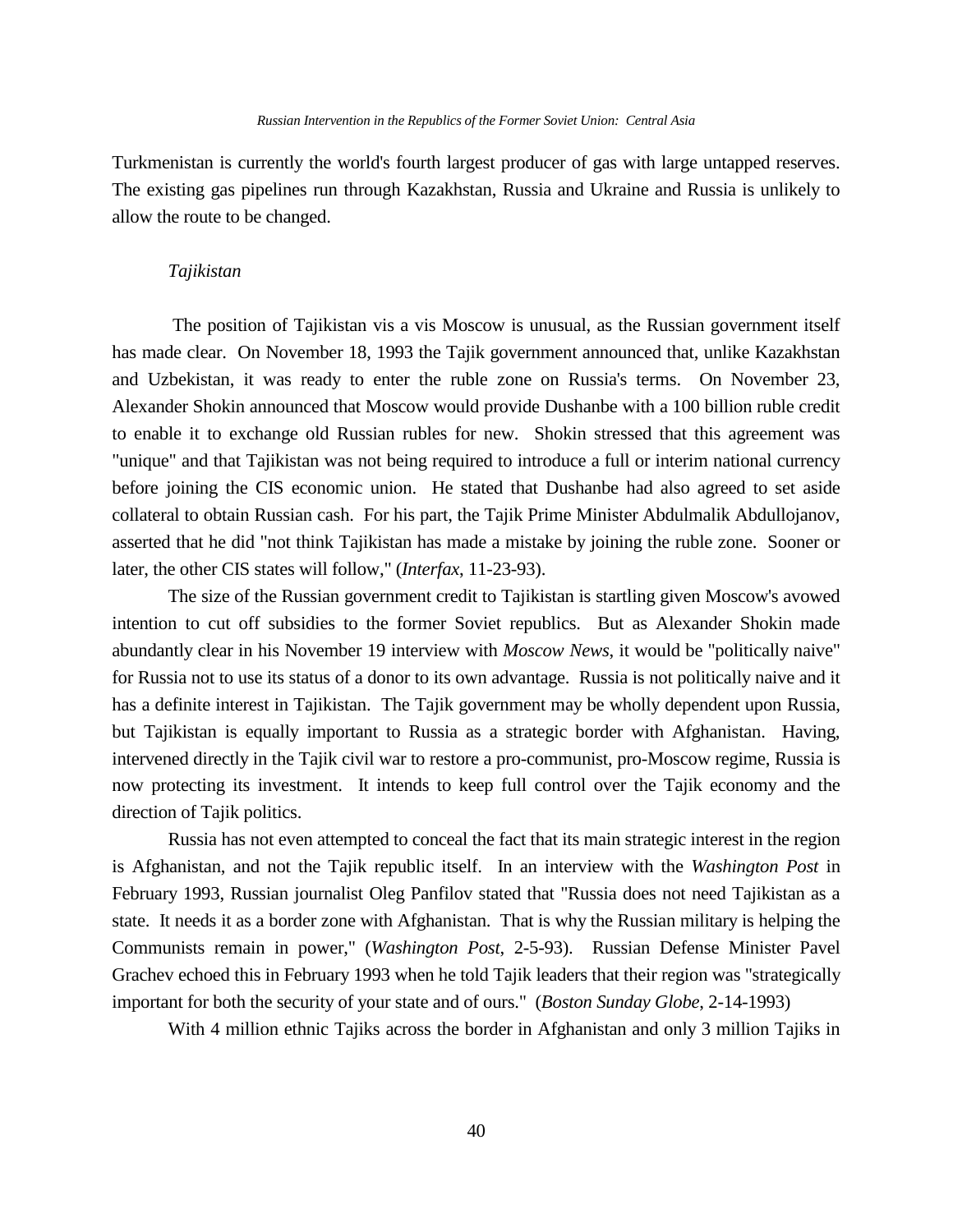Turkmenistan is currently the world's fourth largest producer of gas with large untapped reserves. The existing gas pipelines run through Kazakhstan, Russia and Ukraine and Russia is unlikely to allow the route to be changed.

*Tajikistan*

The position of Tajikistan vis a vis Moscow is unusual, as the Russian government itself has made clear. On November 18, 1993 the Tajik government announced that, unlike Kazakhstan and Uzbekistan, it was ready to enter the ruble zone on Russia's terms. On November 23, Alexander Shokin announced that Moscow would provide Dushanbe with a 100 billion ruble credit to enable it to exchange old Russian rubles for new. Shokin stressed that this agreement was "unique" and that Tajikistan was not being required to introduce a full or interim national currency before joining the CIS economic union. He stated that Dushanbe had also agreed to set aside collateral to obtain Russian cash. For his part, the Tajik Prime Minister Abdulmalik Abdullojanov, asserted that he did "not think Tajikistan has made a mistake by joining the ruble zone. Sooner or later, the other CIS states will follow," (*Interfax*, 11-23-93).

The size of the Russian government credit to Tajikistan is startling given Moscow's avowed intention to cut off subsidies to the former Soviet republics. But as Alexander Shokin made abundantly clear in his November 19 interview with *Moscow News*, it would be "politically naive" for Russia not to use its status of a donor to its own advantage. Russia is not politically naive and it has a definite interest in Tajikistan. The Tajik government may be wholly dependent upon Russia, but Tajikistan is equally important to Russia as a strategic border with Afghanistan. Having, intervened directly in the Tajik civil war to restore a pro-communist, pro-Moscow regime, Russia is now protecting its investment. It intends to keep full control over the Tajik economy and the direction of Tajik politics.

Russia has not even attempted to conceal the fact that its main strategic interest in the region is Afghanistan, and not the Tajik republic itself. In an interview with the *Washington Post* in February 1993, Russian journalist Oleg Panfilov stated that "Russia does not need Tajikistan as a state. It needs it as a border zone with Afghanistan. That is why the Russian military is helping the Communists remain in power," (*Washington Post*, 2-5-93). Russian Defense Minister Pavel Grachev echoed this in February 1993 when he told Tajik leaders that their region was "strategically important for both the security of your state and of ours." (*Boston Sunday Globe*, 2-14-1993)

With 4 million ethnic Tajiks across the border in Afghanistan and only 3 million Tajiks in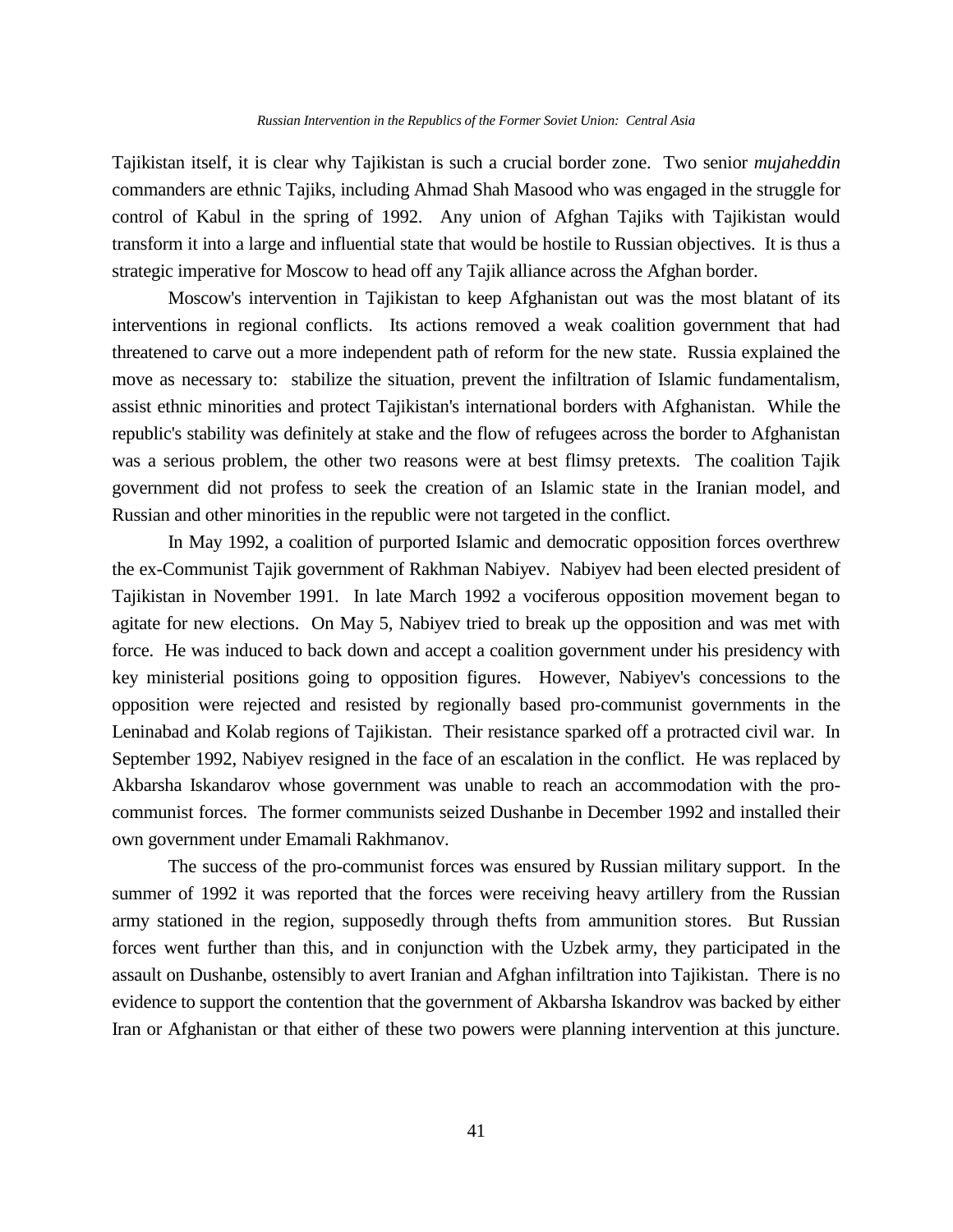Tajikistan itself, it is clear why Tajikistan is such a crucial border zone. Two senior *mujaheddin* commanders are ethnic Tajiks, including Ahmad Shah Masood who was engaged in the struggle for control of Kabul in the spring of 1992. Any union of Afghan Tajiks with Tajikistan would transform it into a large and influential state that would be hostile to Russian objectives. It is thus a strategic imperative for Moscow to head off any Tajik alliance across the Afghan border.

Moscow's intervention in Tajikistan to keep Afghanistan out was the most blatant of its interventions in regional conflicts. Its actions removed a weak coalition government that had threatened to carve out a more independent path of reform for the new state. Russia explained the move as necessary to: stabilize the situation, prevent the infiltration of Islamic fundamentalism, assist ethnic minorities and protect Tajikistan's international borders with Afghanistan. While the republic's stability was definitely at stake and the flow of refugees across the border to Afghanistan was a serious problem, the other two reasons were at best flimsy pretexts. The coalition Tajik government did not profess to seek the creation of an Islamic state in the Iranian model, and Russian and other minorities in the republic were not targeted in the conflict.

In May 1992, a coalition of purported Islamic and democratic opposition forces overthrew the ex-Communist Tajik government of Rakhman Nabiyev. Nabiyev had been elected president of Tajikistan in November 1991. In late March 1992 a vociferous opposition movement began to agitate for new elections. On May 5, Nabiyev tried to break up the opposition and was met with force. He was induced to back down and accept a coalition government under his presidency with key ministerial positions going to opposition figures. However, Nabiyev's concessions to the opposition were rejected and resisted by regionally based pro-communist governments in the Leninabad and Kolab regions of Tajikistan. Their resistance sparked off a protracted civil war. In September 1992, Nabiyev resigned in the face of an escalation in the conflict. He was replaced by Akbarsha Iskandarov whose government was unable to reach an accommodation with the pro-communist forces. The former communists seized Dushanbe in December 1992 and installed their own government under Emamali Rakhmanov.

The success of the pro-communist forces was ensured by Russian military support. In the summer of 1992 it was reported that the forces were receiving heavy artillery from the Russian army stationed in the region, supposedly through thefts from ammunition stores. But Russian forces went further than this, and in conjunction with the Uzbek army, they participated in the assault on Dushanbe, ostensibly to avert Iranian and Afghan infiltration into Tajikistan. There is no evidence to support the contention that the government of Akbarsha Iskandrov was backed by either Iran or Afghanistan or that either of these two powers were planning intervention at this juncture.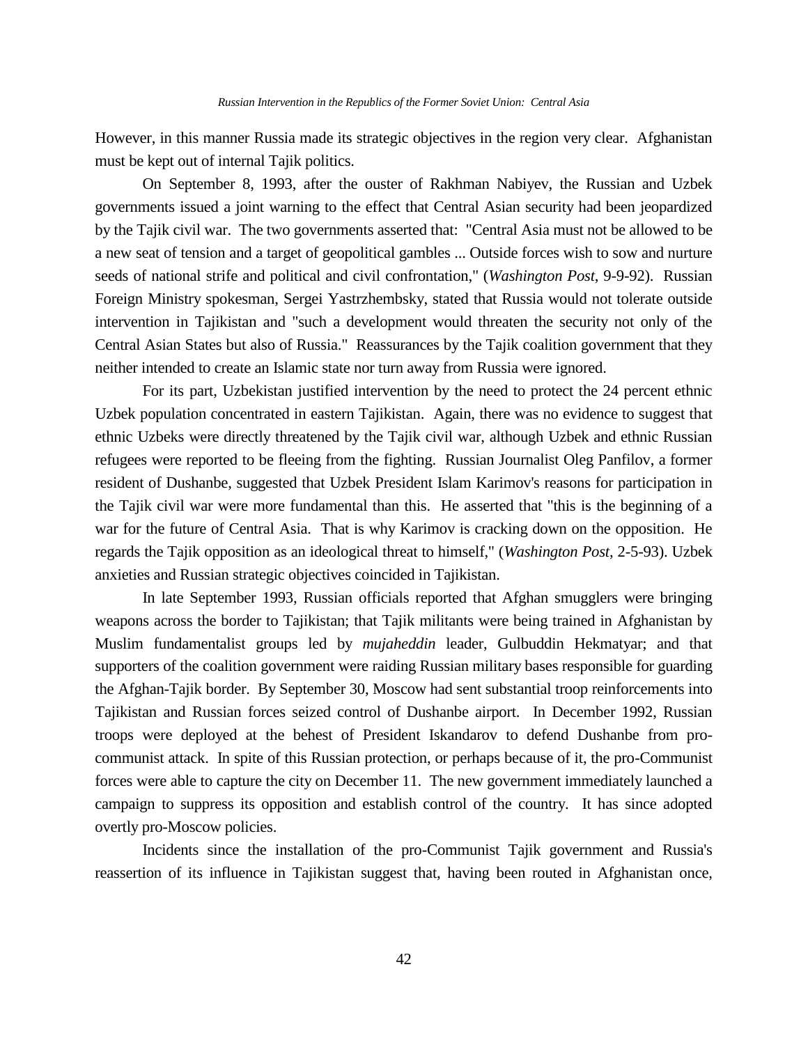However, in this manner Russia made its strategic objectives in the region very clear. Afghanistan must be kept out of internal Tajik politics.

On September 8, 1993, after the ouster of Rakhman Nabiyev, the Russian and Uzbek governments issued a joint warning to the effect that Central Asian security had been jeopardized by the Tajik civil war. The two governments asserted that: "Central Asia must not be allowed to be a new seat of tension and a target of geopolitical gambles ... Outside forces wish to sow and nurture seeds of national strife and political and civil confrontation," (*Washington Post*, 9-9-92). Russian Foreign Ministry spokesman, Sergei Yastrzhembsky, stated that Russia would not tolerate outside intervention in Tajikistan and "such a development would threaten the security not only of the Central Asian States but also of Russia." Reassurances by the Tajik coalition government that they neither intended to create an Islamic state nor turn away from Russia were ignored.

For its part, Uzbekistan justified intervention by the need to protect the 24 percent ethnic Uzbek population concentrated in eastern Tajikistan. Again, there was no evidence to suggest that ethnic Uzbeks were directly threatened by the Tajik civil war, although Uzbek and ethnic Russian refugees were reported to be fleeing from the fighting. Russian Journalist Oleg Panfilov, a former resident of Dushanbe, suggested that Uzbek President Islam Karimov's reasons for participation in the Tajik civil war were more fundamental than this. He asserted that "this is the beginning of a war for the future of Central Asia. That is why Karimov is cracking down on the opposition. He regards the Tajik opposition as an ideological threat to himself," (*Washington Post*, 2-5-93). Uzbek anxieties and Russian strategic objectives coincided in Tajikistan.

In late September 1993, Russian officials reported that Afghan smugglers were bringing weapons across the border to Tajikistan; that Tajik militants were being trained in Afghanistan by Muslim fundamentalist groups led by *mujaheddin* leader, Gulbuddin Hekmatyar; and that supporters of the coalition government were raiding Russian military bases responsible for guarding the Afghan-Tajik border. By September 30, Moscow had sent substantial troop reinforcements into Tajikistan and Russian forces seized control of Dushanbe airport. In December 1992, Russian troops were deployed at the behest of President Iskandarov to defend Dushanbe from pro-communist attack. In spite of this Russian protection, or perhaps because of it, the pro-Communist forces were able to capture the city on December 11. The new government immediately launched a campaign to suppress its opposition and establish control of the country. It has since adopted overtly pro-Moscow policies.

Incidents since the installation of the pro-Communist Tajik government and Russia's reassertion of its influence in Tajikistan suggest that, having been routed in Afghanistan once,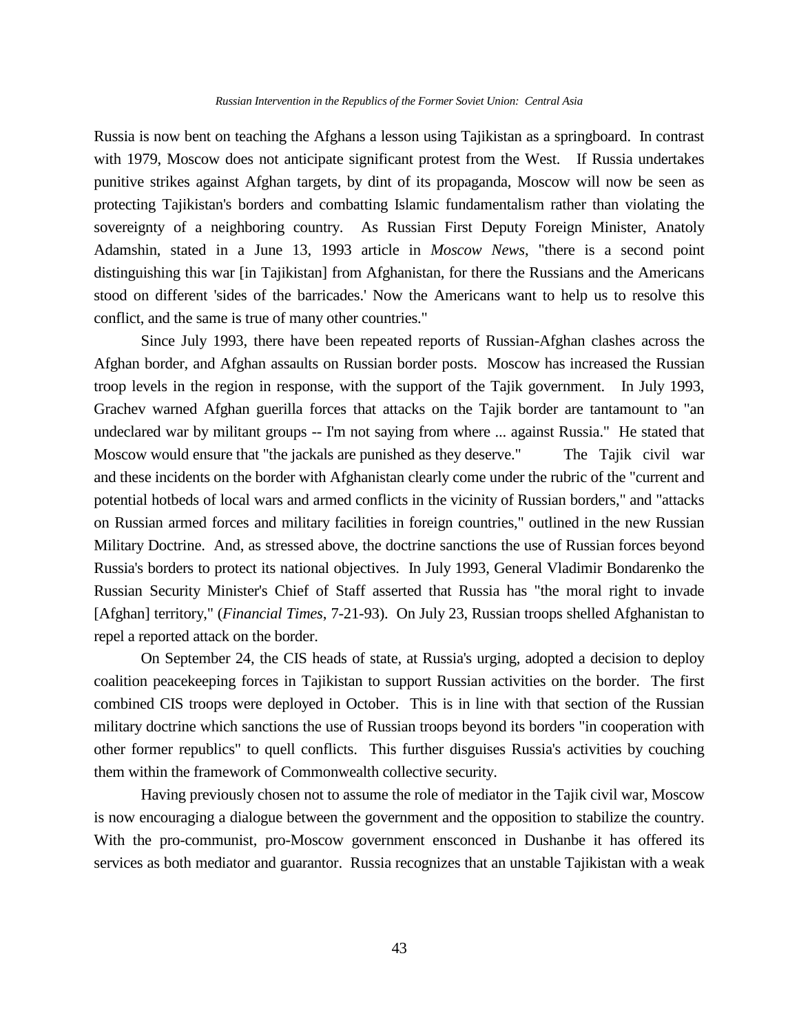Russia is now bent on teaching the Afghans a lesson using Tajikistan as a springboard. In contrast with 1979, Moscow does not anticipate significant protest from the West. If Russia undertakes punitive strikes against Afghan targets, by dint of its propaganda, Moscow will now be seen as protecting Tajikistan's borders and combatting Islamic fundamentalism rather than violating the sovereignty of a neighboring country. As Russian First Deputy Foreign Minister, Anatoly Adamshin, stated in a June 13, 1993 article in *Moscow News*, "there is a second point distinguishing this war [in Tajikistan] from Afghanistan, for there the Russians and the Americans stood on different 'sides of the barricades.' Now the Americans want to help us to resolve this conflict, and the same is true of many other countries."

Since July 1993, there have been repeated reports of Russian-Afghan clashes across the Afghan border, and Afghan assaults on Russian border posts. Moscow has increased the Russian troop levels in the region in response, with the support of the Tajik government. In July 1993, Grachev warned Afghan guerilla forces that attacks on the Tajik border are tantamount to "an undeclared war by militant groups -- I'm not saying from where ... against Russia." He stated that Moscow would ensure that "the jackals are punished as they deserve." The Tajik civil war and these incidents on the border with Afghanistan clearly come under the rubric of the "current and potential hotbeds of local wars and armed conflicts in the vicinity of Russian borders," and "attacks on Russian armed forces and military facilities in foreign countries," outlined in the new Russian Military Doctrine. And, as stressed above, the doctrine sanctions the use of Russian forces beyond Russia's borders to protect its national objectives. In July 1993, General Vladimir Bondarenko the Russian Security Minister's Chief of Staff asserted that Russia has "the moral right to invade [Afghan] territory," (*Financial Times*, 7-21-93). On July 23, Russian troops shelled Afghanistan to repel a reported attack on the border.

On September 24, the CIS heads of state, at Russia's urging, adopted a decision to deploy coalition peacekeeping forces in Tajikistan to support Russian activities on the border. The first combined CIS troops were deployed in October. This is in line with that section of the Russian military doctrine which sanctions the use of Russian troops beyond its borders "in cooperation with other former republics" to quell conflicts. This further disguises Russia's activities by couching them within the framework of Commonwealth collective security.

Having previously chosen not to assume the role of mediator in the Tajik civil war, Moscow is now encouraging a dialogue between the government and the opposition to stabilize the country. With the pro-communist, pro-Moscow government ensconced in Dushanbe it has offered its services as both mediator and guarantor. Russia recognizes that an unstable Tajikistan with a weak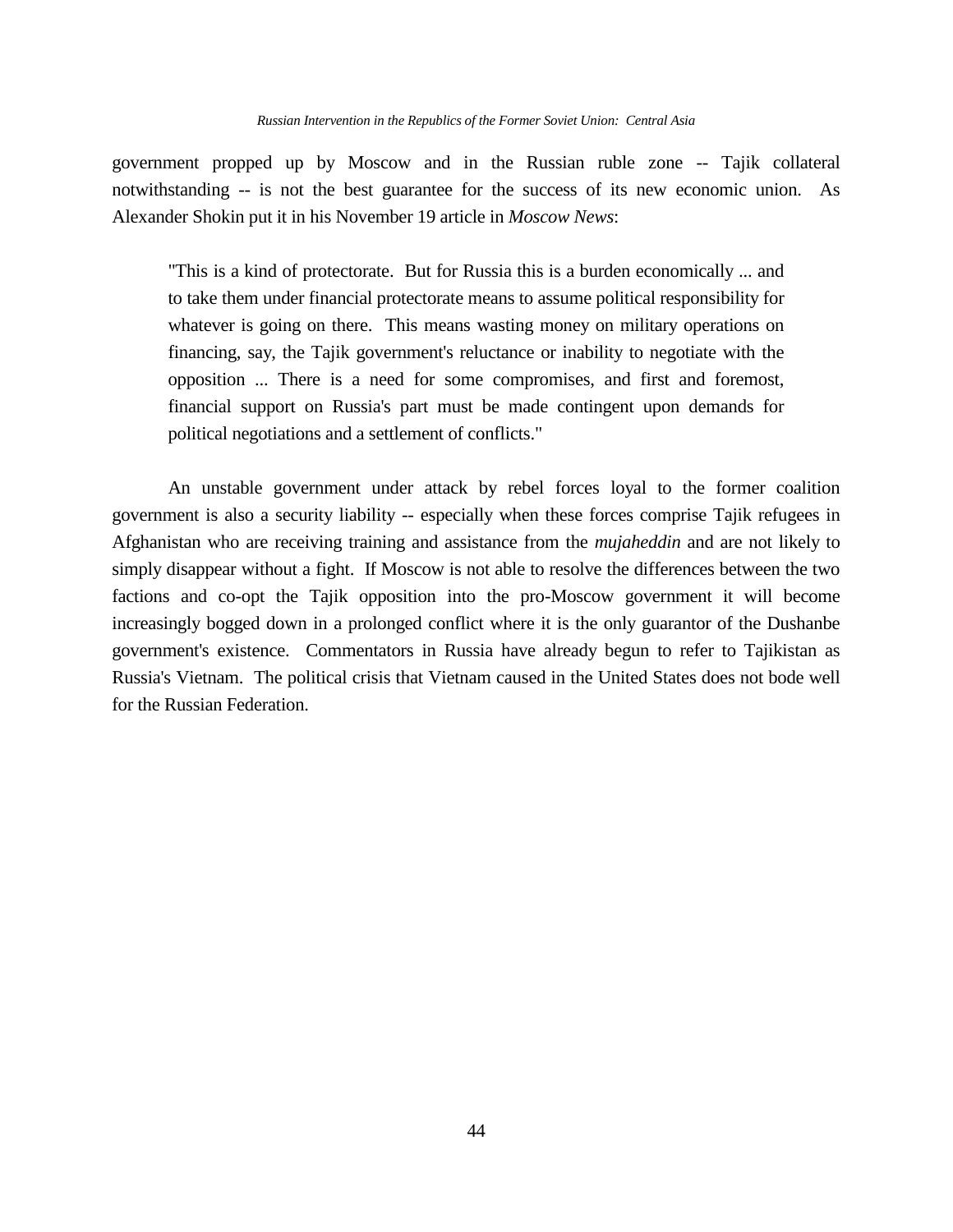government propped up by Moscow and in the Russian ruble zone -- Tajik collateral notwithstanding -- is not the best guarantee for the success of its new economic union. As Alexander Shokin put it in his November 19 article in *Moscow News*:

> "This is a kind of protectorate. But for Russia this is a burden economically ... and to take them under financial protectorate means to assume political responsibility for whatever is going on there. This means wasting money on military operations on financing, say, the Tajik government's reluctance or inability to negotiate with the opposition ... There is a need for some compromises, and first and foremost, financial support on Russia's part must be made contingent upon demands for political negotiations and a settlement of conflicts."

An unstable government under attack by rebel forces loyal to the former coalition government is also a security liability -- especially when these forces comprise Tajik refugees in Afghanistan who are receiving training and assistance from the *mujaheddin* and are not likely to simply disappear without a fight. If Moscow is not able to resolve the differences between the two factions and co-opt the Tajik opposition into the pro-Moscow government it will become increasingly bogged down in a prolonged conflict where it is the only guarantor of the Dushanbe government's existence. Commentators in Russia have already begun to refer to Tajikistan as Russia's Vietnam. The political crisis that Vietnam caused in the United States does not bode well for the Russian Federation.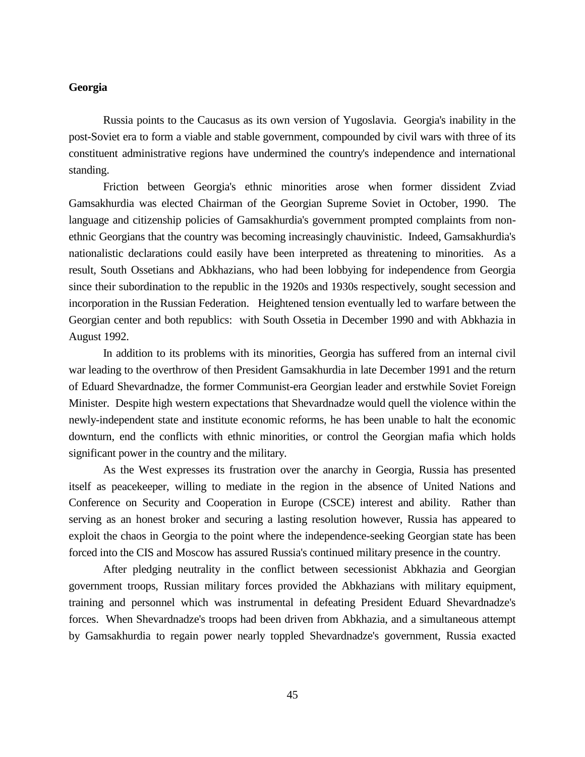**Georgia**

Russia points to the Caucasus as its own version of Yugoslavia. Georgia's inability in the post-Soviet era to form a viable and stable government, compounded by civil wars with three of its constituent administrative regions have undermined the country's independence and international standing.

Friction between Georgia's ethnic minorities arose when former dissident Zviad Gamsakhurdia was elected Chairman of the Georgian Supreme Soviet in October, 1990. The language and citizenship policies of Gamsakhurdia's government prompted complaints from non-ethnic Georgians that the country was becoming increasingly chauvinistic. Indeed, Gamsakhurdia's nationalistic declarations could easily have been interpreted as threatening to minorities. As a result, South Ossetians and Abkhazians, who had been lobbying for independence from Georgia since their subordination to the republic in the 1920s and 1930s respectively, sought secession and incorporation in the Russian Federation. Heightened tension eventually led to warfare between the Georgian center and both republics: with South Ossetia in December 1990 and with Abkhazia in August 1992.

In addition to its problems with its minorities, Georgia has suffered from an internal civil war leading to the overthrow of then President Gamsakhurdia in late December 1991 and the return of Eduard Shevardnadze, the former Communist-era Georgian leader and erstwhile Soviet Foreign Minister. Despite high western expectations that Shevardnadze would quell the violence within the newly-independent state and institute economic reforms, he has been unable to halt the economic downturn, end the conflicts with ethnic minorities, or control the Georgian mafia which holds significant power in the country and the military.

As the West expresses its frustration over the anarchy in Georgia, Russia has presented itself as peacekeeper, willing to mediate in the region in the absence of United Nations and Conference on Security and Cooperation in Europe (CSCE) interest and ability. Rather than serving as an honest broker and securing a lasting resolution however, Russia has appeared to exploit the chaos in Georgia to the point where the independence-seeking Georgian state has been forced into the CIS and Moscow has assured Russia's continued military presence in the country.

After pledging neutrality in the conflict between secessionist Abkhazia and Georgian government troops, Russian military forces provided the Abkhazians with military equipment, training and personnel which was instrumental in defeating President Eduard Shevardnadze's forces. When Shevardnadze's troops had been driven from Abkhazia, and a simultaneous attempt by Gamsakhurdia to regain power nearly toppled Shevardnadze's government, Russia exacted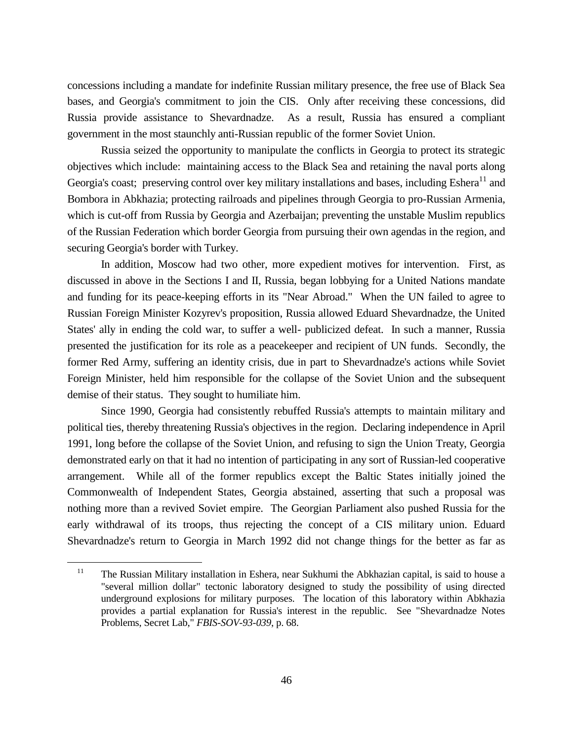concessions including a mandate for indefinite Russian military presence, the free use of Black Sea bases, and Georgia's commitment to join the CIS. Only after receiving these concessions, did Russia provide assistance to Shevardnadze. As a result, Russia has ensured a compliant government in the most staunchly anti-Russian republic of the former Soviet Union.

Russia seized the opportunity to manipulate the conflicts in Georgia to protect its strategic objectives which include: maintaining access to the Black Sea and retaining the naval ports along Georgia's coast; preserving control over key military installations and bases, including Eshera[11] and Bombora in Abkhazia; protecting railroads and pipelines through Georgia to pro-Russian Armenia, which is cut-off from Russia by Georgia and Azerbaijan; preventing the unstable Muslim republics of the Russian Federation which border Georgia from pursuing their own agendas in the region, and securing Georgia's border with Turkey.

In addition, Moscow had two other, more expedient motives for intervention. First, as discussed in above in the Sections I and II, Russia, began lobbying for a United Nations mandate and funding for its peace-keeping efforts in its "Near Abroad." When the UN failed to agree to Russian Foreign Minister Kozyrev's proposition, Russia allowed Eduard Shevardnadze, the United States' ally in ending the cold war, to suffer a well- publicized defeat. In such a manner, Russia presented the justification for its role as a peacekeeper and recipient of UN funds. Secondly, the former Red Army, suffering an identity crisis, due in part to Shevardnadze's actions while Soviet Foreign Minister, held him responsible for the collapse of the Soviet Union and the subsequent demise of their status. They sought to humiliate him.

Since 1990, Georgia had consistently rebuffed Russia's attempts to maintain military and political ties, thereby threatening Russia's objectives in the region. Declaring independence in April 1991, long before the collapse of the Soviet Union, and refusing to sign the Union Treaty, Georgia demonstrated early on that it had no intention of participating in any sort of Russian-led cooperative arrangement. While all of the former republics except the Baltic States initially joined the Commonwealth of Independent States, Georgia abstained, asserting that such a proposal was nothing more than a revived Soviet empire. The Georgian Parliament also pushed Russia for the early withdrawal of its troops, thus rejecting the concept of a CIS military union. Eduard Shevardnadze's return to Georgia in March 1992 did not change things for the better as far as

---

[11] The Russian Military installation in Eshera, near Sukhumi the Abkhazian capital, is said to house a "several million dollar" tectonic laboratory designed to study the possibility of using directed underground explosions for military purposes. The location of this laboratory within Abkhazia provides a partial explanation for Russia's interest in the republic. See "Shevardnadze Notes Problems, Secret Lab," *FBIS-SOV-93-039*, p. 68.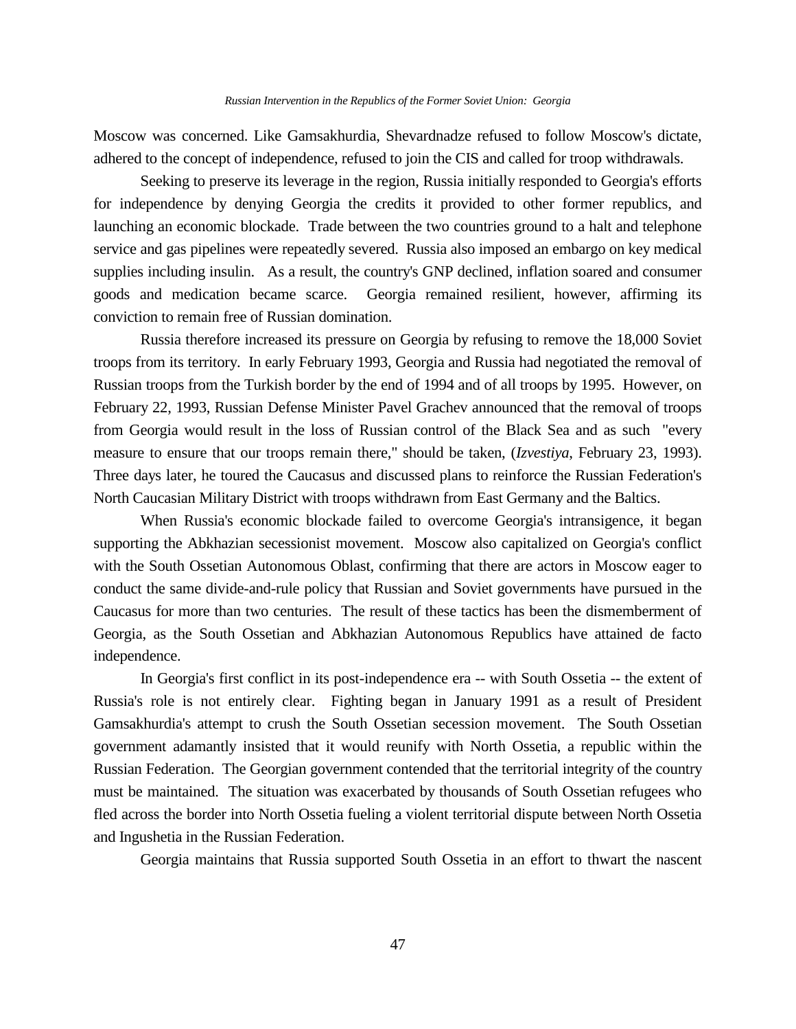Moscow was concerned. Like Gamsakhurdia, Shevardnadze refused to follow Moscow's dictate, adhered to the concept of independence, refused to join the CIS and called for troop withdrawals.

Seeking to preserve its leverage in the region, Russia initially responded to Georgia's efforts for independence by denying Georgia the credits it provided to other former republics, and launching an economic blockade. Trade between the two countries ground to a halt and telephone service and gas pipelines were repeatedly severed. Russia also imposed an embargo on key medical supplies including insulin. As a result, the country's GNP declined, inflation soared and consumer goods and medication became scarce. Georgia remained resilient, however, affirming its conviction to remain free of Russian domination.

Russia therefore increased its pressure on Georgia by refusing to remove the 18,000 Soviet troops from its territory. In early February 1993, Georgia and Russia had negotiated the removal of Russian troops from the Turkish border by the end of 1994 and of all troops by 1995. However, on February 22, 1993, Russian Defense Minister Pavel Grachev announced that the removal of troops from Georgia would result in the loss of Russian control of the Black Sea and as such "every measure to ensure that our troops remain there," should be taken, (*Izvestiya*, February 23, 1993). Three days later, he toured the Caucasus and discussed plans to reinforce the Russian Federation's North Caucasian Military District with troops withdrawn from East Germany and the Baltics.

When Russia's economic blockade failed to overcome Georgia's intransigence, it began supporting the Abkhazian secessionist movement. Moscow also capitalized on Georgia's conflict with the South Ossetian Autonomous Oblast, confirming that there are actors in Moscow eager to conduct the same divide-and-rule policy that Russian and Soviet governments have pursued in the Caucasus for more than two centuries. The result of these tactics has been the dismemberment of Georgia, as the South Ossetian and Abkhazian Autonomous Republics have attained de facto independence.

In Georgia's first conflict in its post-independence era -- with South Ossetia -- the extent of Russia's role is not entirely clear. Fighting began in January 1991 as a result of President Gamsakhurdia's attempt to crush the South Ossetian secession movement. The South Ossetian government adamantly insisted that it would reunify with North Ossetia, a republic within the Russian Federation. The Georgian government contended that the territorial integrity of the country must be maintained. The situation was exacerbated by thousands of South Ossetian refugees who fled across the border into North Ossetia fueling a violent territorial dispute between North Ossetia and Ingushetia in the Russian Federation.

Georgia maintains that Russia supported South Ossetia in an effort to thwart the nascent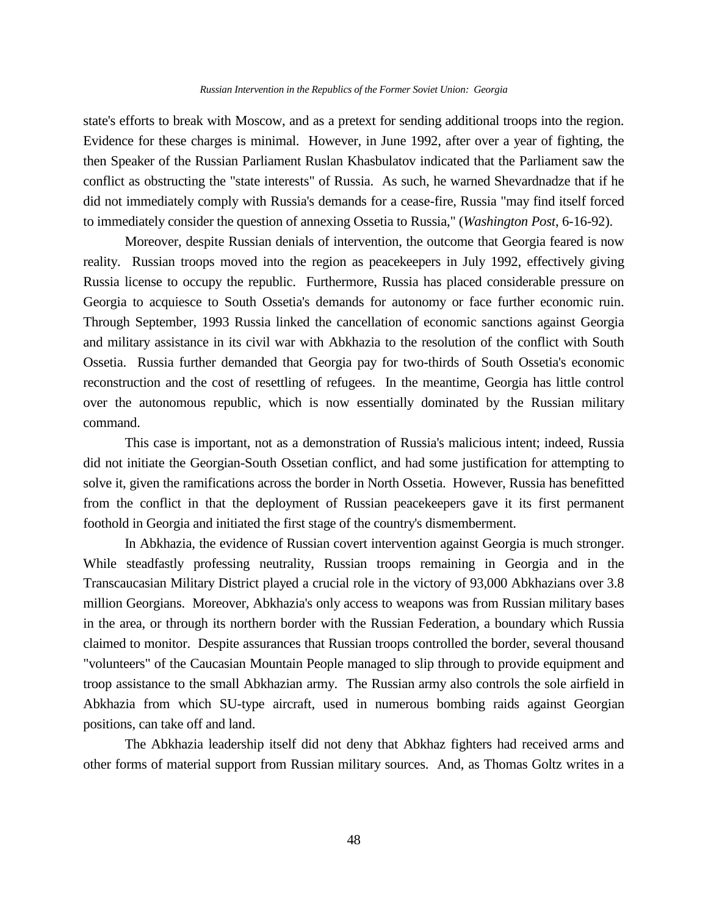state's efforts to break with Moscow, and as a pretext for sending additional troops into the region. Evidence for these charges is minimal. However, in June 1992, after over a year of fighting, the then Speaker of the Russian Parliament Ruslan Khasbulatov indicated that the Parliament saw the conflict as obstructing the "state interests" of Russia. As such, he warned Shevardnadze that if he did not immediately comply with Russia's demands for a cease-fire, Russia "may find itself forced to immediately consider the question of annexing Ossetia to Russia," (*Washington Post*, 6-16-92).

Moreover, despite Russian denials of intervention, the outcome that Georgia feared is now reality. Russian troops moved into the region as peacekeepers in July 1992, effectively giving Russia license to occupy the republic. Furthermore, Russia has placed considerable pressure on Georgia to acquiesce to South Ossetia's demands for autonomy or face further economic ruin. Through September, 1993 Russia linked the cancellation of economic sanctions against Georgia and military assistance in its civil war with Abkhazia to the resolution of the conflict with South Ossetia. Russia further demanded that Georgia pay for two-thirds of South Ossetia's economic reconstruction and the cost of resettling of refugees. In the meantime, Georgia has little control over the autonomous republic, which is now essentially dominated by the Russian military command.

This case is important, not as a demonstration of Russia's malicious intent; indeed, Russia did not initiate the Georgian-South Ossetian conflict, and had some justification for attempting to solve it, given the ramifications across the border in North Ossetia. However, Russia has benefitted from the conflict in that the deployment of Russian peacekeepers gave it its first permanent foothold in Georgia and initiated the first stage of the country's dismemberment.

In Abkhazia, the evidence of Russian covert intervention against Georgia is much stronger. While steadfastly professing neutrality, Russian troops remaining in Georgia and in the Transcaucasian Military District played a crucial role in the victory of 93,000 Abkhazians over 3.8 million Georgians. Moreover, Abkhazia's only access to weapons was from Russian military bases in the area, or through its northern border with the Russian Federation, a boundary which Russia claimed to monitor. Despite assurances that Russian troops controlled the border, several thousand "volunteers" of the Caucasian Mountain People managed to slip through to provide equipment and troop assistance to the small Abkhazian army. The Russian army also controls the sole airfield in Abkhazia from which SU-type aircraft, used in numerous bombing raids against Georgian positions, can take off and land.

The Abkhazia leadership itself did not deny that Abkhaz fighters had received arms and other forms of material support from Russian military sources. And, as Thomas Goltz writes in a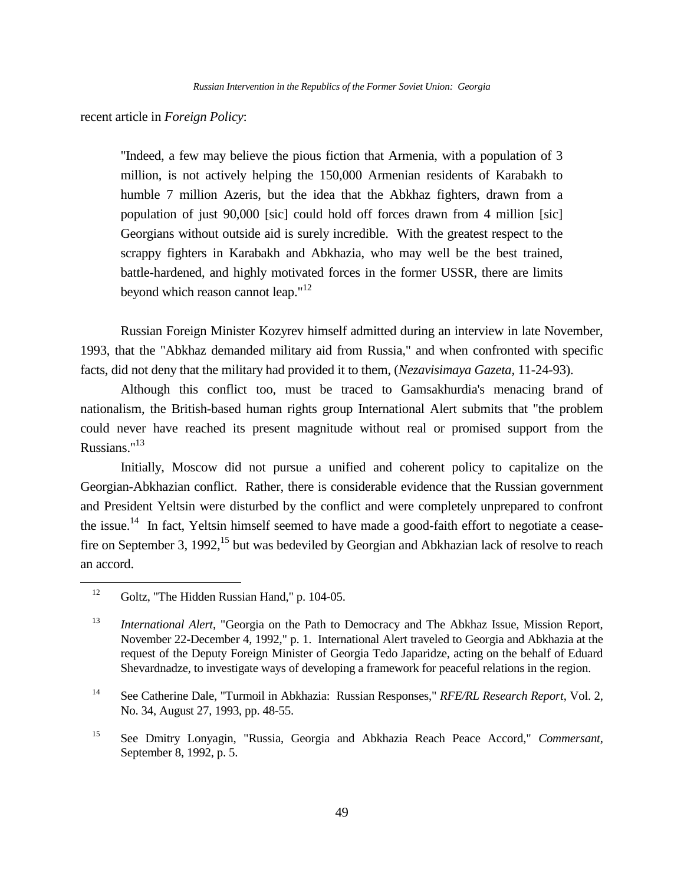recent article in *Foreign Policy*:

> "Indeed, a few may believe the pious fiction that Armenia, with a population of 3 million, is not actively helping the 150,000 Armenian residents of Karabakh to humble 7 million Azeris, but the idea that the Abkhaz fighters, drawn from a population of just 90,000 [sic] could hold off forces drawn from 4 million [sic] Georgians without outside aid is surely incredible. With the greatest respect to the scrappy fighters in Karabakh and Abkhazia, who may well be the best trained, battle-hardened, and highly motivated forces in the former USSR, there are limits beyond which reason cannot leap."[12]

Russian Foreign Minister Kozyrev himself admitted during an interview in late November, 1993, that the "Abkhaz demanded military aid from Russia," and when confronted with specific facts, did not deny that the military had provided it to them, (*Nezavisimaya Gazeta*, 11-24-93).

Although this conflict too, must be traced to Gamsakhurdia's menacing brand of nationalism, the British-based human rights group International Alert submits that "the problem could never have reached its present magnitude without real or promised support from the Russians."[13]

Initially, Moscow did not pursue a unified and coherent policy to capitalize on the Georgian-Abkhazian conflict. Rather, there is considerable evidence that the Russian government and President Yeltsin were disturbed by the conflict and were completely unprepared to confront the issue.[14] In fact, Yeltsin himself seemed to have made a good-faith effort to negotiate a cease-fire on September 3, 1992,[15] but was bedeviled by Georgian and Abkhazian lack of resolve to reach an accord.

---

[12] Goltz, "The Hidden Russian Hand," p. 104-05.

[13] *International Alert*, "Georgia on the Path to Democracy and The Abkhaz Issue, Mission Report, November 22-December 4, 1992," p. 1. International Alert traveled to Georgia and Abkhazia at the request of the Deputy Foreign Minister of Georgia Tedo Japaridze, acting on the behalf of Eduard Shevardnadze, to investigate ways of developing a framework for peaceful relations in the region.

[14] See Catherine Dale, "Turmoil in Abkhazia: Russian Responses," *RFE/RL Research Report*, Vol. 2, No. 34, August 27, 1993, pp. 48-55.

[15] See Dmitry Lonyagin, "Russia, Georgia and Abkhazia Reach Peace Accord," *Commersant*, September 8, 1992, p. 5.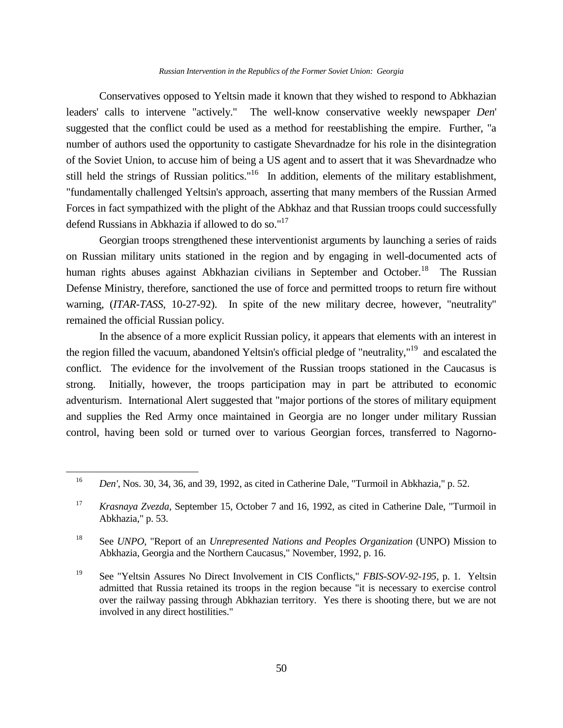Conservatives opposed to Yeltsin made it known that they wished to respond to Abkhazian leaders' calls to intervene "actively." The well-know conservative weekly newspaper *Den*' suggested that the conflict could be used as a method for reestablishing the empire. Further, "a number of authors used the opportunity to castigate Shevardnadze for his role in the disintegration of the Soviet Union, to accuse him of being a US agent and to assert that it was Shevardnadze who still held the strings of Russian politics."[16] In addition, elements of the military establishment, "fundamentally challenged Yeltsin's approach, asserting that many members of the Russian Armed Forces in fact sympathized with the plight of the Abkhaz and that Russian troops could successfully defend Russians in Abkhazia if allowed to do so."[17]

Georgian troops strengthened these interventionist arguments by launching a series of raids on Russian military units stationed in the region and by engaging in well-documented acts of human rights abuses against Abkhazian civilians in September and October.[18] The Russian Defense Ministry, therefore, sanctioned the use of force and permitted troops to return fire without warning, (*ITAR-TASS*, 10-27-92). In spite of the new military decree, however, "neutrality" remained the official Russian policy.

In the absence of a more explicit Russian policy, it appears that elements with an interest in the region filled the vacuum, abandoned Yeltsin's official pledge of "neutrality,"[19] and escalated the conflict. The evidence for the involvement of the Russian troops stationed in the Caucasus is strong. Initially, however, the troops participation may in part be attributed to economic adventurism. International Alert suggested that "major portions of the stores of military equipment and supplies the Red Army once maintained in Georgia are no longer under military Russian control, having been sold or turned over to various Georgian forces, transferred to Nagorno-

---

16 *Den'*, Nos. 30, 34, 36, and 39, 1992, as cited in Catherine Dale, "Turmoil in Abkhazia," p. 52.

17 *Krasnaya Zvezda*, September 15, October 7 and 16, 1992, as cited in Catherine Dale, "Turmoil in Abkhazia," p. 53.

18 See *UNPO*, "Report of an *Unrepresented Nations and Peoples Organization* (UNPO) Mission to Abkhazia, Georgia and the Northern Caucasus," November, 1992, p. 16.

19 See "Yeltsin Assures No Direct Involvement in CIS Conflicts," *FBIS-SOV-92-195*, p. 1. Yeltsin admitted that Russia retained its troops in the region because "it is necessary to exercise control over the railway passing through Abkhazian territory. Yes there is shooting there, but we are not involved in any direct hostilities."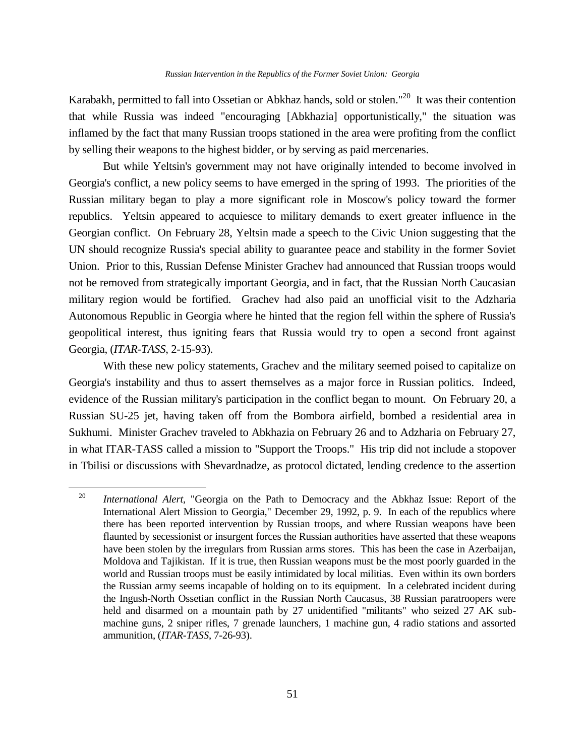Karabakh, permitted to fall into Ossetian or Abkhaz hands, sold or stolen."[20] It was their contention that while Russia was indeed "encouraging [Abkhazia] opportunistically," the situation was inflamed by the fact that many Russian troops stationed in the area were profiting from the conflict by selling their weapons to the highest bidder, or by serving as paid mercenaries.

But while Yeltsin's government may not have originally intended to become involved in Georgia's conflict, a new policy seems to have emerged in the spring of 1993. The priorities of the Russian military began to play a more significant role in Moscow's policy toward the former republics. Yeltsin appeared to acquiesce to military demands to exert greater influence in the Georgian conflict. On February 28, Yeltsin made a speech to the Civic Union suggesting that the UN should recognize Russia's special ability to guarantee peace and stability in the former Soviet Union. Prior to this, Russian Defense Minister Grachev had announced that Russian troops would not be removed from strategically important Georgia, and in fact, that the Russian North Caucasian military region would be fortified. Grachev had also paid an unofficial visit to the Adzharia Autonomous Republic in Georgia where he hinted that the region fell within the sphere of Russia's geopolitical interest, thus igniting fears that Russia would try to open a second front against Georgia, (*ITAR-TASS*, 2-15-93).

With these new policy statements, Grachev and the military seemed poised to capitalize on Georgia's instability and thus to assert themselves as a major force in Russian politics. Indeed, evidence of the Russian military's participation in the conflict began to mount. On February 20, a Russian SU-25 jet, having taken off from the Bombora airfield, bombed a residential area in Sukhumi. Minister Grachev traveled to Abkhazia on February 26 and to Adzharia on February 27, in what ITAR-TASS called a mission to "Support the Troops." His trip did not include a stopover in Tbilisi or discussions with Shevardnadze, as protocol dictated, lending credence to the assertion

---

[20] *International Alert*, "Georgia on the Path to Democracy and the Abkhaz Issue: Report of the International Alert Mission to Georgia," December 29, 1992, p. 9. In each of the republics where there has been reported intervention by Russian troops, and where Russian weapons have been flaunted by secessionist or insurgent forces the Russian authorities have asserted that these weapons have been stolen by the irregulars from Russian arms stores. This has been the case in Azerbaijan, Moldova and Tajikistan. If it is true, then Russian weapons must be the most poorly guarded in the world and Russian troops must be easily intimidated by local militias. Even within its own borders the Russian army seems incapable of holding on to its equipment. In a celebrated incident during the Ingush-North Ossetian conflict in the Russian North Caucasus, 38 Russian paratroopers were held and disarmed on a mountain path by 27 unidentified "militants" who seized 27 AK sub-machine guns, 2 sniper rifles, 7 grenade launchers, 1 machine gun, 4 radio stations and assorted ammunition, (*ITAR-TASS*, 7-26-93).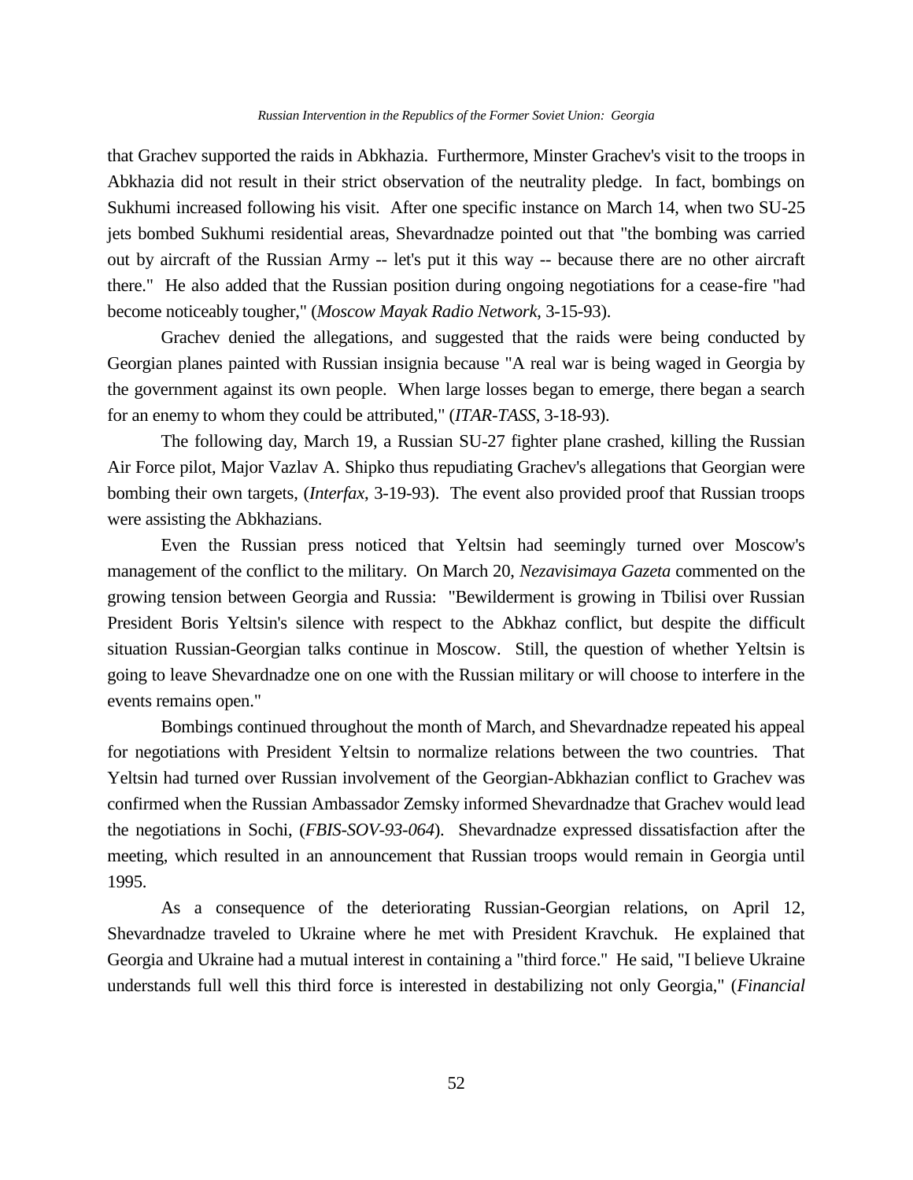that Grachev supported the raids in Abkhazia. Furthermore, Minster Grachev's visit to the troops in Abkhazia did not result in their strict observation of the neutrality pledge. In fact, bombings on Sukhumi increased following his visit. After one specific instance on March 14, when two SU-25 jets bombed Sukhumi residential areas, Shevardnadze pointed out that "the bombing was carried out by aircraft of the Russian Army -- let's put it this way -- because there are no other aircraft there." He also added that the Russian position during ongoing negotiations for a cease-fire "had become noticeably tougher," (*Moscow Mayak Radio Network*, 3-15-93).

Grachev denied the allegations, and suggested that the raids were being conducted by Georgian planes painted with Russian insignia because "A real war is being waged in Georgia by the government against its own people. When large losses began to emerge, there began a search for an enemy to whom they could be attributed," (*ITAR-TASS*, 3-18-93).

The following day, March 19, a Russian SU-27 fighter plane crashed, killing the Russian Air Force pilot, Major Vazlav A. Shipko thus repudiating Grachev's allegations that Georgian were bombing their own targets, (*Interfax*, 3-19-93). The event also provided proof that Russian troops were assisting the Abkhazians.

Even the Russian press noticed that Yeltsin had seemingly turned over Moscow's management of the conflict to the military. On March 20, *Nezavisimaya Gazeta* commented on the growing tension between Georgia and Russia: "Bewilderment is growing in Tbilisi over Russian President Boris Yeltsin's silence with respect to the Abkhaz conflict, but despite the difficult situation Russian-Georgian talks continue in Moscow. Still, the question of whether Yeltsin is going to leave Shevardnadze one on one with the Russian military or will choose to interfere in the events remains open."

Bombings continued throughout the month of March, and Shevardnadze repeated his appeal for negotiations with President Yeltsin to normalize relations between the two countries. That Yeltsin had turned over Russian involvement of the Georgian-Abkhazian conflict to Grachev was confirmed when the Russian Ambassador Zemsky informed Shevardnadze that Grachev would lead the negotiations in Sochi, (*FBIS-SOV-93-064*). Shevardnadze expressed dissatisfaction after the meeting, which resulted in an announcement that Russian troops would remain in Georgia until 1995.

As a consequence of the deteriorating Russian-Georgian relations, on April 12, Shevardnadze traveled to Ukraine where he met with President Kravchuk. He explained that Georgia and Ukraine had a mutual interest in containing a "third force." He said, "I believe Ukraine understands full well this third force is interested in destabilizing not only Georgia," (*Financial*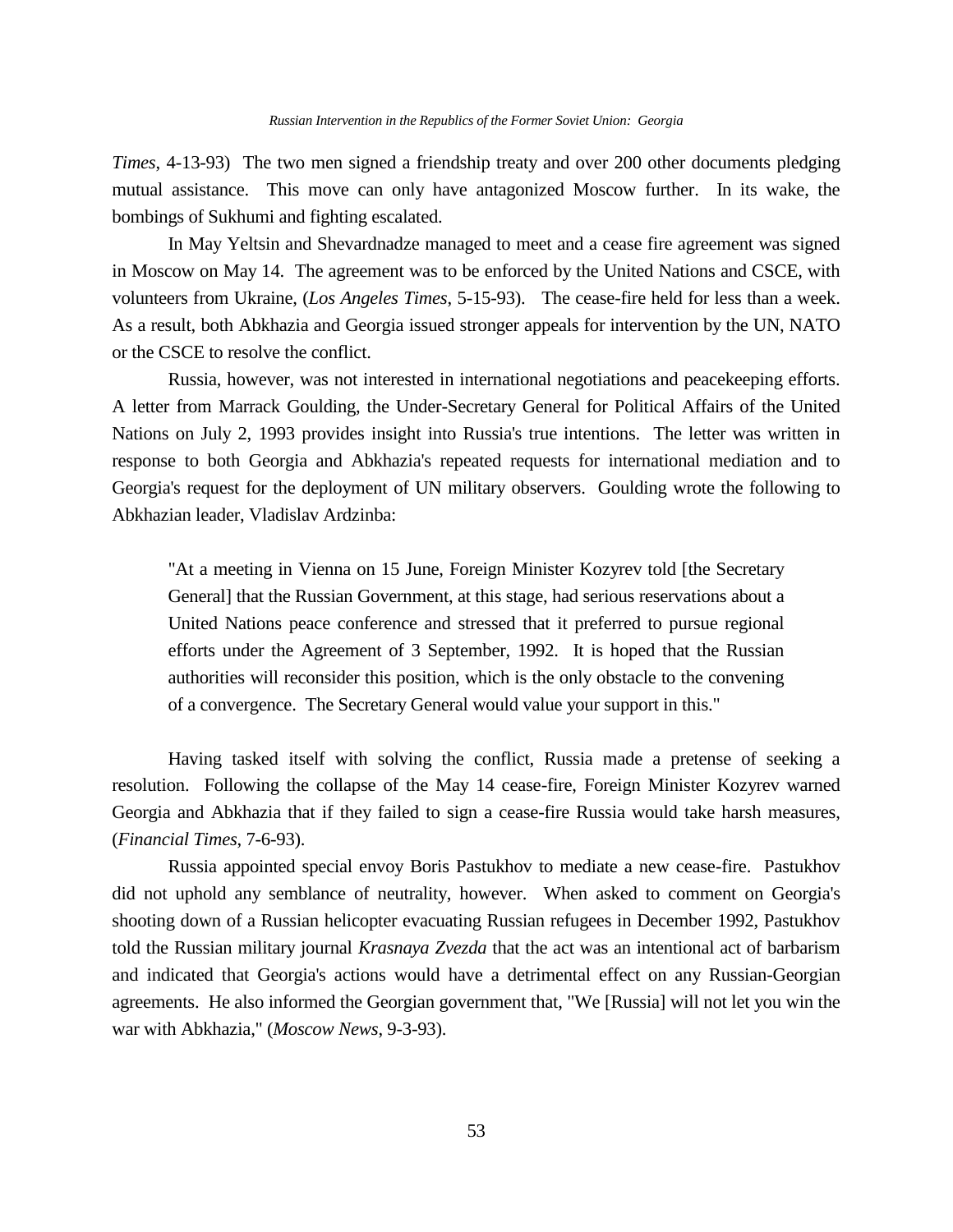*Times*, 4-13-93) The two men signed a friendship treaty and over 200 other documents pledging mutual assistance. This move can only have antagonized Moscow further. In its wake, the bombings of Sukhumi and fighting escalated.

In May Yeltsin and Shevardnadze managed to meet and a cease fire agreement was signed in Moscow on May 14. The agreement was to be enforced by the United Nations and CSCE, with volunteers from Ukraine, (*Los Angeles Times*, 5-15-93). The cease-fire held for less than a week. As a result, both Abkhazia and Georgia issued stronger appeals for intervention by the UN, NATO or the CSCE to resolve the conflict.

Russia, however, was not interested in international negotiations and peacekeeping efforts. A letter from Marrack Goulding, the Under-Secretary General for Political Affairs of the United Nations on July 2, 1993 provides insight into Russia's true intentions. The letter was written in response to both Georgia and Abkhazia's repeated requests for international mediation and to Georgia's request for the deployment of UN military observers. Goulding wrote the following to Abkhazian leader, Vladislav Ardzinba:

> "At a meeting in Vienna on 15 June, Foreign Minister Kozyrev told [the Secretary General] that the Russian Government, at this stage, had serious reservations about a United Nations peace conference and stressed that it preferred to pursue regional efforts under the Agreement of 3 September, 1992. It is hoped that the Russian authorities will reconsider this position, which is the only obstacle to the convening of a convergence. The Secretary General would value your support in this."

Having tasked itself with solving the conflict, Russia made a pretense of seeking a resolution. Following the collapse of the May 14 cease-fire, Foreign Minister Kozyrev warned Georgia and Abkhazia that if they failed to sign a cease-fire Russia would take harsh measures, (*Financial Times*, 7-6-93).

Russia appointed special envoy Boris Pastukhov to mediate a new cease-fire. Pastukhov did not uphold any semblance of neutrality, however. When asked to comment on Georgia's shooting down of a Russian helicopter evacuating Russian refugees in December 1992, Pastukhov told the Russian military journal *Krasnaya Zvezda* that the act was an intentional act of barbarism and indicated that Georgia's actions would have a detrimental effect on any Russian-Georgian agreements. He also informed the Georgian government that, "We [Russia] will not let you win the war with Abkhazia," (*Moscow News*, 9-3-93).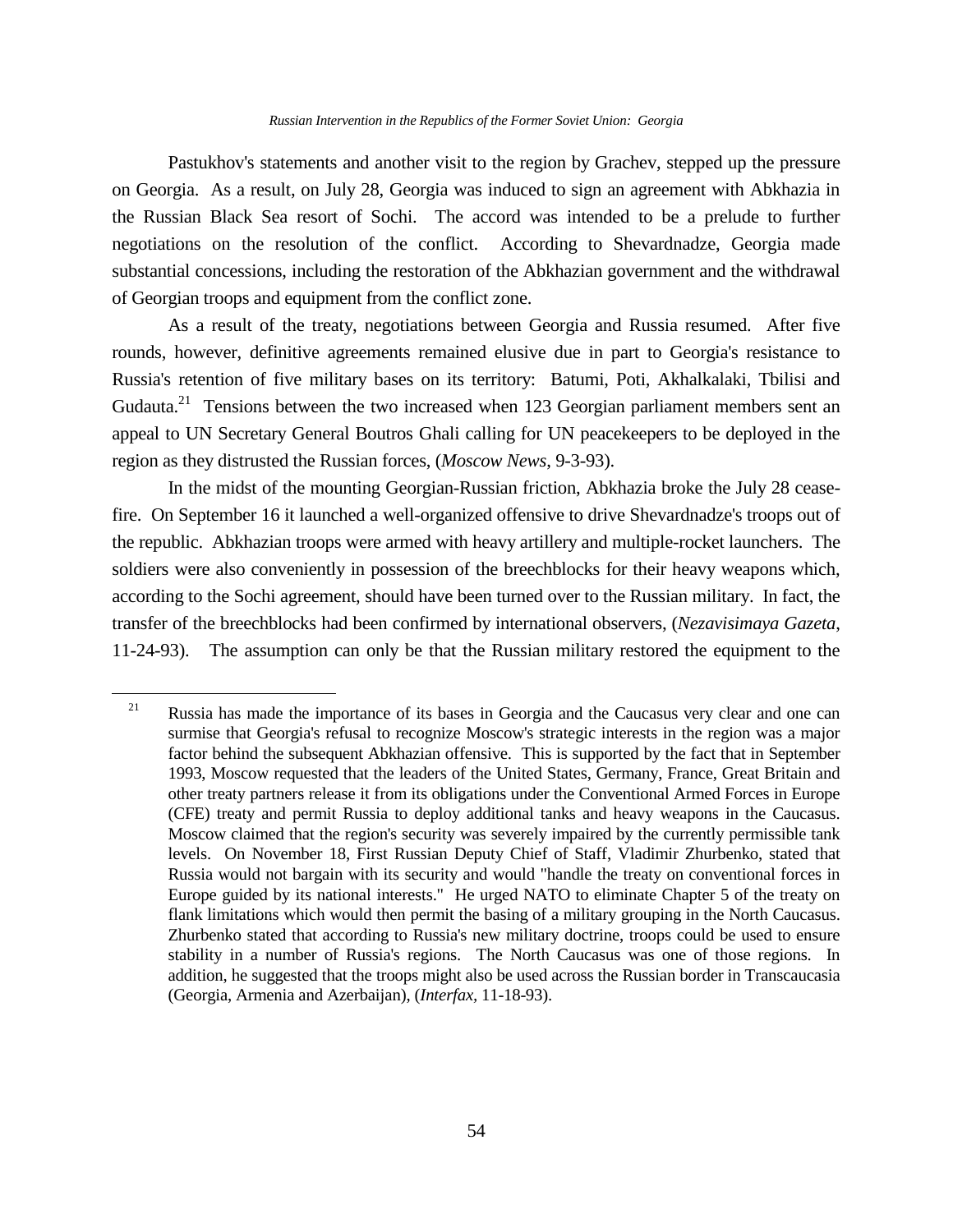Pastukhov's statements and another visit to the region by Grachev, stepped up the pressure on Georgia. As a result, on July 28, Georgia was induced to sign an agreement with Abkhazia in the Russian Black Sea resort of Sochi. The accord was intended to be a prelude to further negotiations on the resolution of the conflict. According to Shevardnadze, Georgia made substantial concessions, including the restoration of the Abkhazian government and the withdrawal of Georgian troops and equipment from the conflict zone.

As a result of the treaty, negotiations between Georgia and Russia resumed. After five rounds, however, definitive agreements remained elusive due in part to Georgia's resistance to Russia's retention of five military bases on its territory: Batumi, Poti, Akhalkalaki, Tbilisi and Gudauta.[21] Tensions between the two increased when 123 Georgian parliament members sent an appeal to UN Secretary General Boutros Ghali calling for UN peacekeepers to be deployed in the region as they distrusted the Russian forces, (*Moscow News*, 9-3-93).

In the midst of the mounting Georgian-Russian friction, Abkhazia broke the July 28 cease-fire. On September 16 it launched a well-organized offensive to drive Shevardnadze's troops out of the republic. Abkhazian troops were armed with heavy artillery and multiple-rocket launchers. The soldiers were also conveniently in possession of the breechblocks for their heavy weapons which, according to the Sochi agreement, should have been turned over to the Russian military. In fact, the transfer of the breechblocks had been confirmed by international observers, (*Nezavisimaya Gazeta*, 11-24-93). The assumption can only be that the Russian military restored the equipment to the

---

[21] Russia has made the importance of its bases in Georgia and the Caucasus very clear and one can surmise that Georgia's refusal to recognize Moscow's strategic interests in the region was a major factor behind the subsequent Abkhazian offensive. This is supported by the fact that in September 1993, Moscow requested that the leaders of the United States, Germany, France, Great Britain and other treaty partners release it from its obligations under the Conventional Armed Forces in Europe (CFE) treaty and permit Russia to deploy additional tanks and heavy weapons in the Caucasus. Moscow claimed that the region's security was severely impaired by the currently permissible tank levels. On November 18, First Russian Deputy Chief of Staff, Vladimir Zhurbenko, stated that Russia would not bargain with its security and would "handle the treaty on conventional forces in Europe guided by its national interests." He urged NATO to eliminate Chapter 5 of the treaty on flank limitations which would then permit the basing of a military grouping in the North Caucasus. Zhurbenko stated that according to Russia's new military doctrine, troops could be used to ensure stability in a number of Russia's regions. The North Caucasus was one of those regions. In addition, he suggested that the troops might also be used across the Russian border in Transcaucasia (Georgia, Armenia and Azerbaijan), (*Interfax*, 11-18-93).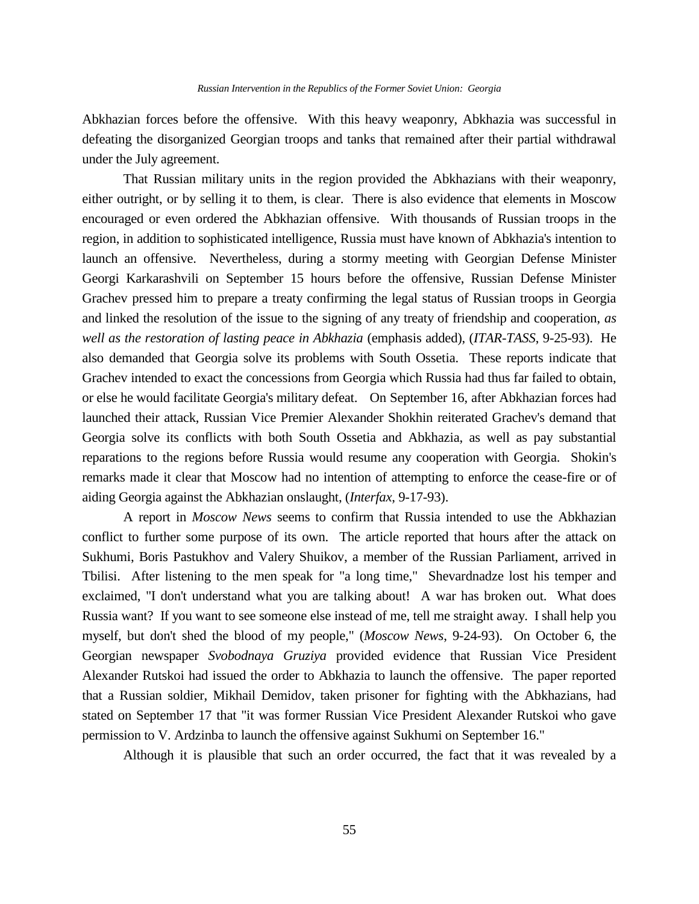Abkhazian forces before the offensive. With this heavy weaponry, Abkhazia was successful in defeating the disorganized Georgian troops and tanks that remained after their partial withdrawal under the July agreement.

That Russian military units in the region provided the Abkhazians with their weaponry, either outright, or by selling it to them, is clear. There is also evidence that elements in Moscow encouraged or even ordered the Abkhazian offensive. With thousands of Russian troops in the region, in addition to sophisticated intelligence, Russia must have known of Abkhazia's intention to launch an offensive. Nevertheless, during a stormy meeting with Georgian Defense Minister Georgi Karkarashvili on September 15 hours before the offensive, Russian Defense Minister Grachev pressed him to prepare a treaty confirming the legal status of Russian troops in Georgia and linked the resolution of the issue to the signing of any treaty of friendship and cooperation, *as well as the restoration of lasting peace in Abkhazia* (emphasis added), (*ITAR-TASS*, 9-25-93). He also demanded that Georgia solve its problems with South Ossetia. These reports indicate that Grachev intended to exact the concessions from Georgia which Russia had thus far failed to obtain, or else he would facilitate Georgia's military defeat. On September 16, after Abkhazian forces had launched their attack, Russian Vice Premier Alexander Shokhin reiterated Grachev's demand that Georgia solve its conflicts with both South Ossetia and Abkhazia, as well as pay substantial reparations to the regions before Russia would resume any cooperation with Georgia. Shokin's remarks made it clear that Moscow had no intention of attempting to enforce the cease-fire or of aiding Georgia against the Abkhazian onslaught, (*Interfax*, 9-17-93).

A report in *Moscow News* seems to confirm that Russia intended to use the Abkhazian conflict to further some purpose of its own. The article reported that hours after the attack on Sukhumi, Boris Pastukhov and Valery Shuikov, a member of the Russian Parliament, arrived in Tbilisi. After listening to the men speak for "a long time," Shevardnadze lost his temper and exclaimed, "I don't understand what you are talking about! A war has broken out. What does Russia want? If you want to see someone else instead of me, tell me straight away. I shall help you myself, but don't shed the blood of my people," (*Moscow News*, 9-24-93). On October 6, the Georgian newspaper *Svobodnaya Gruziya* provided evidence that Russian Vice President Alexander Rutskoi had issued the order to Abkhazia to launch the offensive. The paper reported that a Russian soldier, Mikhail Demidov, taken prisoner for fighting with the Abkhazians, had stated on September 17 that "it was former Russian Vice President Alexander Rutskoi who gave permission to V. Ardzinba to launch the offensive against Sukhumi on September 16."

Although it is plausible that such an order occurred, the fact that it was revealed by a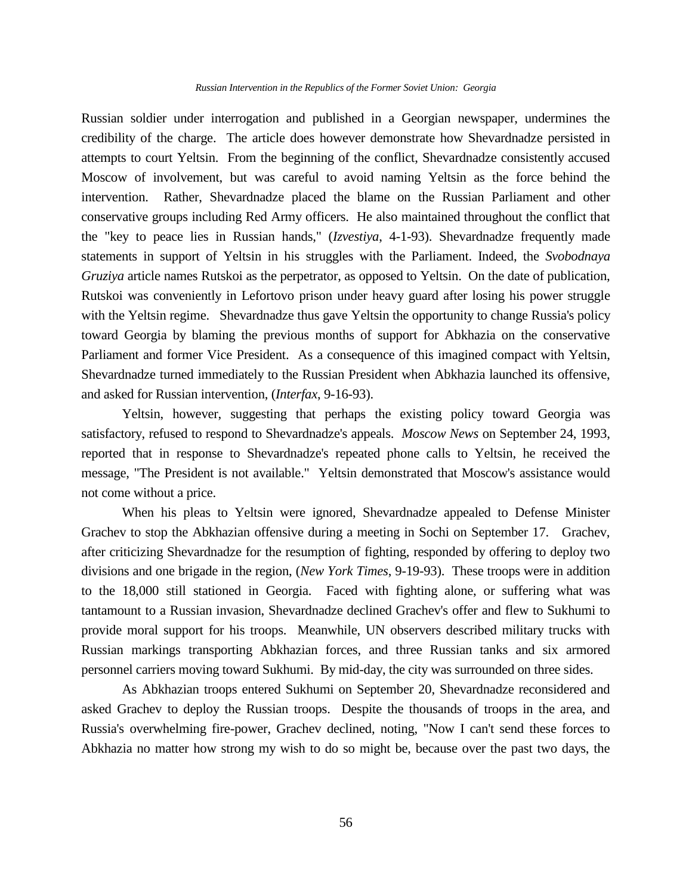Russian soldier under interrogation and published in a Georgian newspaper, undermines the credibility of the charge. The article does however demonstrate how Shevardnadze persisted in attempts to court Yeltsin. From the beginning of the conflict, Shevardnadze consistently accused Moscow of involvement, but was careful to avoid naming Yeltsin as the force behind the intervention. Rather, Shevardnadze placed the blame on the Russian Parliament and other conservative groups including Red Army officers. He also maintained throughout the conflict that the "key to peace lies in Russian hands," (*Izvestiya*, 4-1-93). Shevardnadze frequently made statements in support of Yeltsin in his struggles with the Parliament. Indeed, the *Svobodnaya Gruziya* article names Rutskoi as the perpetrator, as opposed to Yeltsin. On the date of publication, Rutskoi was conveniently in Lefortovo prison under heavy guard after losing his power struggle with the Yeltsin regime. Shevardnadze thus gave Yeltsin the opportunity to change Russia's policy toward Georgia by blaming the previous months of support for Abkhazia on the conservative Parliament and former Vice President. As a consequence of this imagined compact with Yeltsin, Shevardnadze turned immediately to the Russian President when Abkhazia launched its offensive, and asked for Russian intervention, (*Interfax*, 9-16-93).

Yeltsin, however, suggesting that perhaps the existing policy toward Georgia was satisfactory, refused to respond to Shevardnadze's appeals. *Moscow News* on September 24, 1993, reported that in response to Shevardnadze's repeated phone calls to Yeltsin, he received the message, "The President is not available." Yeltsin demonstrated that Moscow's assistance would not come without a price.

When his pleas to Yeltsin were ignored, Shevardnadze appealed to Defense Minister Grachev to stop the Abkhazian offensive during a meeting in Sochi on September 17. Grachev, after criticizing Shevardnadze for the resumption of fighting, responded by offering to deploy two divisions and one brigade in the region, (*New York Times*, 9-19-93). These troops were in addition to the 18,000 still stationed in Georgia. Faced with fighting alone, or suffering what was tantamount to a Russian invasion, Shevardnadze declined Grachev's offer and flew to Sukhumi to provide moral support for his troops. Meanwhile, UN observers described military trucks with Russian markings transporting Abkhazian forces, and three Russian tanks and six armored personnel carriers moving toward Sukhumi. By mid-day, the city was surrounded on three sides.

As Abkhazian troops entered Sukhumi on September 20, Shevardnadze reconsidered and asked Grachev to deploy the Russian troops. Despite the thousands of troops in the area, and Russia's overwhelming fire-power, Grachev declined, noting, "Now I can't send these forces to Abkhazia no matter how strong my wish to do so might be, because over the past two days, the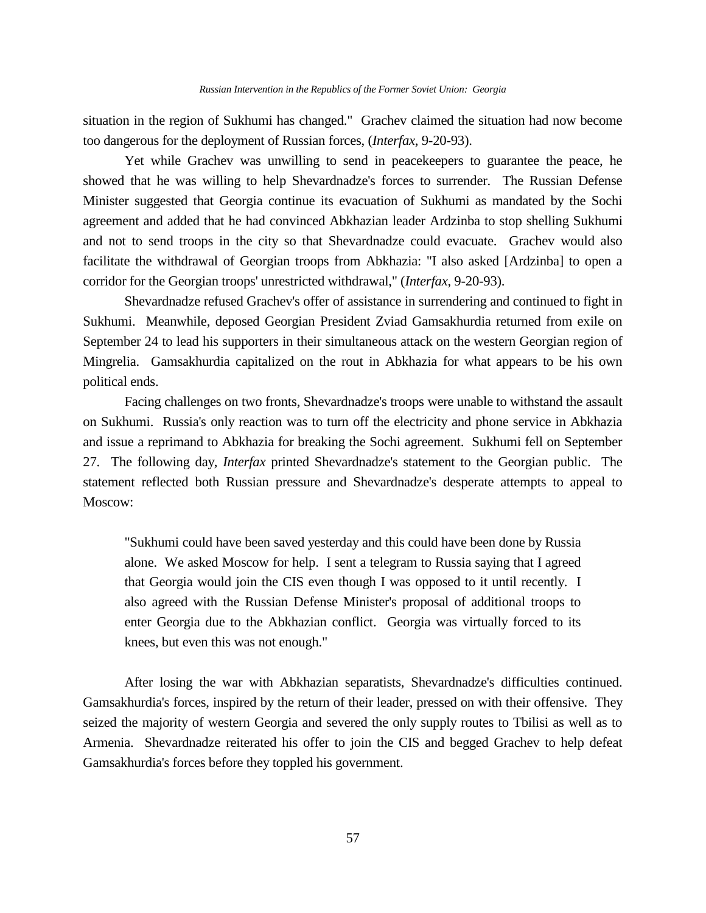situation in the region of Sukhumi has changed." Grachev claimed the situation had now become too dangerous for the deployment of Russian forces, (*Interfax*, 9-20-93).

Yet while Grachev was unwilling to send in peacekeepers to guarantee the peace, he showed that he was willing to help Shevardnadze's forces to surrender. The Russian Defense Minister suggested that Georgia continue its evacuation of Sukhumi as mandated by the Sochi agreement and added that he had convinced Abkhazian leader Ardzinba to stop shelling Sukhumi and not to send troops in the city so that Shevardnadze could evacuate. Grachev would also facilitate the withdrawal of Georgian troops from Abkhazia: "I also asked [Ardzinba] to open a corridor for the Georgian troops' unrestricted withdrawal," (*Interfax*, 9-20-93).

Shevardnadze refused Grachev's offer of assistance in surrendering and continued to fight in Sukhumi. Meanwhile, deposed Georgian President Zviad Gamsakhurdia returned from exile on September 24 to lead his supporters in their simultaneous attack on the western Georgian region of Mingrelia. Gamsakhurdia capitalized on the rout in Abkhazia for what appears to be his own political ends.

Facing challenges on two fronts, Shevardnadze's troops were unable to withstand the assault on Sukhumi. Russia's only reaction was to turn off the electricity and phone service in Abkhazia and issue a reprimand to Abkhazia for breaking the Sochi agreement. Sukhumi fell on September 27. The following day, *Interfax* printed Shevardnadze's statement to the Georgian public. The statement reflected both Russian pressure and Shevardnadze's desperate attempts to appeal to Moscow:

> "Sukhumi could have been saved yesterday and this could have been done by Russia alone. We asked Moscow for help. I sent a telegram to Russia saying that I agreed that Georgia would join the CIS even though I was opposed to it until recently. I also agreed with the Russian Defense Minister's proposal of additional troops to enter Georgia due to the Abkhazian conflict. Georgia was virtually forced to its knees, but even this was not enough."

After losing the war with Abkhazian separatists, Shevardnadze's difficulties continued. Gamsakhurdia's forces, inspired by the return of their leader, pressed on with their offensive. They seized the majority of western Georgia and severed the only supply routes to Tbilisi as well as to Armenia. Shevardnadze reiterated his offer to join the CIS and begged Grachev to help defeat Gamsakhurdia's forces before they toppled his government.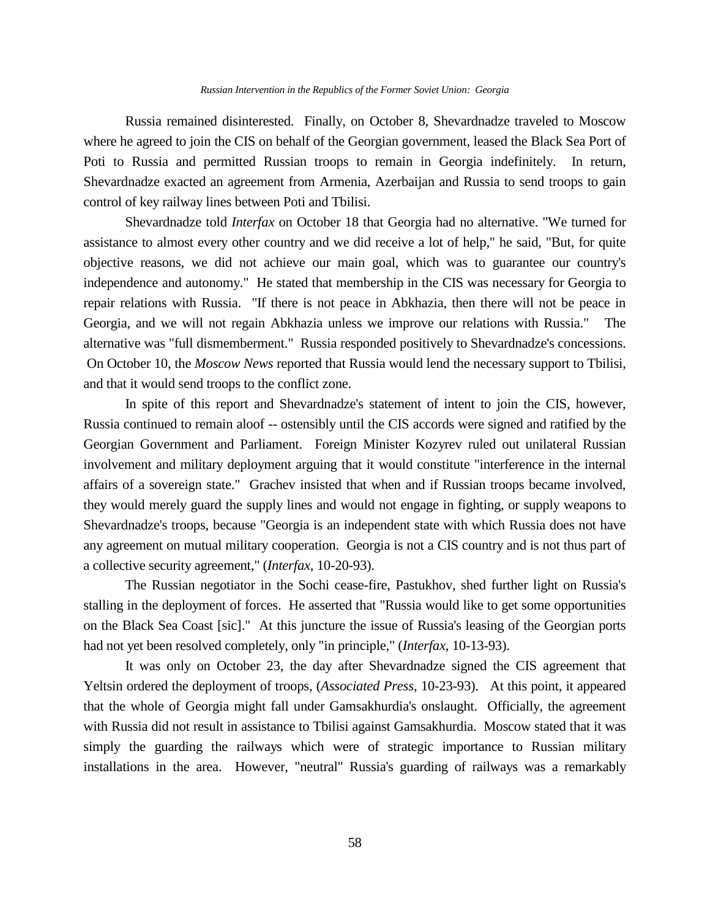Russia remained disinterested. Finally, on October 8, Shevardnadze traveled to Moscow where he agreed to join the CIS on behalf of the Georgian government, leased the Black Sea Port of Poti to Russia and permitted Russian troops to remain in Georgia indefinitely. In return, Shevardnadze exacted an agreement from Armenia, Azerbaijan and Russia to send troops to gain control of key railway lines between Poti and Tbilisi.

Shevardnadze told *Interfax* on October 18 that Georgia had no alternative. "We turned for assistance to almost every other country and we did receive a lot of help," he said, "But, for quite objective reasons, we did not achieve our main goal, which was to guarantee our country's independence and autonomy." He stated that membership in the CIS was necessary for Georgia to repair relations with Russia. "If there is not peace in Abkhazia, then there will not be peace in Georgia, and we will not regain Abkhazia unless we improve our relations with Russia." The alternative was "full dismemberment." Russia responded positively to Shevardnadze's concessions. On October 10, the *Moscow News* reported that Russia would lend the necessary support to Tbilisi, and that it would send troops to the conflict zone.

In spite of this report and Shevardnadze's statement of intent to join the CIS, however, Russia continued to remain aloof -- ostensibly until the CIS accords were signed and ratified by the Georgian Government and Parliament. Foreign Minister Kozyrev ruled out unilateral Russian involvement and military deployment arguing that it would constitute "interference in the internal affairs of a sovereign state." Grachev insisted that when and if Russian troops became involved, they would merely guard the supply lines and would not engage in fighting, or supply weapons to Shevardnadze's troops, because "Georgia is an independent state with which Russia does not have any agreement on mutual military cooperation. Georgia is not a CIS country and is not thus part of a collective security agreement," (*Interfax*, 10-20-93).

The Russian negotiator in the Sochi cease-fire, Pastukhov, shed further light on Russia's stalling in the deployment of forces. He asserted that "Russia would like to get some opportunities on the Black Sea Coast [sic]." At this juncture the issue of Russia's leasing of the Georgian ports had not yet been resolved completely, only "in principle," (*Interfax*, 10-13-93).

It was only on October 23, the day after Shevardnadze signed the CIS agreement that Yeltsin ordered the deployment of troops, (*Associated Press*, 10-23-93). At this point, it appeared that the whole of Georgia might fall under Gamsakhurdia's onslaught. Officially, the agreement with Russia did not result in assistance to Tbilisi against Gamsakhurdia. Moscow stated that it was simply the guarding the railways which were of strategic importance to Russian military installations in the area. However, "neutral" Russia's guarding of railways was a remarkably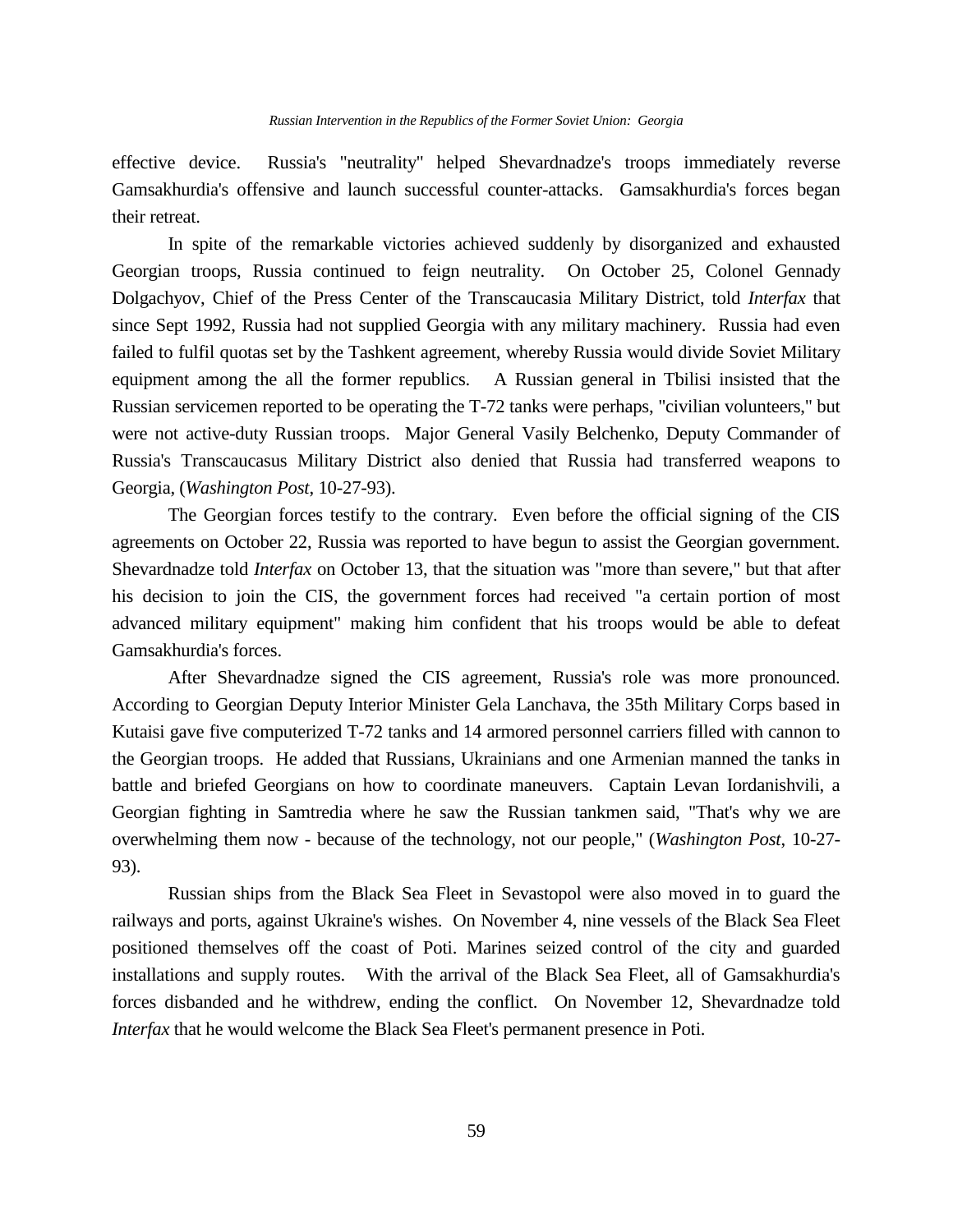effective device. Russia's "neutrality" helped Shevardnadze's troops immediately reverse Gamsakhurdia's offensive and launch successful counter-attacks. Gamsakhurdia's forces began their retreat.

In spite of the remarkable victories achieved suddenly by disorganized and exhausted Georgian troops, Russia continued to feign neutrality. On October 25, Colonel Gennady Dolgachyov, Chief of the Press Center of the Transcaucasia Military District, told *Interfax* that since Sept 1992, Russia had not supplied Georgia with any military machinery. Russia had even failed to fulfil quotas set by the Tashkent agreement, whereby Russia would divide Soviet Military equipment among the all the former republics. A Russian general in Tbilisi insisted that the Russian servicemen reported to be operating the T-72 tanks were perhaps, "civilian volunteers," but were not active-duty Russian troops. Major General Vasily Belchenko, Deputy Commander of Russia's Transcaucasus Military District also denied that Russia had transferred weapons to Georgia, (*Washington Post*, 10-27-93).

The Georgian forces testify to the contrary. Even before the official signing of the CIS agreements on October 22, Russia was reported to have begun to assist the Georgian government. Shevardnadze told *Interfax* on October 13, that the situation was "more than severe," but that after his decision to join the CIS, the government forces had received "a certain portion of most advanced military equipment" making him confident that his troops would be able to defeat Gamsakhurdia's forces.

After Shevardnadze signed the CIS agreement, Russia's role was more pronounced. According to Georgian Deputy Interior Minister Gela Lanchava, the 35th Military Corps based in Kutaisi gave five computerized T-72 tanks and 14 armored personnel carriers filled with cannon to the Georgian troops. He added that Russians, Ukrainians and one Armenian manned the tanks in battle and briefed Georgians on how to coordinate maneuvers. Captain Levan Iordanishvili, a Georgian fighting in Samtredia where he saw the Russian tankmen said, "That's why we are overwhelming them now - because of the technology, not our people," (*Washington Post*, 10-27-93).

Russian ships from the Black Sea Fleet in Sevastopol were also moved in to guard the railways and ports, against Ukraine's wishes. On November 4, nine vessels of the Black Sea Fleet positioned themselves off the coast of Poti. Marines seized control of the city and guarded installations and supply routes. With the arrival of the Black Sea Fleet, all of Gamsakhurdia's forces disbanded and he withdrew, ending the conflict. On November 12, Shevardnadze told *Interfax* that he would welcome the Black Sea Fleet's permanent presence in Poti.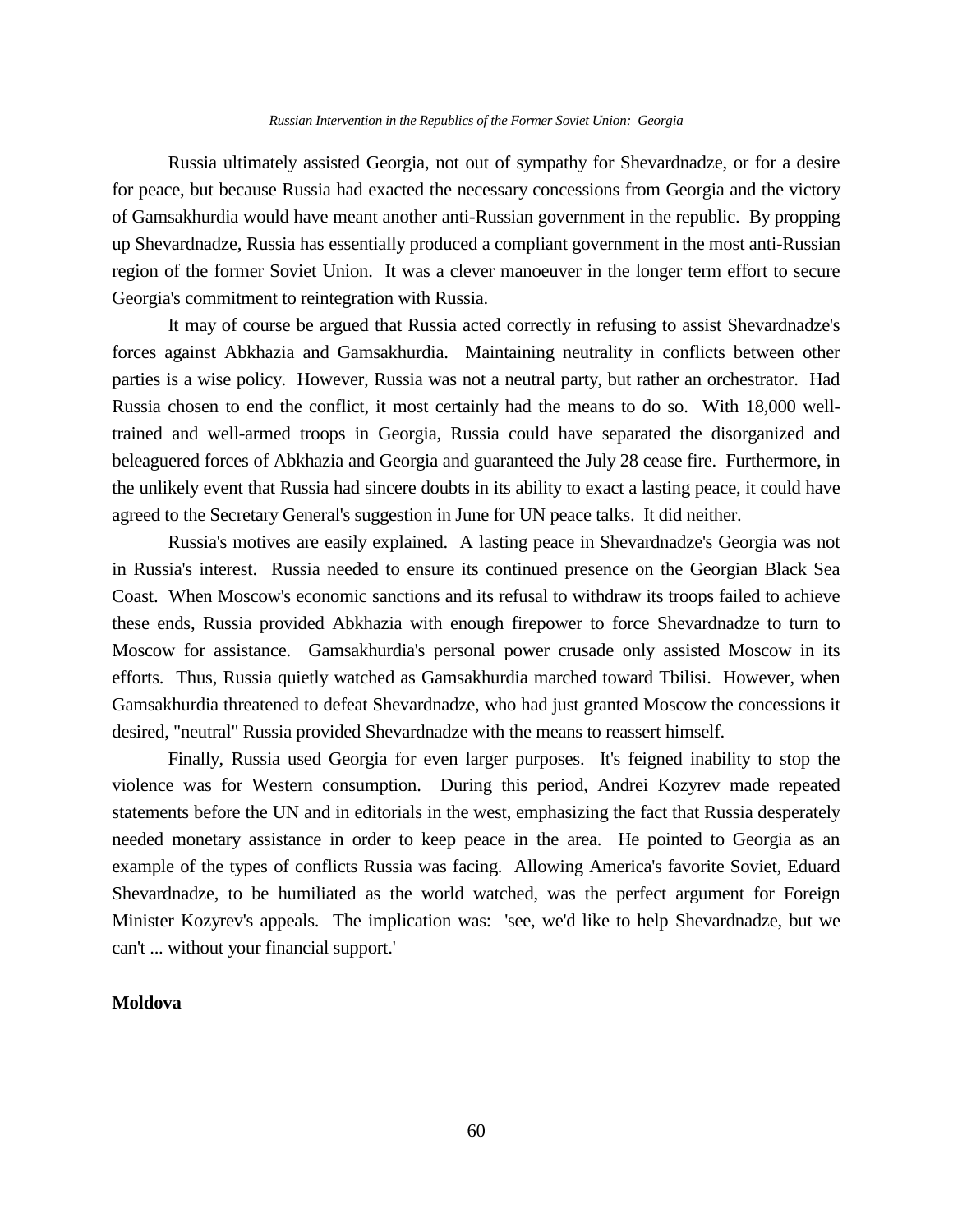Russia ultimately assisted Georgia, not out of sympathy for Shevardnadze, or for a desire for peace, but because Russia had exacted the necessary concessions from Georgia and the victory of Gamsakhurdia would have meant another anti-Russian government in the republic. By propping up Shevardnadze, Russia has essentially produced a compliant government in the most anti-Russian region of the former Soviet Union. It was a clever manoeuver in the longer term effort to secure Georgia's commitment to reintegration with Russia.

It may of course be argued that Russia acted correctly in refusing to assist Shevardnadze's forces against Abkhazia and Gamsakhurdia. Maintaining neutrality in conflicts between other parties is a wise policy. However, Russia was not a neutral party, but rather an orchestrator. Had Russia chosen to end the conflict, it most certainly had the means to do so. With 18,000 well-trained and well-armed troops in Georgia, Russia could have separated the disorganized and beleaguered forces of Abkhazia and Georgia and guaranteed the July 28 cease fire. Furthermore, in the unlikely event that Russia had sincere doubts in its ability to exact a lasting peace, it could have agreed to the Secretary General's suggestion in June for UN peace talks. It did neither.

Russia's motives are easily explained. A lasting peace in Shevardnadze's Georgia was not in Russia's interest. Russia needed to ensure its continued presence on the Georgian Black Sea Coast. When Moscow's economic sanctions and its refusal to withdraw its troops failed to achieve these ends, Russia provided Abkhazia with enough firepower to force Shevardnadze to turn to Moscow for assistance. Gamsakhurdia's personal power crusade only assisted Moscow in its efforts. Thus, Russia quietly watched as Gamsakhurdia marched toward Tbilisi. However, when Gamsakhurdia threatened to defeat Shevardnadze, who had just granted Moscow the concessions it desired, "neutral" Russia provided Shevardnadze with the means to reassert himself.

Finally, Russia used Georgia for even larger purposes. It's feigned inability to stop the violence was for Western consumption. During this period, Andrei Kozyrev made repeated statements before the UN and in editorials in the west, emphasizing the fact that Russia desperately needed monetary assistance in order to keep peace in the area. He pointed to Georgia as an example of the types of conflicts Russia was facing. Allowing America's favorite Soviet, Eduard Shevardnadze, to be humiliated as the world watched, was the perfect argument for Foreign Minister Kozyrev's appeals. The implication was: 'see, we'd like to help Shevardnadze, but we can't ... without your financial support.'

## Moldova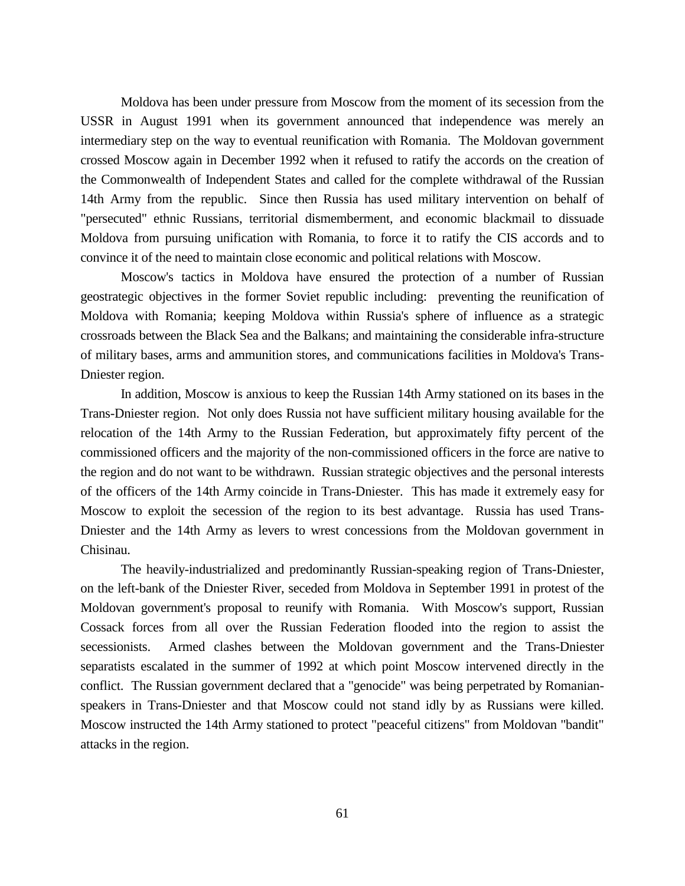Moldova has been under pressure from Moscow from the moment of its secession from the USSR in August 1991 when its government announced that independence was merely an intermediary step on the way to eventual reunification with Romania. The Moldovan government crossed Moscow again in December 1992 when it refused to ratify the accords on the creation of the Commonwealth of Independent States and called for the complete withdrawal of the Russian 14th Army from the republic. Since then Russia has used military intervention on behalf of "persecuted" ethnic Russians, territorial dismemberment, and economic blackmail to dissuade Moldova from pursuing unification with Romania, to force it to ratify the CIS accords and to convince it of the need to maintain close economic and political relations with Moscow.

Moscow's tactics in Moldova have ensured the protection of a number of Russian geostrategic objectives in the former Soviet republic including: preventing the reunification of Moldova with Romania; keeping Moldova within Russia's sphere of influence as a strategic crossroads between the Black Sea and the Balkans; and maintaining the considerable infra-structure of military bases, arms and ammunition stores, and communications facilities in Moldova's Trans-Dniester region.

In addition, Moscow is anxious to keep the Russian 14th Army stationed on its bases in the Trans-Dniester region. Not only does Russia not have sufficient military housing available for the relocation of the 14th Army to the Russian Federation, but approximately fifty percent of the commissioned officers and the majority of the non-commissioned officers in the force are native to the region and do not want to be withdrawn. Russian strategic objectives and the personal interests of the officers of the 14th Army coincide in Trans-Dniester. This has made it extremely easy for Moscow to exploit the secession of the region to its best advantage. Russia has used Trans-Dniester and the 14th Army as levers to wrest concessions from the Moldovan government in Chisinau.

The heavily-industrialized and predominantly Russian-speaking region of Trans-Dniester, on the left-bank of the Dniester River, seceded from Moldova in September 1991 in protest of the Moldovan government's proposal to reunify with Romania. With Moscow's support, Russian Cossack forces from all over the Russian Federation flooded into the region to assist the secessionists. Armed clashes between the Moldovan government and the Trans-Dniester separatists escalated in the summer of 1992 at which point Moscow intervened directly in the conflict. The Russian government declared that a "genocide" was being perpetrated by Romanian-speakers in Trans-Dniester and that Moscow could not stand idly by as Russians were killed. Moscow instructed the 14th Army stationed to protect "peaceful citizens" from Moldovan "bandit" attacks in the region.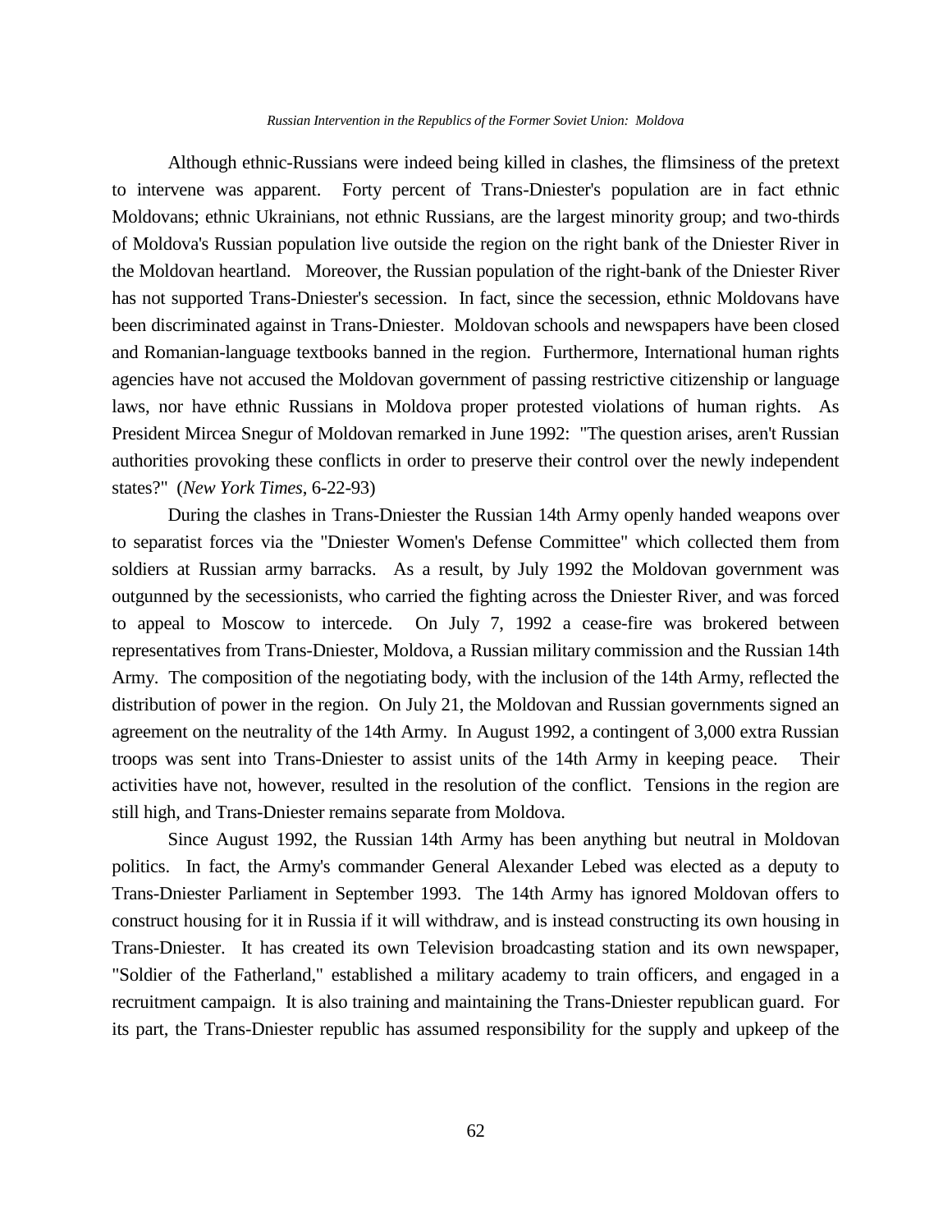Although ethnic-Russians were indeed being killed in clashes, the flimsiness of the pretext to intervene was apparent. Forty percent of Trans-Dniester's population are in fact ethnic Moldovans; ethnic Ukrainians, not ethnic Russians, are the largest minority group; and two-thirds of Moldova's Russian population live outside the region on the right bank of the Dniester River in the Moldovan heartland. Moreover, the Russian population of the right-bank of the Dniester River has not supported Trans-Dniester's secession. In fact, since the secession, ethnic Moldovans have been discriminated against in Trans-Dniester. Moldovan schools and newspapers have been closed and Romanian-language textbooks banned in the region. Furthermore, International human rights agencies have not accused the Moldovan government of passing restrictive citizenship or language laws, nor have ethnic Russians in Moldova proper protested violations of human rights. As President Mircea Snegur of Moldovan remarked in June 1992: "The question arises, aren't Russian authorities provoking these conflicts in order to preserve their control over the newly independent states?" (*New York Times*, 6-22-93)

During the clashes in Trans-Dniester the Russian 14th Army openly handed weapons over to separatist forces via the "Dniester Women's Defense Committee" which collected them from soldiers at Russian army barracks. As a result, by July 1992 the Moldovan government was outgunned by the secessionists, who carried the fighting across the Dniester River, and was forced to appeal to Moscow to intercede. On July 7, 1992 a cease-fire was brokered between representatives from Trans-Dniester, Moldova, a Russian military commission and the Russian 14th Army. The composition of the negotiating body, with the inclusion of the 14th Army, reflected the distribution of power in the region. On July 21, the Moldovan and Russian governments signed an agreement on the neutrality of the 14th Army. In August 1992, a contingent of 3,000 extra Russian troops was sent into Trans-Dniester to assist units of the 14th Army in keeping peace. Their activities have not, however, resulted in the resolution of the conflict. Tensions in the region are still high, and Trans-Dniester remains separate from Moldova.

Since August 1992, the Russian 14th Army has been anything but neutral in Moldovan politics. In fact, the Army's commander General Alexander Lebed was elected as a deputy to Trans-Dniester Parliament in September 1993. The 14th Army has ignored Moldovan offers to construct housing for it in Russia if it will withdraw, and is instead constructing its own housing in Trans-Dniester. It has created its own Television broadcasting station and its own newspaper, "Soldier of the Fatherland," established a military academy to train officers, and engaged in a recruitment campaign. It is also training and maintaining the Trans-Dniester republican guard. For its part, the Trans-Dniester republic has assumed responsibility for the supply and upkeep of the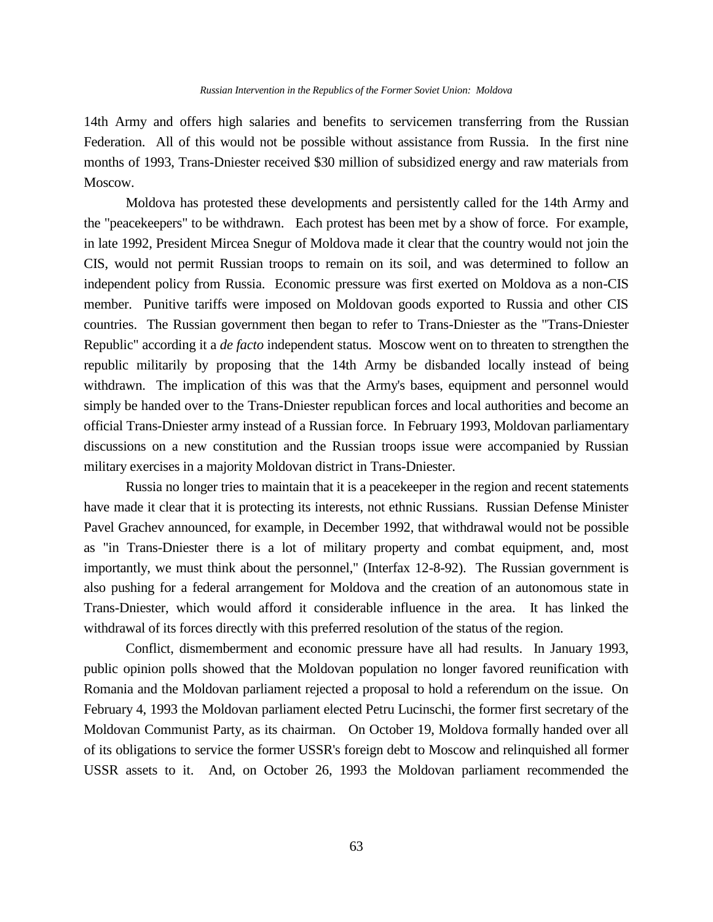14th Army and offers high salaries and benefits to servicemen transferring from the Russian Federation. All of this would not be possible without assistance from Russia. In the first nine months of 1993, Trans-Dniester received $30 million of subsidized energy and raw materials from Moscow.

Moldova has protested these developments and persistently called for the 14th Army and the "peacekeepers" to be withdrawn. Each protest has been met by a show of force. For example, in late 1992, President Mircea Snegur of Moldova made it clear that the country would not join the CIS, would not permit Russian troops to remain on its soil, and was determined to follow an independent policy from Russia. Economic pressure was first exerted on Moldova as a non-CIS member. Punitive tariffs were imposed on Moldovan goods exported to Russia and other CIS countries. The Russian government then began to refer to Trans-Dniester as the "Trans-Dniester Republic" according it a *de facto* independent status. Moscow went on to threaten to strengthen the republic militarily by proposing that the 14th Army be disbanded locally instead of being withdrawn. The implication of this was that the Army's bases, equipment and personnel would simply be handed over to the Trans-Dniester republican forces and local authorities and become an official Trans-Dniester army instead of a Russian force. In February 1993, Moldovan parliamentary discussions on a new constitution and the Russian troops issue were accompanied by Russian military exercises in a majority Moldovan district in Trans-Dniester.

Russia no longer tries to maintain that it is a peacekeeper in the region and recent statements have made it clear that it is protecting its interests, not ethnic Russians. Russian Defense Minister Pavel Grachev announced, for example, in December 1992, that withdrawal would not be possible as "in Trans-Dniester there is a lot of military property and combat equipment, and, most importantly, we must think about the personnel," (Interfax 12-8-92). The Russian government is also pushing for a federal arrangement for Moldova and the creation of an autonomous state in Trans-Dniester, which would afford it considerable influence in the area. It has linked the withdrawal of its forces directly with this preferred resolution of the status of the region.

Conflict, dismemberment and economic pressure have all had results. In January 1993, public opinion polls showed that the Moldovan population no longer favored reunification with Romania and the Moldovan parliament rejected a proposal to hold a referendum on the issue. On February 4, 1993 the Moldovan parliament elected Petru Lucinschi, the former first secretary of the Moldovan Communist Party, as its chairman. On October 19, Moldova formally handed over all of its obligations to service the former USSR's foreign debt to Moscow and relinquished all former USSR assets to it. And, on October 26, 1993 the Moldovan parliament recommended the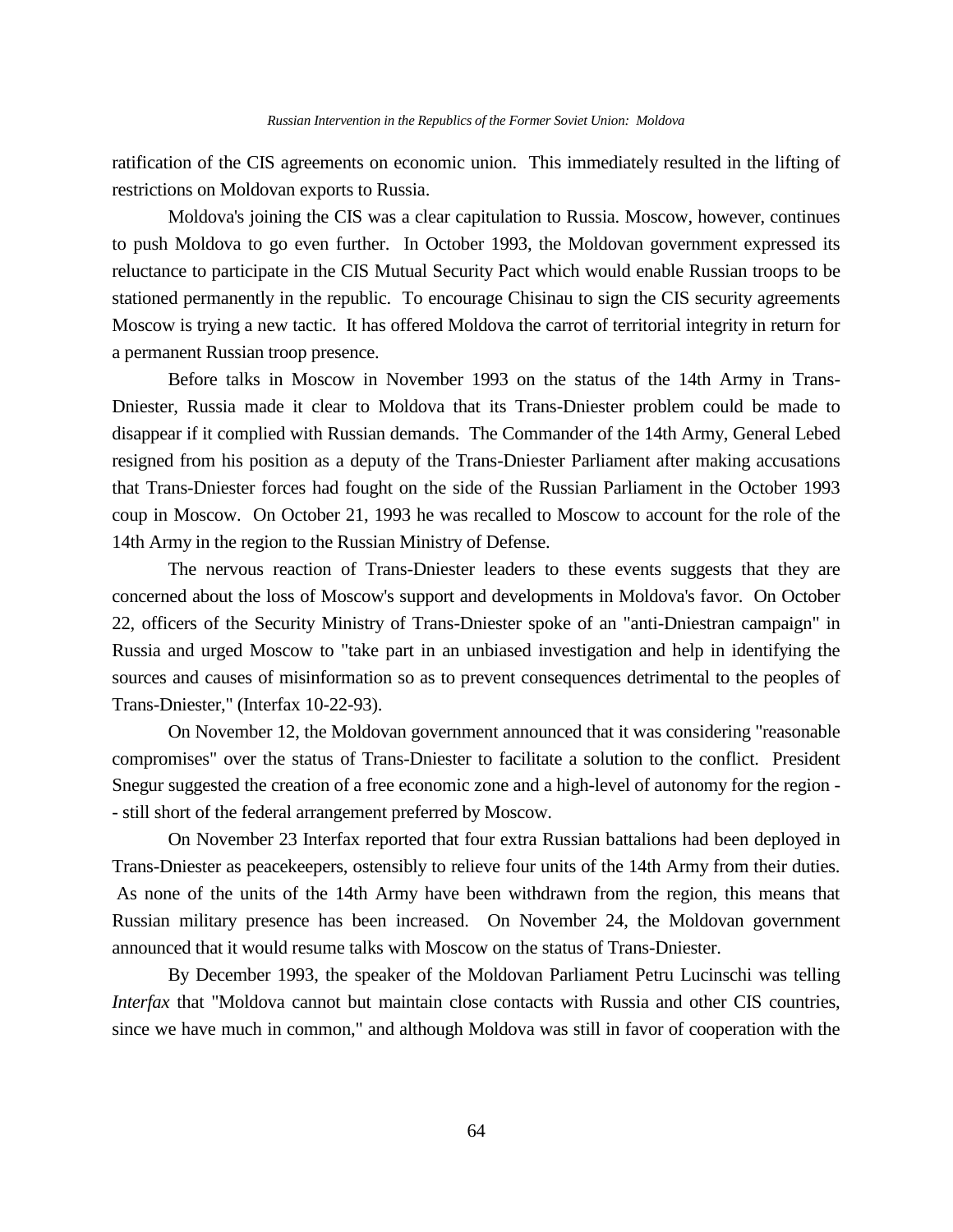ratification of the CIS agreements on economic union. This immediately resulted in the lifting of restrictions on Moldovan exports to Russia.

Moldova's joining the CIS was a clear capitulation to Russia. Moscow, however, continues to push Moldova to go even further. In October 1993, the Moldovan government expressed its reluctance to participate in the CIS Mutual Security Pact which would enable Russian troops to be stationed permanently in the republic. To encourage Chisinau to sign the CIS security agreements Moscow is trying a new tactic. It has offered Moldova the carrot of territorial integrity in return for a permanent Russian troop presence.

Before talks in Moscow in November 1993 on the status of the 14th Army in Trans-Dniester, Russia made it clear to Moldova that its Trans-Dniester problem could be made to disappear if it complied with Russian demands. The Commander of the 14th Army, General Lebed resigned from his position as a deputy of the Trans-Dniester Parliament after making accusations that Trans-Dniester forces had fought on the side of the Russian Parliament in the October 1993 coup in Moscow. On October 21, 1993 he was recalled to Moscow to account for the role of the 14th Army in the region to the Russian Ministry of Defense.

The nervous reaction of Trans-Dniester leaders to these events suggests that they are concerned about the loss of Moscow's support and developments in Moldova's favor. On October 22, officers of the Security Ministry of Trans-Dniester spoke of an "anti-Dniestran campaign" in Russia and urged Moscow to "take part in an unbiased investigation and help in identifying the sources and causes of misinformation so as to prevent consequences detrimental to the peoples of Trans-Dniester," (Interfax 10-22-93).

On November 12, the Moldovan government announced that it was considering "reasonable compromises" over the status of Trans-Dniester to facilitate a solution to the conflict. President Snegur suggested the creation of a free economic zone and a high-level of autonomy for the region -- still short of the federal arrangement preferred by Moscow.

On November 23 Interfax reported that four extra Russian battalions had been deployed in Trans-Dniester as peacekeepers, ostensibly to relieve four units of the 14th Army from their duties. As none of the units of the 14th Army have been withdrawn from the region, this means that Russian military presence has been increased. On November 24, the Moldovan government announced that it would resume talks with Moscow on the status of Trans-Dniester.

By December 1993, the speaker of the Moldovan Parliament Petru Lucinschi was telling *Interfax* that "Moldova cannot but maintain close contacts with Russia and other CIS countries, since we have much in common," and although Moldova was still in favor of cooperation with the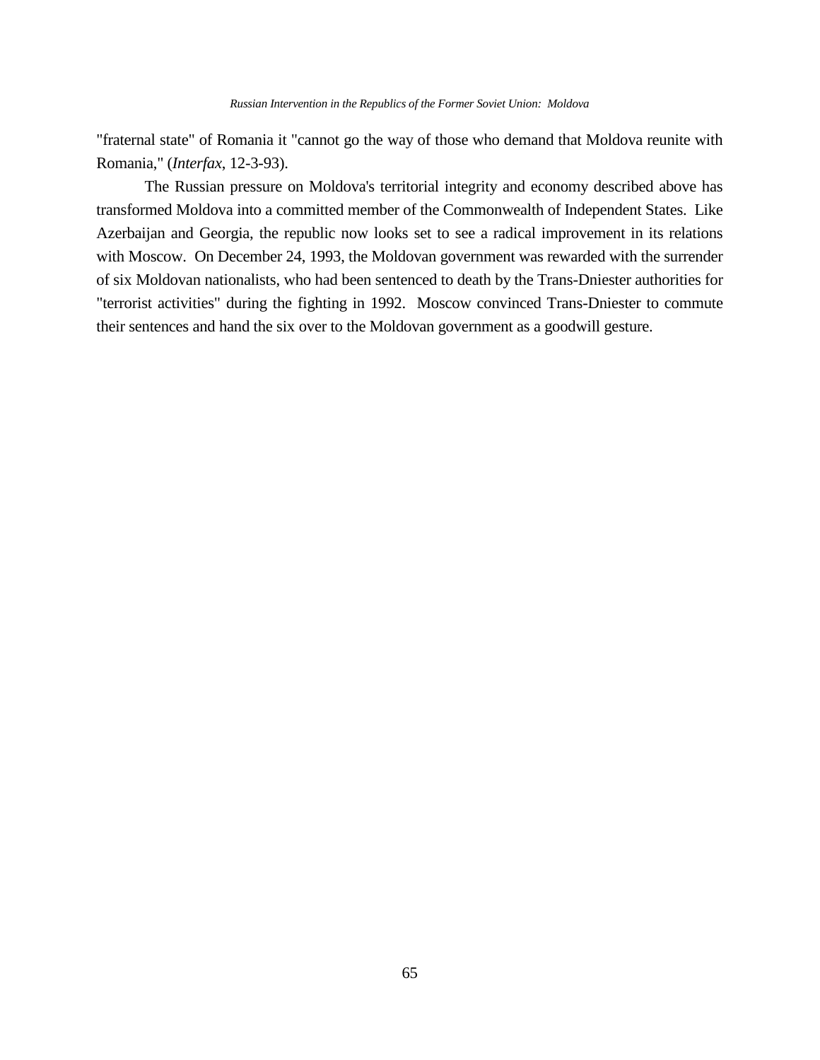"fraternal state" of Romania it "cannot go the way of those who demand that Moldova reunite with Romania," (*Interfax*, 12-3-93).

The Russian pressure on Moldova's territorial integrity and economy described above has transformed Moldova into a committed member of the Commonwealth of Independent States. Like Azerbaijan and Georgia, the republic now looks set to see a radical improvement in its relations with Moscow. On December 24, 1993, the Moldovan government was rewarded with the surrender of six Moldovan nationalists, who had been sentenced to death by the Trans-Dniester authorities for "terrorist activities" during the fighting in 1992. Moscow convinced Trans-Dniester to commute their sentences and hand the six over to the Moldovan government as a goodwill gesture.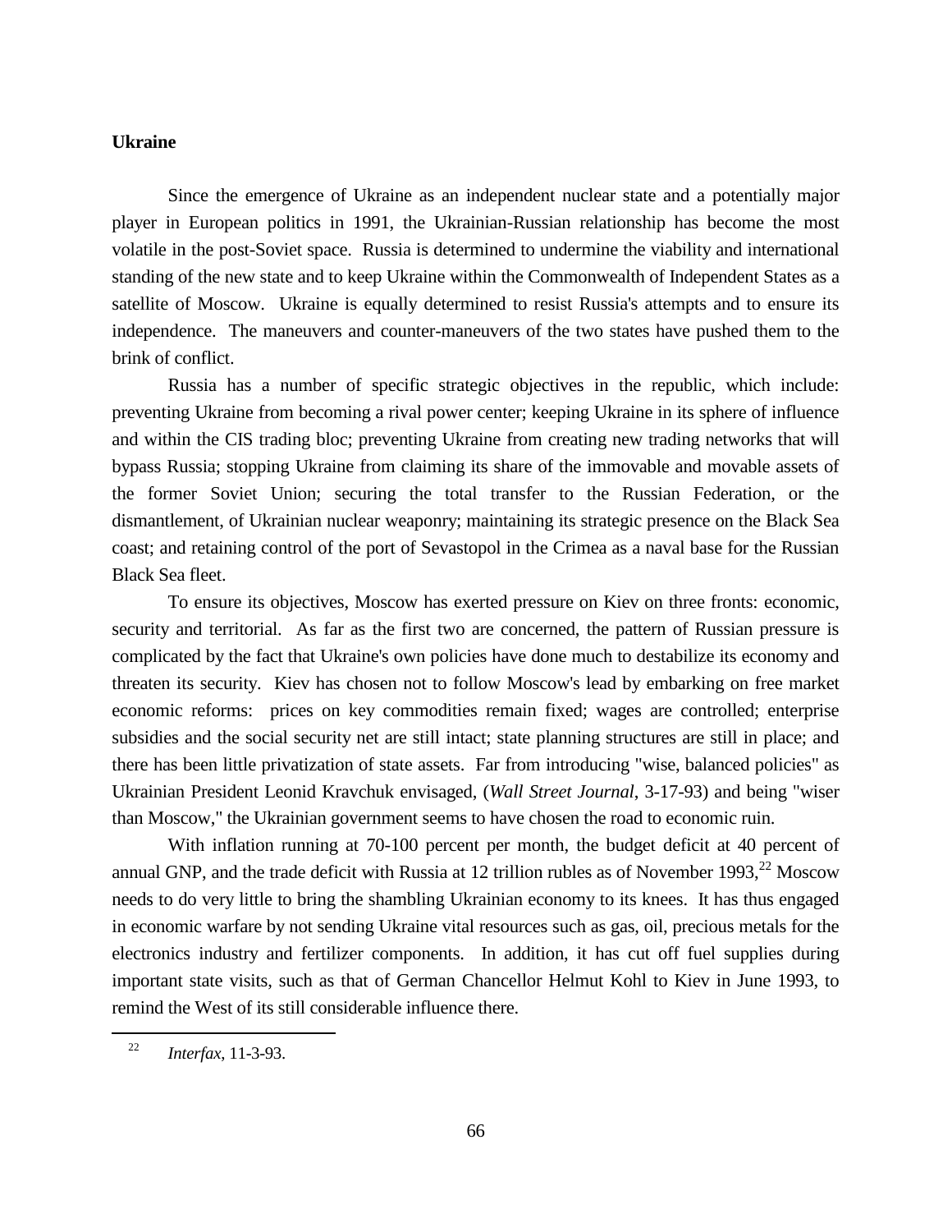**Ukraine**

Since the emergence of Ukraine as an independent nuclear state and a potentially major player in European politics in 1991, the Ukrainian-Russian relationship has become the most volatile in the post-Soviet space. Russia is determined to undermine the viability and international standing of the new state and to keep Ukraine within the Commonwealth of Independent States as a satellite of Moscow. Ukraine is equally determined to resist Russia's attempts and to ensure its independence. The maneuvers and counter-maneuvers of the two states have pushed them to the brink of conflict.

Russia has a number of specific strategic objectives in the republic, which include: preventing Ukraine from becoming a rival power center; keeping Ukraine in its sphere of influence and within the CIS trading bloc; preventing Ukraine from creating new trading networks that will bypass Russia; stopping Ukraine from claiming its share of the immovable and movable assets of the former Soviet Union; securing the total transfer to the Russian Federation, or the dismantlement, of Ukrainian nuclear weaponry; maintaining its strategic presence on the Black Sea coast; and retaining control of the port of Sevastopol in the Crimea as a naval base for the Russian Black Sea fleet.

To ensure its objectives, Moscow has exerted pressure on Kiev on three fronts: economic, security and territorial. As far as the first two are concerned, the pattern of Russian pressure is complicated by the fact that Ukraine's own policies have done much to destabilize its economy and threaten its security. Kiev has chosen not to follow Moscow's lead by embarking on free market economic reforms: prices on key commodities remain fixed; wages are controlled; enterprise subsidies and the social security net are still intact; state planning structures are still in place; and there has been little privatization of state assets. Far from introducing "wise, balanced policies" as Ukrainian President Leonid Kravchuk envisaged, (*Wall Street Journal*, 3-17-93) and being "wiser than Moscow," the Ukrainian government seems to have chosen the road to economic ruin.

With inflation running at 70-100 percent per month, the budget deficit at 40 percent of annual GNP, and the trade deficit with Russia at 12 trillion rubles as of November 1993,[22] Moscow needs to do very little to bring the shambling Ukrainian economy to its knees. It has thus engaged in economic warfare by not sending Ukraine vital resources such as gas, oil, precious metals for the electronics industry and fertilizer components. In addition, it has cut off fuel supplies during important state visits, such as that of German Chancellor Helmut Kohl to Kiev in June 1993, to remind the West of its still considerable influence there.

[22] *Interfax,* 11-3-93.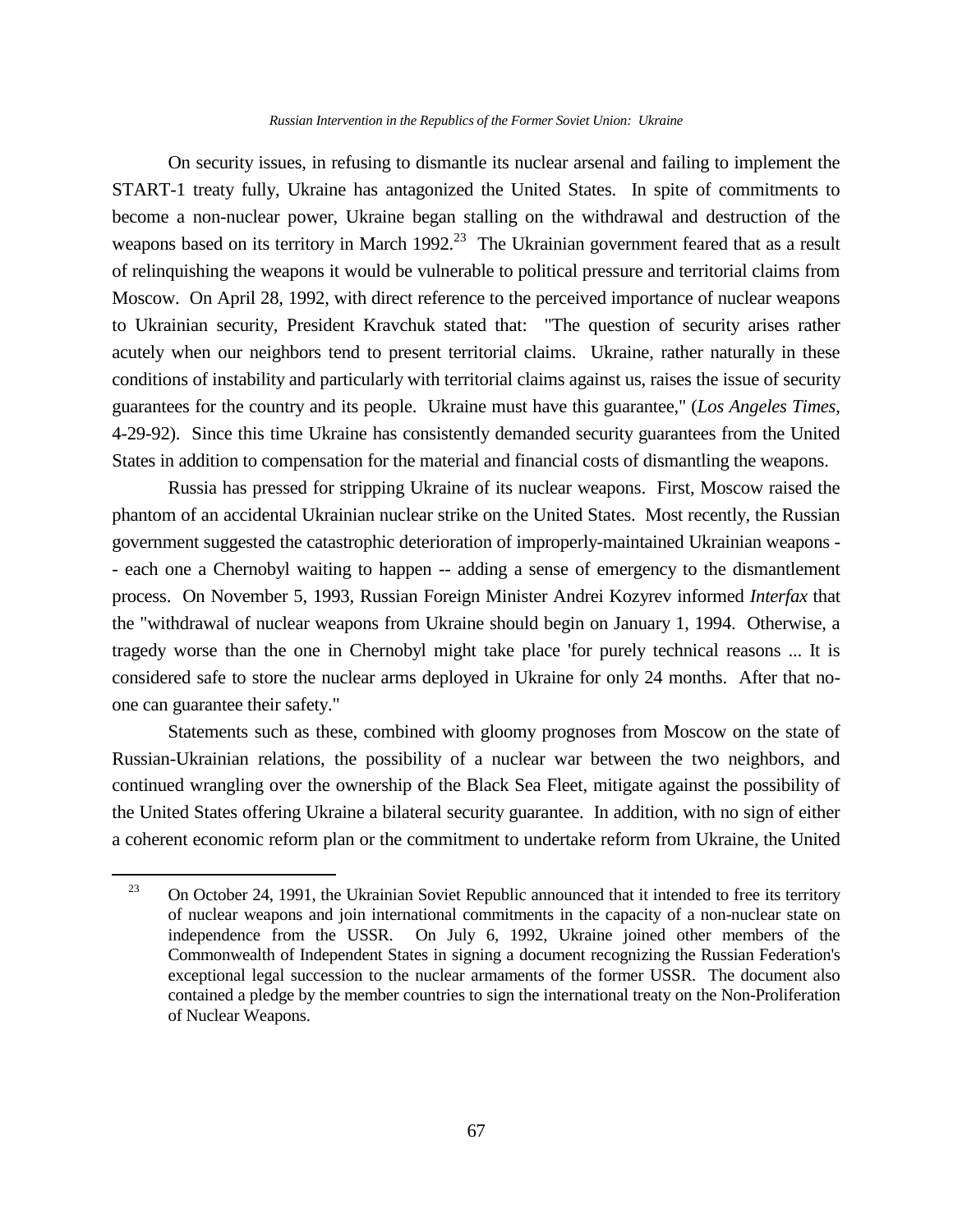On security issues, in refusing to dismantle its nuclear arsenal and failing to implement the START-1 treaty fully, Ukraine has antagonized the United States. In spite of commitments to become a non-nuclear power, Ukraine began stalling on the withdrawal and destruction of the weapons based on its territory in March 1992.[23] The Ukrainian government feared that as a result of relinquishing the weapons it would be vulnerable to political pressure and territorial claims from Moscow. On April 28, 1992, with direct reference to the perceived importance of nuclear weapons to Ukrainian security, President Kravchuk stated that: "The question of security arises rather acutely when our neighbors tend to present territorial claims. Ukraine, rather naturally in these conditions of instability and particularly with territorial claims against us, raises the issue of security guarantees for the country and its people. Ukraine must have this guarantee," (*Los Angeles Times*, 4-29-92). Since this time Ukraine has consistently demanded security guarantees from the United States in addition to compensation for the material and financial costs of dismantling the weapons.

Russia has pressed for stripping Ukraine of its nuclear weapons. First, Moscow raised the phantom of an accidental Ukrainian nuclear strike on the United States. Most recently, the Russian government suggested the catastrophic deterioration of improperly-maintained Ukrainian weapons -- each one a Chernobyl waiting to happen -- adding a sense of emergency to the dismantlement process. On November 5, 1993, Russian Foreign Minister Andrei Kozyrev informed *Interfax* that the "withdrawal of nuclear weapons from Ukraine should begin on January 1, 1994. Otherwise, a tragedy worse than the one in Chernobyl might take place 'for purely technical reasons ... It is considered safe to store the nuclear arms deployed in Ukraine for only 24 months. After that no-one can guarantee their safety."

Statements such as these, combined with gloomy prognoses from Moscow on the state of Russian-Ukrainian relations, the possibility of a nuclear war between the two neighbors, and continued wrangling over the ownership of the Black Sea Fleet, mitigate against the possibility of the United States offering Ukraine a bilateral security guarantee. In addition, with no sign of either a coherent economic reform plan or the commitment to undertake reform from Ukraine, the United

---

[23] On October 24, 1991, the Ukrainian Soviet Republic announced that it intended to free its territory of nuclear weapons and join international commitments in the capacity of a non-nuclear state on independence from the USSR. On July 6, 1992, Ukraine joined other members of the Commonwealth of Independent States in signing a document recognizing the Russian Federation's exceptional legal succession to the nuclear armaments of the former USSR. The document also contained a pledge by the member countries to sign the international treaty on the Non-Proliferation of Nuclear Weapons.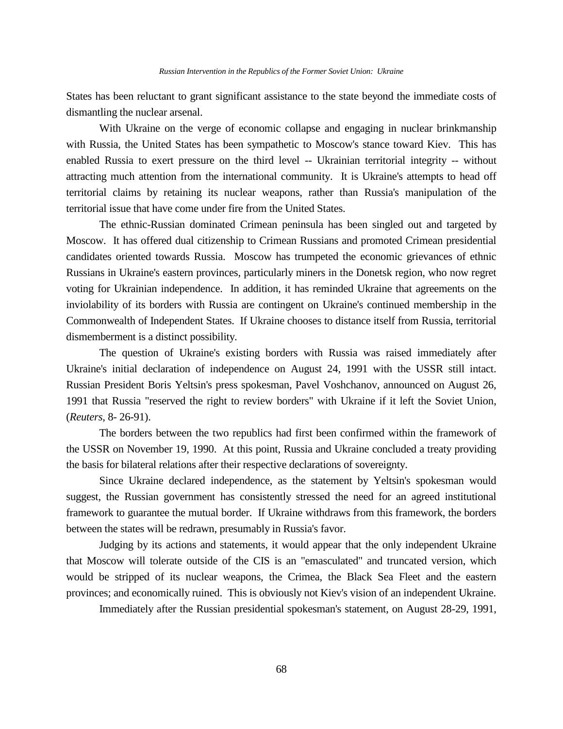States has been reluctant to grant significant assistance to the state beyond the immediate costs of dismantling the nuclear arsenal.

With Ukraine on the verge of economic collapse and engaging in nuclear brinkmanship with Russia, the United States has been sympathetic to Moscow's stance toward Kiev. This has enabled Russia to exert pressure on the third level -- Ukrainian territorial integrity -- without attracting much attention from the international community. It is Ukraine's attempts to head off territorial claims by retaining its nuclear weapons, rather than Russia's manipulation of the territorial issue that have come under fire from the United States.

The ethnic-Russian dominated Crimean peninsula has been singled out and targeted by Moscow. It has offered dual citizenship to Crimean Russians and promoted Crimean presidential candidates oriented towards Russia. Moscow has trumpeted the economic grievances of ethnic Russians in Ukraine's eastern provinces, particularly miners in the Donetsk region, who now regret voting for Ukrainian independence. In addition, it has reminded Ukraine that agreements on the inviolability of its borders with Russia are contingent on Ukraine's continued membership in the Commonwealth of Independent States. If Ukraine chooses to distance itself from Russia, territorial dismemberment is a distinct possibility.

The question of Ukraine's existing borders with Russia was raised immediately after Ukraine's initial declaration of independence on August 24, 1991 with the USSR still intact. Russian President Boris Yeltsin's press spokesman, Pavel Voshchanov, announced on August 26, 1991 that Russia "reserved the right to review borders" with Ukraine if it left the Soviet Union, (*Reuters*, 8- 26-91).

The borders between the two republics had first been confirmed within the framework of the USSR on November 19, 1990. At this point, Russia and Ukraine concluded a treaty providing the basis for bilateral relations after their respective declarations of sovereignty.

Since Ukraine declared independence, as the statement by Yeltsin's spokesman would suggest, the Russian government has consistently stressed the need for an agreed institutional framework to guarantee the mutual border. If Ukraine withdraws from this framework, the borders between the states will be redrawn, presumably in Russia's favor.

Judging by its actions and statements, it would appear that the only independent Ukraine that Moscow will tolerate outside of the CIS is an "emasculated" and truncated version, which would be stripped of its nuclear weapons, the Crimea, the Black Sea Fleet and the eastern provinces; and economically ruined. This is obviously not Kiev's vision of an independent Ukraine.

Immediately after the Russian presidential spokesman's statement, on August 28-29, 1991,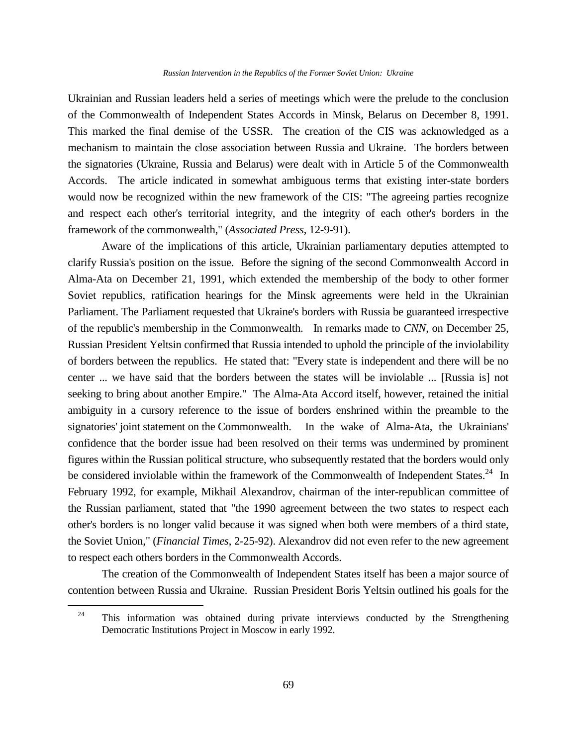Ukrainian and Russian leaders held a series of meetings which were the prelude to the conclusion of the Commonwealth of Independent States Accords in Minsk, Belarus on December 8, 1991. This marked the final demise of the USSR. The creation of the CIS was acknowledged as a mechanism to maintain the close association between Russia and Ukraine. The borders between the signatories (Ukraine, Russia and Belarus) were dealt with in Article 5 of the Commonwealth Accords. The article indicated in somewhat ambiguous terms that existing inter-state borders would now be recognized within the new framework of the CIS: "The agreeing parties recognize and respect each other's territorial integrity, and the integrity of each other's borders in the framework of the commonwealth," (*Associated Press*, 12-9-91).

Aware of the implications of this article, Ukrainian parliamentary deputies attempted to clarify Russia's position on the issue. Before the signing of the second Commonwealth Accord in Alma-Ata on December 21, 1991, which extended the membership of the body to other former Soviet republics, ratification hearings for the Minsk agreements were held in the Ukrainian Parliament. The Parliament requested that Ukraine's borders with Russia be guaranteed irrespective of the republic's membership in the Commonwealth. In remarks made to *CNN*, on December 25, Russian President Yeltsin confirmed that Russia intended to uphold the principle of the inviolability of borders between the republics. He stated that: "Every state is independent and there will be no center ... we have said that the borders between the states will be inviolable ... [Russia is] not seeking to bring about another Empire." The Alma-Ata Accord itself, however, retained the initial ambiguity in a cursory reference to the issue of borders enshrined within the preamble to the signatories' joint statement on the Commonwealth. In the wake of Alma-Ata, the Ukrainians' confidence that the border issue had been resolved on their terms was undermined by prominent figures within the Russian political structure, who subsequently restated that the borders would only be considered inviolable within the framework of the Commonwealth of Independent States.[24] In February 1992, for example, Mikhail Alexandrov, chairman of the inter-republican committee of the Russian parliament, stated that "the 1990 agreement between the two states to respect each other's borders is no longer valid because it was signed when both were members of a third state, the Soviet Union," (*Financial Times*, 2-25-92). Alexandrov did not even refer to the new agreement to respect each others borders in the Commonwealth Accords.

The creation of the Commonwealth of Independent States itself has been a major source of contention between Russia and Ukraine. Russian President Boris Yeltsin outlined his goals for the

---

[24] This information was obtained during private interviews conducted by the Strengthening Democratic Institutions Project in Moscow in early 1992.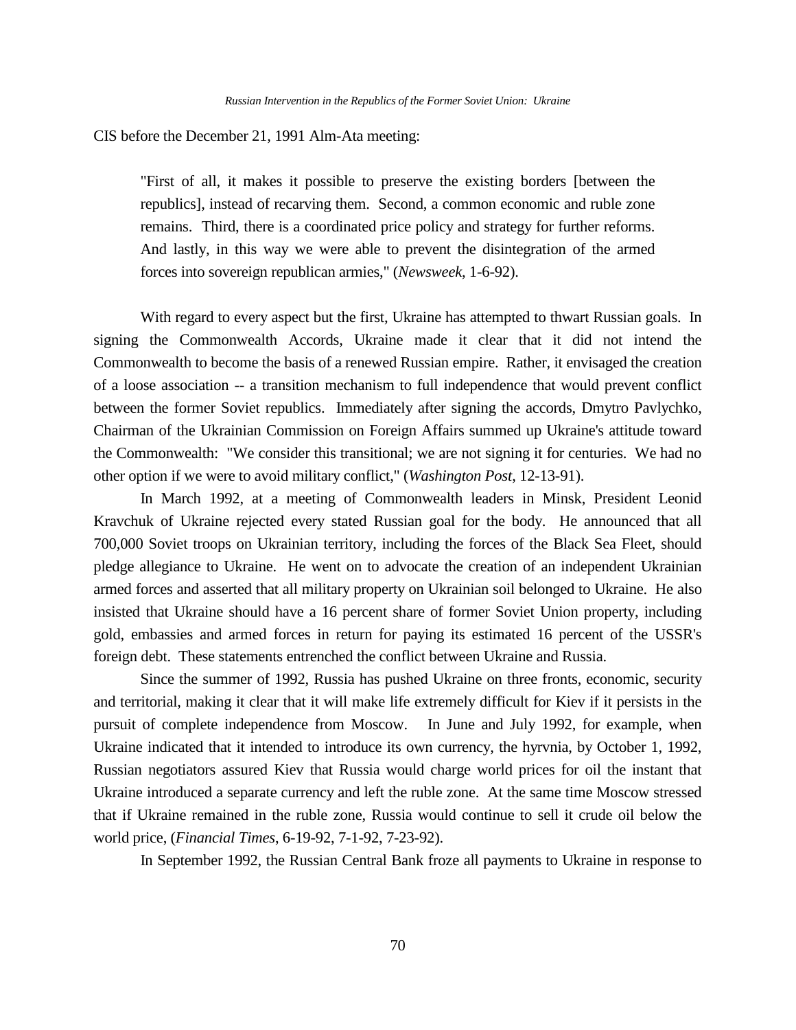CIS before the December 21, 1991 Alm-Ata meeting:

> "First of all, it makes it possible to preserve the existing borders [between the republics], instead of recarving them. Second, a common economic and ruble zone remains. Third, there is a coordinated price policy and strategy for further reforms. And lastly, in this way we were able to prevent the disintegration of the armed forces into sovereign republican armies," (*Newsweek*, 1-6-92).

With regard to every aspect but the first, Ukraine has attempted to thwart Russian goals. In signing the Commonwealth Accords, Ukraine made it clear that it did not intend the Commonwealth to become the basis of a renewed Russian empire. Rather, it envisaged the creation of a loose association -- a transition mechanism to full independence that would prevent conflict between the former Soviet republics. Immediately after signing the accords, Dmytro Pavlychko, Chairman of the Ukrainian Commission on Foreign Affairs summed up Ukraine's attitude toward the Commonwealth: "We consider this transitional; we are not signing it for centuries. We had no other option if we were to avoid military conflict," (*Washington Post*, 12-13-91).

In March 1992, at a meeting of Commonwealth leaders in Minsk, President Leonid Kravchuk of Ukraine rejected every stated Russian goal for the body. He announced that all 700,000 Soviet troops on Ukrainian territory, including the forces of the Black Sea Fleet, should pledge allegiance to Ukraine. He went on to advocate the creation of an independent Ukrainian armed forces and asserted that all military property on Ukrainian soil belonged to Ukraine. He also insisted that Ukraine should have a 16 percent share of former Soviet Union property, including gold, embassies and armed forces in return for paying its estimated 16 percent of the USSR's foreign debt. These statements entrenched the conflict between Ukraine and Russia.

Since the summer of 1992, Russia has pushed Ukraine on three fronts, economic, security and territorial, making it clear that it will make life extremely difficult for Kiev if it persists in the pursuit of complete independence from Moscow. In June and July 1992, for example, when Ukraine indicated that it intended to introduce its own currency, the hyrvnia, by October 1, 1992, Russian negotiators assured Kiev that Russia would charge world prices for oil the instant that Ukraine introduced a separate currency and left the ruble zone. At the same time Moscow stressed that if Ukraine remained in the ruble zone, Russia would continue to sell it crude oil below the world price, (*Financial Times*, 6-19-92, 7-1-92, 7-23-92).

In September 1992, the Russian Central Bank froze all payments to Ukraine in response to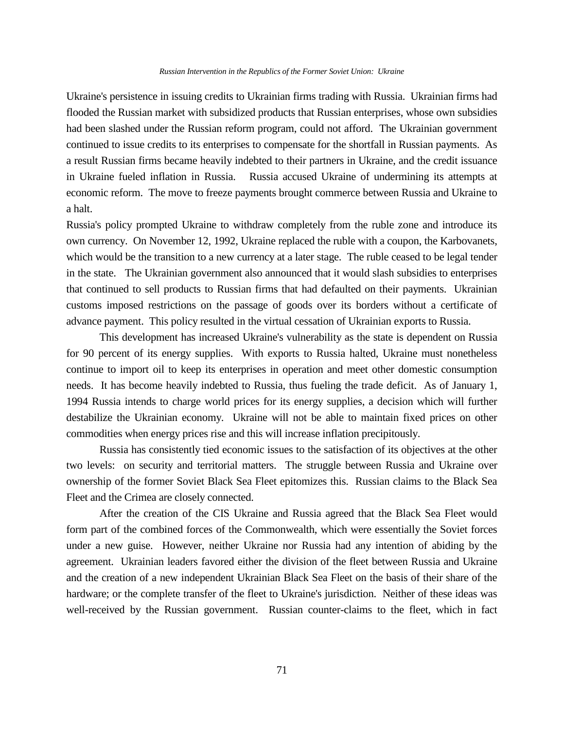Ukraine's persistence in issuing credits to Ukrainian firms trading with Russia. Ukrainian firms had flooded the Russian market with subsidized products that Russian enterprises, whose own subsidies had been slashed under the Russian reform program, could not afford. The Ukrainian government continued to issue credits to its enterprises to compensate for the shortfall in Russian payments. As a result Russian firms became heavily indebted to their partners in Ukraine, and the credit issuance in Ukraine fueled inflation in Russia. Russia accused Ukraine of undermining its attempts at economic reform. The move to freeze payments brought commerce between Russia and Ukraine to a halt.

Russia's policy prompted Ukraine to withdraw completely from the ruble zone and introduce its own currency. On November 12, 1992, Ukraine replaced the ruble with a coupon, the Karbovanets, which would be the transition to a new currency at a later stage. The ruble ceased to be legal tender in the state. The Ukrainian government also announced that it would slash subsidies to enterprises that continued to sell products to Russian firms that had defaulted on their payments. Ukrainian customs imposed restrictions on the passage of goods over its borders without a certificate of advance payment. This policy resulted in the virtual cessation of Ukrainian exports to Russia.

This development has increased Ukraine's vulnerability as the state is dependent on Russia for 90 percent of its energy supplies. With exports to Russia halted, Ukraine must nonetheless continue to import oil to keep its enterprises in operation and meet other domestic consumption needs. It has become heavily indebted to Russia, thus fueling the trade deficit. As of January 1, 1994 Russia intends to charge world prices for its energy supplies, a decision which will further destabilize the Ukrainian economy. Ukraine will not be able to maintain fixed prices on other commodities when energy prices rise and this will increase inflation precipitously.

Russia has consistently tied economic issues to the satisfaction of its objectives at the other two levels: on security and territorial matters. The struggle between Russia and Ukraine over ownership of the former Soviet Black Sea Fleet epitomizes this. Russian claims to the Black Sea Fleet and the Crimea are closely connected.

After the creation of the CIS Ukraine and Russia agreed that the Black Sea Fleet would form part of the combined forces of the Commonwealth, which were essentially the Soviet forces under a new guise. However, neither Ukraine nor Russia had any intention of abiding by the agreement. Ukrainian leaders favored either the division of the fleet between Russia and Ukraine and the creation of a new independent Ukrainian Black Sea Fleet on the basis of their share of the hardware; or the complete transfer of the fleet to Ukraine's jurisdiction. Neither of these ideas was well-received by the Russian government. Russian counter-claims to the fleet, which in fact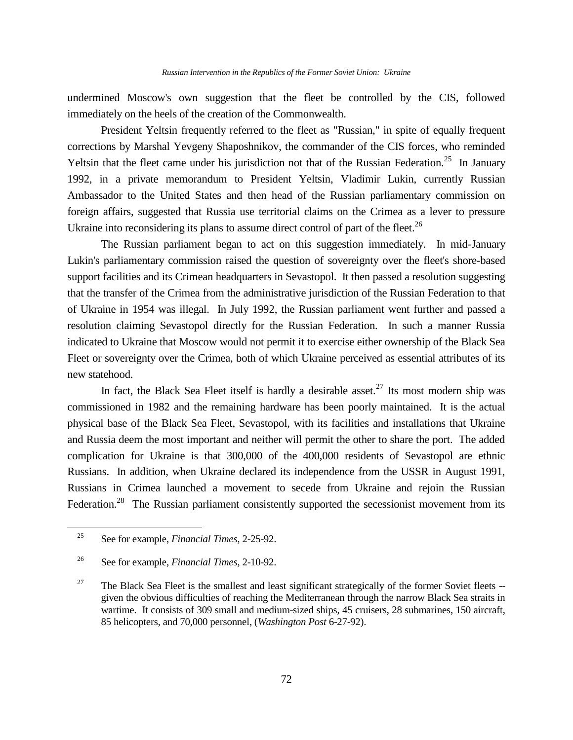undermined Moscow's own suggestion that the fleet be controlled by the CIS, followed immediately on the heels of the creation of the Commonwealth.

President Yeltsin frequently referred to the fleet as "Russian," in spite of equally frequent corrections by Marshal Yevgeny Shaposhnikov, the commander of the CIS forces, who reminded Yeltsin that the fleet came under his jurisdiction not that of the Russian Federation.[25] In January 1992, in a private memorandum to President Yeltsin, Vladimir Lukin, currently Russian Ambassador to the United States and then head of the Russian parliamentary commission on foreign affairs, suggested that Russia use territorial claims on the Crimea as a lever to pressure Ukraine into reconsidering its plans to assume direct control of part of the fleet.[26]

The Russian parliament began to act on this suggestion immediately. In mid-January Lukin's parliamentary commission raised the question of sovereignty over the fleet's shore-based support facilities and its Crimean headquarters in Sevastopol. It then passed a resolution suggesting that the transfer of the Crimea from the administrative jurisdiction of the Russian Federation to that of Ukraine in 1954 was illegal. In July 1992, the Russian parliament went further and passed a resolution claiming Sevastopol directly for the Russian Federation. In such a manner Russia indicated to Ukraine that Moscow would not permit it to exercise either ownership of the Black Sea Fleet or sovereignty over the Crimea, both of which Ukraine perceived as essential attributes of its new statehood.

In fact, the Black Sea Fleet itself is hardly a desirable asset.[27] Its most modern ship was commissioned in 1982 and the remaining hardware has been poorly maintained. It is the actual physical base of the Black Sea Fleet, Sevastopol, with its facilities and installations that Ukraine and Russia deem the most important and neither will permit the other to share the port. The added complication for Ukraine is that 300,000 of the 400,000 residents of Sevastopol are ethnic Russians. In addition, when Ukraine declared its independence from the USSR in August 1991, Russians in Crimea launched a movement to secede from Ukraine and rejoin the Russian Federation.[28] The Russian parliament consistently supported the secessionist movement from its

---

[25] See for example, *Financial Times*, 2-25-92.

[26] See for example, *Financial Times*, 2-10-92.

[27] The Black Sea Fleet is the smallest and least significant strategically of the former Soviet fleets -- given the obvious difficulties of reaching the Mediterranean through the narrow Black Sea straits in wartime. It consists of 309 small and medium-sized ships, 45 cruisers, 28 submarines, 150 aircraft, 85 helicopters, and 70,000 personnel, (*Washington Post* 6-27-92).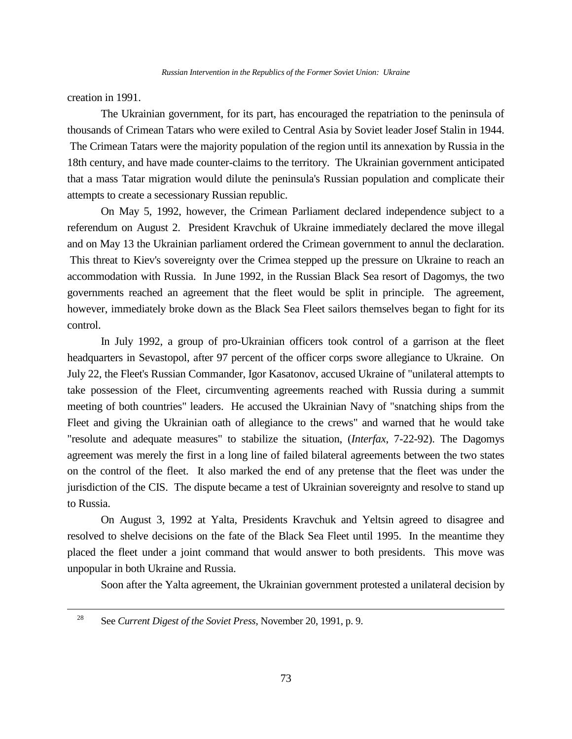creation in 1991.

The Ukrainian government, for its part, has encouraged the repatriation to the peninsula of thousands of Crimean Tatars who were exiled to Central Asia by Soviet leader Josef Stalin in 1944. The Crimean Tatars were the majority population of the region until its annexation by Russia in the 18th century, and have made counter-claims to the territory. The Ukrainian government anticipated that a mass Tatar migration would dilute the peninsula's Russian population and complicate their attempts to create a secessionary Russian republic.

On May 5, 1992, however, the Crimean Parliament declared independence subject to a referendum on August 2. President Kravchuk of Ukraine immediately declared the move illegal and on May 13 the Ukrainian parliament ordered the Crimean government to annul the declaration. This threat to Kiev's sovereignty over the Crimea stepped up the pressure on Ukraine to reach an accommodation with Russia. In June 1992, in the Russian Black Sea resort of Dagomys, the two governments reached an agreement that the fleet would be split in principle. The agreement, however, immediately broke down as the Black Sea Fleet sailors themselves began to fight for its control.

In July 1992, a group of pro-Ukrainian officers took control of a garrison at the fleet headquarters in Sevastopol, after 97 percent of the officer corps swore allegiance to Ukraine. On July 22, the Fleet's Russian Commander, Igor Kasatonov, accused Ukraine of "unilateral attempts to take possession of the Fleet, circumventing agreements reached with Russia during a summit meeting of both countries" leaders. He accused the Ukrainian Navy of "snatching ships from the Fleet and giving the Ukrainian oath of allegiance to the crews" and warned that he would take "resolute and adequate measures" to stabilize the situation, (*Interfax*, 7-22-92). The Dagomys agreement was merely the first in a long line of failed bilateral agreements between the two states on the control of the fleet. It also marked the end of any pretense that the fleet was under the jurisdiction of the CIS. The dispute became a test of Ukrainian sovereignty and resolve to stand up to Russia.

On August 3, 1992 at Yalta, Presidents Kravchuk and Yeltsin agreed to disagree and resolved to shelve decisions on the fate of the Black Sea Fleet until 1995. In the meantime they placed the fleet under a joint command that would answer to both presidents. This move was unpopular in both Ukraine and Russia.

Soon after the Yalta agreement, the Ukrainian government protested a unilateral decision by

---

[28] See *Current Digest of the Soviet Press*, November 20, 1991, p. 9.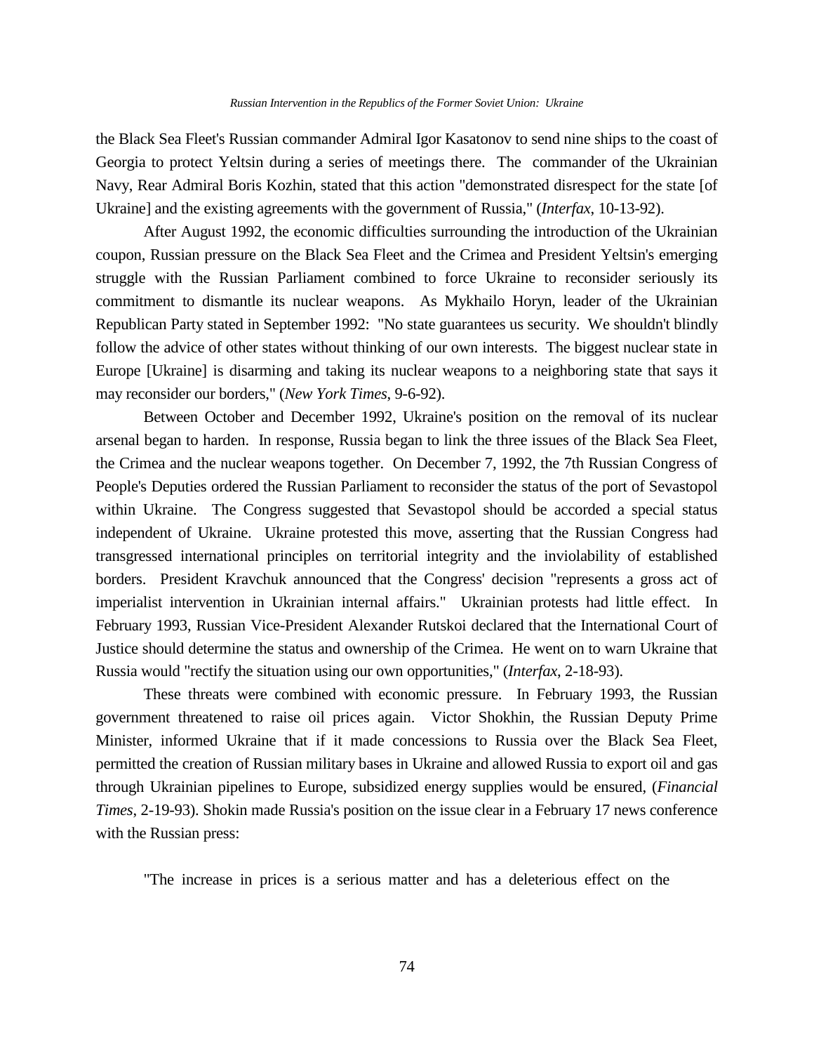the Black Sea Fleet's Russian commander Admiral Igor Kasatonov to send nine ships to the coast of Georgia to protect Yeltsin during a series of meetings there. The commander of the Ukrainian Navy, Rear Admiral Boris Kozhin, stated that this action "demonstrated disrespect for the state [of Ukraine] and the existing agreements with the government of Russia," (*Interfax*, 10-13-92).

After August 1992, the economic difficulties surrounding the introduction of the Ukrainian coupon, Russian pressure on the Black Sea Fleet and the Crimea and President Yeltsin's emerging struggle with the Russian Parliament combined to force Ukraine to reconsider seriously its commitment to dismantle its nuclear weapons. As Mykhailo Horyn, leader of the Ukrainian Republican Party stated in September 1992: "No state guarantees us security. We shouldn't blindly follow the advice of other states without thinking of our own interests. The biggest nuclear state in Europe [Ukraine] is disarming and taking its nuclear weapons to a neighboring state that says it may reconsider our borders," (*New York Times*, 9-6-92).

Between October and December 1992, Ukraine's position on the removal of its nuclear arsenal began to harden. In response, Russia began to link the three issues of the Black Sea Fleet, the Crimea and the nuclear weapons together. On December 7, 1992, the 7th Russian Congress of People's Deputies ordered the Russian Parliament to reconsider the status of the port of Sevastopol within Ukraine. The Congress suggested that Sevastopol should be accorded a special status independent of Ukraine. Ukraine protested this move, asserting that the Russian Congress had transgressed international principles on territorial integrity and the inviolability of established borders. President Kravchuk announced that the Congress' decision "represents a gross act of imperialist intervention in Ukrainian internal affairs." Ukrainian protests had little effect. In February 1993, Russian Vice-President Alexander Rutskoi declared that the International Court of Justice should determine the status and ownership of the Crimea. He went on to warn Ukraine that Russia would "rectify the situation using our own opportunities," (*Interfax*, 2-18-93).

These threats were combined with economic pressure. In February 1993, the Russian government threatened to raise oil prices again. Victor Shokhin, the Russian Deputy Prime Minister, informed Ukraine that if it made concessions to Russia over the Black Sea Fleet, permitted the creation of Russian military bases in Ukraine and allowed Russia to export oil and gas through Ukrainian pipelines to Europe, subsidized energy supplies would be ensured, (*Financial Times*, 2-19-93). Shokin made Russia's position on the issue clear in a February 17 news conference with the Russian press:

"The increase in prices is a serious matter and has a deleterious effect on the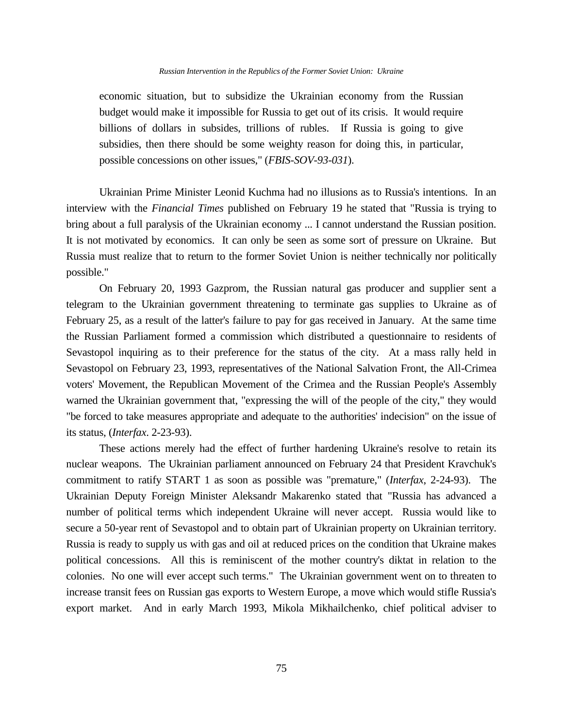economic situation, but to subsidize the Ukrainian economy from the Russian budget would make it impossible for Russia to get out of its crisis. It would require billions of dollars in subsides, trillions of rubles. If Russia is going to give subsidies, then there should be some weighty reason for doing this, in particular, possible concessions on other issues," (*FBIS-SOV-93-031*).

Ukrainian Prime Minister Leonid Kuchma had no illusions as to Russia's intentions. In an interview with the *Financial Times* published on February 19 he stated that "Russia is trying to bring about a full paralysis of the Ukrainian economy ... I cannot understand the Russian position. It is not motivated by economics. It can only be seen as some sort of pressure on Ukraine. But Russia must realize that to return to the former Soviet Union is neither technically nor politically possible."

On February 20, 1993 Gazprom, the Russian natural gas producer and supplier sent a telegram to the Ukrainian government threatening to terminate gas supplies to Ukraine as of February 25, as a result of the latter's failure to pay for gas received in January. At the same time the Russian Parliament formed a commission which distributed a questionnaire to residents of Sevastopol inquiring as to their preference for the status of the city. At a mass rally held in Sevastopol on February 23, 1993, representatives of the National Salvation Front, the All-Crimea voters' Movement, the Republican Movement of the Crimea and the Russian People's Assembly warned the Ukrainian government that, "expressing the will of the people of the city," they would "be forced to take measures appropriate and adequate to the authorities' indecision" on the issue of its status, (*Interfax*. 2-23-93).

These actions merely had the effect of further hardening Ukraine's resolve to retain its nuclear weapons. The Ukrainian parliament announced on February 24 that President Kravchuk's commitment to ratify START 1 as soon as possible was "premature," (*Interfax*, 2-24-93). The Ukrainian Deputy Foreign Minister Aleksandr Makarenko stated that "Russia has advanced a number of political terms which independent Ukraine will never accept. Russia would like to secure a 50-year rent of Sevastopol and to obtain part of Ukrainian property on Ukrainian territory. Russia is ready to supply us with gas and oil at reduced prices on the condition that Ukraine makes political concessions. All this is reminiscent of the mother country's diktat in relation to the colonies. No one will ever accept such terms." The Ukrainian government went on to threaten to increase transit fees on Russian gas exports to Western Europe, a move which would stifle Russia's export market. And in early March 1993, Mikola Mikhailchenko, chief political adviser to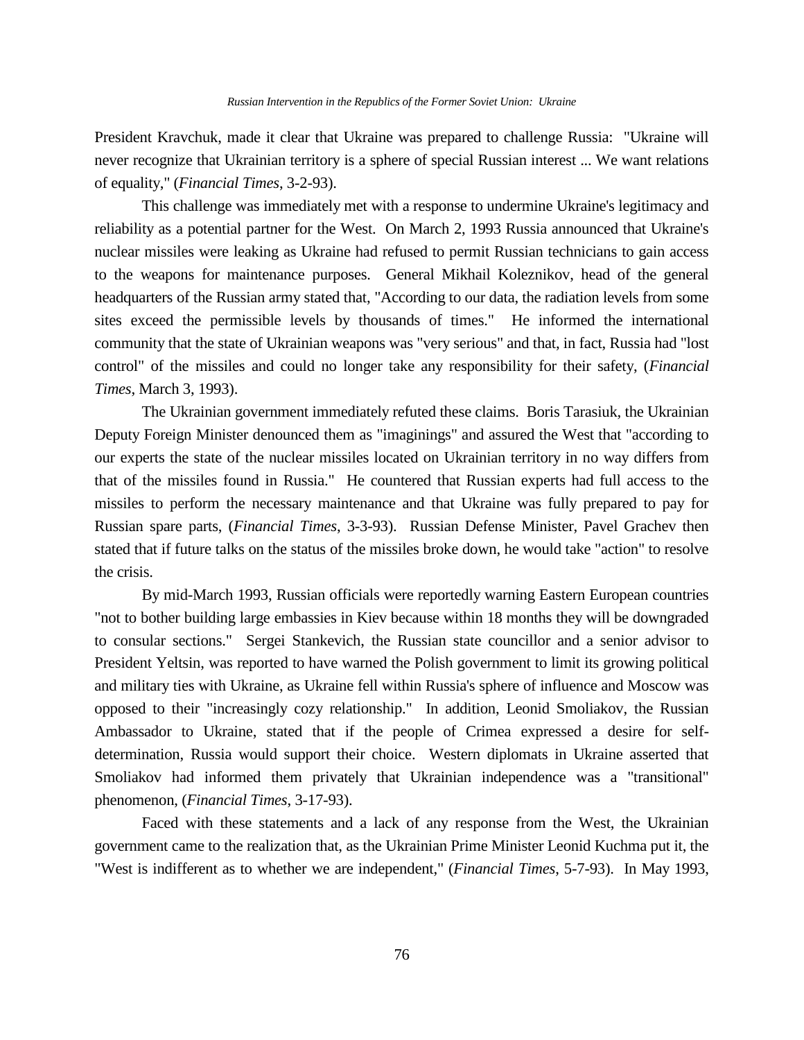President Kravchuk, made it clear that Ukraine was prepared to challenge Russia: "Ukraine will never recognize that Ukrainian territory is a sphere of special Russian interest ... We want relations of equality," (*Financial Times*, 3-2-93).

This challenge was immediately met with a response to undermine Ukraine's legitimacy and reliability as a potential partner for the West. On March 2, 1993 Russia announced that Ukraine's nuclear missiles were leaking as Ukraine had refused to permit Russian technicians to gain access to the weapons for maintenance purposes. General Mikhail Koleznikov, head of the general headquarters of the Russian army stated that, "According to our data, the radiation levels from some sites exceed the permissible levels by thousands of times." He informed the international community that the state of Ukrainian weapons was "very serious" and that, in fact, Russia had "lost control" of the missiles and could no longer take any responsibility for their safety, (*Financial Times*, March 3, 1993).

The Ukrainian government immediately refuted these claims. Boris Tarasiuk, the Ukrainian Deputy Foreign Minister denounced them as "imaginings" and assured the West that "according to our experts the state of the nuclear missiles located on Ukrainian territory in no way differs from that of the missiles found in Russia." He countered that Russian experts had full access to the missiles to perform the necessary maintenance and that Ukraine was fully prepared to pay for Russian spare parts, (*Financial Times*, 3-3-93). Russian Defense Minister, Pavel Grachev then stated that if future talks on the status of the missiles broke down, he would take "action" to resolve the crisis.

By mid-March 1993, Russian officials were reportedly warning Eastern European countries "not to bother building large embassies in Kiev because within 18 months they will be downgraded to consular sections." Sergei Stankevich, the Russian state councillor and a senior advisor to President Yeltsin, was reported to have warned the Polish government to limit its growing political and military ties with Ukraine, as Ukraine fell within Russia's sphere of influence and Moscow was opposed to their "increasingly cozy relationship." In addition, Leonid Smoliakov, the Russian Ambassador to Ukraine, stated that if the people of Crimea expressed a desire for self-determination, Russia would support their choice. Western diplomats in Ukraine asserted that Smoliakov had informed them privately that Ukrainian independence was a "transitional" phenomenon, (*Financial Times*, 3-17-93).

Faced with these statements and a lack of any response from the West, the Ukrainian government came to the realization that, as the Ukrainian Prime Minister Leonid Kuchma put it, the "West is indifferent as to whether we are independent," (*Financial Times*, 5-7-93). In May 1993,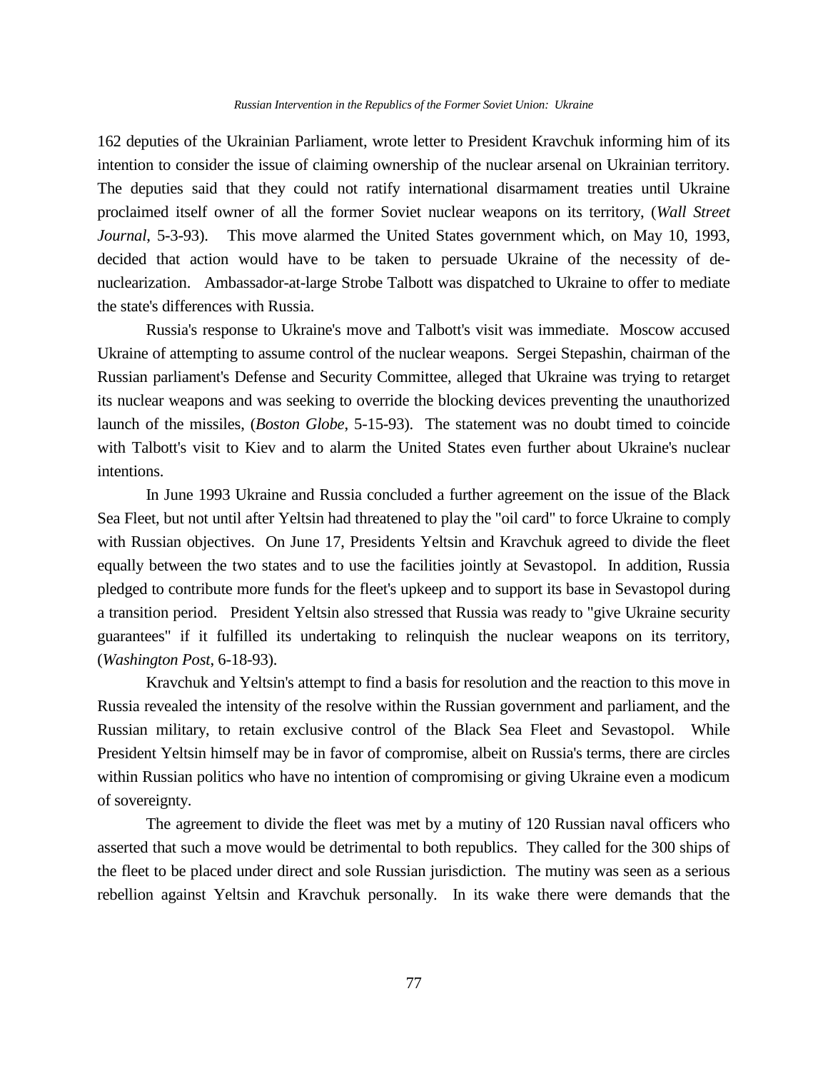162 deputies of the Ukrainian Parliament, wrote letter to President Kravchuk informing him of its intention to consider the issue of claiming ownership of the nuclear arsenal on Ukrainian territory. The deputies said that they could not ratify international disarmament treaties until Ukraine proclaimed itself owner of all the former Soviet nuclear weapons on its territory, (*Wall Street Journal*, 5-3-93). This move alarmed the United States government which, on May 10, 1993, decided that action would have to be taken to persuade Ukraine of the necessity of de-nuclearization. Ambassador-at-large Strobe Talbott was dispatched to Ukraine to offer to mediate the state's differences with Russia.

Russia's response to Ukraine's move and Talbott's visit was immediate. Moscow accused Ukraine of attempting to assume control of the nuclear weapons. Sergei Stepashin, chairman of the Russian parliament's Defense and Security Committee, alleged that Ukraine was trying to retarget its nuclear weapons and was seeking to override the blocking devices preventing the unauthorized launch of the missiles, (*Boston Globe*, 5-15-93). The statement was no doubt timed to coincide with Talbott's visit to Kiev and to alarm the United States even further about Ukraine's nuclear intentions.

In June 1993 Ukraine and Russia concluded a further agreement on the issue of the Black Sea Fleet, but not until after Yeltsin had threatened to play the "oil card" to force Ukraine to comply with Russian objectives. On June 17, Presidents Yeltsin and Kravchuk agreed to divide the fleet equally between the two states and to use the facilities jointly at Sevastopol. In addition, Russia pledged to contribute more funds for the fleet's upkeep and to support its base in Sevastopol during a transition period. President Yeltsin also stressed that Russia was ready to "give Ukraine security guarantees" if it fulfilled its undertaking to relinquish the nuclear weapons on its territory, (*Washington Post*, 6-18-93).

Kravchuk and Yeltsin's attempt to find a basis for resolution and the reaction to this move in Russia revealed the intensity of the resolve within the Russian government and parliament, and the Russian military, to retain exclusive control of the Black Sea Fleet and Sevastopol. While President Yeltsin himself may be in favor of compromise, albeit on Russia's terms, there are circles within Russian politics who have no intention of compromising or giving Ukraine even a modicum of sovereignty.

The agreement to divide the fleet was met by a mutiny of 120 Russian naval officers who asserted that such a move would be detrimental to both republics. They called for the 300 ships of the fleet to be placed under direct and sole Russian jurisdiction. The mutiny was seen as a serious rebellion against Yeltsin and Kravchuk personally. In its wake there were demands that the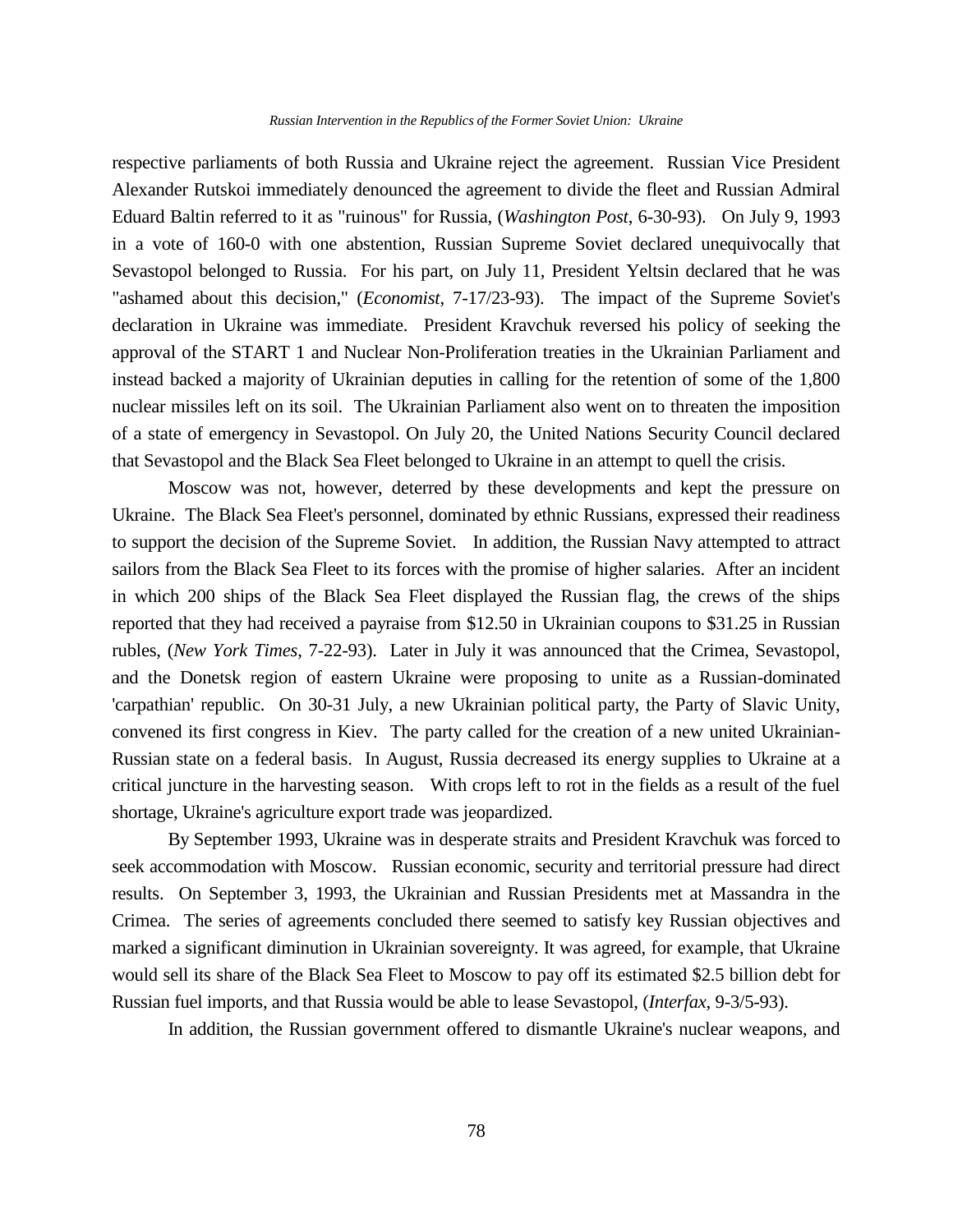respective parliaments of both Russia and Ukraine reject the agreement. Russian Vice President Alexander Rutskoi immediately denounced the agreement to divide the fleet and Russian Admiral Eduard Baltin referred to it as "ruinous" for Russia, (*Washington Post*, 6-30-93). On July 9, 1993 in a vote of 160-0 with one abstention, Russian Supreme Soviet declared unequivocally that Sevastopol belonged to Russia. For his part, on July 11, President Yeltsin declared that he was "ashamed about this decision," (*Economist*, 7-17/23-93). The impact of the Supreme Soviet's declaration in Ukraine was immediate. President Kravchuk reversed his policy of seeking the approval of the START 1 and Nuclear Non-Proliferation treaties in the Ukrainian Parliament and instead backed a majority of Ukrainian deputies in calling for the retention of some of the 1,800 nuclear missiles left on its soil. The Ukrainian Parliament also went on to threaten the imposition of a state of emergency in Sevastopol. On July 20, the United Nations Security Council declared that Sevastopol and the Black Sea Fleet belonged to Ukraine in an attempt to quell the crisis.

Moscow was not, however, deterred by these developments and kept the pressure on Ukraine. The Black Sea Fleet's personnel, dominated by ethnic Russians, expressed their readiness to support the decision of the Supreme Soviet. In addition, the Russian Navy attempted to attract sailors from the Black Sea Fleet to its forces with the promise of higher salaries. After an incident in which 200 ships of the Black Sea Fleet displayed the Russian flag, the crews of the ships reported that they had received a payraise from $12.50 in Ukrainian coupons to $31.25 in Russian rubles, (*New York Times*, 7-22-93). Later in July it was announced that the Crimea, Sevastopol, and the Donetsk region of eastern Ukraine were proposing to unite as a Russian-dominated 'carpathian' republic. On 30-31 July, a new Ukrainian political party, the Party of Slavic Unity, convened its first congress in Kiev. The party called for the creation of a new united Ukrainian-Russian state on a federal basis. In August, Russia decreased its energy supplies to Ukraine at a critical juncture in the harvesting season. With crops left to rot in the fields as a result of the fuel shortage, Ukraine's agriculture export trade was jeopardized.

By September 1993, Ukraine was in desperate straits and President Kravchuk was forced to seek accommodation with Moscow. Russian economic, security and territorial pressure had direct results. On September 3, 1993, the Ukrainian and Russian Presidents met at Massandra in the Crimea. The series of agreements concluded there seemed to satisfy key Russian objectives and marked a significant diminution in Ukrainian sovereignty. It was agreed, for example, that Ukraine would sell its share of the Black Sea Fleet to Moscow to pay off its estimated $2.5 billion debt for Russian fuel imports, and that Russia would be able to lease Sevastopol, (*Interfax*, 9-3/5-93).

In addition, the Russian government offered to dismantle Ukraine's nuclear weapons, and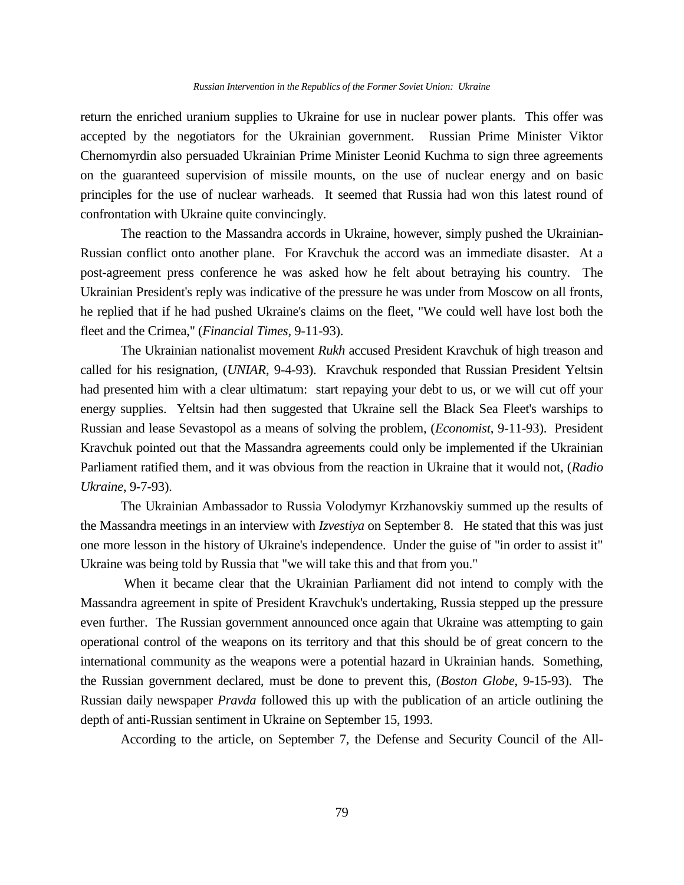return the enriched uranium supplies to Ukraine for use in nuclear power plants. This offer was accepted by the negotiators for the Ukrainian government. Russian Prime Minister Viktor Chernomyrdin also persuaded Ukrainian Prime Minister Leonid Kuchma to sign three agreements on the guaranteed supervision of missile mounts, on the use of nuclear energy and on basic principles for the use of nuclear warheads. It seemed that Russia had won this latest round of confrontation with Ukraine quite convincingly.

The reaction to the Massandra accords in Ukraine, however, simply pushed the Ukrainian-Russian conflict onto another plane. For Kravchuk the accord was an immediate disaster. At a post-agreement press conference he was asked how he felt about betraying his country. The Ukrainian President's reply was indicative of the pressure he was under from Moscow on all fronts, he replied that if he had pushed Ukraine's claims on the fleet, "We could well have lost both the fleet and the Crimea," (*Financial Times*, 9-11-93).

The Ukrainian nationalist movement *Rukh* accused President Kravchuk of high treason and called for his resignation, (*UNIAR*, 9-4-93). Kravchuk responded that Russian President Yeltsin had presented him with a clear ultimatum: start repaying your debt to us, or we will cut off your energy supplies. Yeltsin had then suggested that Ukraine sell the Black Sea Fleet's warships to Russian and lease Sevastopol as a means of solving the problem, (*Economist*, 9-11-93). President Kravchuk pointed out that the Massandra agreements could only be implemented if the Ukrainian Parliament ratified them, and it was obvious from the reaction in Ukraine that it would not, (*Radio Ukraine*, 9-7-93).

The Ukrainian Ambassador to Russia Volodymyr Krzhanovskiy summed up the results of the Massandra meetings in an interview with *Izvestiya* on September 8. He stated that this was just one more lesson in the history of Ukraine's independence. Under the guise of "in order to assist it" Ukraine was being told by Russia that "we will take this and that from you."

When it became clear that the Ukrainian Parliament did not intend to comply with the Massandra agreement in spite of President Kravchuk's undertaking, Russia stepped up the pressure even further. The Russian government announced once again that Ukraine was attempting to gain operational control of the weapons on its territory and that this should be of great concern to the international community as the weapons were a potential hazard in Ukrainian hands. Something, the Russian government declared, must be done to prevent this, (*Boston Globe*, 9-15-93). The Russian daily newspaper *Pravda* followed this up with the publication of an article outlining the depth of anti-Russian sentiment in Ukraine on September 15, 1993.

According to the article, on September 7, the Defense and Security Council of the All-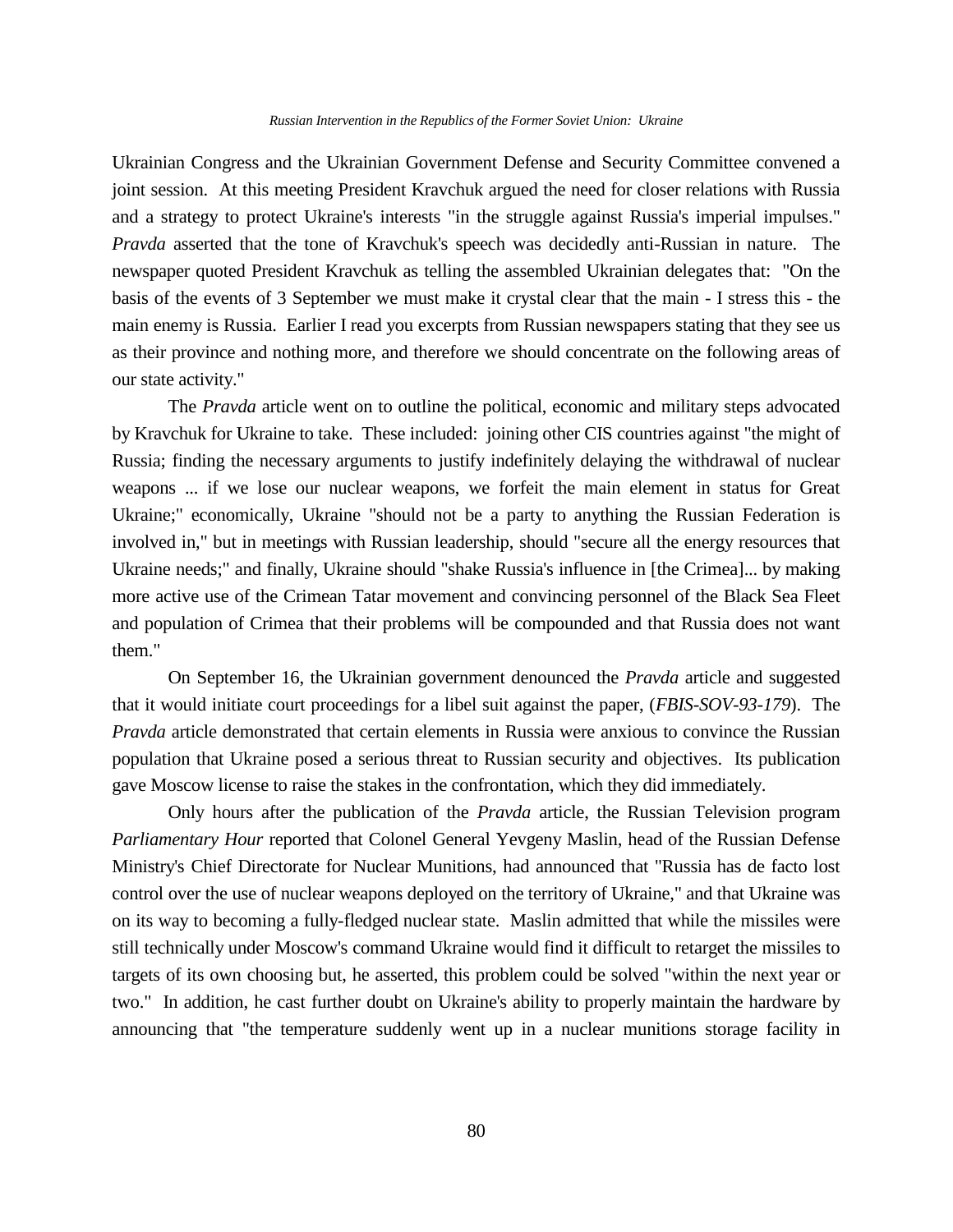Ukrainian Congress and the Ukrainian Government Defense and Security Committee convened a joint session. At this meeting President Kravchuk argued the need for closer relations with Russia and a strategy to protect Ukraine's interests "in the struggle against Russia's imperial impulses." *Pravda* asserted that the tone of Kravchuk's speech was decidedly anti-Russian in nature. The newspaper quoted President Kravchuk as telling the assembled Ukrainian delegates that: "On the basis of the events of 3 September we must make it crystal clear that the main - I stress this - the main enemy is Russia. Earlier I read you excerpts from Russian newspapers stating that they see us as their province and nothing more, and therefore we should concentrate on the following areas of our state activity."

The *Pravda* article went on to outline the political, economic and military steps advocated by Kravchuk for Ukraine to take. These included: joining other CIS countries against "the might of Russia; finding the necessary arguments to justify indefinitely delaying the withdrawal of nuclear weapons ... if we lose our nuclear weapons, we forfeit the main element in status for Great Ukraine;" economically, Ukraine "should not be a party to anything the Russian Federation is involved in," but in meetings with Russian leadership, should "secure all the energy resources that Ukraine needs;" and finally, Ukraine should "shake Russia's influence in [the Crimea]... by making more active use of the Crimean Tatar movement and convincing personnel of the Black Sea Fleet and population of Crimea that their problems will be compounded and that Russia does not want them."

On September 16, the Ukrainian government denounced the *Pravda* article and suggested that it would initiate court proceedings for a libel suit against the paper, (*FBIS-SOV-93-179*). The *Pravda* article demonstrated that certain elements in Russia were anxious to convince the Russian population that Ukraine posed a serious threat to Russian security and objectives. Its publication gave Moscow license to raise the stakes in the confrontation, which they did immediately.

Only hours after the publication of the *Pravda* article, the Russian Television program *Parliamentary Hour* reported that Colonel General Yevgeny Maslin, head of the Russian Defense Ministry's Chief Directorate for Nuclear Munitions, had announced that "Russia has de facto lost control over the use of nuclear weapons deployed on the territory of Ukraine," and that Ukraine was on its way to becoming a fully-fledged nuclear state. Maslin admitted that while the missiles were still technically under Moscow's command Ukraine would find it difficult to retarget the missiles to targets of its own choosing but, he asserted, this problem could be solved "within the next year or two." In addition, he cast further doubt on Ukraine's ability to properly maintain the hardware by announcing that "the temperature suddenly went up in a nuclear munitions storage facility in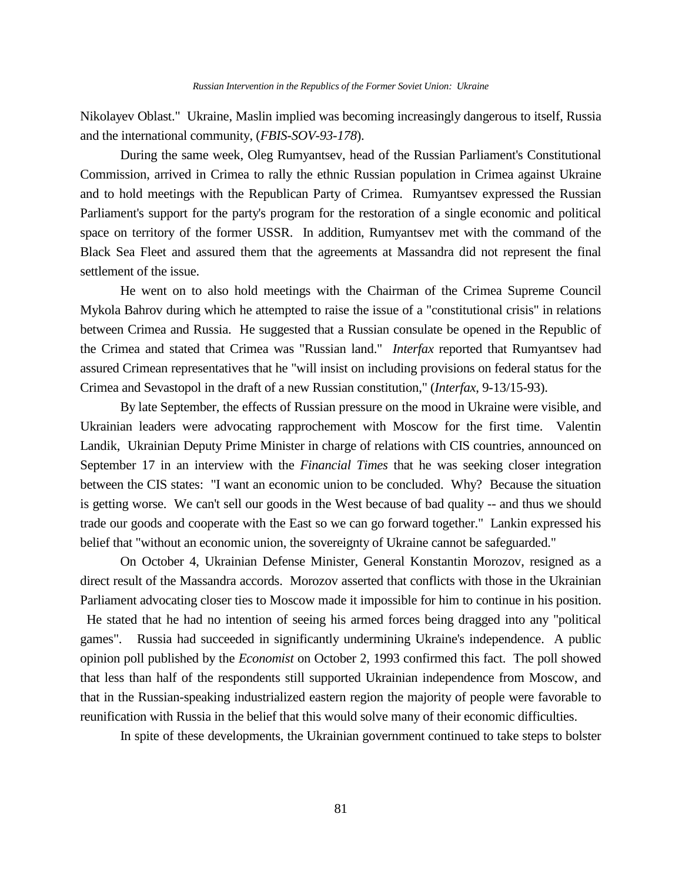Nikolayev Oblast." Ukraine, Maslin implied was becoming increasingly dangerous to itself, Russia and the international community, (*FBIS-SOV-93-178*).

During the same week, Oleg Rumyantsev, head of the Russian Parliament's Constitutional Commission, arrived in Crimea to rally the ethnic Russian population in Crimea against Ukraine and to hold meetings with the Republican Party of Crimea. Rumyantsev expressed the Russian Parliament's support for the party's program for the restoration of a single economic and political space on territory of the former USSR. In addition, Rumyantsev met with the command of the Black Sea Fleet and assured them that the agreements at Massandra did not represent the final settlement of the issue.

He went on to also hold meetings with the Chairman of the Crimea Supreme Council Mykola Bahrov during which he attempted to raise the issue of a "constitutional crisis" in relations between Crimea and Russia. He suggested that a Russian consulate be opened in the Republic of the Crimea and stated that Crimea was "Russian land." *Interfax* reported that Rumyantsev had assured Crimean representatives that he "will insist on including provisions on federal status for the Crimea and Sevastopol in the draft of a new Russian constitution," (*Interfax*, 9-13/15-93).

By late September, the effects of Russian pressure on the mood in Ukraine were visible, and Ukrainian leaders were advocating rapprochement with Moscow for the first time. Valentin Landik, Ukrainian Deputy Prime Minister in charge of relations with CIS countries, announced on September 17 in an interview with the *Financial Times* that he was seeking closer integration between the CIS states: "I want an economic union to be concluded. Why? Because the situation is getting worse. We can't sell our goods in the West because of bad quality -- and thus we should trade our goods and cooperate with the East so we can go forward together." Lankin expressed his belief that "without an economic union, the sovereignty of Ukraine cannot be safeguarded."

On October 4, Ukrainian Defense Minister, General Konstantin Morozov, resigned as a direct result of the Massandra accords. Morozov asserted that conflicts with those in the Ukrainian Parliament advocating closer ties to Moscow made it impossible for him to continue in his position. He stated that he had no intention of seeing his armed forces being dragged into any "political games". Russia had succeeded in significantly undermining Ukraine's independence. A public opinion poll published by the *Economist* on October 2, 1993 confirmed this fact. The poll showed that less than half of the respondents still supported Ukrainian independence from Moscow, and that in the Russian-speaking industrialized eastern region the majority of people were favorable to reunification with Russia in the belief that this would solve many of their economic difficulties.

In spite of these developments, the Ukrainian government continued to take steps to bolster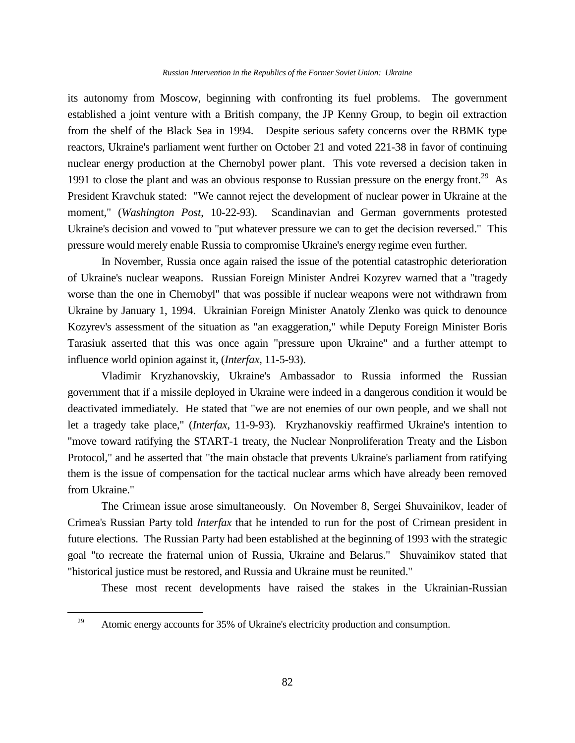its autonomy from Moscow, beginning with confronting its fuel problems. The government established a joint venture with a British company, the JP Kenny Group, to begin oil extraction from the shelf of the Black Sea in 1994. Despite serious safety concerns over the RBMK type reactors, Ukraine's parliament went further on October 21 and voted 221-38 in favor of continuing nuclear energy production at the Chernobyl power plant. This vote reversed a decision taken in 1991 to close the plant and was an obvious response to Russian pressure on the energy front.[29] As President Kravchuk stated: "We cannot reject the development of nuclear power in Ukraine at the moment," (*Washington Post*, 10-22-93). Scandinavian and German governments protested Ukraine's decision and vowed to "put whatever pressure we can to get the decision reversed." This pressure would merely enable Russia to compromise Ukraine's energy regime even further.

In November, Russia once again raised the issue of the potential catastrophic deterioration of Ukraine's nuclear weapons. Russian Foreign Minister Andrei Kozyrev warned that a "tragedy worse than the one in Chernobyl" that was possible if nuclear weapons were not withdrawn from Ukraine by January 1, 1994. Ukrainian Foreign Minister Anatoly Zlenko was quick to denounce Kozyrev's assessment of the situation as "an exaggeration," while Deputy Foreign Minister Boris Tarasiuk asserted that this was once again "pressure upon Ukraine" and a further attempt to influence world opinion against it, (*Interfax*, 11-5-93).

Vladimir Kryzhanovskiy, Ukraine's Ambassador to Russia informed the Russian government that if a missile deployed in Ukraine were indeed in a dangerous condition it would be deactivated immediately. He stated that "we are not enemies of our own people, and we shall not let a tragedy take place," (*Interfax*, 11-9-93). Kryzhanovskiy reaffirmed Ukraine's intention to "move toward ratifying the START-1 treaty, the Nuclear Nonproliferation Treaty and the Lisbon Protocol," and he asserted that "the main obstacle that prevents Ukraine's parliament from ratifying them is the issue of compensation for the tactical nuclear arms which have already been removed from Ukraine."

The Crimean issue arose simultaneously. On November 8, Sergei Shuvainikov, leader of Crimea's Russian Party told *Interfax* that he intended to run for the post of Crimean president in future elections. The Russian Party had been established at the beginning of 1993 with the strategic goal "to recreate the fraternal union of Russia, Ukraine and Belarus." Shuvainikov stated that "historical justice must be restored, and Russia and Ukraine must be reunited."

These most recent developments have raised the stakes in the Ukrainian-Russian

---

[29] Atomic energy accounts for 35% of Ukraine's electricity production and consumption.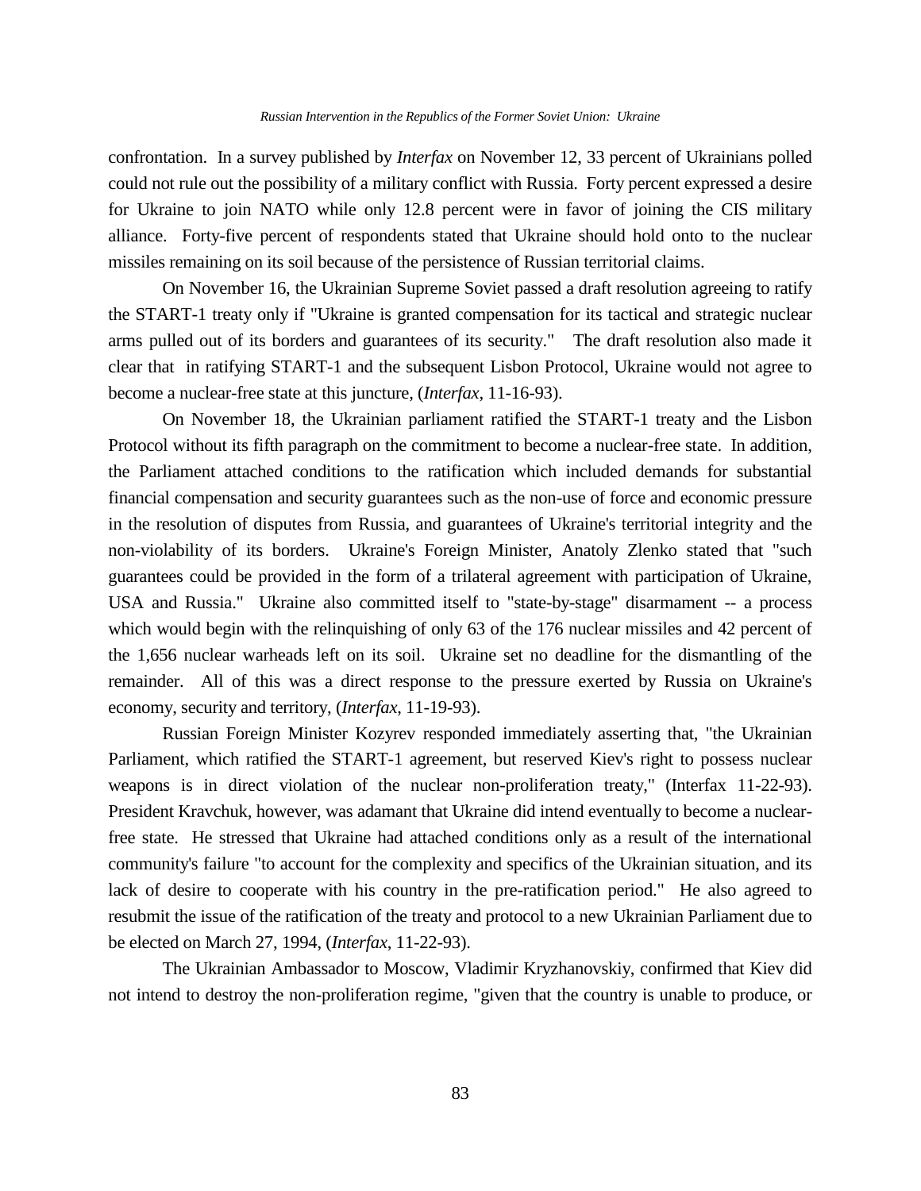confrontation. In a survey published by *Interfax* on November 12, 33 percent of Ukrainians polled could not rule out the possibility of a military conflict with Russia. Forty percent expressed a desire for Ukraine to join NATO while only 12.8 percent were in favor of joining the CIS military alliance. Forty-five percent of respondents stated that Ukraine should hold onto to the nuclear missiles remaining on its soil because of the persistence of Russian territorial claims.

On November 16, the Ukrainian Supreme Soviet passed a draft resolution agreeing to ratify the START-1 treaty only if "Ukraine is granted compensation for its tactical and strategic nuclear arms pulled out of its borders and guarantees of its security." The draft resolution also made it clear that in ratifying START-1 and the subsequent Lisbon Protocol, Ukraine would not agree to become a nuclear-free state at this juncture, (*Interfax*, 11-16-93).

On November 18, the Ukrainian parliament ratified the START-1 treaty and the Lisbon Protocol without its fifth paragraph on the commitment to become a nuclear-free state. In addition, the Parliament attached conditions to the ratification which included demands for substantial financial compensation and security guarantees such as the non-use of force and economic pressure in the resolution of disputes from Russia, and guarantees of Ukraine's territorial integrity and the non-violability of its borders. Ukraine's Foreign Minister, Anatoly Zlenko stated that "such guarantees could be provided in the form of a trilateral agreement with participation of Ukraine, USA and Russia." Ukraine also committed itself to "state-by-stage" disarmament -- a process which would begin with the relinquishing of only 63 of the 176 nuclear missiles and 42 percent of the 1,656 nuclear warheads left on its soil. Ukraine set no deadline for the dismantling of the remainder. All of this was a direct response to the pressure exerted by Russia on Ukraine's economy, security and territory, (*Interfax*, 11-19-93).

Russian Foreign Minister Kozyrev responded immediately asserting that, "the Ukrainian Parliament, which ratified the START-1 agreement, but reserved Kiev's right to possess nuclear weapons is in direct violation of the nuclear non-proliferation treaty," (Interfax 11-22-93). President Kravchuk, however, was adamant that Ukraine did intend eventually to become a nuclear-free state. He stressed that Ukraine had attached conditions only as a result of the international community's failure "to account for the complexity and specifics of the Ukrainian situation, and its lack of desire to cooperate with his country in the pre-ratification period." He also agreed to resubmit the issue of the ratification of the treaty and protocol to a new Ukrainian Parliament due to be elected on March 27, 1994, (*Interfax*, 11-22-93).

The Ukrainian Ambassador to Moscow, Vladimir Kryzhanovskiy, confirmed that Kiev did not intend to destroy the non-proliferation regime, "given that the country is unable to produce, or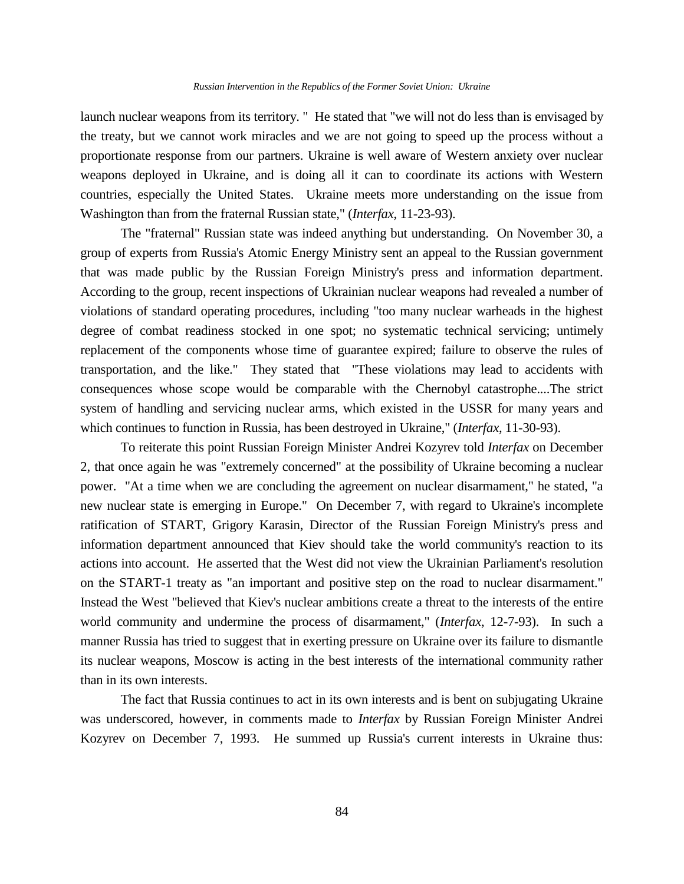launch nuclear weapons from its territory. " He stated that "we will not do less than is envisaged by the treaty, but we cannot work miracles and we are not going to speed up the process without a proportionate response from our partners. Ukraine is well aware of Western anxiety over nuclear weapons deployed in Ukraine, and is doing all it can to coordinate its actions with Western countries, especially the United States. Ukraine meets more understanding on the issue from Washington than from the fraternal Russian state," (*Interfax,* 11-23-93).

The "fraternal" Russian state was indeed anything but understanding. On November 30, a group of experts from Russia's Atomic Energy Ministry sent an appeal to the Russian government that was made public by the Russian Foreign Ministry's press and information department. According to the group, recent inspections of Ukrainian nuclear weapons had revealed a number of violations of standard operating procedures, including "too many nuclear warheads in the highest degree of combat readiness stocked in one spot; no systematic technical servicing; untimely replacement of the components whose time of guarantee expired; failure to observe the rules of transportation, and the like." They stated that "These violations may lead to accidents with consequences whose scope would be comparable with the Chernobyl catastrophe....The strict system of handling and servicing nuclear arms, which existed in the USSR for many years and which continues to function in Russia, has been destroyed in Ukraine," (*Interfax*, 11-30-93).

To reiterate this point Russian Foreign Minister Andrei Kozyrev told *Interfax* on December 2, that once again he was "extremely concerned" at the possibility of Ukraine becoming a nuclear power. "At a time when we are concluding the agreement on nuclear disarmament," he stated, "a new nuclear state is emerging in Europe." On December 7, with regard to Ukraine's incomplete ratification of START, Grigory Karasin, Director of the Russian Foreign Ministry's press and information department announced that Kiev should take the world community's reaction to its actions into account. He asserted that the West did not view the Ukrainian Parliament's resolution on the START-1 treaty as "an important and positive step on the road to nuclear disarmament." Instead the West "believed that Kiev's nuclear ambitions create a threat to the interests of the entire world community and undermine the process of disarmament," (*Interfax*, 12-7-93). In such a manner Russia has tried to suggest that in exerting pressure on Ukraine over its failure to dismantle its nuclear weapons, Moscow is acting in the best interests of the international community rather than in its own interests.

The fact that Russia continues to act in its own interests and is bent on subjugating Ukraine was underscored, however, in comments made to *Interfax* by Russian Foreign Minister Andrei Kozyrev on December 7, 1993. He summed up Russia's current interests in Ukraine thus: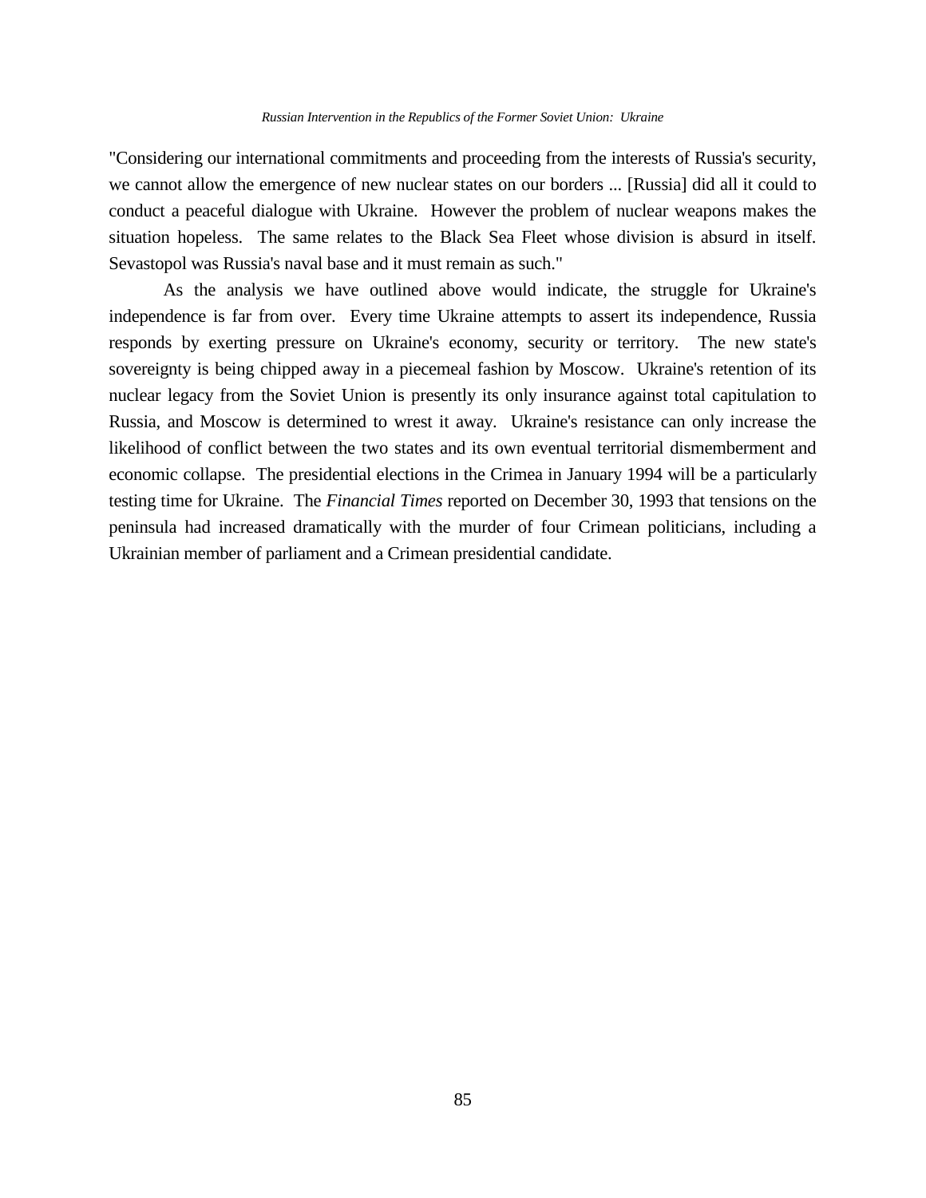"Considering our international commitments and proceeding from the interests of Russia's security, we cannot allow the emergence of new nuclear states on our borders ... [Russia] did all it could to conduct a peaceful dialogue with Ukraine. However the problem of nuclear weapons makes the situation hopeless. The same relates to the Black Sea Fleet whose division is absurd in itself. Sevastopol was Russia's naval base and it must remain as such."

As the analysis we have outlined above would indicate, the struggle for Ukraine's independence is far from over. Every time Ukraine attempts to assert its independence, Russia responds by exerting pressure on Ukraine's economy, security or territory. The new state's sovereignty is being chipped away in a piecemeal fashion by Moscow. Ukraine's retention of its nuclear legacy from the Soviet Union is presently its only insurance against total capitulation to Russia, and Moscow is determined to wrest it away. Ukraine's resistance can only increase the likelihood of conflict between the two states and its own eventual territorial dismemberment and economic collapse. The presidential elections in the Crimea in January 1994 will be a particularly testing time for Ukraine. The *Financial Times* reported on December 30, 1993 that tensions on the peninsula had increased dramatically with the murder of four Crimean politicians, including a Ukrainian member of parliament and a Crimean presidential candidate.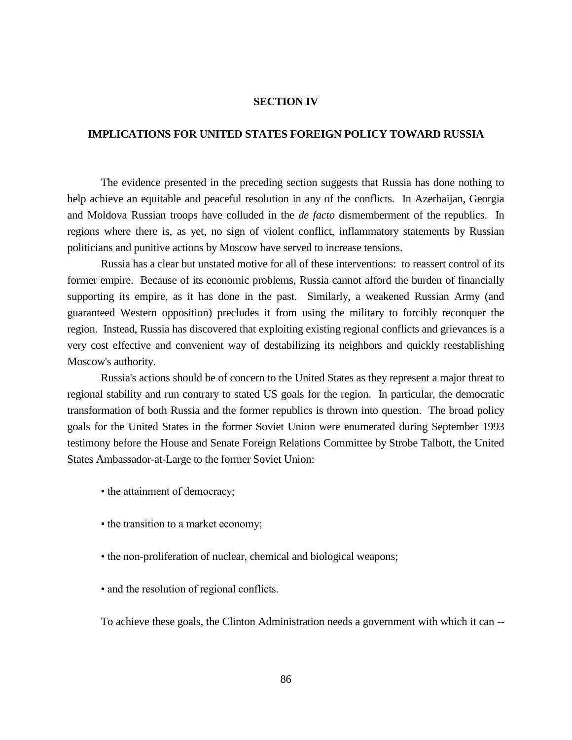## SECTION IV

## IMPLICATIONS FOR UNITED STATES FOREIGN POLICY TOWARD RUSSIA

The evidence presented in the preceding section suggests that Russia has done nothing to help achieve an equitable and peaceful resolution in any of the conflicts. In Azerbaijan, Georgia and Moldova Russian troops have colluded in the *de facto* dismemberment of the republics. In regions where there is, as yet, no sign of violent conflict, inflammatory statements by Russian politicians and punitive actions by Moscow have served to increase tensions.

Russia has a clear but unstated motive for all of these interventions: to reassert control of its former empire. Because of its economic problems, Russia cannot afford the burden of financially supporting its empire, as it has done in the past. Similarly, a weakened Russian Army (and guaranteed Western opposition) precludes it from using the military to forcibly reconquer the region. Instead, Russia has discovered that exploiting existing regional conflicts and grievances is a very cost effective and convenient way of destabilizing its neighbors and quickly reestablishing Moscow's authority.

Russia's actions should be of concern to the United States as they represent a major threat to regional stability and run contrary to stated US goals for the region. In particular, the democratic transformation of both Russia and the former republics is thrown into question. The broad policy goals for the United States in the former Soviet Union were enumerated during September 1993 testimony before the House and Senate Foreign Relations Committee by Strobe Talbott, the United States Ambassador-at-Large to the former Soviet Union:

- the attainment of democracy;
- the transition to a market economy;
- the non-proliferation of nuclear, chemical and biological weapons;
- and the resolution of regional conflicts.

To achieve these goals, the Clinton Administration needs a government with which it can --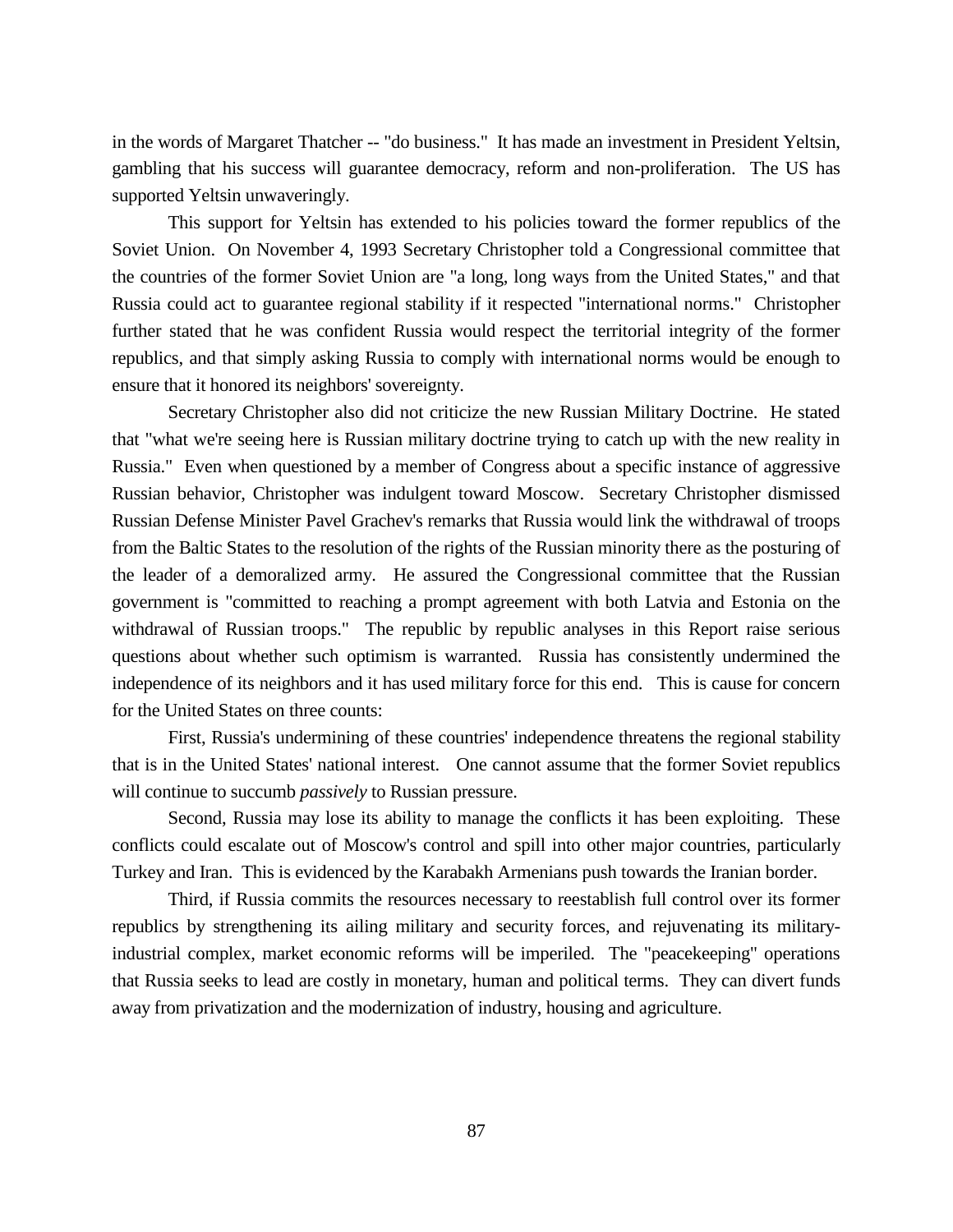in the words of Margaret Thatcher -- "do business." It has made an investment in President Yeltsin, gambling that his success will guarantee democracy, reform and non-proliferation. The US has supported Yeltsin unwaveringly.

This support for Yeltsin has extended to his policies toward the former republics of the Soviet Union. On November 4, 1993 Secretary Christopher told a Congressional committee that the countries of the former Soviet Union are "a long, long ways from the United States," and that Russia could act to guarantee regional stability if it respected "international norms." Christopher further stated that he was confident Russia would respect the territorial integrity of the former republics, and that simply asking Russia to comply with international norms would be enough to ensure that it honored its neighbors' sovereignty.

Secretary Christopher also did not criticize the new Russian Military Doctrine. He stated that "what we're seeing here is Russian military doctrine trying to catch up with the new reality in Russia." Even when questioned by a member of Congress about a specific instance of aggressive Russian behavior, Christopher was indulgent toward Moscow. Secretary Christopher dismissed Russian Defense Minister Pavel Grachev's remarks that Russia would link the withdrawal of troops from the Baltic States to the resolution of the rights of the Russian minority there as the posturing of the leader of a demoralized army. He assured the Congressional committee that the Russian government is "committed to reaching a prompt agreement with both Latvia and Estonia on the withdrawal of Russian troops." The republic by republic analyses in this Report raise serious questions about whether such optimism is warranted. Russia has consistently undermined the independence of its neighbors and it has used military force for this end. This is cause for concern for the United States on three counts:

First, Russia's undermining of these countries' independence threatens the regional stability that is in the United States' national interest. One cannot assume that the former Soviet republics will continue to succumb *passively* to Russian pressure.

Second, Russia may lose its ability to manage the conflicts it has been exploiting. These conflicts could escalate out of Moscow's control and spill into other major countries, particularly Turkey and Iran. This is evidenced by the Karabakh Armenians push towards the Iranian border.

Third, if Russia commits the resources necessary to reestablish full control over its former republics by strengthening its ailing military and security forces, and rejuvenating its military-industrial complex, market economic reforms will be imperiled. The "peacekeeping" operations that Russia seeks to lead are costly in monetary, human and political terms. They can divert funds away from privatization and the modernization of industry, housing and agriculture.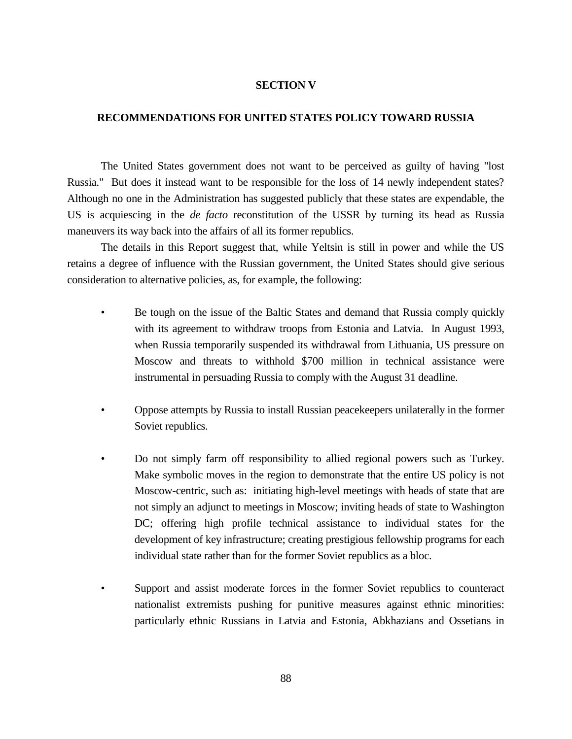# SECTION V

## RECOMMENDATIONS FOR UNITED STATES POLICY TOWARD RUSSIA

The United States government does not want to be perceived as guilty of having "lost Russia." But does it instead want to be responsible for the loss of 14 newly independent states? Although no one in the Administration has suggested publicly that these states are expendable, the US is acquiescing in the *de facto* reconstitution of the USSR by turning its head as Russia maneuvers its way back into the affairs of all its former republics.

The details in this Report suggest that, while Yeltsin is still in power and while the US retains a degree of influence with the Russian government, the United States should give serious consideration to alternative policies, as, for example, the following:

- Be tough on the issue of the Baltic States and demand that Russia comply quickly with its agreement to withdraw troops from Estonia and Latvia. In August 1993, when Russia temporarily suspended its withdrawal from Lithuania, US pressure on Moscow and threats to withhold $700 million in technical assistance were instrumental in persuading Russia to comply with the August 31 deadline.

- Oppose attempts by Russia to install Russian peacekeepers unilaterally in the former Soviet republics.

- Do not simply farm off responsibility to allied regional powers such as Turkey. Make symbolic moves in the region to demonstrate that the entire US policy is not Moscow-centric, such as: initiating high-level meetings with heads of state that are not simply an adjunct to meetings in Moscow; inviting heads of state to Washington DC; offering high profile technical assistance to individual states for the development of key infrastructure; creating prestigious fellowship programs for each individual state rather than for the former Soviet republics as a bloc.

- Support and assist moderate forces in the former Soviet republics to counteract nationalist extremists pushing for punitive measures against ethnic minorities: particularly ethnic Russians in Latvia and Estonia, Abkhazians and Ossetians in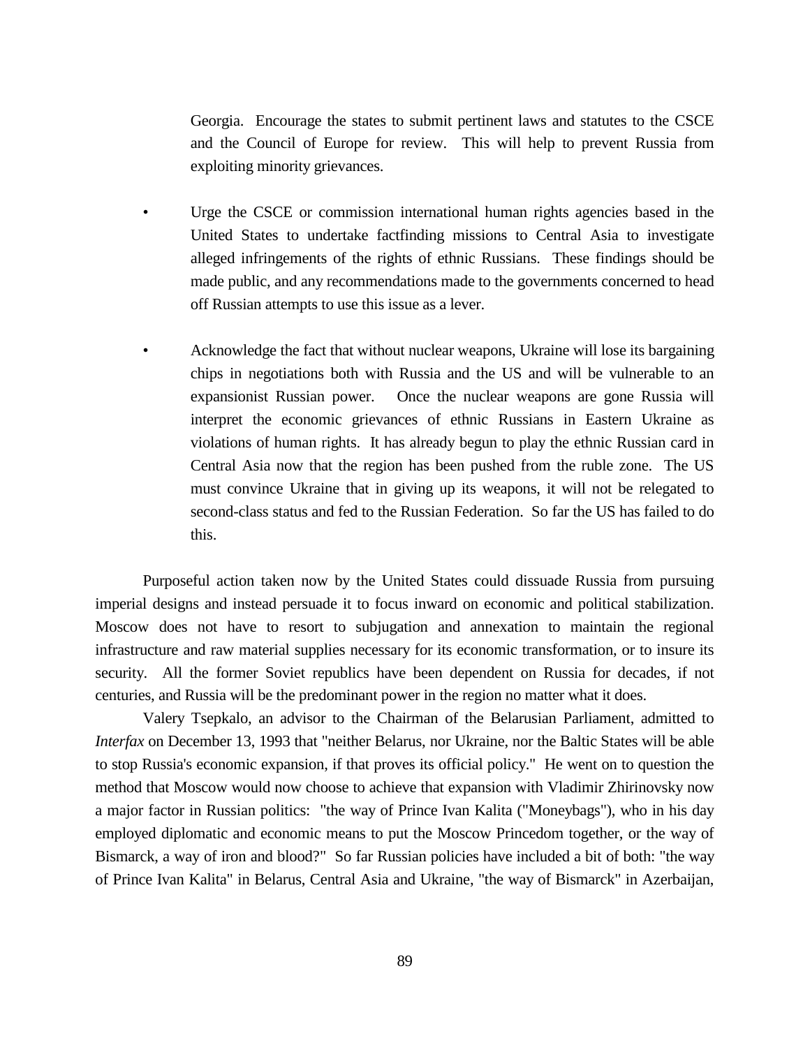Georgia. Encourage the states to submit pertinent laws and statutes to the CSCE and the Council of Europe for review. This will help to prevent Russia from exploiting minority grievances.

- Urge the CSCE or commission international human rights agencies based in the United States to undertake factfinding missions to Central Asia to investigate alleged infringements of the rights of ethnic Russians. These findings should be made public, and any recommendations made to the governments concerned to head off Russian attempts to use this issue as a lever.

- Acknowledge the fact that without nuclear weapons, Ukraine will lose its bargaining chips in negotiations both with Russia and the US and will be vulnerable to an expansionist Russian power. Once the nuclear weapons are gone Russia will interpret the economic grievances of ethnic Russians in Eastern Ukraine as violations of human rights. It has already begun to play the ethnic Russian card in Central Asia now that the region has been pushed from the ruble zone. The US must convince Ukraine that in giving up its weapons, it will not be relegated to second-class status and fed to the Russian Federation. So far the US has failed to do this.

Purposeful action taken now by the United States could dissuade Russia from pursuing imperial designs and instead persuade it to focus inward on economic and political stabilization. Moscow does not have to resort to subjugation and annexation to maintain the regional infrastructure and raw material supplies necessary for its economic transformation, or to insure its security. All the former Soviet republics have been dependent on Russia for decades, if not centuries, and Russia will be the predominant power in the region no matter what it does.

Valery Tsepkalo, an advisor to the Chairman of the Belarusian Parliament, admitted to *Interfax* on December 13, 1993 that "neither Belarus, nor Ukraine, nor the Baltic States will be able to stop Russia's economic expansion, if that proves its official policy." He went on to question the method that Moscow would now choose to achieve that expansion with Vladimir Zhirinovsky now a major factor in Russian politics: "the way of Prince Ivan Kalita ("Moneybags"), who in his day employed diplomatic and economic means to put the Moscow Princedom together, or the way of Bismarck, a way of iron and blood?" So far Russian policies have included a bit of both: "the way of Prince Ivan Kalita" in Belarus, Central Asia and Ukraine, "the way of Bismarck" in Azerbaijan,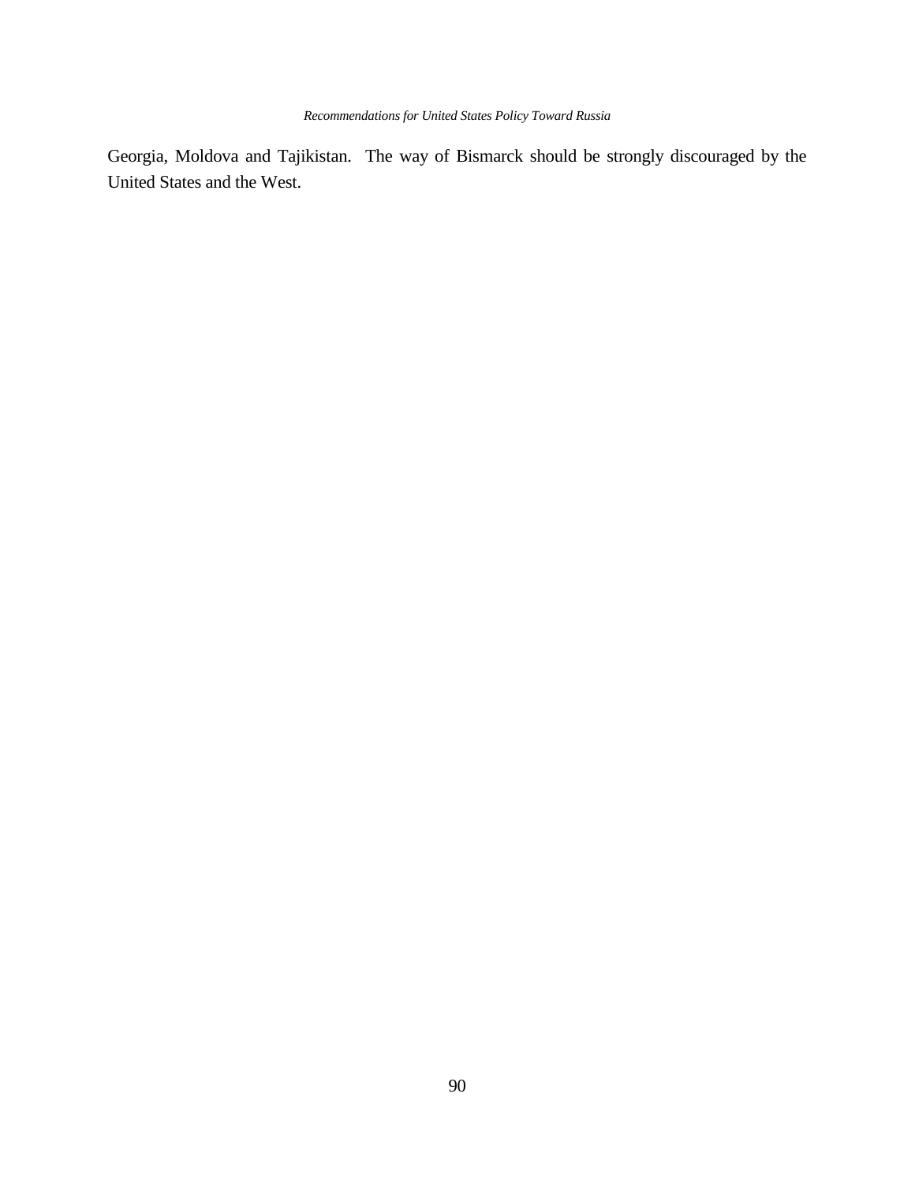Georgia, Moldova and Tajikistan.  The way of Bismarck should be strongly discouraged by the United States and the West.